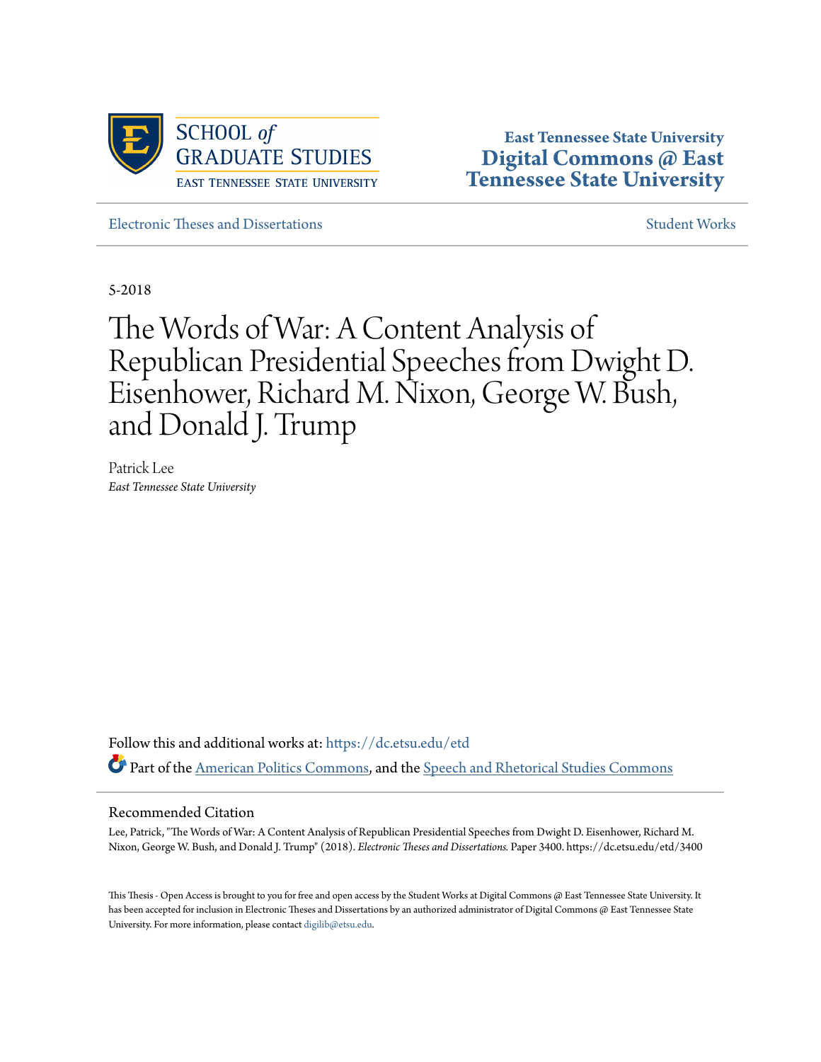SCHOOL *of* GRADUATE STUDIES

EAST TENNESSEE STATE UNIVERSITY

East Tennessee State University

**Digital Commons @ East Tennessee State University**

Electronic Theses and Dissertations

Student Works

5-2018

# The Words of War: A Content Analysis of Republican Presidential Speeches from Dwight D. Eisenhower, Richard M. Nixon, George W. Bush, and Donald J. Trump

Patrick Lee

*East Tennessee State University*

Follow this and additional works at: https://dc.etsu.edu/etd

Part of the American Politics Commons, and the Speech and Rhetorical Studies Commons

## Recommended Citation

Lee, Patrick, "The Words of War: A Content Analysis of Republican Presidential Speeches from Dwight D. Eisenhower, Richard M. Nixon, George W. Bush, and Donald J. Trump" (2018). *Electronic Theses and Dissertations.* Paper 3400. https://dc.etsu.edu/etd/3400

This Thesis - Open Access is brought to you for free and open access by the Student Works at Digital Commons @ East Tennessee State University. It has been accepted for inclusion in Electronic Theses and Dissertations by an authorized administrator of Digital Commons @ East Tennessee State University. For more information, please contact digilib@etsu.edu.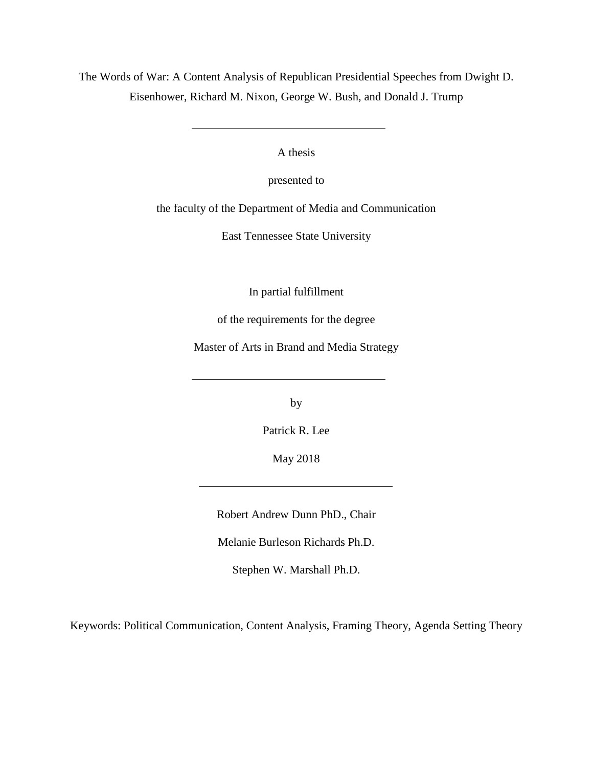# The Words of War: A Content Analysis of Republican Presidential Speeches from Dwight D. Eisenhower, Richard M. Nixon, George W. Bush, and Donald J. Trump

---

A thesis

presented to

the faculty of the Department of Media and Communication

East Tennessee State University

In partial fulfillment

of the requirements for the degree

Master of Arts in Brand and Media Strategy

---

by

Patrick R. Lee

May 2018

---

Robert Andrew Dunn PhD., Chair

Melanie Burleson Richards Ph.D.

Stephen W. Marshall Ph.D.

Keywords: Political Communication, Content Analysis, Framing Theory, Agenda Setting Theory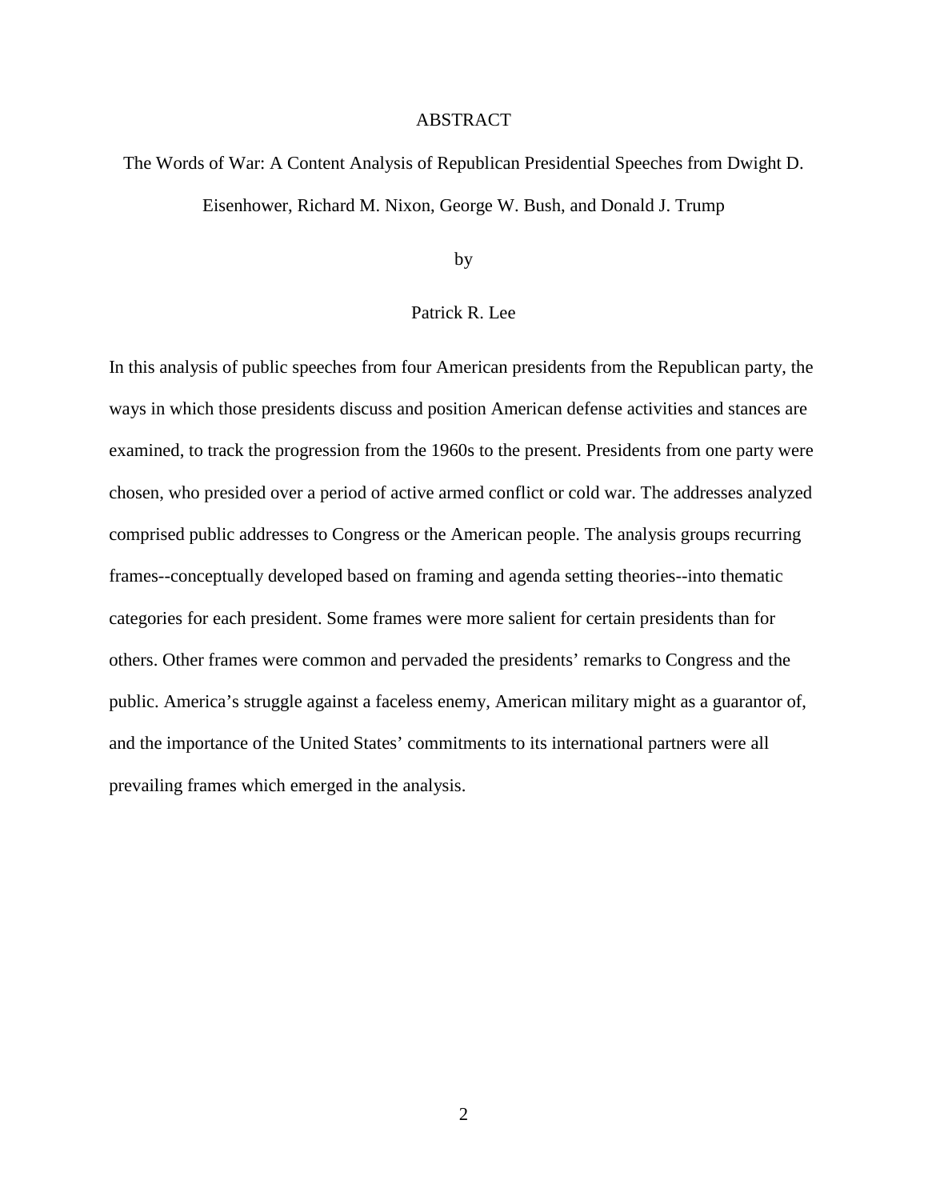# ABSTRACT

The Words of War: A Content Analysis of Republican Presidential Speeches from Dwight D. Eisenhower, Richard M. Nixon, George W. Bush, and Donald J. Trump

by

Patrick R. Lee

In this analysis of public speeches from four American presidents from the Republican party, the ways in which those presidents discuss and position American defense activities and stances are examined, to track the progression from the 1960s to the present. Presidents from one party were chosen, who presided over a period of active armed conflict or cold war. The addresses analyzed comprised public addresses to Congress or the American people. The analysis groups recurring frames--conceptually developed based on framing and agenda setting theories--into thematic categories for each president. Some frames were more salient for certain presidents than for others. Other frames were common and pervaded the presidents' remarks to Congress and the public. America's struggle against a faceless enemy, American military might as a guarantor of, and the importance of the United States' commitments to its international partners were all prevailing frames which emerged in the analysis.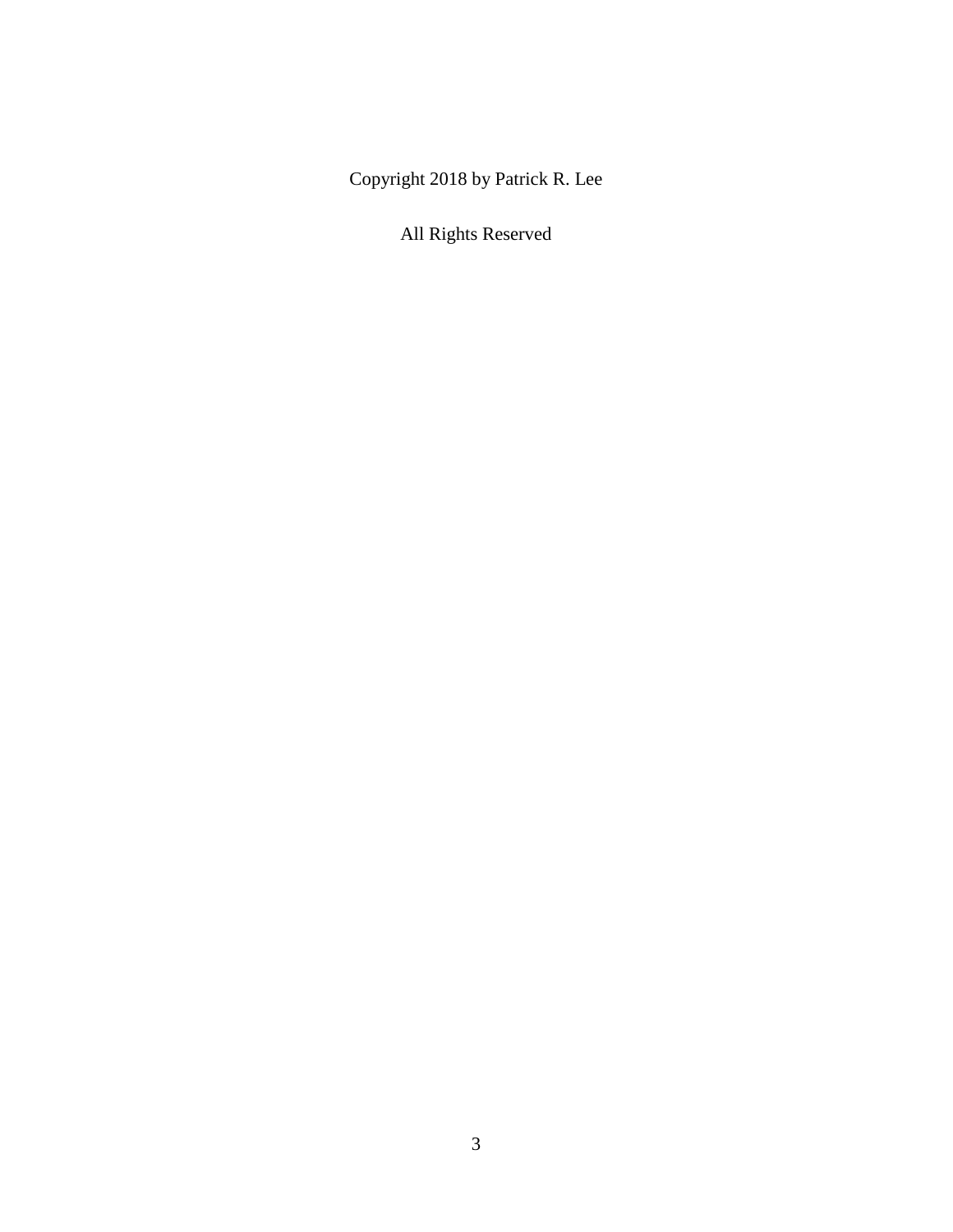Copyright 2018 by Patrick R. Lee

All Rights Reserved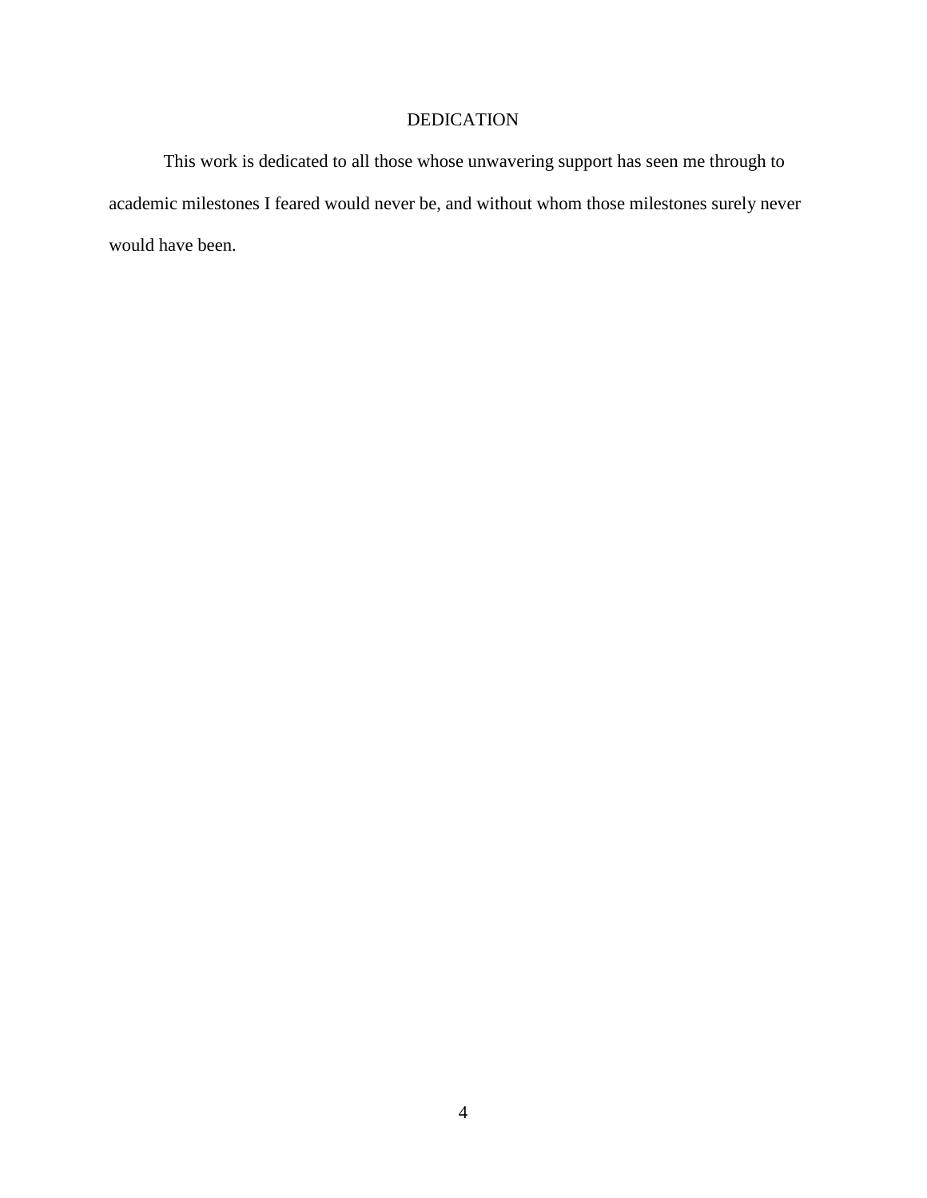# DEDICATION

This work is dedicated to all those whose unwavering support has seen me through to academic milestones I feared would never be, and without whom those milestones surely never would have been.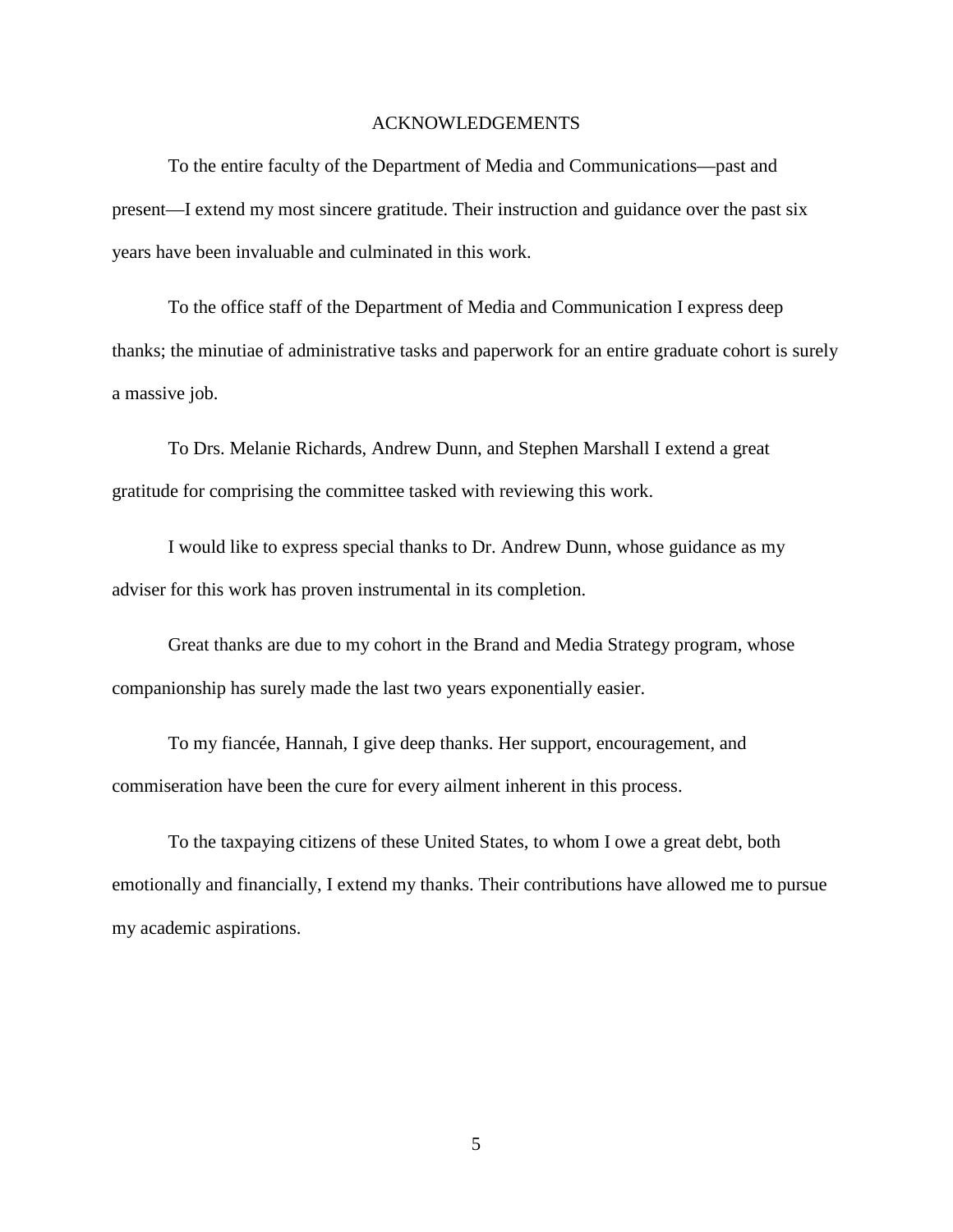# ACKNOWLEDGEMENTS

To the entire faculty of the Department of Media and Communications—past and present—I extend my most sincere gratitude. Their instruction and guidance over the past six years have been invaluable and culminated in this work.

To the office staff of the Department of Media and Communication I express deep thanks; the minutiae of administrative tasks and paperwork for an entire graduate cohort is surely a massive job.

To Drs. Melanie Richards, Andrew Dunn, and Stephen Marshall I extend a great gratitude for comprising the committee tasked with reviewing this work.

I would like to express special thanks to Dr. Andrew Dunn, whose guidance as my adviser for this work has proven instrumental in its completion.

Great thanks are due to my cohort in the Brand and Media Strategy program, whose companionship has surely made the last two years exponentially easier.

To my fiancée, Hannah, I give deep thanks. Her support, encouragement, and commiseration have been the cure for every ailment inherent in this process.

To the taxpaying citizens of these United States, to whom I owe a great debt, both emotionally and financially, I extend my thanks. Their contributions have allowed me to pursue my academic aspirations.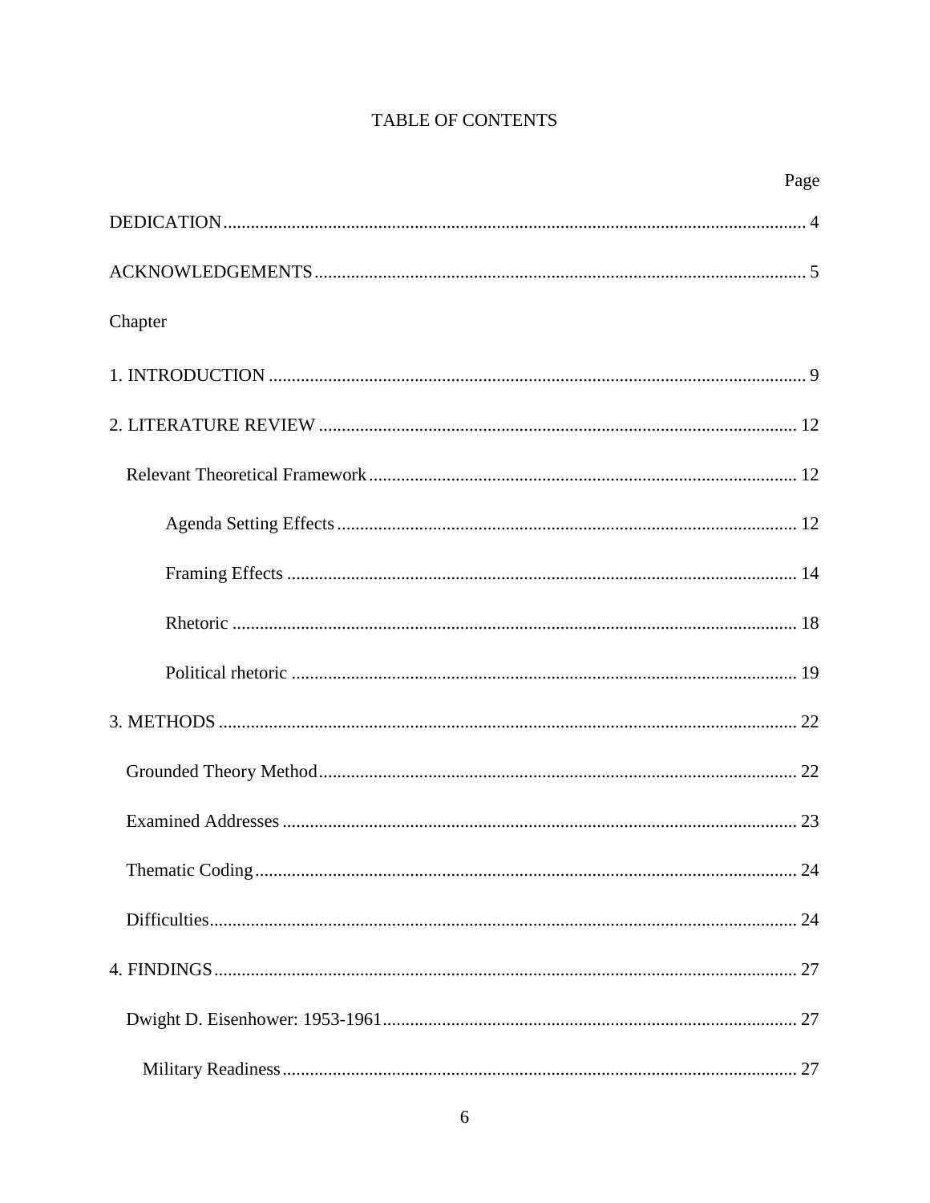# TABLE OF CONTENTS

| | Page |
|---|---|
| DEDICATION | 4 |
| ACKNOWLEDGEMENTS | 5 |
| Chapter | |
| 1. INTRODUCTION | 9 |
| 2. LITERATURE REVIEW | 12 |
| Relevant Theoretical Framework | 12 |
| Agenda Setting Effects | 12 |
| Framing Effects | 14 |
| Rhetoric | 18 |
| Political rhetoric | 19 |
| 3. METHODS | 22 |
| Grounded Theory Method | 22 |
| Examined Addresses | 23 |
| Thematic Coding | 24 |
| Difficulties | 24 |
| 4. FINDINGS | 27 |
| Dwight D. Eisenhower: 1953-1961 | 27 |
| Military Readiness | 27 |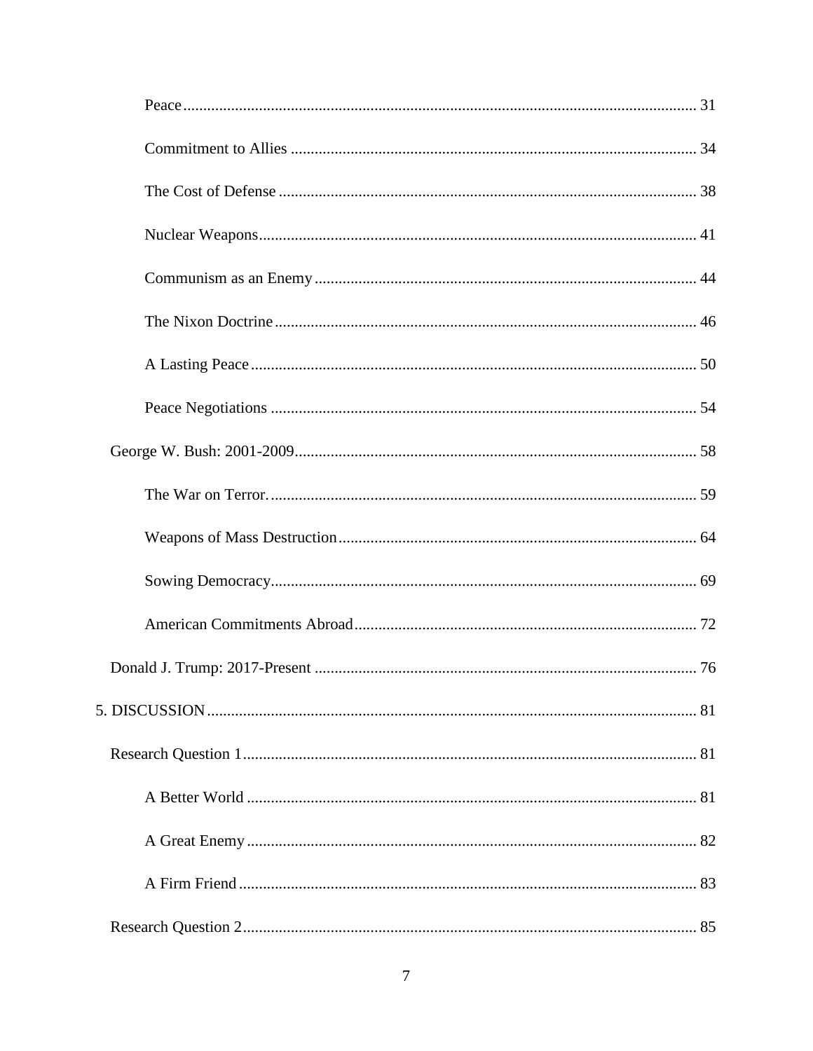Peace ........................................................................................................................ 31

Commitment to Allies ..................................................................................................... 34

The Cost of Defense ........................................................................................................ 38

Nuclear Weapons ............................................................................................................. 41

Communism as an Enemy ............................................................................................... 44

The Nixon Doctrine ......................................................................................................... 46

A Lasting Peace ............................................................................................................... 50

Peace Negotiations .......................................................................................................... 54

George W. Bush: 2001-2009 ................................................................................................ 58

The War on Terror. .......................................................................................................... 59

Weapons of Mass Destruction ......................................................................................... 64

Sowing Democracy .......................................................................................................... 69

American Commitments Abroad ..................................................................................... 72

Donald J. Trump: 2017-Present ........................................................................................... 76

5. DISCUSSION ....................................................................................................................... 81

Research Question 1 ............................................................................................................. 81

A Better World ................................................................................................................ 81

A Great Enemy ................................................................................................................ 82

A Firm Friend .................................................................................................................. 83

Research Question 2 ............................................................................................................. 85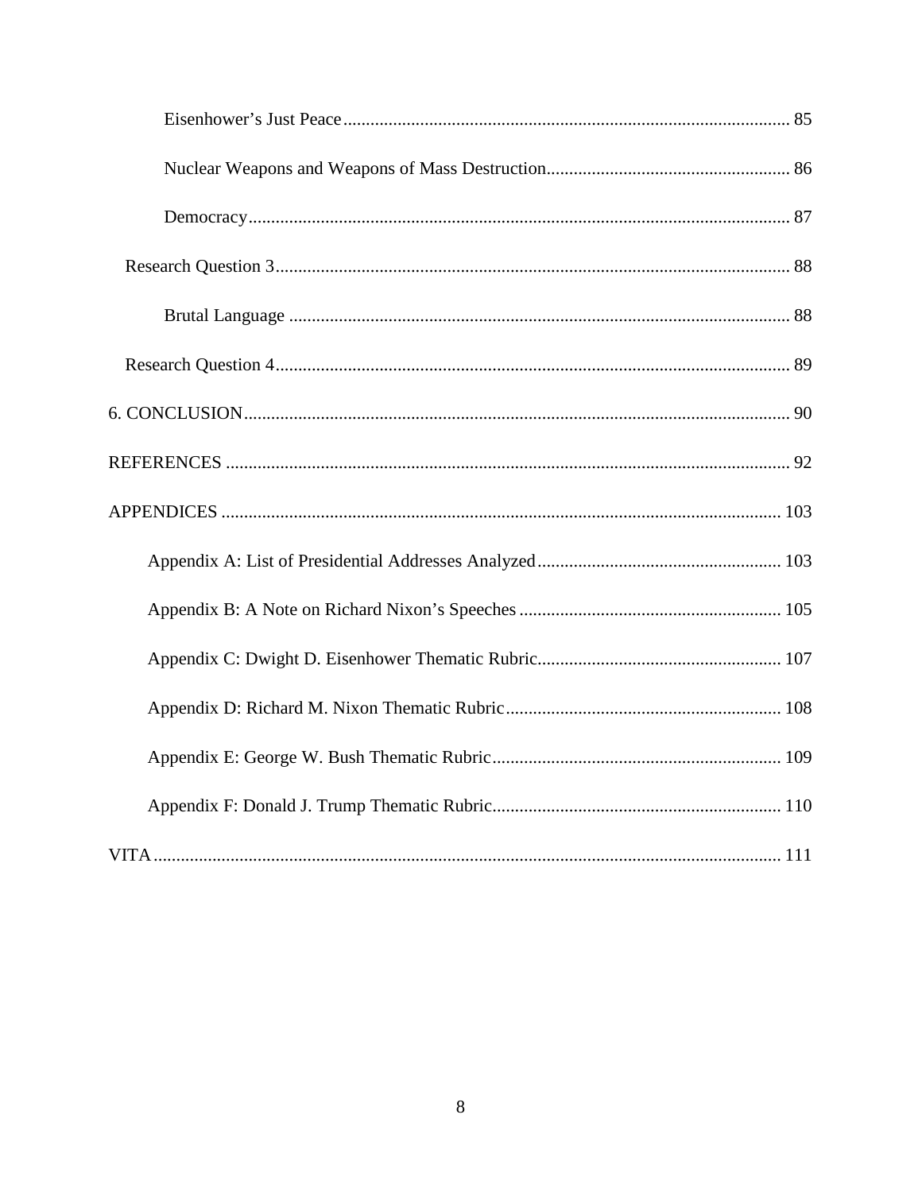Eisenhower's Just Peace .................................................................................................. 85

Nuclear Weapons and Weapons of Mass Destruction...................................................... 86

Democracy........................................................................................................................ 87

Research Question 3.................................................................................................................. 88

Brutal Language ............................................................................................................... 88

Research Question 4.................................................................................................................. 89

6. CONCLUSION......................................................................................................................... 90

REFERENCES ............................................................................................................................. 92

APPENDICES ............................................................................................................................ 103

Appendix A: List of Presidential Addresses Analyzed...................................................... 103

Appendix B: A Note on Richard Nixon's Speeches .......................................................... 105

Appendix C: Dwight D. Eisenhower Thematic Rubric...................................................... 107

Appendix D: Richard M. Nixon Thematic Rubric............................................................. 108

Appendix E: George W. Bush Thematic Rubric................................................................ 109

Appendix F: Donald J. Trump Thematic Rubric................................................................ 110

VITA .......................................................................................................................................... 111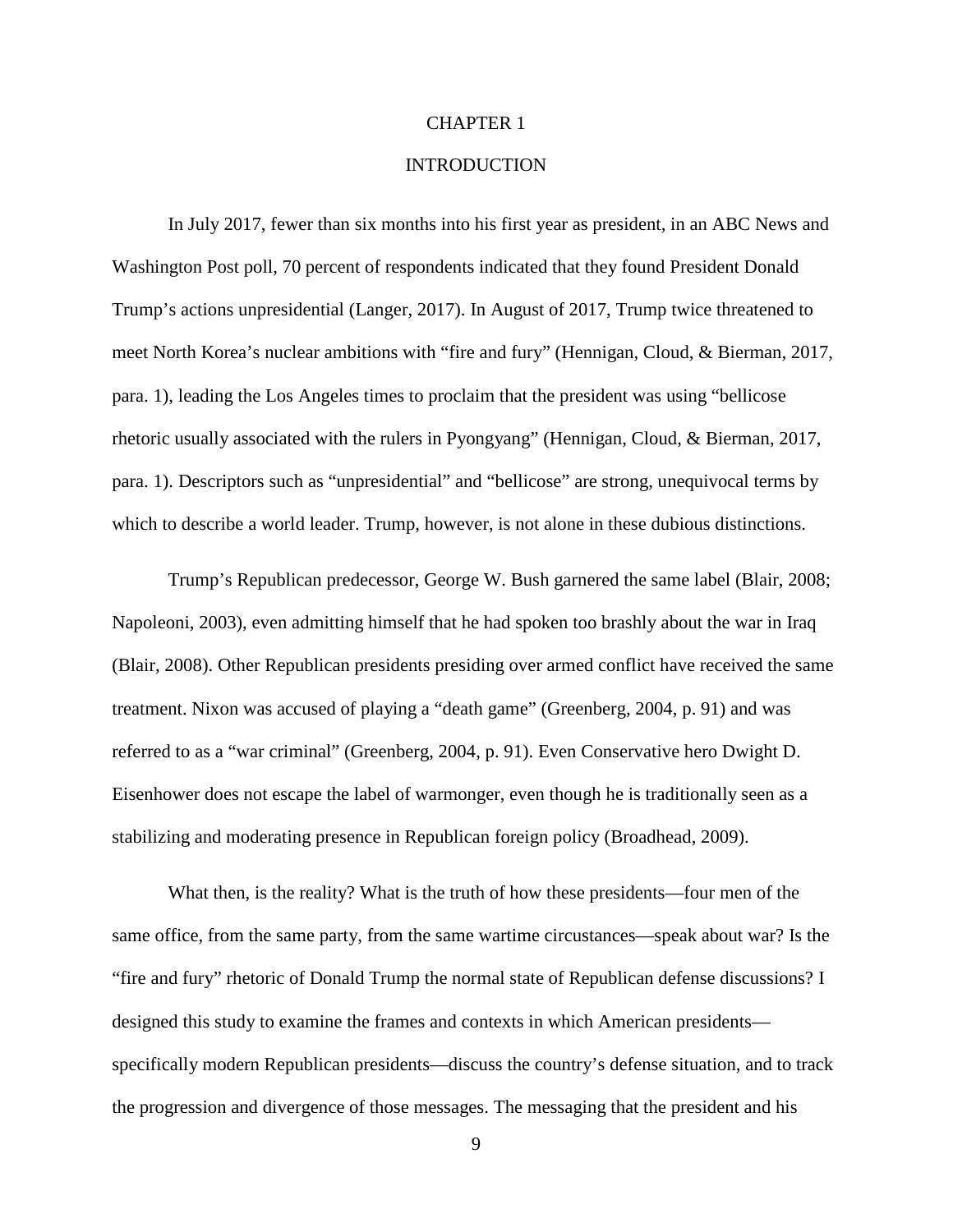# CHAPTER 1

# INTRODUCTION

In July 2017, fewer than six months into his first year as president, in an ABC News and Washington Post poll, 70 percent of respondents indicated that they found President Donald Trump's actions unpresidential (Langer, 2017). In August of 2017, Trump twice threatened to meet North Korea's nuclear ambitions with "fire and fury" (Hennigan, Cloud, & Bierman, 2017, para. 1), leading the Los Angeles times to proclaim that the president was using "bellicose rhetoric usually associated with the rulers in Pyongyang" (Hennigan, Cloud, & Bierman, 2017, para. 1). Descriptors such as "unpresidential" and "bellicose" are strong, unequivocal terms by which to describe a world leader. Trump, however, is not alone in these dubious distinctions.

Trump's Republican predecessor, George W. Bush garnered the same label (Blair, 2008; Napoleoni, 2003), even admitting himself that he had spoken too brashly about the war in Iraq (Blair, 2008). Other Republican presidents presiding over armed conflict have received the same treatment. Nixon was accused of playing a "death game" (Greenberg, 2004, p. 91) and was referred to as a "war criminal" (Greenberg, 2004, p. 91). Even Conservative hero Dwight D. Eisenhower does not escape the label of warmonger, even though he is traditionally seen as a stabilizing and moderating presence in Republican foreign policy (Broadhead, 2009).

What then, is the reality? What is the truth of how these presidents—four men of the same office, from the same party, from the same wartime circustances—speak about war? Is the "fire and fury" rhetoric of Donald Trump the normal state of Republican defense discussions? I designed this study to examine the frames and contexts in which American presidents—specifically modern Republican presidents—discuss the country's defense situation, and to track the progression and divergence of those messages. The messaging that the president and his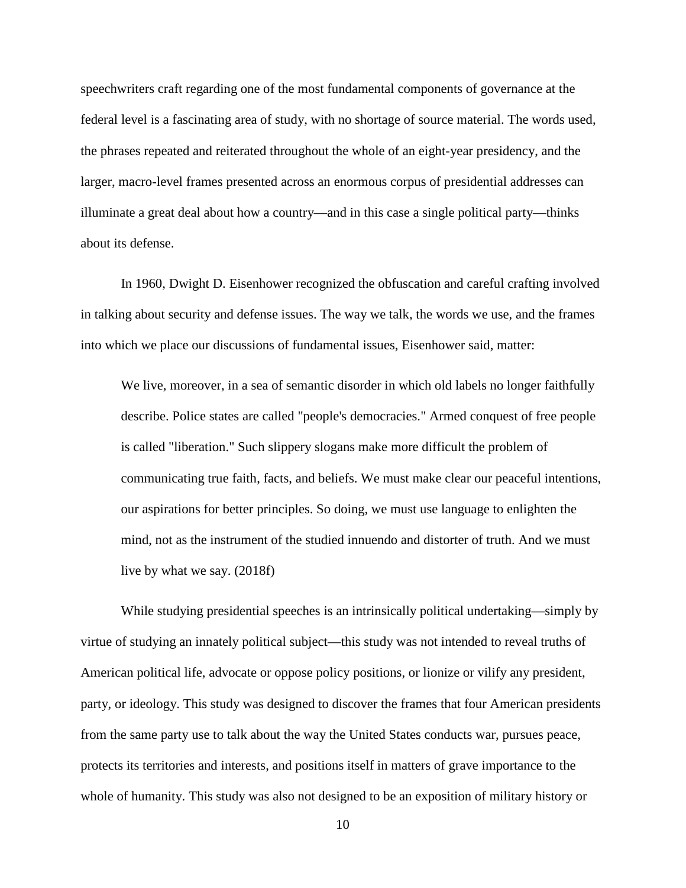speechwriters craft regarding one of the most fundamental components of governance at the federal level is a fascinating area of study, with no shortage of source material. The words used, the phrases repeated and reiterated throughout the whole of an eight-year presidency, and the larger, macro-level frames presented across an enormous corpus of presidential addresses can illuminate a great deal about how a country—and in this case a single political party—thinks about its defense.

In 1960, Dwight D. Eisenhower recognized the obfuscation and careful crafting involved in talking about security and defense issues. The way we talk, the words we use, and the frames into which we place our discussions of fundamental issues, Eisenhower said, matter:

> We live, moreover, in a sea of semantic disorder in which old labels no longer faithfully describe. Police states are called "people's democracies." Armed conquest of free people is called "liberation." Such slippery slogans make more difficult the problem of communicating true faith, facts, and beliefs. We must make clear our peaceful intentions, our aspirations for better principles. So doing, we must use language to enlighten the mind, not as the instrument of the studied innuendo and distorter of truth. And we must live by what we say. (2018f)

While studying presidential speeches is an intrinsically political undertaking—simply by virtue of studying an innately political subject—this study was not intended to reveal truths of American political life, advocate or oppose policy positions, or lionize or vilify any president, party, or ideology. This study was designed to discover the frames that four American presidents from the same party use to talk about the way the United States conducts war, pursues peace, protects its territories and interests, and positions itself in matters of grave importance to the whole of humanity. This study was also not designed to be an exposition of military history or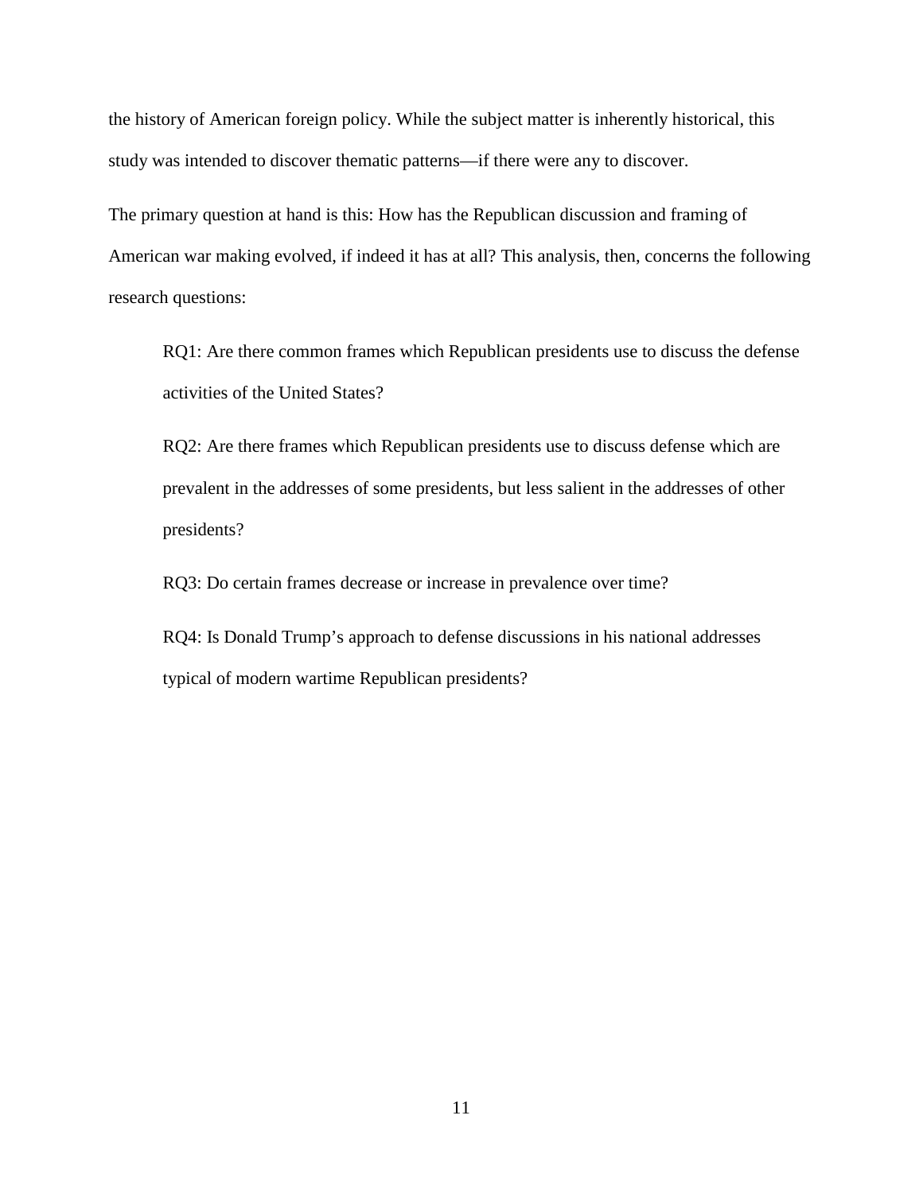the history of American foreign policy. While the subject matter is inherently historical, this study was intended to discover thematic patterns—if there were any to discover.

The primary question at hand is this: How has the Republican discussion and framing of American war making evolved, if indeed it has at all? This analysis, then, concerns the following research questions:

> RQ1: Are there common frames which Republican presidents use to discuss the defense activities of the United States?
>
> RQ2: Are there frames which Republican presidents use to discuss defense which are prevalent in the addresses of some presidents, but less salient in the addresses of other presidents?
>
> RQ3: Do certain frames decrease or increase in prevalence over time?
>
> RQ4: Is Donald Trump's approach to defense discussions in his national addresses typical of modern wartime Republican presidents?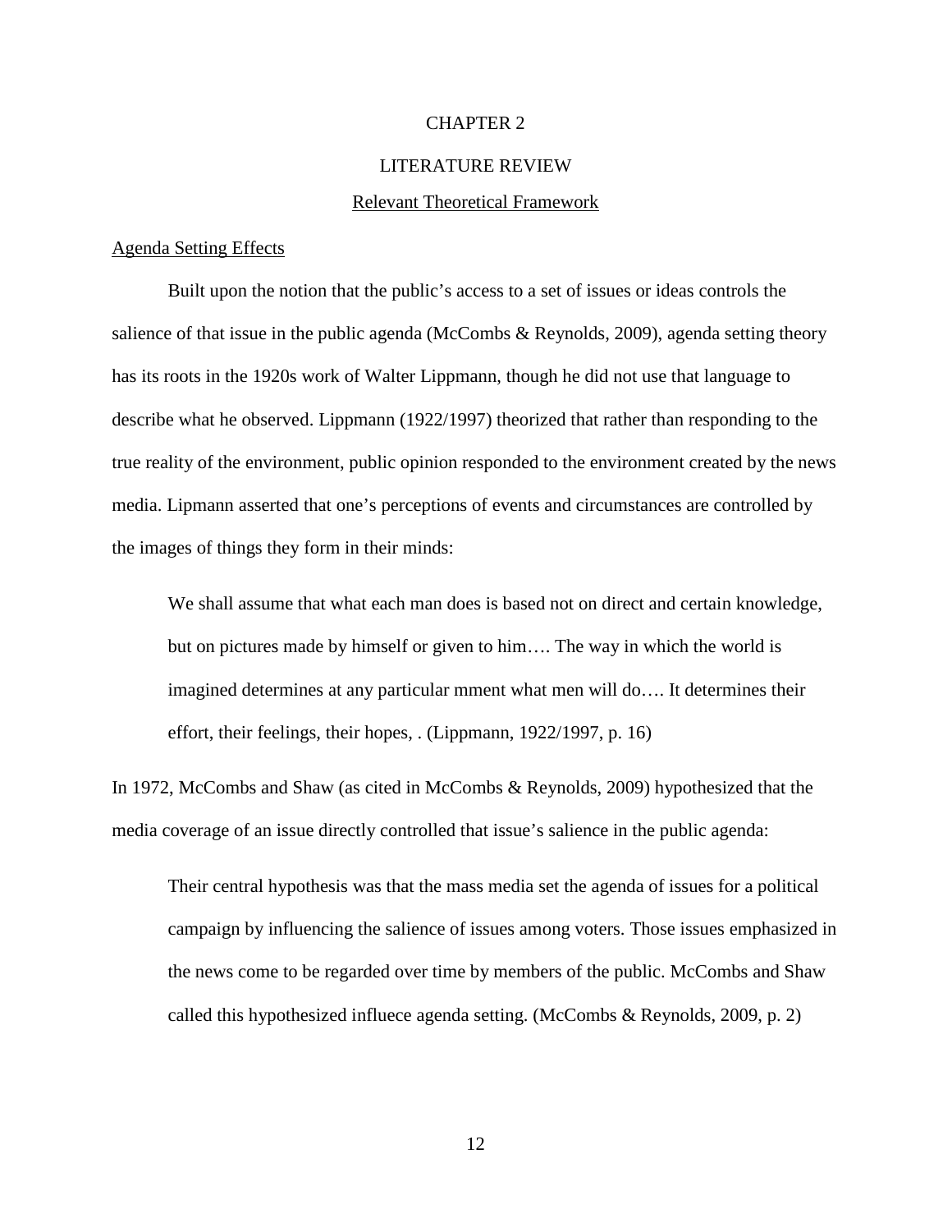# CHAPTER 2

# LITERATURE REVIEW

## Relevant Theoretical Framework

### Agenda Setting Effects

Built upon the notion that the public's access to a set of issues or ideas controls the salience of that issue in the public agenda (McCombs & Reynolds, 2009), agenda setting theory has its roots in the 1920s work of Walter Lippmann, though he did not use that language to describe what he observed. Lippmann (1922/1997) theorized that rather than responding to the true reality of the environment, public opinion responded to the environment created by the news media. Lipmann asserted that one's perceptions of events and circumstances are controlled by the images of things they form in their minds:

> We shall assume that what each man does is based not on direct and certain knowledge, but on pictures made by himself or given to him…. The way in which the world is imagined determines at any particular mment what men will do…. It determines their effort, their feelings, their hopes, . (Lippmann, 1922/1997, p. 16)

In 1972, McCombs and Shaw (as cited in McCombs & Reynolds, 2009) hypothesized that the media coverage of an issue directly controlled that issue's salience in the public agenda:

> Their central hypothesis was that the mass media set the agenda of issues for a political campaign by influencing the salience of issues among voters. Those issues emphasized in the news come to be regarded over time by members of the public. McCombs and Shaw called this hypothesized influece agenda setting. (McCombs & Reynolds, 2009, p. 2)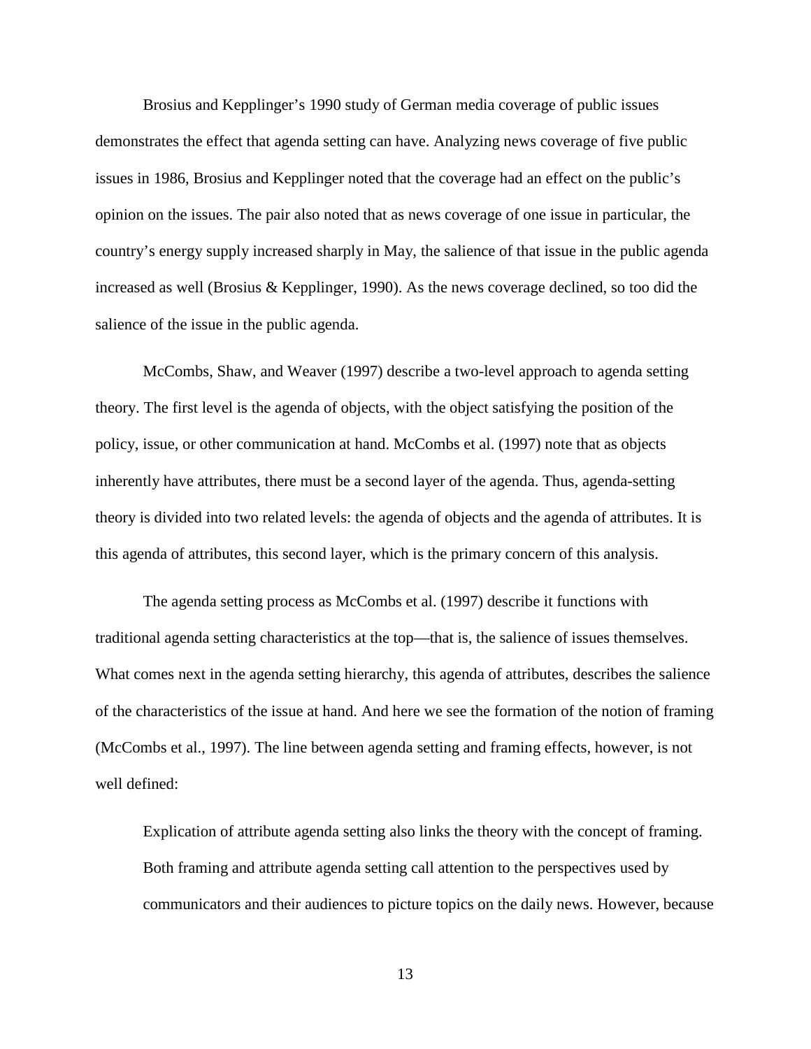Brosius and Kepplinger's 1990 study of German media coverage of public issues demonstrates the effect that agenda setting can have. Analyzing news coverage of five public issues in 1986, Brosius and Kepplinger noted that the coverage had an effect on the public's opinion on the issues. The pair also noted that as news coverage of one issue in particular, the country's energy supply increased sharply in May, the salience of that issue in the public agenda increased as well (Brosius & Kepplinger, 1990). As the news coverage declined, so too did the salience of the issue in the public agenda.

McCombs, Shaw, and Weaver (1997) describe a two-level approach to agenda setting theory. The first level is the agenda of objects, with the object satisfying the position of the policy, issue, or other communication at hand. McCombs et al. (1997) note that as objects inherently have attributes, there must be a second layer of the agenda. Thus, agenda-setting theory is divided into two related levels: the agenda of objects and the agenda of attributes. It is this agenda of attributes, this second layer, which is the primary concern of this analysis.

The agenda setting process as McCombs et al. (1997) describe it functions with traditional agenda setting characteristics at the top—that is, the salience of issues themselves. What comes next in the agenda setting hierarchy, this agenda of attributes, describes the salience of the characteristics of the issue at hand. And here we see the formation of the notion of framing (McCombs et al., 1997). The line between agenda setting and framing effects, however, is not well defined:

> Explication of attribute agenda setting also links the theory with the concept of framing. Both framing and attribute agenda setting call attention to the perspectives used by communicators and their audiences to picture topics on the daily news. However, because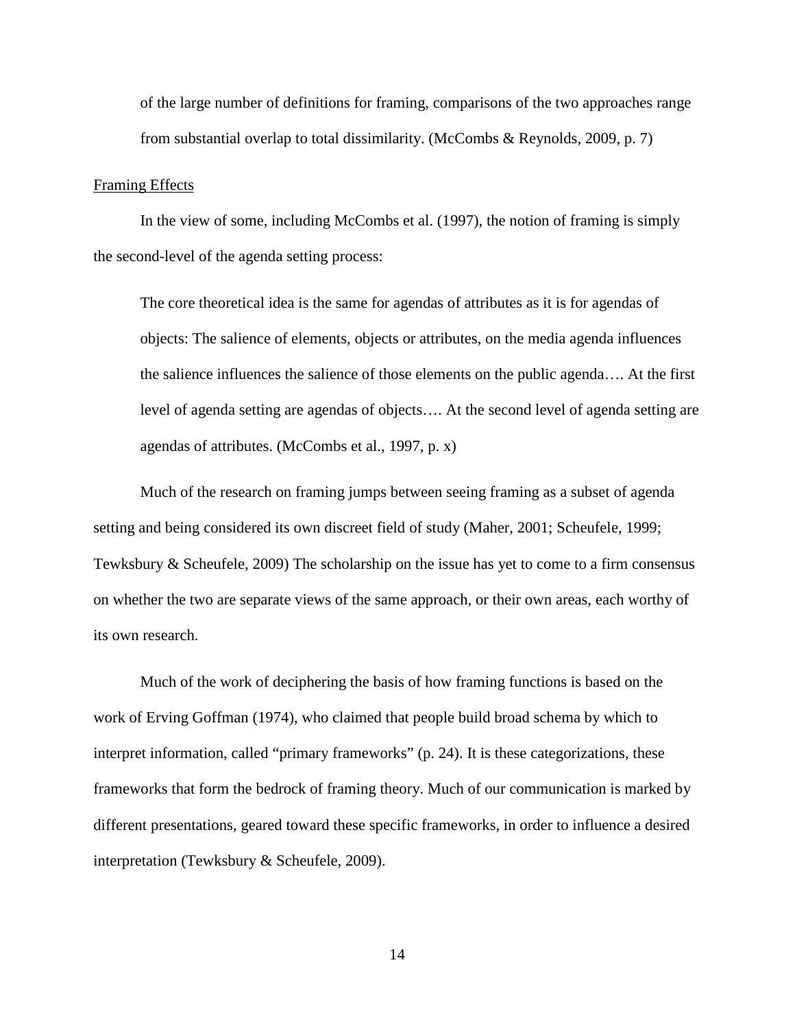of the large number of definitions for framing, comparisons of the two approaches range from substantial overlap to total dissimilarity. (McCombs & Reynolds, 2009, p. 7)

<u>Framing Effects</u>

In the view of some, including McCombs et al. (1997), the notion of framing is simply the second-level of the agenda setting process:

> The core theoretical idea is the same for agendas of attributes as it is for agendas of objects: The salience of elements, objects or attributes, on the media agenda influences the salience influences the salience of those elements on the public agenda…. At the first level of agenda setting are agendas of objects…. At the second level of agenda setting are agendas of attributes. (McCombs et al., 1997, p. x)

Much of the research on framing jumps between seeing framing as a subset of agenda setting and being considered its own discreet field of study (Maher, 2001; Scheufele, 1999; Tewksbury & Scheufele, 2009) The scholarship on the issue has yet to come to a firm consensus on whether the two are separate views of the same approach, or their own areas, each worthy of its own research.

Much of the work of deciphering the basis of how framing functions is based on the work of Erving Goffman (1974), who claimed that people build broad schema by which to interpret information, called "primary frameworks" (p. 24). It is these categorizations, these frameworks that form the bedrock of framing theory. Much of our communication is marked by different presentations, geared toward these specific frameworks, in order to influence a desired interpretation (Tewksbury & Scheufele, 2009).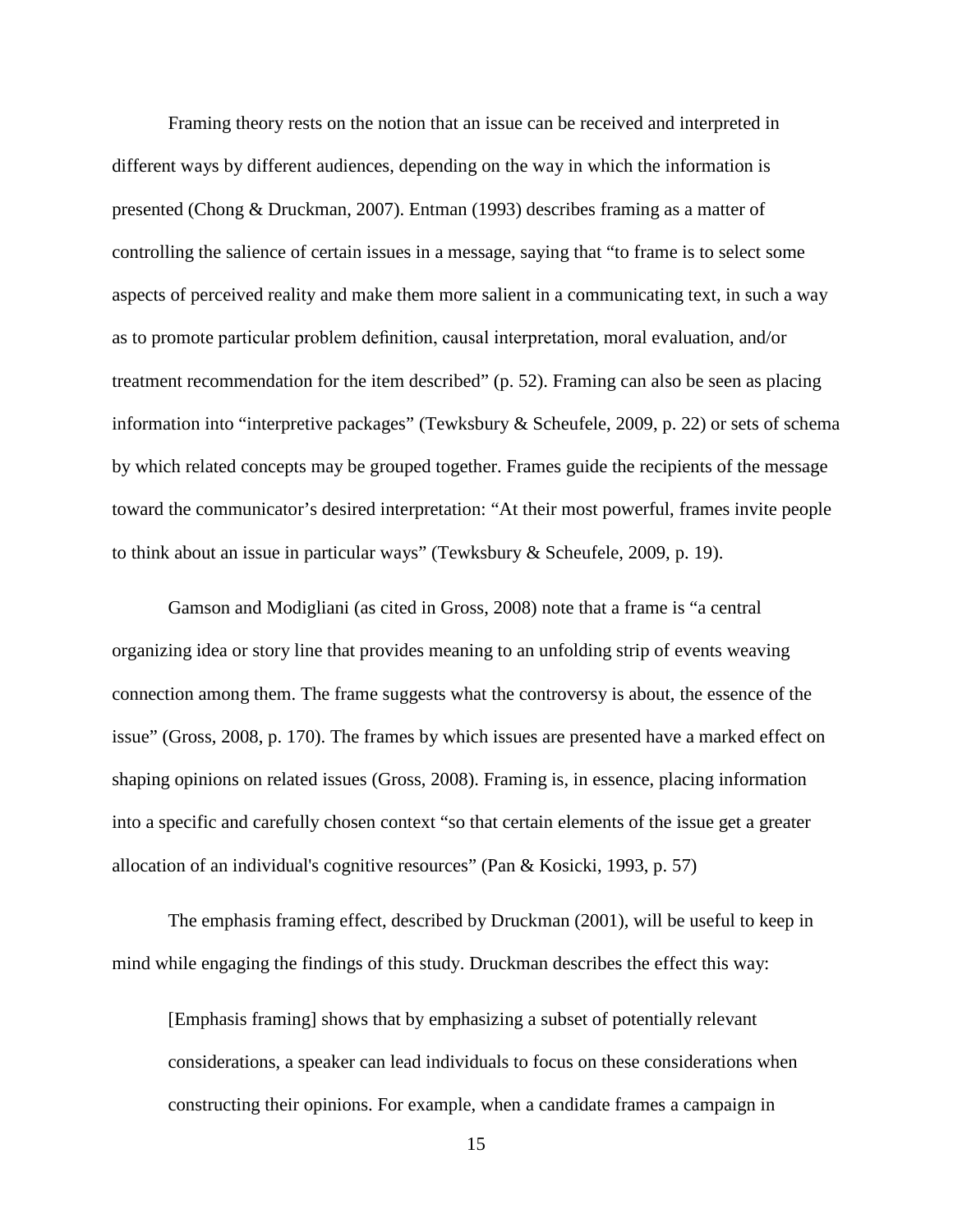Framing theory rests on the notion that an issue can be received and interpreted in different ways by different audiences, depending on the way in which the information is presented (Chong & Druckman, 2007). Entman (1993) describes framing as a matter of controlling the salience of certain issues in a message, saying that "to frame is to select some aspects of perceived reality and make them more salient in a communicating text, in such a way as to promote particular problem definition, causal interpretation, moral evaluation, and/or treatment recommendation for the item described" (p. 52). Framing can also be seen as placing information into "interpretive packages" (Tewksbury & Scheufele, 2009, p. 22) or sets of schema by which related concepts may be grouped together. Frames guide the recipients of the message toward the communicator's desired interpretation: "At their most powerful, frames invite people to think about an issue in particular ways" (Tewksbury & Scheufele, 2009, p. 19).

Gamson and Modigliani (as cited in Gross, 2008) note that a frame is "a central organizing idea or story line that provides meaning to an unfolding strip of events weaving connection among them. The frame suggests what the controversy is about, the essence of the issue" (Gross, 2008, p. 170). The frames by which issues are presented have a marked effect on shaping opinions on related issues (Gross, 2008). Framing is, in essence, placing information into a specific and carefully chosen context "so that certain elements of the issue get a greater allocation of an individual's cognitive resources" (Pan & Kosicki, 1993, p. 57)

The emphasis framing effect, described by Druckman (2001), will be useful to keep in mind while engaging the findings of this study. Druckman describes the effect this way:

> [Emphasis framing] shows that by emphasizing a subset of potentially relevant considerations, a speaker can lead individuals to focus on these considerations when constructing their opinions. For example, when a candidate frames a campaign in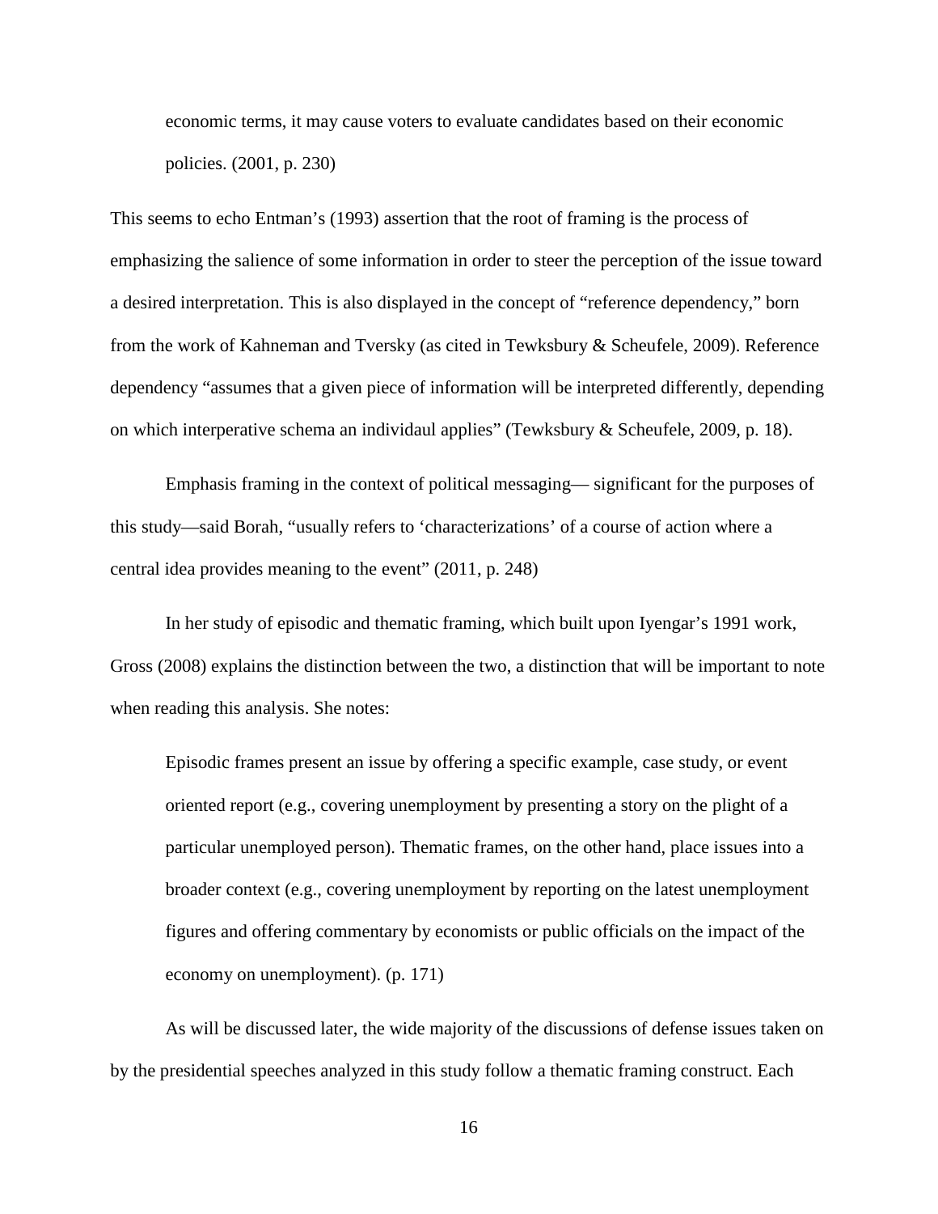> economic terms, it may cause voters to evaluate candidates based on their economic policies. (2001, p. 230)

This seems to echo Entman's (1993) assertion that the root of framing is the process of emphasizing the salience of some information in order to steer the perception of the issue toward a desired interpretation. This is also displayed in the concept of "reference dependency," born from the work of Kahneman and Tversky (as cited in Tewksbury & Scheufele, 2009). Reference dependency "assumes that a given piece of information will be interpreted differently, depending on which interperative schema an individaul applies" (Tewksbury & Scheufele, 2009, p. 18).

Emphasis framing in the context of political messaging— significant for the purposes of this study—said Borah, "usually refers to 'characterizations' of a course of action where a central idea provides meaning to the event" (2011, p. 248)

In her study of episodic and thematic framing, which built upon Iyengar's 1991 work, Gross (2008) explains the distinction between the two, a distinction that will be important to note when reading this analysis. She notes:

> Episodic frames present an issue by offering a specific example, case study, or event oriented report (e.g., covering unemployment by presenting a story on the plight of a particular unemployed person). Thematic frames, on the other hand, place issues into a broader context (e.g., covering unemployment by reporting on the latest unemployment figures and offering commentary by economists or public officials on the impact of the economy on unemployment). (p. 171)

As will be discussed later, the wide majority of the discussions of defense issues taken on by the presidential speeches analyzed in this study follow a thematic framing construct. Each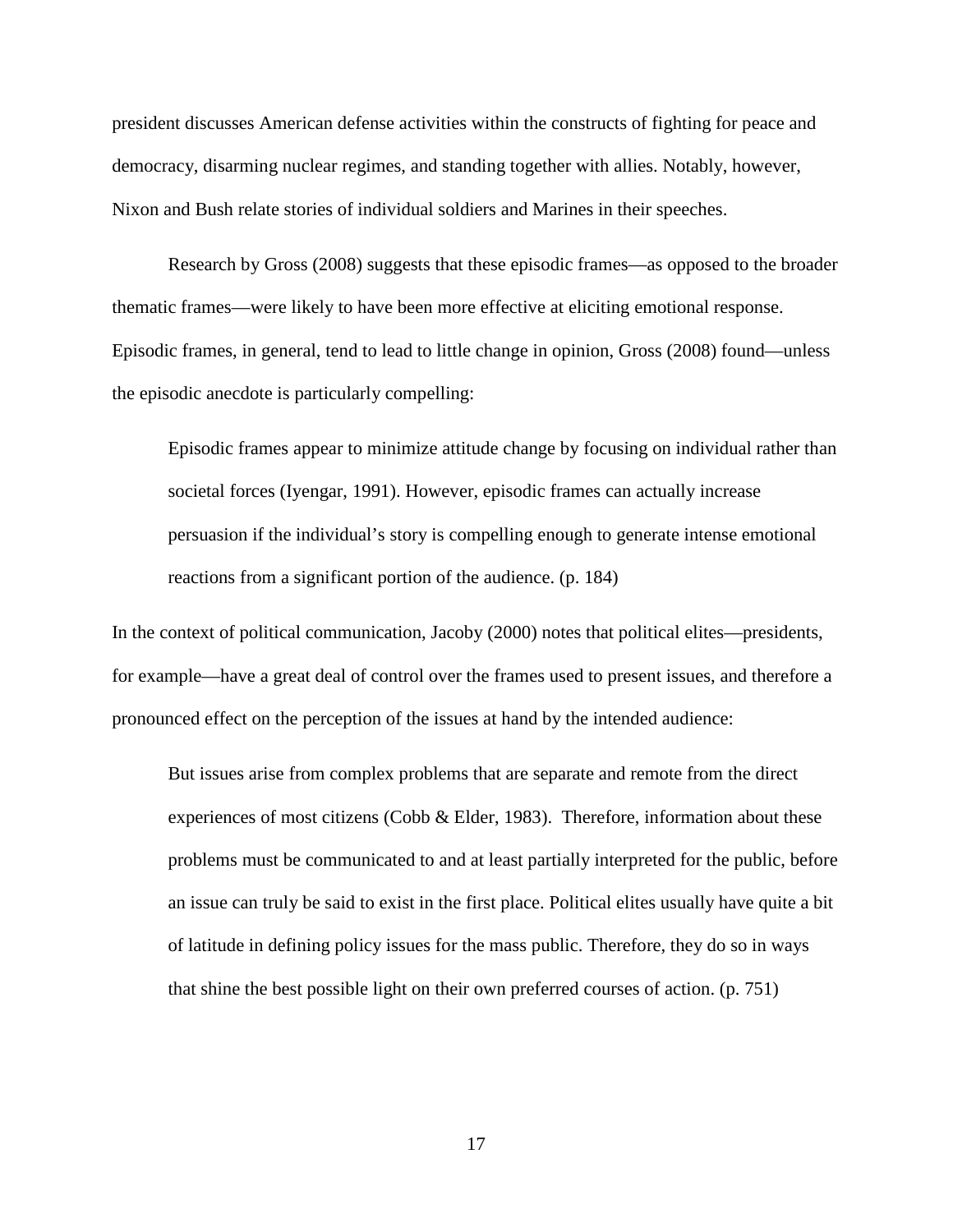president discusses American defense activities within the constructs of fighting for peace and democracy, disarming nuclear regimes, and standing together with allies. Notably, however, Nixon and Bush relate stories of individual soldiers and Marines in their speeches.

Research by Gross (2008) suggests that these episodic frames—as opposed to the broader thematic frames—were likely to have been more effective at eliciting emotional response. Episodic frames, in general, tend to lead to little change in opinion, Gross (2008) found—unless the episodic anecdote is particularly compelling:

> Episodic frames appear to minimize attitude change by focusing on individual rather than societal forces (Iyengar, 1991). However, episodic frames can actually increase persuasion if the individual's story is compelling enough to generate intense emotional reactions from a significant portion of the audience. (p. 184)

In the context of political communication, Jacoby (2000) notes that political elites—presidents, for example—have a great deal of control over the frames used to present issues, and therefore a pronounced effect on the perception of the issues at hand by the intended audience:

> But issues arise from complex problems that are separate and remote from the direct experiences of most citizens (Cobb & Elder, 1983). Therefore, information about these problems must be communicated to and at least partially interpreted for the public, before an issue can truly be said to exist in the first place. Political elites usually have quite a bit of latitude in defining policy issues for the mass public. Therefore, they do so in ways that shine the best possible light on their own preferred courses of action. (p. 751)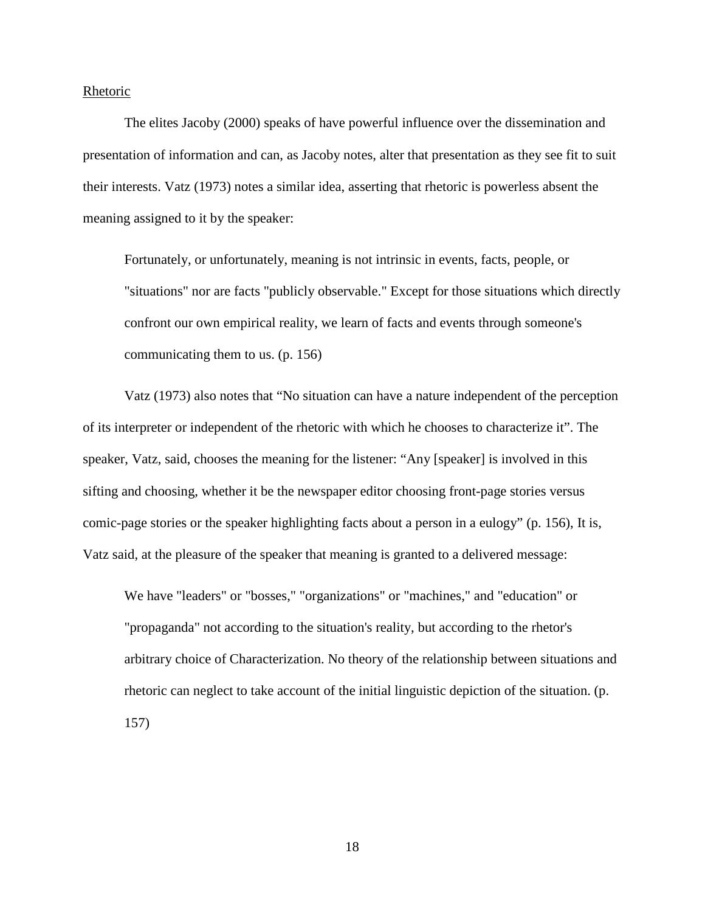<u>Rhetoric</u>

The elites Jacoby (2000) speaks of have powerful influence over the dissemination and presentation of information and can, as Jacoby notes, alter that presentation as they see fit to suit their interests. Vatz (1973) notes a similar idea, asserting that rhetoric is powerless absent the meaning assigned to it by the speaker:

> Fortunately, or unfortunately, meaning is not intrinsic in events, facts, people, or "situations" nor are facts "publicly observable." Except for those situations which directly confront our own empirical reality, we learn of facts and events through someone's communicating them to us. (p. 156)

Vatz (1973) also notes that “No situation can have a nature independent of the perception of its interpreter or independent of the rhetoric with which he chooses to characterize it”. The speaker, Vatz, said, chooses the meaning for the listener: “Any [speaker] is involved in this sifting and choosing, whether it be the newspaper editor choosing front-page stories versus comic-page stories or the speaker highlighting facts about a person in a eulogy” (p. 156), It is, Vatz said, at the pleasure of the speaker that meaning is granted to a delivered message:

> We have "leaders" or "bosses," "organizations" or "machines," and "education" or "propaganda" not according to the situation's reality, but according to the rhetor's arbitrary choice of Characterization. No theory of the relationship between situations and rhetoric can neglect to take account of the initial linguistic depiction of the situation. (p. 157)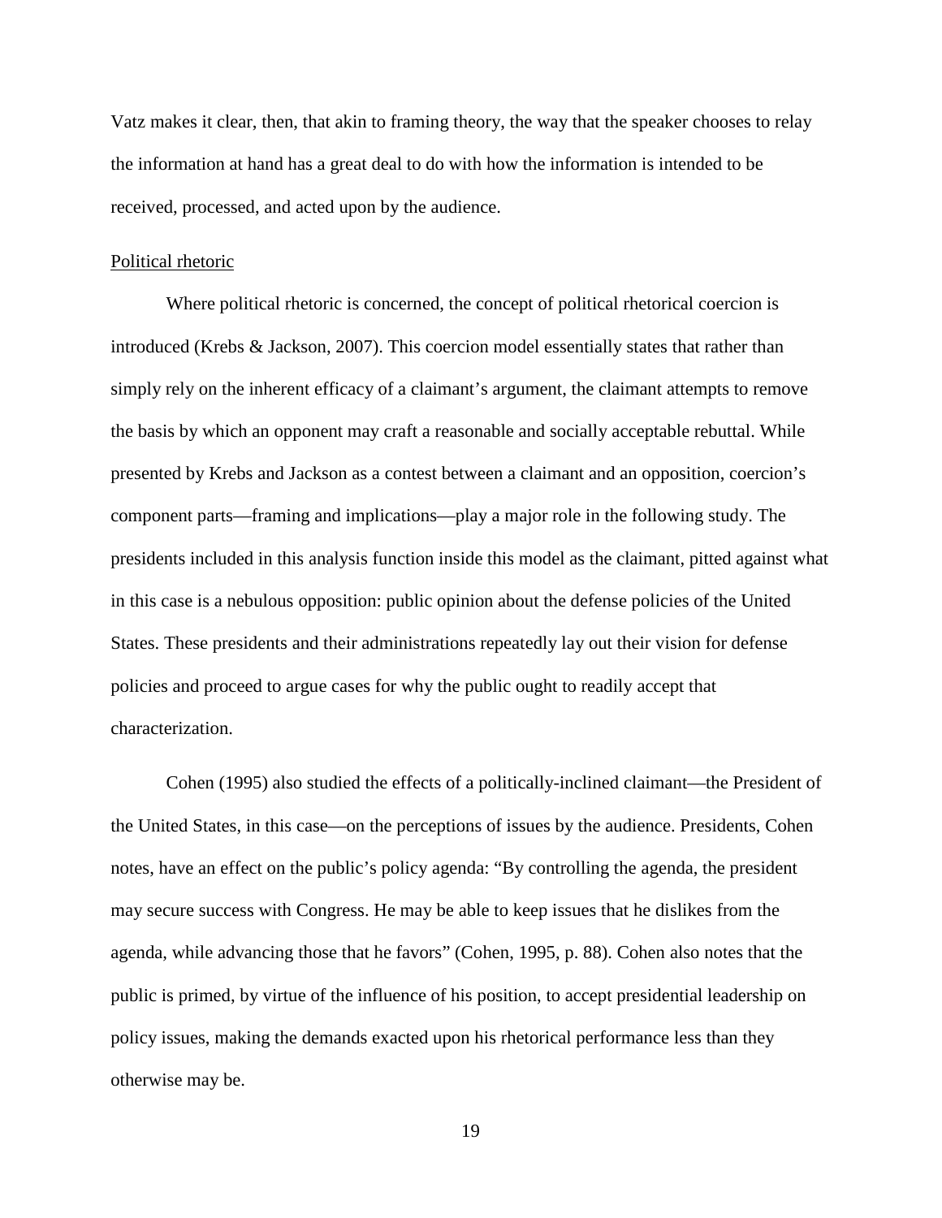Vatz makes it clear, then, that akin to framing theory, the way that the speaker chooses to relay the information at hand has a great deal to do with how the information is intended to be received, processed, and acted upon by the audience.

<u>Political rhetoric</u>

Where political rhetoric is concerned, the concept of political rhetorical coercion is introduced (Krebs & Jackson, 2007). This coercion model essentially states that rather than simply rely on the inherent efficacy of a claimant's argument, the claimant attempts to remove the basis by which an opponent may craft a reasonable and socially acceptable rebuttal. While presented by Krebs and Jackson as a contest between a claimant and an opposition, coercion's component parts—framing and implications—play a major role in the following study. The presidents included in this analysis function inside this model as the claimant, pitted against what in this case is a nebulous opposition: public opinion about the defense policies of the United States. These presidents and their administrations repeatedly lay out their vision for defense policies and proceed to argue cases for why the public ought to readily accept that characterization.

Cohen (1995) also studied the effects of a politically-inclined claimant—the President of the United States, in this case—on the perceptions of issues by the audience. Presidents, Cohen notes, have an effect on the public's policy agenda: "By controlling the agenda, the president may secure success with Congress. He may be able to keep issues that he dislikes from the agenda, while advancing those that he favors" (Cohen, 1995, p. 88). Cohen also notes that the public is primed, by virtue of the influence of his position, to accept presidential leadership on policy issues, making the demands exacted upon his rhetorical performance less than they otherwise may be.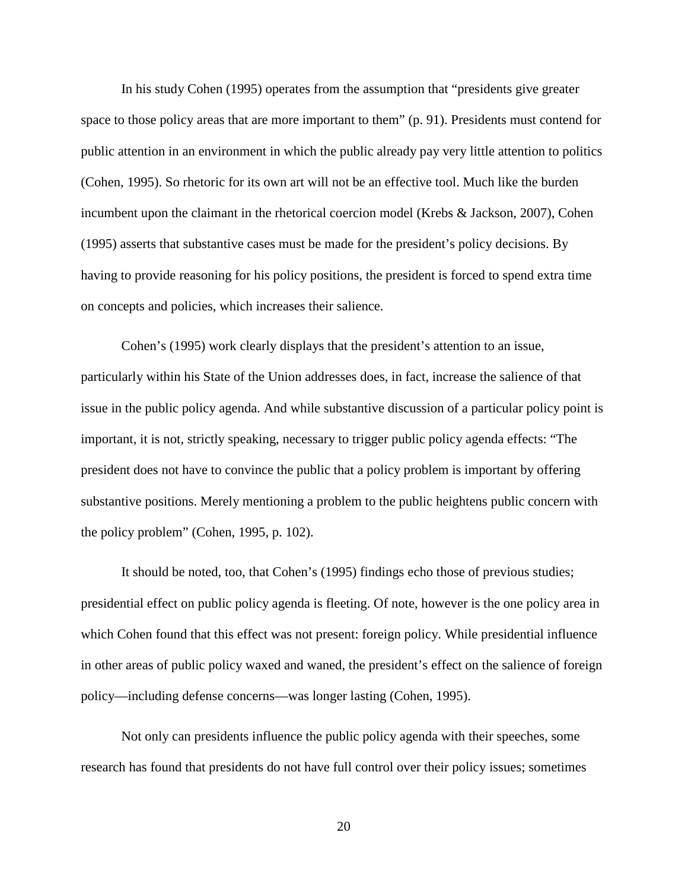In his study Cohen (1995) operates from the assumption that "presidents give greater space to those policy areas that are more important to them" (p. 91). Presidents must contend for public attention in an environment in which the public already pay very little attention to politics (Cohen, 1995). So rhetoric for its own art will not be an effective tool. Much like the burden incumbent upon the claimant in the rhetorical coercion model (Krebs & Jackson, 2007), Cohen (1995) asserts that substantive cases must be made for the president's policy decisions. By having to provide reasoning for his policy positions, the president is forced to spend extra time on concepts and policies, which increases their salience.

Cohen's (1995) work clearly displays that the president's attention to an issue, particularly within his State of the Union addresses does, in fact, increase the salience of that issue in the public policy agenda. And while substantive discussion of a particular policy point is important, it is not, strictly speaking, necessary to trigger public policy agenda effects: "The president does not have to convince the public that a policy problem is important by offering substantive positions. Merely mentioning a problem to the public heightens public concern with the policy problem" (Cohen, 1995, p. 102).

It should be noted, too, that Cohen's (1995) findings echo those of previous studies; presidential effect on public policy agenda is fleeting. Of note, however is the one policy area in which Cohen found that this effect was not present: foreign policy. While presidential influence in other areas of public policy waxed and waned, the president's effect on the salience of foreign policy—including defense concerns—was longer lasting (Cohen, 1995).

Not only can presidents influence the public policy agenda with their speeches, some research has found that presidents do not have full control over their policy issues; sometimes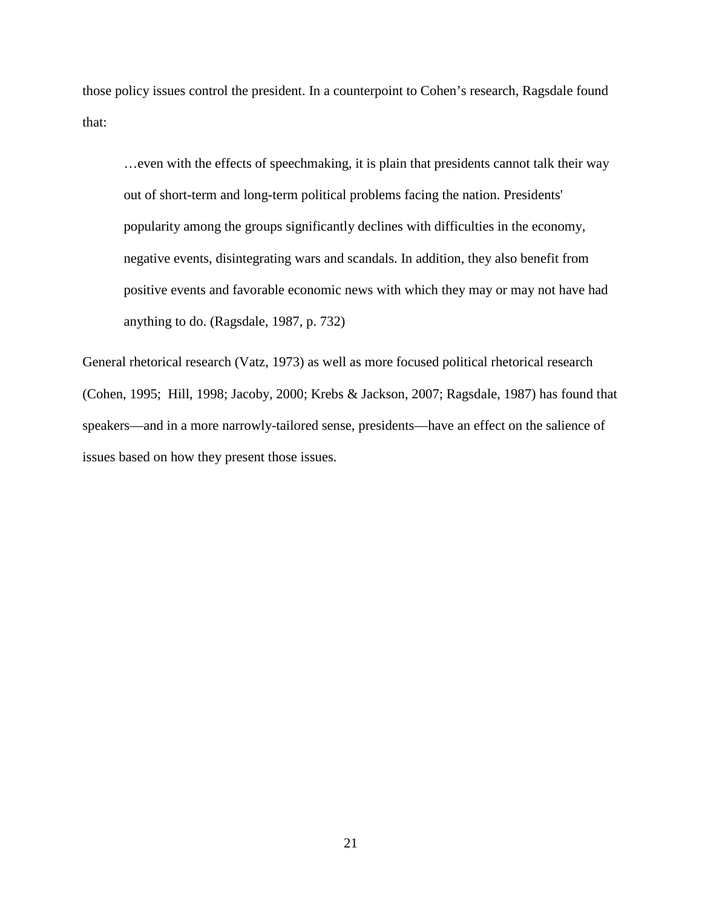those policy issues control the president. In a counterpoint to Cohen's research, Ragsdale found that:

> …even with the effects of speechmaking, it is plain that presidents cannot talk their way out of short-term and long-term political problems facing the nation. Presidents' popularity among the groups significantly declines with difficulties in the economy, negative events, disintegrating wars and scandals. In addition, they also benefit from positive events and favorable economic news with which they may or may not have had anything to do. (Ragsdale, 1987, p. 732)

General rhetorical research (Vatz, 1973) as well as more focused political rhetorical research (Cohen, 1995; Hill, 1998; Jacoby, 2000; Krebs & Jackson, 2007; Ragsdale, 1987) has found that speakers—and in a more narrowly-tailored sense, presidents—have an effect on the salience of issues based on how they present those issues.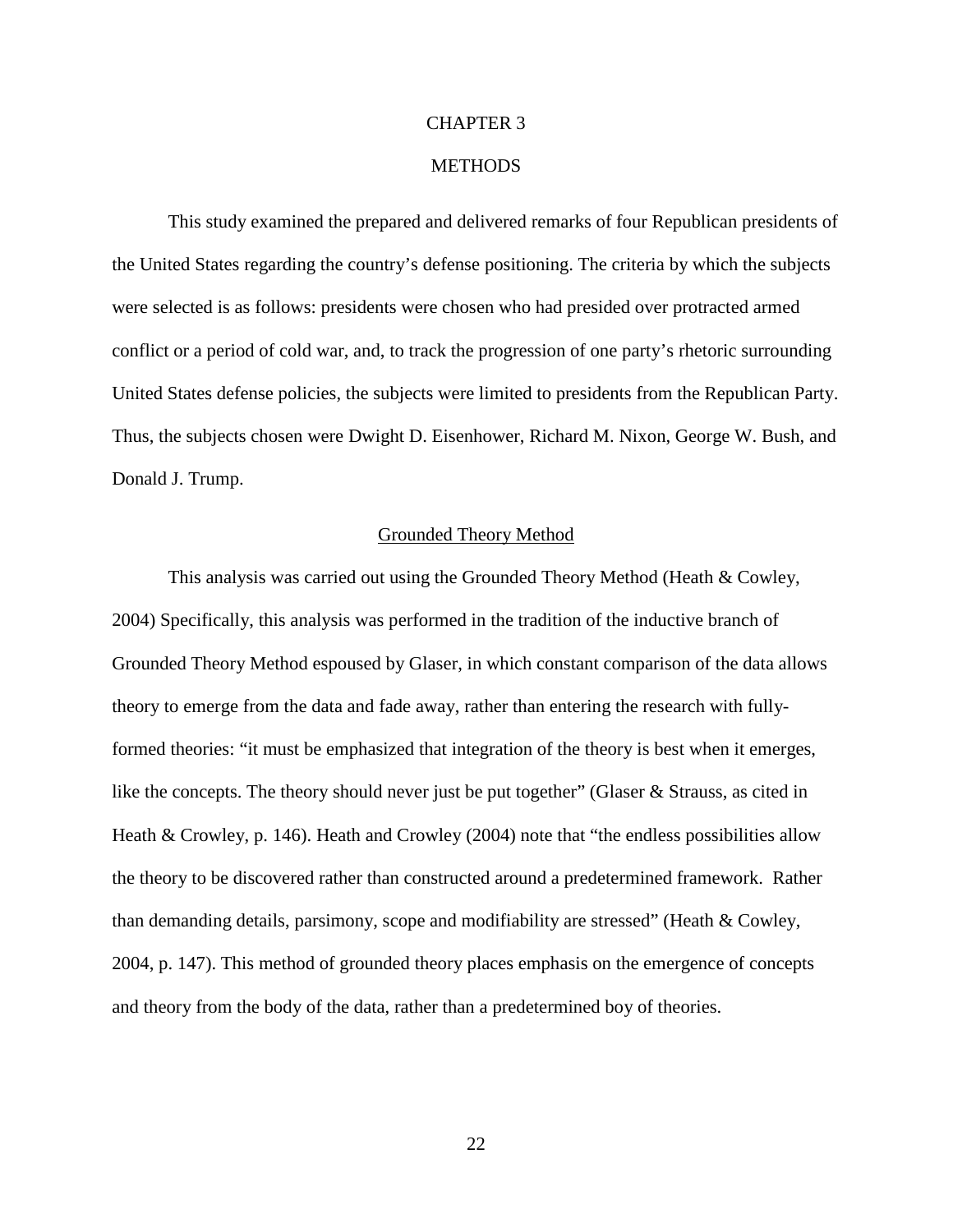# CHAPTER 3

# METHODS

This study examined the prepared and delivered remarks of four Republican presidents of the United States regarding the country's defense positioning. The criteria by which the subjects were selected is as follows: presidents were chosen who had presided over protracted armed conflict or a period of cold war, and, to track the progression of one party's rhetoric surrounding United States defense policies, the subjects were limited to presidents from the Republican Party. Thus, the subjects chosen were Dwight D. Eisenhower, Richard M. Nixon, George W. Bush, and Donald J. Trump.

## Grounded Theory Method

This analysis was carried out using the Grounded Theory Method (Heath & Cowley, 2004) Specifically, this analysis was performed in the tradition of the inductive branch of Grounded Theory Method espoused by Glaser, in which constant comparison of the data allows theory to emerge from the data and fade away, rather than entering the research with fully-formed theories: "it must be emphasized that integration of the theory is best when it emerges, like the concepts. The theory should never just be put together" (Glaser & Strauss, as cited in Heath & Crowley, p. 146). Heath and Crowley (2004) note that "the endless possibilities allow the theory to be discovered rather than constructed around a predetermined framework. Rather than demanding details, parsimony, scope and modifiability are stressed" (Heath & Cowley, 2004, p. 147). This method of grounded theory places emphasis on the emergence of concepts and theory from the body of the data, rather than a predetermined boy of theories.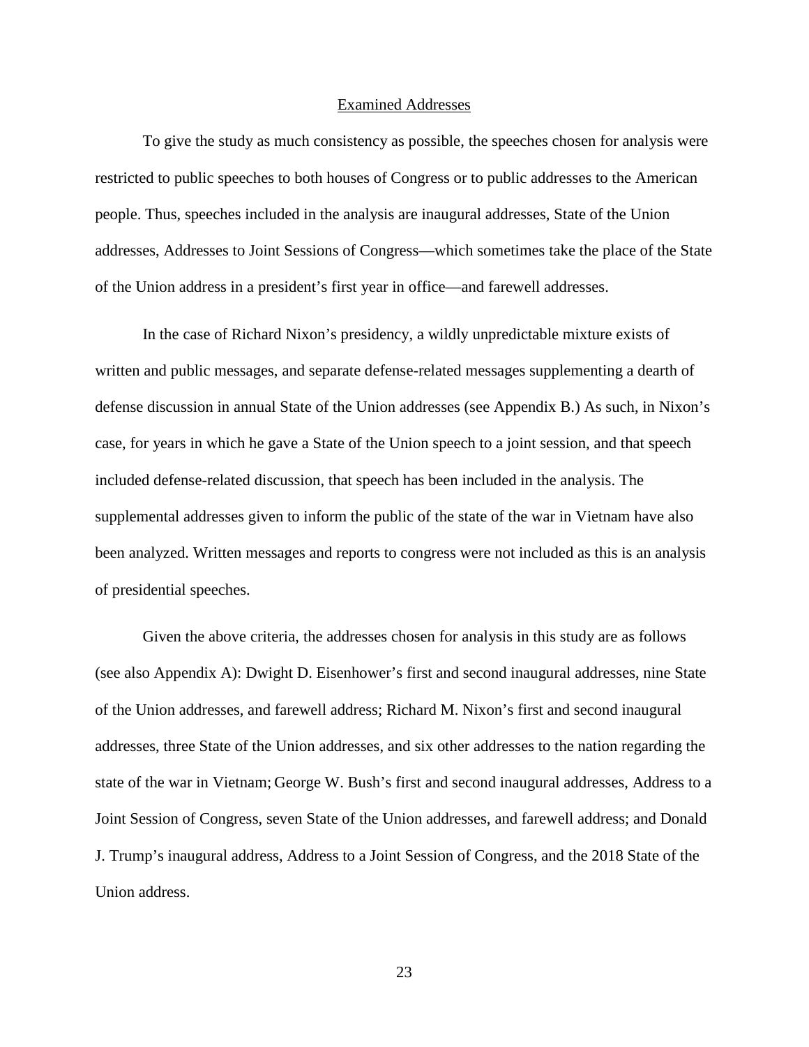## Examined Addresses

To give the study as much consistency as possible, the speeches chosen for analysis were restricted to public speeches to both houses of Congress or to public addresses to the American people. Thus, speeches included in the analysis are inaugural addresses, State of the Union addresses, Addresses to Joint Sessions of Congress—which sometimes take the place of the State of the Union address in a president's first year in office—and farewell addresses.

In the case of Richard Nixon's presidency, a wildly unpredictable mixture exists of written and public messages, and separate defense-related messages supplementing a dearth of defense discussion in annual State of the Union addresses (see Appendix B.) As such, in Nixon's case, for years in which he gave a State of the Union speech to a joint session, and that speech included defense-related discussion, that speech has been included in the analysis. The supplemental addresses given to inform the public of the state of the war in Vietnam have also been analyzed. Written messages and reports to congress were not included as this is an analysis of presidential speeches.

Given the above criteria, the addresses chosen for analysis in this study are as follows (see also Appendix A): Dwight D. Eisenhower's first and second inaugural addresses, nine State of the Union addresses, and farewell address; Richard M. Nixon's first and second inaugural addresses, three State of the Union addresses, and six other addresses to the nation regarding the state of the war in Vietnam; George W. Bush's first and second inaugural addresses, Address to a Joint Session of Congress, seven State of the Union addresses, and farewell address; and Donald J. Trump's inaugural address, Address to a Joint Session of Congress, and the 2018 State of the Union address.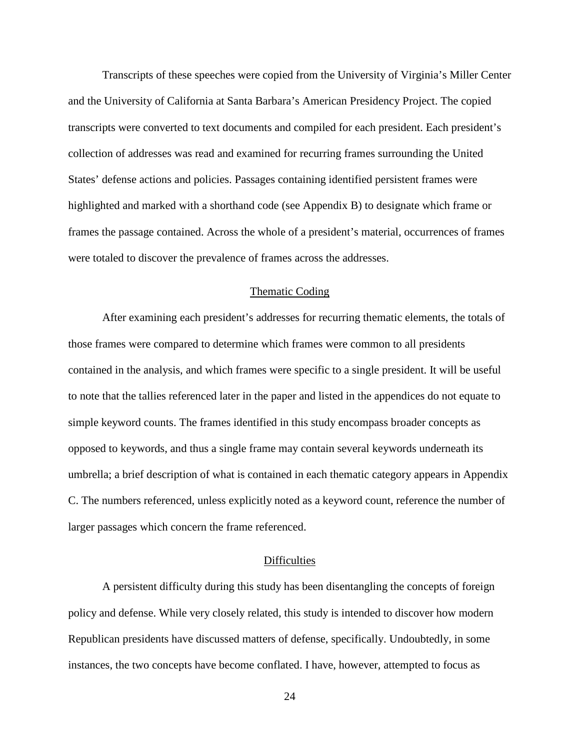Transcripts of these speeches were copied from the University of Virginia's Miller Center and the University of California at Santa Barbara's American Presidency Project. The copied transcripts were converted to text documents and compiled for each president. Each president's collection of addresses was read and examined for recurring frames surrounding the United States' defense actions and policies. Passages containing identified persistent frames were highlighted and marked with a shorthand code (see Appendix B) to designate which frame or frames the passage contained. Across the whole of a president's material, occurrences of frames were totaled to discover the prevalence of frames across the addresses.

### Thematic Coding

After examining each president's addresses for recurring thematic elements, the totals of those frames were compared to determine which frames were common to all presidents contained in the analysis, and which frames were specific to a single president. It will be useful to note that the tallies referenced later in the paper and listed in the appendices do not equate to simple keyword counts. The frames identified in this study encompass broader concepts as opposed to keywords, and thus a single frame may contain several keywords underneath its umbrella; a brief description of what is contained in each thematic category appears in Appendix C. The numbers referenced, unless explicitly noted as a keyword count, reference the number of larger passages which concern the frame referenced.

### Difficulties

A persistent difficulty during this study has been disentangling the concepts of foreign policy and defense. While very closely related, this study is intended to discover how modern Republican presidents have discussed matters of defense, specifically. Undoubtedly, in some instances, the two concepts have become conflated. I have, however, attempted to focus as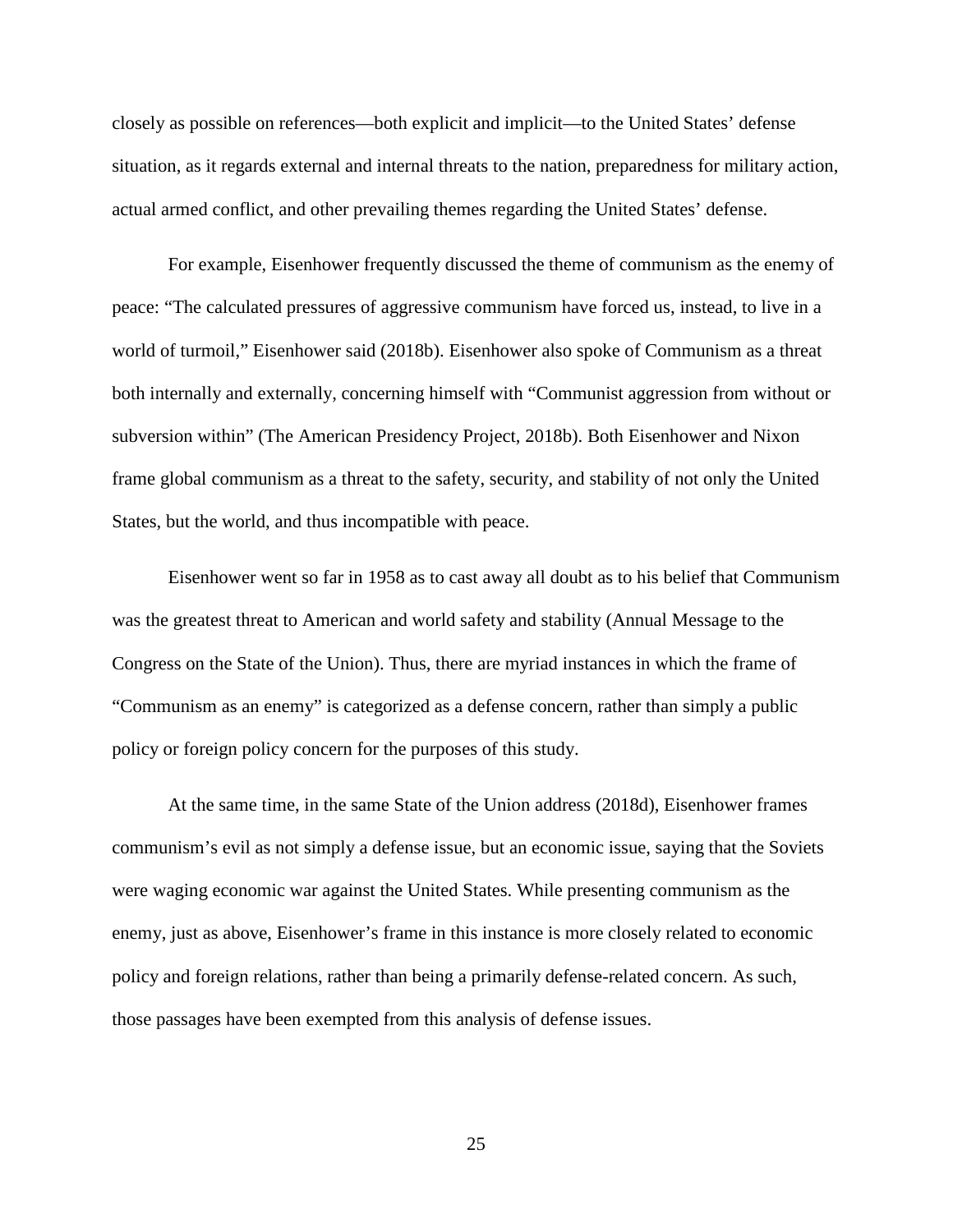closely as possible on references—both explicit and implicit—to the United States' defense situation, as it regards external and internal threats to the nation, preparedness for military action, actual armed conflict, and other prevailing themes regarding the United States' defense.

For example, Eisenhower frequently discussed the theme of communism as the enemy of peace: "The calculated pressures of aggressive communism have forced us, instead, to live in a world of turmoil," Eisenhower said (2018b). Eisenhower also spoke of Communism as a threat both internally and externally, concerning himself with "Communist aggression from without or subversion within" (The American Presidency Project, 2018b). Both Eisenhower and Nixon frame global communism as a threat to the safety, security, and stability of not only the United States, but the world, and thus incompatible with peace.

Eisenhower went so far in 1958 as to cast away all doubt as to his belief that Communism was the greatest threat to American and world safety and stability (Annual Message to the Congress on the State of the Union). Thus, there are myriad instances in which the frame of "Communism as an enemy" is categorized as a defense concern, rather than simply a public policy or foreign policy concern for the purposes of this study.

At the same time, in the same State of the Union address (2018d), Eisenhower frames communism's evil as not simply a defense issue, but an economic issue, saying that the Soviets were waging economic war against the United States. While presenting communism as the enemy, just as above, Eisenhower's frame in this instance is more closely related to economic policy and foreign relations, rather than being a primarily defense-related concern. As such, those passages have been exempted from this analysis of defense issues.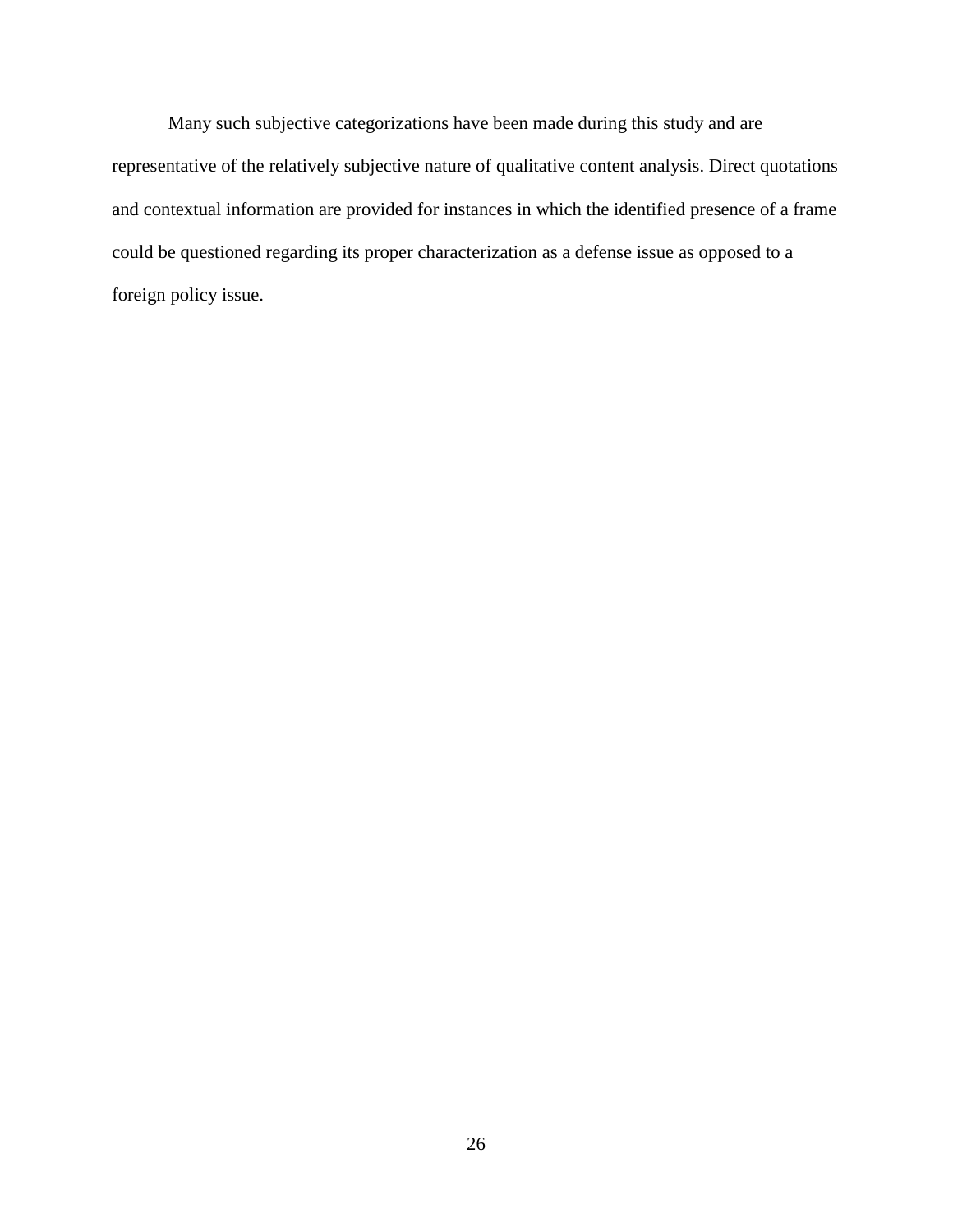Many such subjective categorizations have been made during this study and are representative of the relatively subjective nature of qualitative content analysis. Direct quotations and contextual information are provided for instances in which the identified presence of a frame could be questioned regarding its proper characterization as a defense issue as opposed to a foreign policy issue.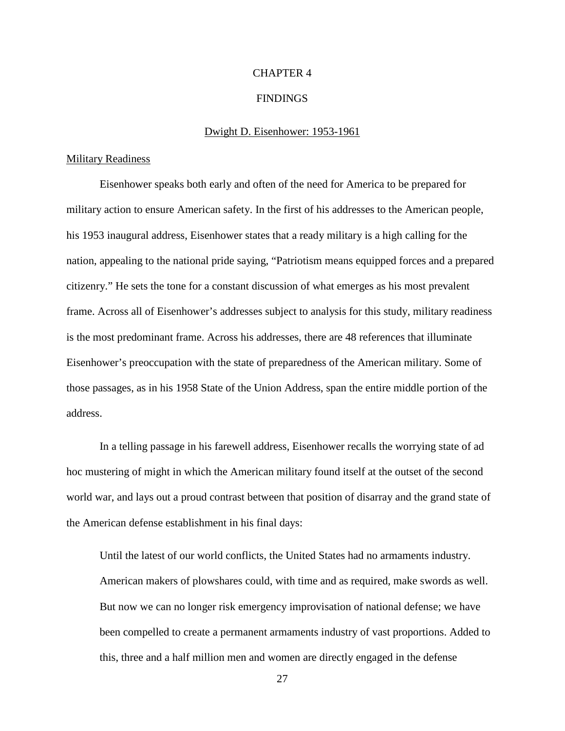# CHAPTER 4

# FINDINGS

## Dwight D. Eisenhower: 1953-1961

### Military Readiness

Eisenhower speaks both early and often of the need for America to be prepared for military action to ensure American safety. In the first of his addresses to the American people, his 1953 inaugural address, Eisenhower states that a ready military is a high calling for the nation, appealing to the national pride saying, "Patriotism means equipped forces and a prepared citizenry." He sets the tone for a constant discussion of what emerges as his most prevalent frame. Across all of Eisenhower's addresses subject to analysis for this study, military readiness is the most predominant frame. Across his addresses, there are 48 references that illuminate Eisenhower's preoccupation with the state of preparedness of the American military. Some of those passages, as in his 1958 State of the Union Address, span the entire middle portion of the address.

In a telling passage in his farewell address, Eisenhower recalls the worrying state of ad hoc mustering of might in which the American military found itself at the outset of the second world war, and lays out a proud contrast between that position of disarray and the grand state of the American defense establishment in his final days:

> Until the latest of our world conflicts, the United States had no armaments industry. American makers of plowshares could, with time and as required, make swords as well. But now we can no longer risk emergency improvisation of national defense; we have been compelled to create a permanent armaments industry of vast proportions. Added to this, three and a half million men and women are directly engaged in the defense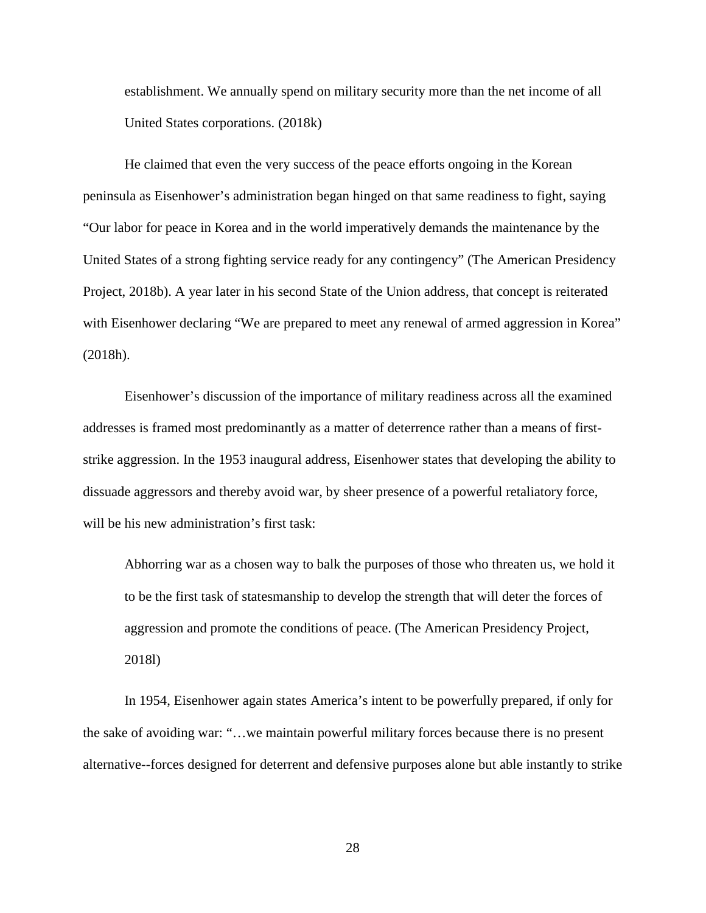> establishment. We annually spend on military security more than the net income of all United States corporations. (2018k)

He claimed that even the very success of the peace efforts ongoing in the Korean peninsula as Eisenhower's administration began hinged on that same readiness to fight, saying "Our labor for peace in Korea and in the world imperatively demands the maintenance by the United States of a strong fighting service ready for any contingency" (The American Presidency Project, 2018b). A year later in his second State of the Union address, that concept is reiterated with Eisenhower declaring "We are prepared to meet any renewal of armed aggression in Korea" (2018h).

Eisenhower's discussion of the importance of military readiness across all the examined addresses is framed most predominantly as a matter of deterrence rather than a means of first-strike aggression. In the 1953 inaugural address, Eisenhower states that developing the ability to dissuade aggressors and thereby avoid war, by sheer presence of a powerful retaliatory force, will be his new administration's first task:

> Abhorring war as a chosen way to balk the purposes of those who threaten us, we hold it to be the first task of statesmanship to develop the strength that will deter the forces of aggression and promote the conditions of peace. (The American Presidency Project, 2018l)

In 1954, Eisenhower again states America's intent to be powerfully prepared, if only for the sake of avoiding war: "…we maintain powerful military forces because there is no present alternative--forces designed for deterrent and defensive purposes alone but able instantly to strike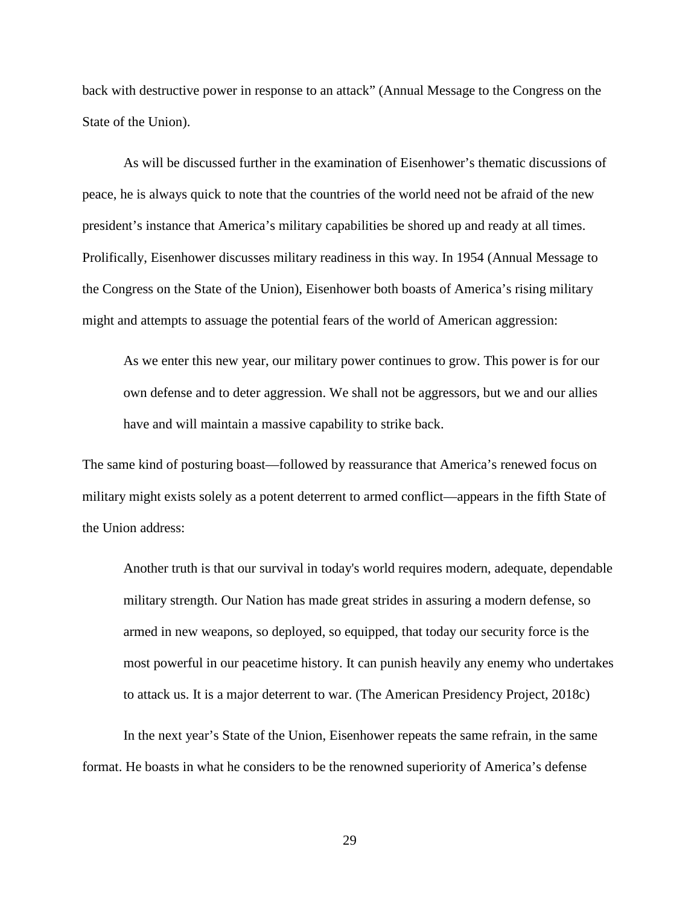back with destructive power in response to an attack" (Annual Message to the Congress on the State of the Union).

As will be discussed further in the examination of Eisenhower's thematic discussions of peace, he is always quick to note that the countries of the world need not be afraid of the new president's instance that America's military capabilities be shored up and ready at all times. Prolifically, Eisenhower discusses military readiness in this way. In 1954 (Annual Message to the Congress on the State of the Union), Eisenhower both boasts of America's rising military might and attempts to assuage the potential fears of the world of American aggression:

> As we enter this new year, our military power continues to grow. This power is for our own defense and to deter aggression. We shall not be aggressors, but we and our allies have and will maintain a massive capability to strike back.

The same kind of posturing boast—followed by reassurance that America's renewed focus on military might exists solely as a potent deterrent to armed conflict—appears in the fifth State of the Union address:

> Another truth is that our survival in today's world requires modern, adequate, dependable military strength. Our Nation has made great strides in assuring a modern defense, so armed in new weapons, so deployed, so equipped, that today our security force is the most powerful in our peacetime history. It can punish heavily any enemy who undertakes to attack us. It is a major deterrent to war. (The American Presidency Project, 2018c)

In the next year's State of the Union, Eisenhower repeats the same refrain, in the same format. He boasts in what he considers to be the renowned superiority of America's defense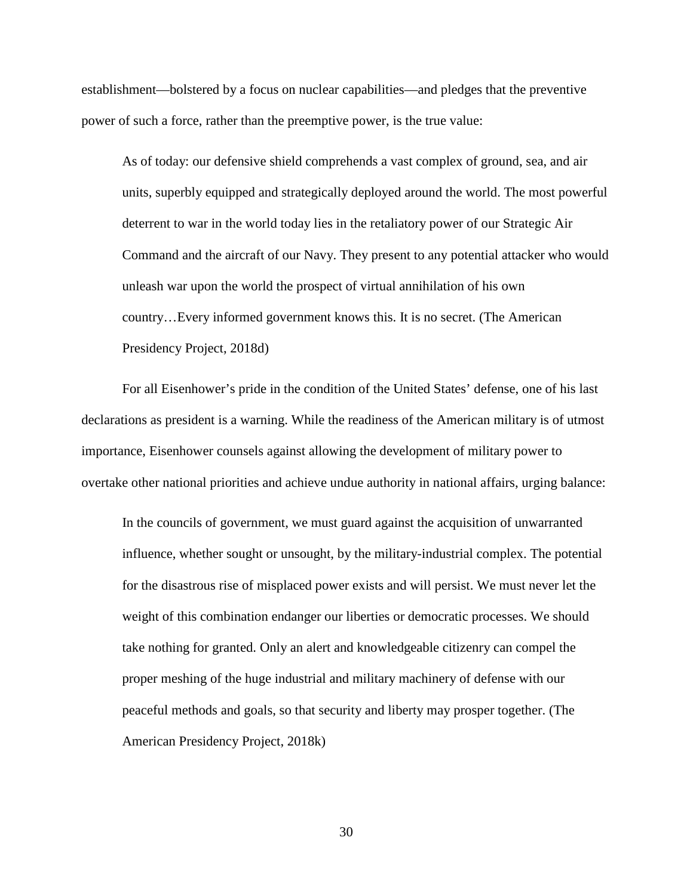establishment—bolstered by a focus on nuclear capabilities—and pledges that the preventive power of such a force, rather than the preemptive power, is the true value:

> As of today: our defensive shield comprehends a vast complex of ground, sea, and air units, superbly equipped and strategically deployed around the world. The most powerful deterrent to war in the world today lies in the retaliatory power of our Strategic Air Command and the aircraft of our Navy. They present to any potential attacker who would unleash war upon the world the prospect of virtual annihilation of his own country…Every informed government knows this. It is no secret. (The American Presidency Project, 2018d)

For all Eisenhower's pride in the condition of the United States' defense, one of his last declarations as president is a warning. While the readiness of the American military is of utmost importance, Eisenhower counsels against allowing the development of military power to overtake other national priorities and achieve undue authority in national affairs, urging balance:

> In the councils of government, we must guard against the acquisition of unwarranted influence, whether sought or unsought, by the military-industrial complex. The potential for the disastrous rise of misplaced power exists and will persist. We must never let the weight of this combination endanger our liberties or democratic processes. We should take nothing for granted. Only an alert and knowledgeable citizenry can compel the proper meshing of the huge industrial and military machinery of defense with our peaceful methods and goals, so that security and liberty may prosper together. (The American Presidency Project, 2018k)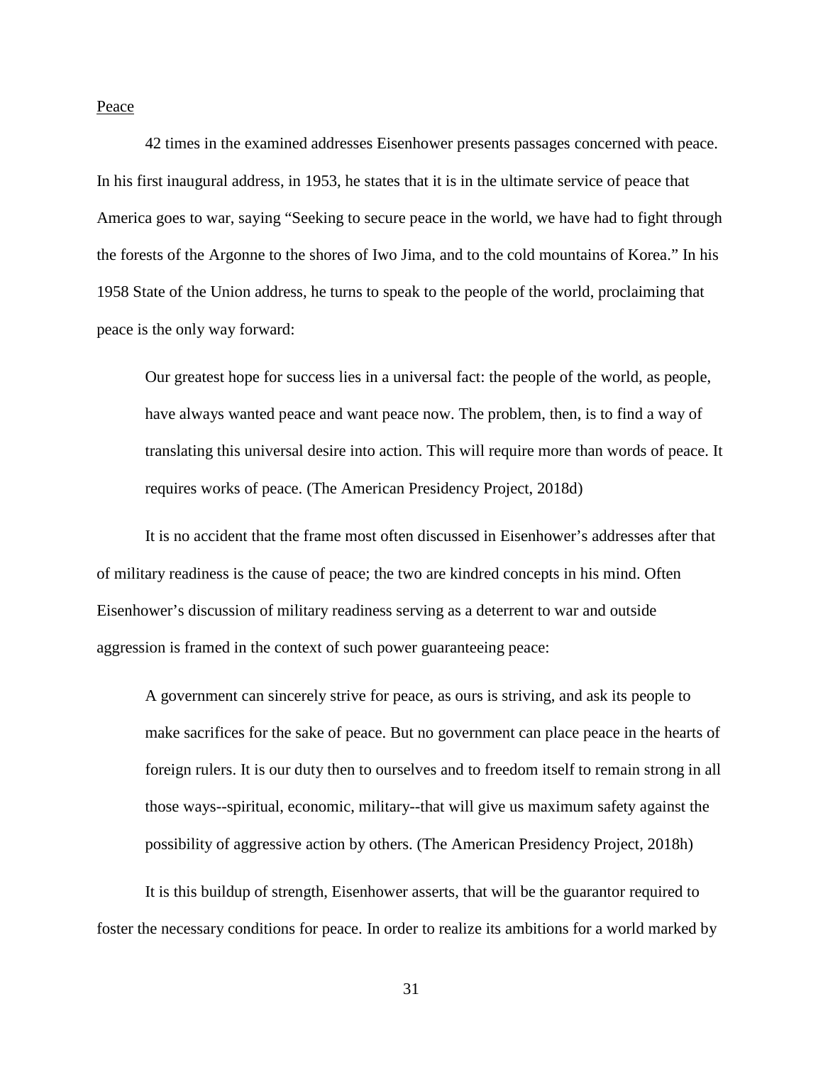Peace

42 times in the examined addresses Eisenhower presents passages concerned with peace. In his first inaugural address, in 1953, he states that it is in the ultimate service of peace that America goes to war, saying "Seeking to secure peace in the world, we have had to fight through the forests of the Argonne to the shores of Iwo Jima, and to the cold mountains of Korea." In his 1958 State of the Union address, he turns to speak to the people of the world, proclaiming that peace is the only way forward:

> Our greatest hope for success lies in a universal fact: the people of the world, as people, have always wanted peace and want peace now. The problem, then, is to find a way of translating this universal desire into action. This will require more than words of peace. It requires works of peace. (The American Presidency Project, 2018d)

It is no accident that the frame most often discussed in Eisenhower's addresses after that of military readiness is the cause of peace; the two are kindred concepts in his mind. Often Eisenhower's discussion of military readiness serving as a deterrent to war and outside aggression is framed in the context of such power guaranteeing peace:

> A government can sincerely strive for peace, as ours is striving, and ask its people to make sacrifices for the sake of peace. But no government can place peace in the hearts of foreign rulers. It is our duty then to ourselves and to freedom itself to remain strong in all those ways--spiritual, economic, military--that will give us maximum safety against the possibility of aggressive action by others. (The American Presidency Project, 2018h)

It is this buildup of strength, Eisenhower asserts, that will be the guarantor required to foster the necessary conditions for peace. In order to realize its ambitions for a world marked by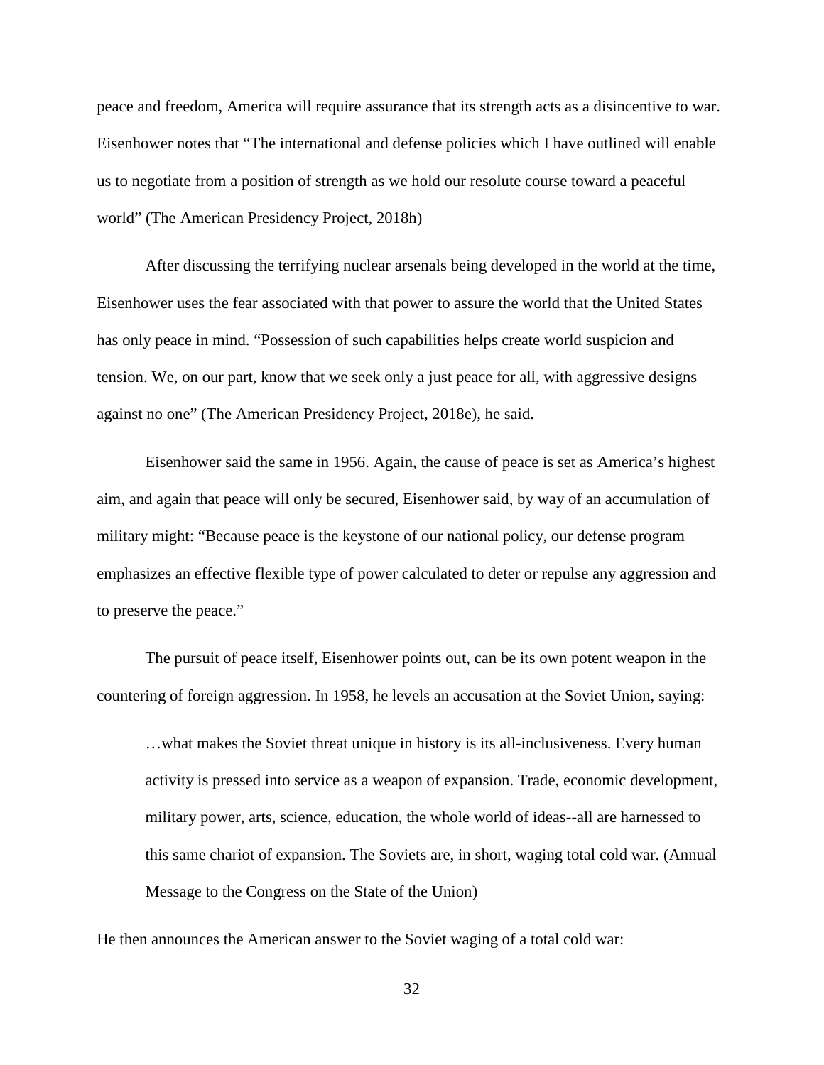peace and freedom, America will require assurance that its strength acts as a disincentive to war. Eisenhower notes that "The international and defense policies which I have outlined will enable us to negotiate from a position of strength as we hold our resolute course toward a peaceful world" (The American Presidency Project, 2018h)

After discussing the terrifying nuclear arsenals being developed in the world at the time, Eisenhower uses the fear associated with that power to assure the world that the United States has only peace in mind. "Possession of such capabilities helps create world suspicion and tension. We, on our part, know that we seek only a just peace for all, with aggressive designs against no one" (The American Presidency Project, 2018e), he said.

Eisenhower said the same in 1956. Again, the cause of peace is set as America's highest aim, and again that peace will only be secured, Eisenhower said, by way of an accumulation of military might: "Because peace is the keystone of our national policy, our defense program emphasizes an effective flexible type of power calculated to deter or repulse any aggression and to preserve the peace."

The pursuit of peace itself, Eisenhower points out, can be its own potent weapon in the countering of foreign aggression. In 1958, he levels an accusation at the Soviet Union, saying:

> …what makes the Soviet threat unique in history is its all-inclusiveness. Every human activity is pressed into service as a weapon of expansion. Trade, economic development, military power, arts, science, education, the whole world of ideas--all are harnessed to this same chariot of expansion. The Soviets are, in short, waging total cold war. (Annual Message to the Congress on the State of the Union)

He then announces the American answer to the Soviet waging of a total cold war: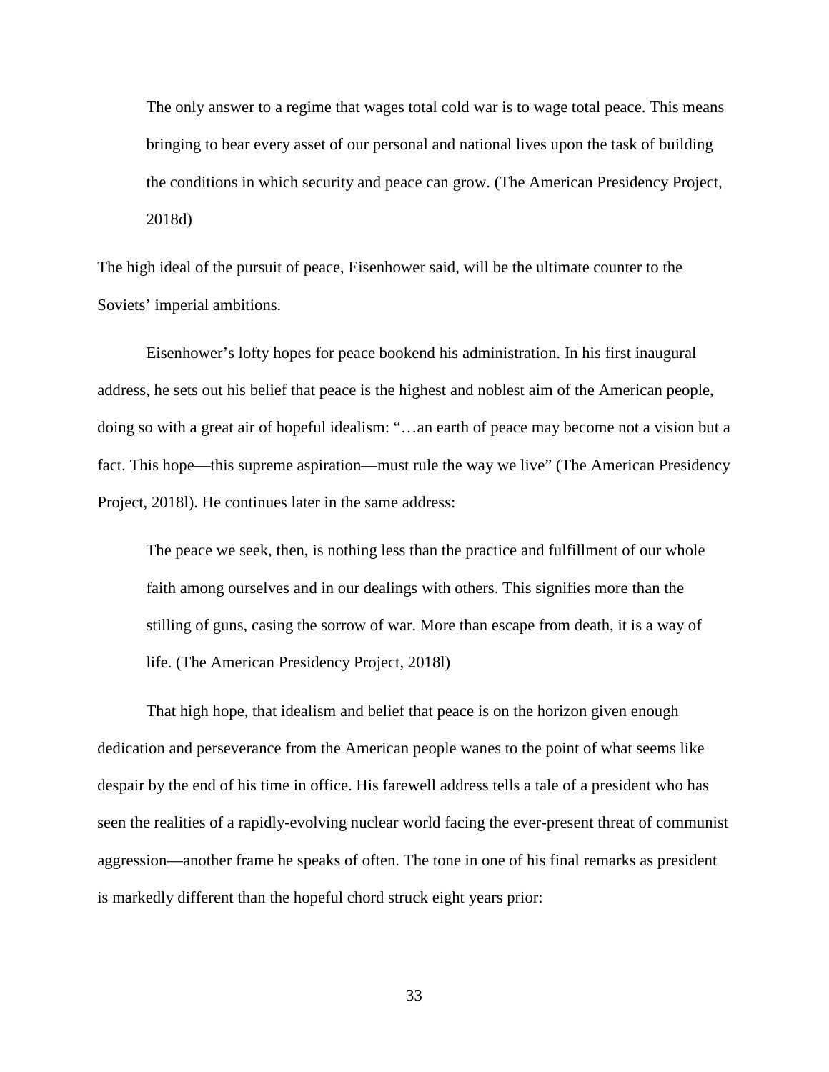> The only answer to a regime that wages total cold war is to wage total peace. This means bringing to bear every asset of our personal and national lives upon the task of building the conditions in which security and peace can grow. (The American Presidency Project, 2018d)

The high ideal of the pursuit of peace, Eisenhower said, will be the ultimate counter to the Soviets' imperial ambitions.

Eisenhower's lofty hopes for peace bookend his administration. In his first inaugural address, he sets out his belief that peace is the highest and noblest aim of the American people, doing so with a great air of hopeful idealism: "…an earth of peace may become not a vision but a fact. This hope—this supreme aspiration—must rule the way we live" (The American Presidency Project, 2018l). He continues later in the same address:

> The peace we seek, then, is nothing less than the practice and fulfillment of our whole faith among ourselves and in our dealings with others. This signifies more than the stilling of guns, casing the sorrow of war. More than escape from death, it is a way of life. (The American Presidency Project, 2018l)

That high hope, that idealism and belief that peace is on the horizon given enough dedication and perseverance from the American people wanes to the point of what seems like despair by the end of his time in office. His farewell address tells a tale of a president who has seen the realities of a rapidly-evolving nuclear world facing the ever-present threat of communist aggression—another frame he speaks of often. The tone in one of his final remarks as president is markedly different than the hopeful chord struck eight years prior: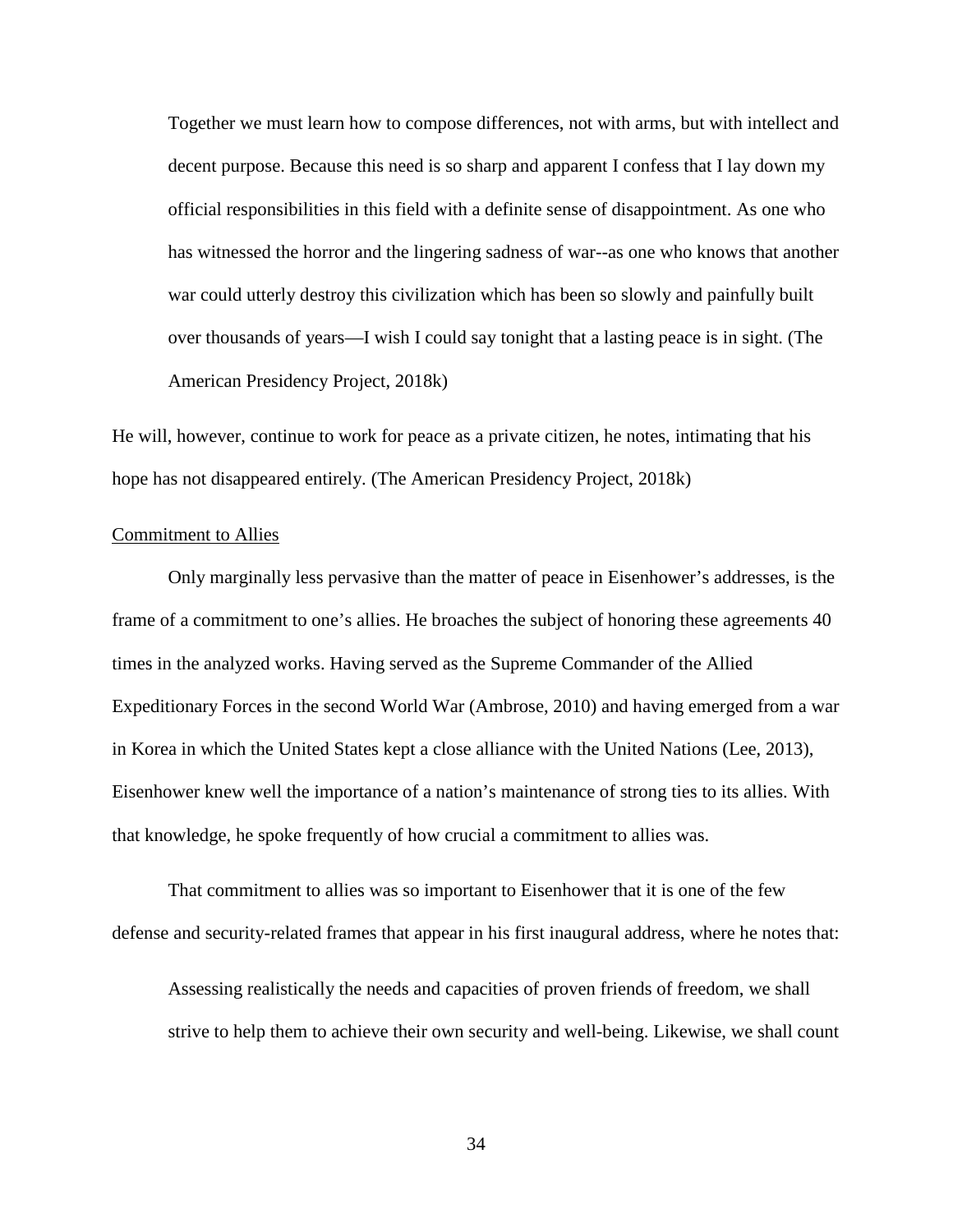> Together we must learn how to compose differences, not with arms, but with intellect and decent purpose. Because this need is so sharp and apparent I confess that I lay down my official responsibilities in this field with a definite sense of disappointment. As one who has witnessed the horror and the lingering sadness of war--as one who knows that another war could utterly destroy this civilization which has been so slowly and painfully built over thousands of years—I wish I could say tonight that a lasting peace is in sight. (The American Presidency Project, 2018k)

He will, however, continue to work for peace as a private citizen, he notes, intimating that his hope has not disappeared entirely. (The American Presidency Project, 2018k)

<u>Commitment to Allies</u>

Only marginally less pervasive than the matter of peace in Eisenhower's addresses, is the frame of a commitment to one's allies. He broaches the subject of honoring these agreements 40 times in the analyzed works. Having served as the Supreme Commander of the Allied Expeditionary Forces in the second World War (Ambrose, 2010) and having emerged from a war in Korea in which the United States kept a close alliance with the United Nations (Lee, 2013), Eisenhower knew well the importance of a nation's maintenance of strong ties to its allies. With that knowledge, he spoke frequently of how crucial a commitment to allies was.

That commitment to allies was so important to Eisenhower that it is one of the few defense and security-related frames that appear in his first inaugural address, where he notes that:

> Assessing realistically the needs and capacities of proven friends of freedom, we shall strive to help them to achieve their own security and well-being. Likewise, we shall count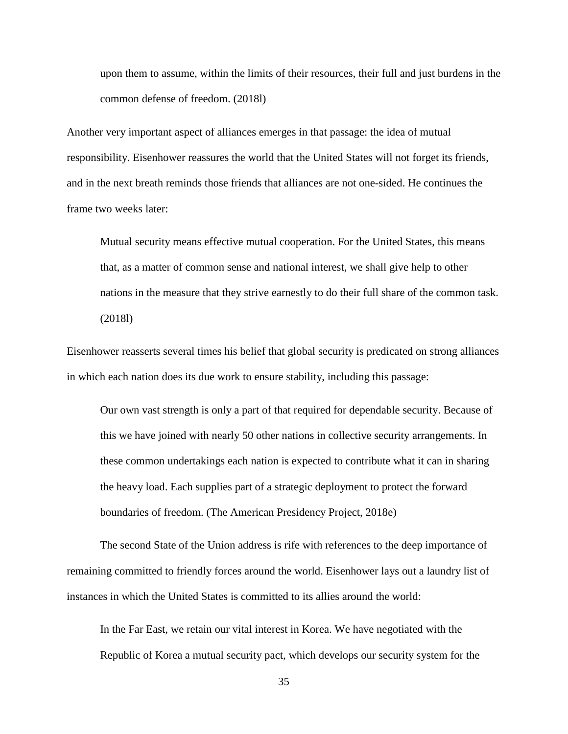> upon them to assume, within the limits of their resources, their full and just burdens in the common defense of freedom. (2018l)

Another very important aspect of alliances emerges in that passage: the idea of mutual responsibility. Eisenhower reassures the world that the United States will not forget its friends, and in the next breath reminds those friends that alliances are not one-sided. He continues the frame two weeks later:

> Mutual security means effective mutual cooperation. For the United States, this means that, as a matter of common sense and national interest, we shall give help to other nations in the measure that they strive earnestly to do their full share of the common task. (2018l)

Eisenhower reasserts several times his belief that global security is predicated on strong alliances in which each nation does its due work to ensure stability, including this passage:

> Our own vast strength is only a part of that required for dependable security. Because of this we have joined with nearly 50 other nations in collective security arrangements. In these common undertakings each nation is expected to contribute what it can in sharing the heavy load. Each supplies part of a strategic deployment to protect the forward boundaries of freedom. (The American Presidency Project, 2018e)

The second State of the Union address is rife with references to the deep importance of remaining committed to friendly forces around the world. Eisenhower lays out a laundry list of instances in which the United States is committed to its allies around the world:

> In the Far East, we retain our vital interest in Korea. We have negotiated with the Republic of Korea a mutual security pact, which develops our security system for the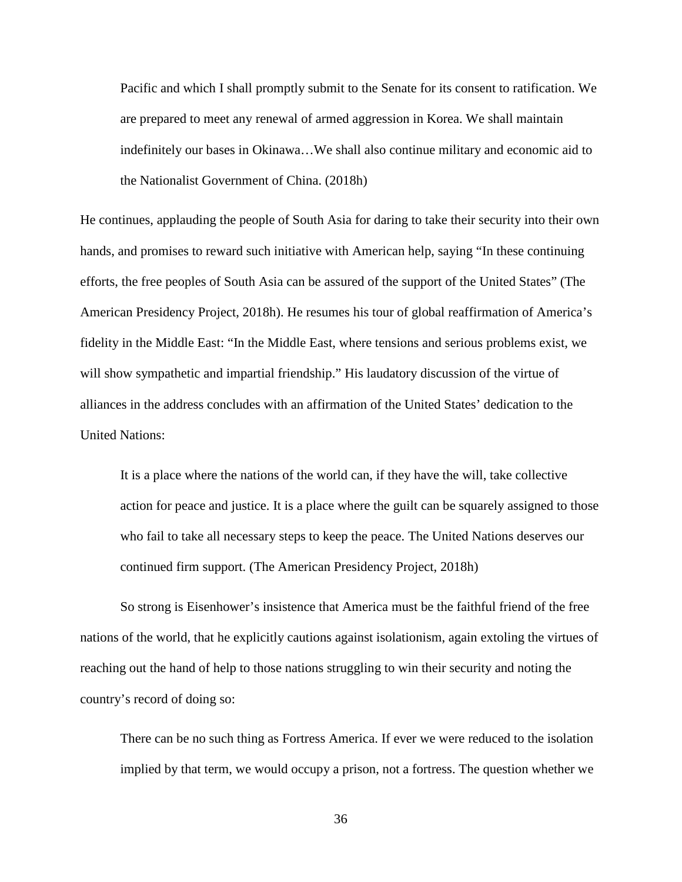> Pacific and which I shall promptly submit to the Senate for its consent to ratification. We are prepared to meet any renewal of armed aggression in Korea. We shall maintain indefinitely our bases in Okinawa…We shall also continue military and economic aid to the Nationalist Government of China. (2018h)

He continues, applauding the people of South Asia for daring to take their security into their own hands, and promises to reward such initiative with American help, saying "In these continuing efforts, the free peoples of South Asia can be assured of the support of the United States" (The American Presidency Project, 2018h). He resumes his tour of global reaffirmation of America's fidelity in the Middle East: "In the Middle East, where tensions and serious problems exist, we will show sympathetic and impartial friendship." His laudatory discussion of the virtue of alliances in the address concludes with an affirmation of the United States' dedication to the United Nations:

> It is a place where the nations of the world can, if they have the will, take collective action for peace and justice. It is a place where the guilt can be squarely assigned to those who fail to take all necessary steps to keep the peace. The United Nations deserves our continued firm support. (The American Presidency Project, 2018h)

So strong is Eisenhower's insistence that America must be the faithful friend of the free nations of the world, that he explicitly cautions against isolationism, again extoling the virtues of reaching out the hand of help to those nations struggling to win their security and noting the country's record of doing so:

> There can be no such thing as Fortress America. If ever we were reduced to the isolation implied by that term, we would occupy a prison, not a fortress. The question whether we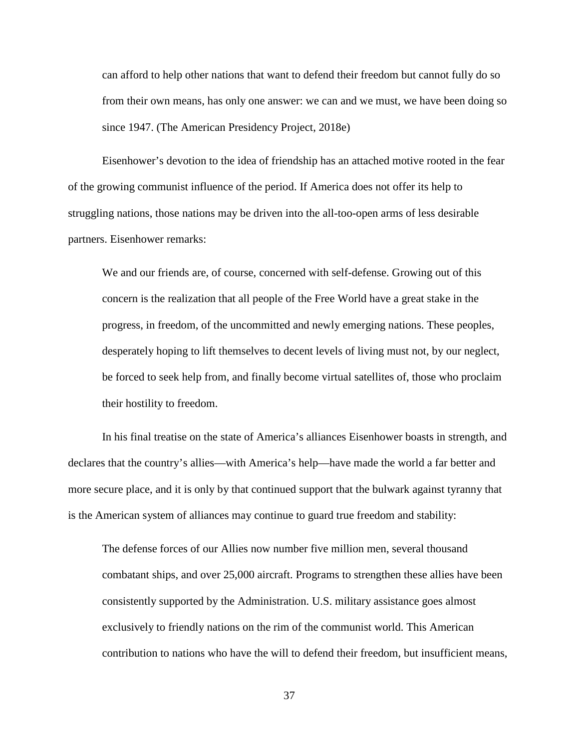> can afford to help other nations that want to defend their freedom but cannot fully do so from their own means, has only one answer: we can and we must, we have been doing so since 1947. (The American Presidency Project, 2018e)

Eisenhower's devotion to the idea of friendship has an attached motive rooted in the fear of the growing communist influence of the period. If America does not offer its help to struggling nations, those nations may be driven into the all-too-open arms of less desirable partners. Eisenhower remarks:

> We and our friends are, of course, concerned with self-defense. Growing out of this concern is the realization that all people of the Free World have a great stake in the progress, in freedom, of the uncommitted and newly emerging nations. These peoples, desperately hoping to lift themselves to decent levels of living must not, by our neglect, be forced to seek help from, and finally become virtual satellites of, those who proclaim their hostility to freedom.

In his final treatise on the state of America's alliances Eisenhower boasts in strength, and declares that the country's allies—with America's help—have made the world a far better and more secure place, and it is only by that continued support that the bulwark against tyranny that is the American system of alliances may continue to guard true freedom and stability:

> The defense forces of our Allies now number five million men, several thousand combatant ships, and over 25,000 aircraft. Programs to strengthen these allies have been consistently supported by the Administration. U.S. military assistance goes almost exclusively to friendly nations on the rim of the communist world. This American contribution to nations who have the will to defend their freedom, but insufficient means,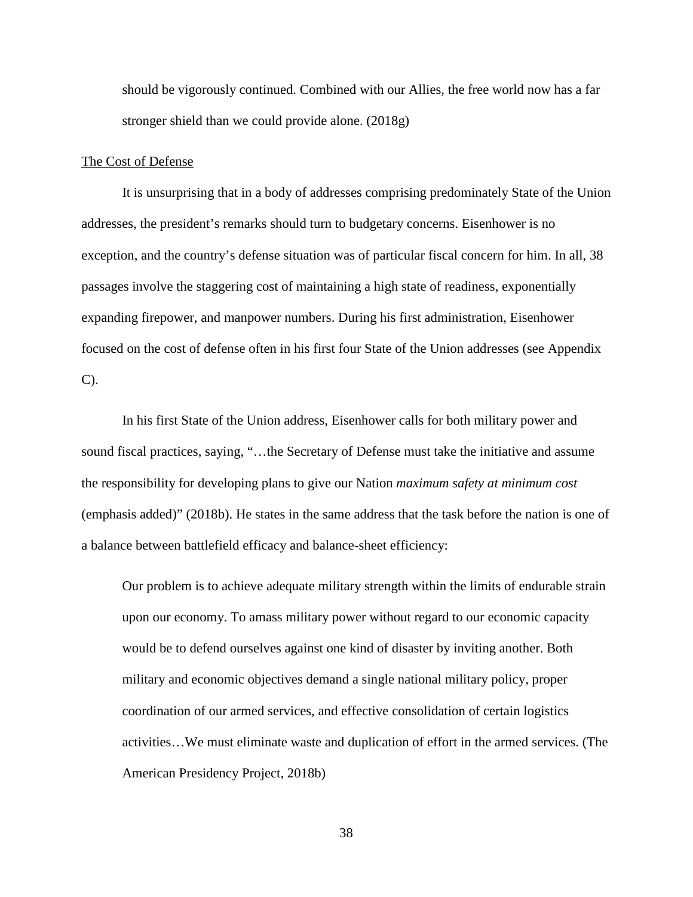should be vigorously continued. Combined with our Allies, the free world now has a far stronger shield than we could provide alone. (2018g)

The Cost of Defense

It is unsurprising that in a body of addresses comprising predominately State of the Union addresses, the president's remarks should turn to budgetary concerns. Eisenhower is no exception, and the country's defense situation was of particular fiscal concern for him. In all, 38 passages involve the staggering cost of maintaining a high state of readiness, exponentially expanding firepower, and manpower numbers. During his first administration, Eisenhower focused on the cost of defense often in his first four State of the Union addresses (see Appendix C).

In his first State of the Union address, Eisenhower calls for both military power and sound fiscal practices, saying, "…the Secretary of Defense must take the initiative and assume the responsibility for developing plans to give our Nation *maximum safety at minimum cost* (emphasis added)" (2018b). He states in the same address that the task before the nation is one of a balance between battlefield efficacy and balance-sheet efficiency:

> Our problem is to achieve adequate military strength within the limits of endurable strain upon our economy. To amass military power without regard to our economic capacity would be to defend ourselves against one kind of disaster by inviting another. Both military and economic objectives demand a single national military policy, proper coordination of our armed services, and effective consolidation of certain logistics activities…We must eliminate waste and duplication of effort in the armed services. (The American Presidency Project, 2018b)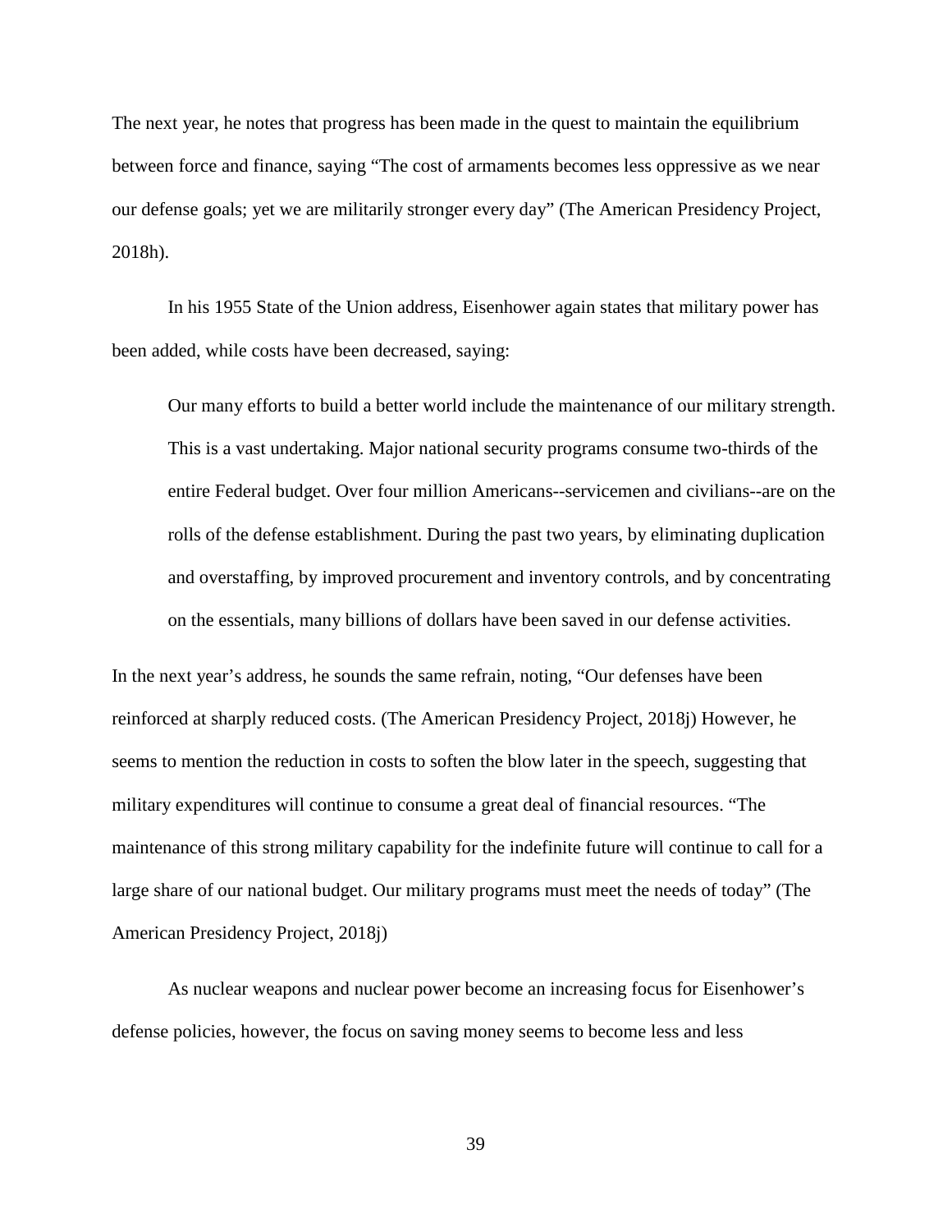The next year, he notes that progress has been made in the quest to maintain the equilibrium between force and finance, saying "The cost of armaments becomes less oppressive as we near our defense goals; yet we are militarily stronger every day" (The American Presidency Project, 2018h).

In his 1955 State of the Union address, Eisenhower again states that military power has been added, while costs have been decreased, saying:

> Our many efforts to build a better world include the maintenance of our military strength. This is a vast undertaking. Major national security programs consume two-thirds of the entire Federal budget. Over four million Americans--servicemen and civilians--are on the rolls of the defense establishment. During the past two years, by eliminating duplication and overstaffing, by improved procurement and inventory controls, and by concentrating on the essentials, many billions of dollars have been saved in our defense activities.

In the next year's address, he sounds the same refrain, noting, "Our defenses have been reinforced at sharply reduced costs. (The American Presidency Project, 2018j) However, he seems to mention the reduction in costs to soften the blow later in the speech, suggesting that military expenditures will continue to consume a great deal of financial resources. "The maintenance of this strong military capability for the indefinite future will continue to call for a large share of our national budget. Our military programs must meet the needs of today" (The American Presidency Project, 2018j)

As nuclear weapons and nuclear power become an increasing focus for Eisenhower's defense policies, however, the focus on saving money seems to become less and less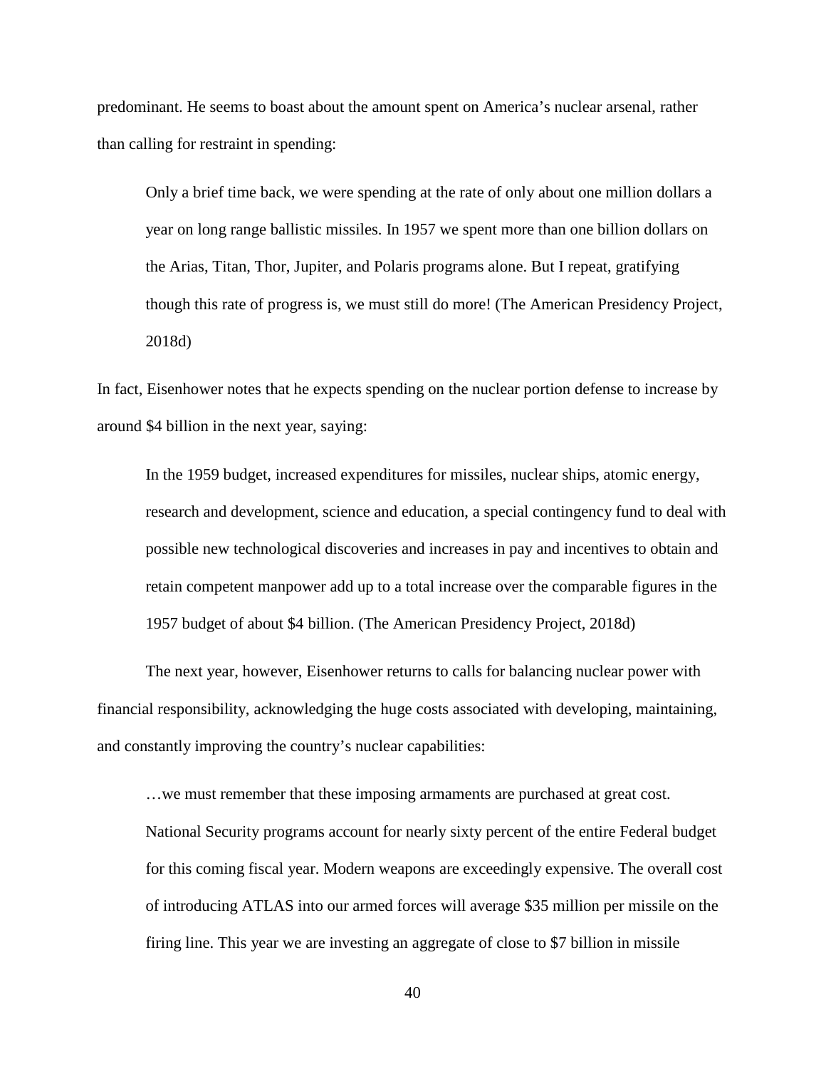predominant. He seems to boast about the amount spent on America's nuclear arsenal, rather than calling for restraint in spending:

> Only a brief time back, we were spending at the rate of only about one million dollars a year on long range ballistic missiles. In 1957 we spent more than one billion dollars on the Arias, Titan, Thor, Jupiter, and Polaris programs alone. But I repeat, gratifying though this rate of progress is, we must still do more! (The American Presidency Project, 2018d)

In fact, Eisenhower notes that he expects spending on the nuclear portion defense to increase by around $4 billion in the next year, saying:

> In the 1959 budget, increased expenditures for missiles, nuclear ships, atomic energy, research and development, science and education, a special contingency fund to deal with possible new technological discoveries and increases in pay and incentives to obtain and retain competent manpower add up to a total increase over the comparable figures in the 1957 budget of about $4 billion. (The American Presidency Project, 2018d)

The next year, however, Eisenhower returns to calls for balancing nuclear power with financial responsibility, acknowledging the huge costs associated with developing, maintaining, and constantly improving the country's nuclear capabilities:

> …we must remember that these imposing armaments are purchased at great cost. National Security programs account for nearly sixty percent of the entire Federal budget for this coming fiscal year. Modern weapons are exceedingly expensive. The overall cost of introducing ATLAS into our armed forces will average $35 million per missile on the firing line. This year we are investing an aggregate of close to $7 billion in missile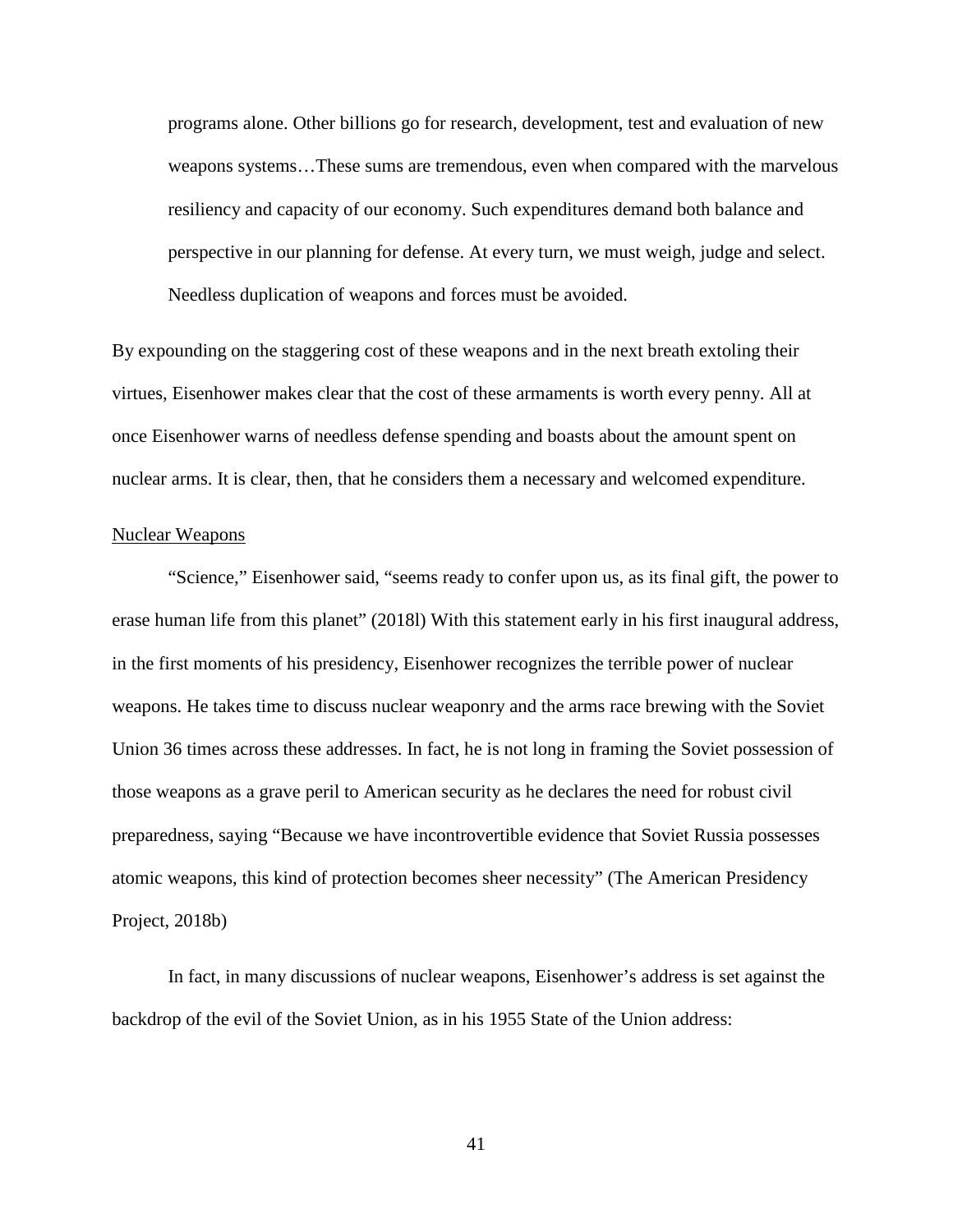> programs alone. Other billions go for research, development, test and evaluation of new weapons systems…These sums are tremendous, even when compared with the marvelous resiliency and capacity of our economy. Such expenditures demand both balance and perspective in our planning for defense. At every turn, we must weigh, judge and select. Needless duplication of weapons and forces must be avoided.

By expounding on the staggering cost of these weapons and in the next breath extoling their virtues, Eisenhower makes clear that the cost of these armaments is worth every penny. All at once Eisenhower warns of needless defense spending and boasts about the amount spent on nuclear arms. It is clear, then, that he considers them a necessary and welcomed expenditure.

Nuclear Weapons

"Science," Eisenhower said, "seems ready to confer upon us, as its final gift, the power to erase human life from this planet" (2018l) With this statement early in his first inaugural address, in the first moments of his presidency, Eisenhower recognizes the terrible power of nuclear weapons. He takes time to discuss nuclear weaponry and the arms race brewing with the Soviet Union 36 times across these addresses. In fact, he is not long in framing the Soviet possession of those weapons as a grave peril to American security as he declares the need for robust civil preparedness, saying "Because we have incontrovertible evidence that Soviet Russia possesses atomic weapons, this kind of protection becomes sheer necessity" (The American Presidency Project, 2018b)

In fact, in many discussions of nuclear weapons, Eisenhower's address is set against the backdrop of the evil of the Soviet Union, as in his 1955 State of the Union address: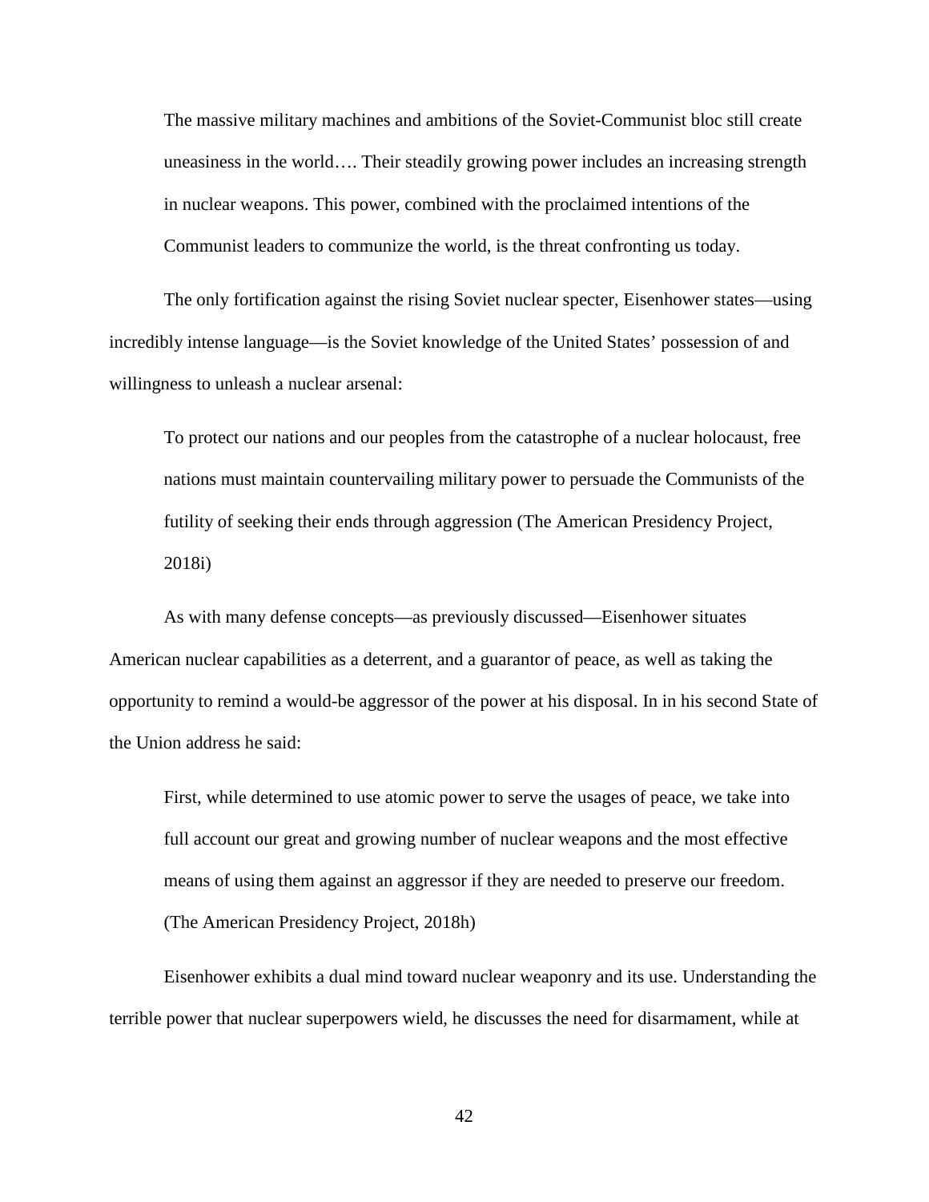> The massive military machines and ambitions of the Soviet-Communist bloc still create uneasiness in the world…. Their steadily growing power includes an increasing strength in nuclear weapons. This power, combined with the proclaimed intentions of the Communist leaders to communize the world, is the threat confronting us today.

The only fortification against the rising Soviet nuclear specter, Eisenhower states—using incredibly intense language—is the Soviet knowledge of the United States' possession of and willingness to unleash a nuclear arsenal:

> To protect our nations and our peoples from the catastrophe of a nuclear holocaust, free nations must maintain countervailing military power to persuade the Communists of the futility of seeking their ends through aggression (The American Presidency Project, 2018i)

As with many defense concepts—as previously discussed—Eisenhower situates American nuclear capabilities as a deterrent, and a guarantor of peace, as well as taking the opportunity to remind a would-be aggressor of the power at his disposal. In in his second State of the Union address he said:

> First, while determined to use atomic power to serve the usages of peace, we take into full account our great and growing number of nuclear weapons and the most effective means of using them against an aggressor if they are needed to preserve our freedom. (The American Presidency Project, 2018h)

Eisenhower exhibits a dual mind toward nuclear weaponry and its use. Understanding the terrible power that nuclear superpowers wield, he discusses the need for disarmament, while at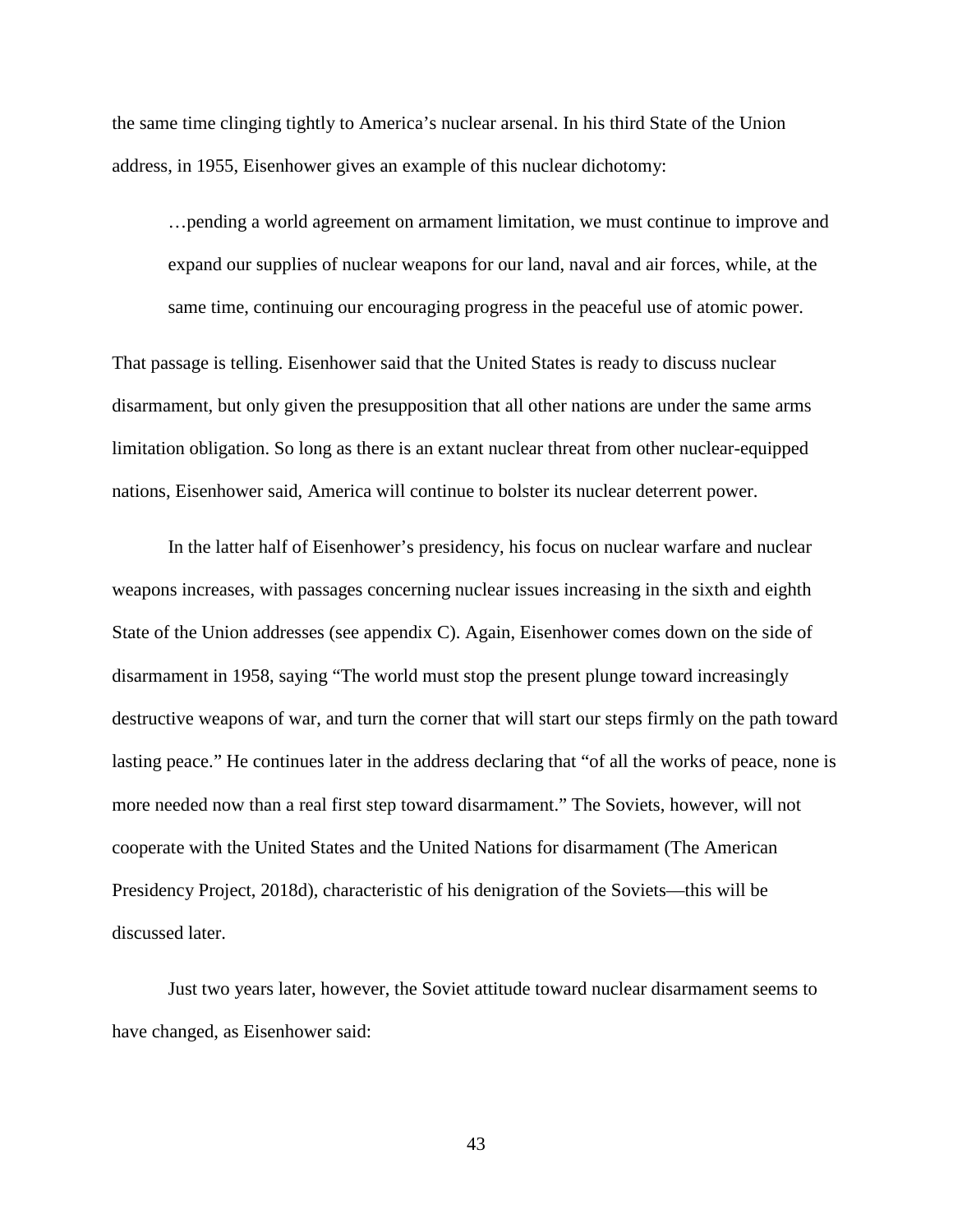the same time clinging tightly to America's nuclear arsenal. In his third State of the Union address, in 1955, Eisenhower gives an example of this nuclear dichotomy:

> …pending a world agreement on armament limitation, we must continue to improve and expand our supplies of nuclear weapons for our land, naval and air forces, while, at the same time, continuing our encouraging progress in the peaceful use of atomic power.

That passage is telling. Eisenhower said that the United States is ready to discuss nuclear disarmament, but only given the presupposition that all other nations are under the same arms limitation obligation. So long as there is an extant nuclear threat from other nuclear-equipped nations, Eisenhower said, America will continue to bolster its nuclear deterrent power.

In the latter half of Eisenhower's presidency, his focus on nuclear warfare and nuclear weapons increases, with passages concerning nuclear issues increasing in the sixth and eighth State of the Union addresses (see appendix C). Again, Eisenhower comes down on the side of disarmament in 1958, saying "The world must stop the present plunge toward increasingly destructive weapons of war, and turn the corner that will start our steps firmly on the path toward lasting peace." He continues later in the address declaring that "of all the works of peace, none is more needed now than a real first step toward disarmament." The Soviets, however, will not cooperate with the United States and the United Nations for disarmament (The American Presidency Project, 2018d), characteristic of his denigration of the Soviets—this will be discussed later.

Just two years later, however, the Soviet attitude toward nuclear disarmament seems to have changed, as Eisenhower said: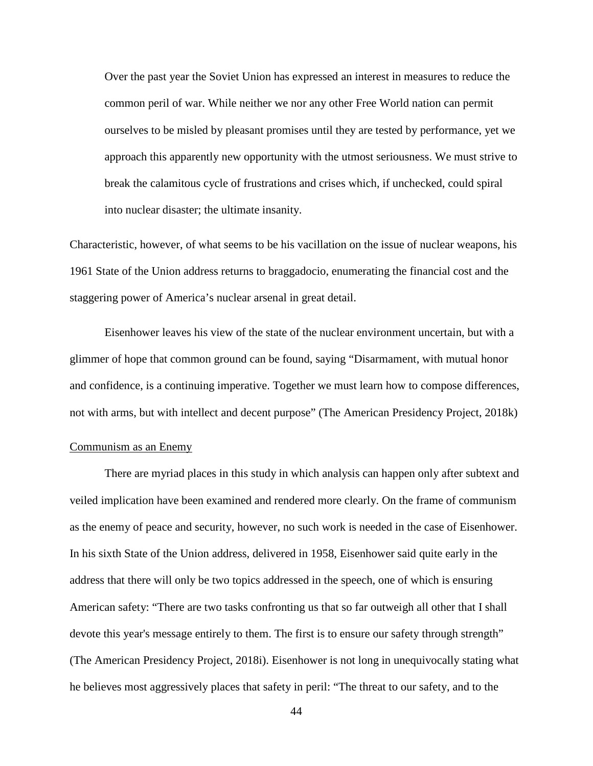> Over the past year the Soviet Union has expressed an interest in measures to reduce the common peril of war. While neither we nor any other Free World nation can permit ourselves to be misled by pleasant promises until they are tested by performance, yet we approach this apparently new opportunity with the utmost seriousness. We must strive to break the calamitous cycle of frustrations and crises which, if unchecked, could spiral into nuclear disaster; the ultimate insanity.

Characteristic, however, of what seems to be his vacillation on the issue of nuclear weapons, his 1961 State of the Union address returns to braggadocio, enumerating the financial cost and the staggering power of America's nuclear arsenal in great detail.

Eisenhower leaves his view of the state of the nuclear environment uncertain, but with a glimmer of hope that common ground can be found, saying "Disarmament, with mutual honor and confidence, is a continuing imperative. Together we must learn how to compose differences, not with arms, but with intellect and decent purpose" (The American Presidency Project, 2018k)

<u>Communism as an Enemy</u>

There are myriad places in this study in which analysis can happen only after subtext and veiled implication have been examined and rendered more clearly. On the frame of communism as the enemy of peace and security, however, no such work is needed in the case of Eisenhower. In his sixth State of the Union address, delivered in 1958, Eisenhower said quite early in the address that there will only be two topics addressed in the speech, one of which is ensuring American safety: "There are two tasks confronting us that so far outweigh all other that I shall devote this year's message entirely to them. The first is to ensure our safety through strength" (The American Presidency Project, 2018i). Eisenhower is not long in unequivocally stating what he believes most aggressively places that safety in peril: "The threat to our safety, and to the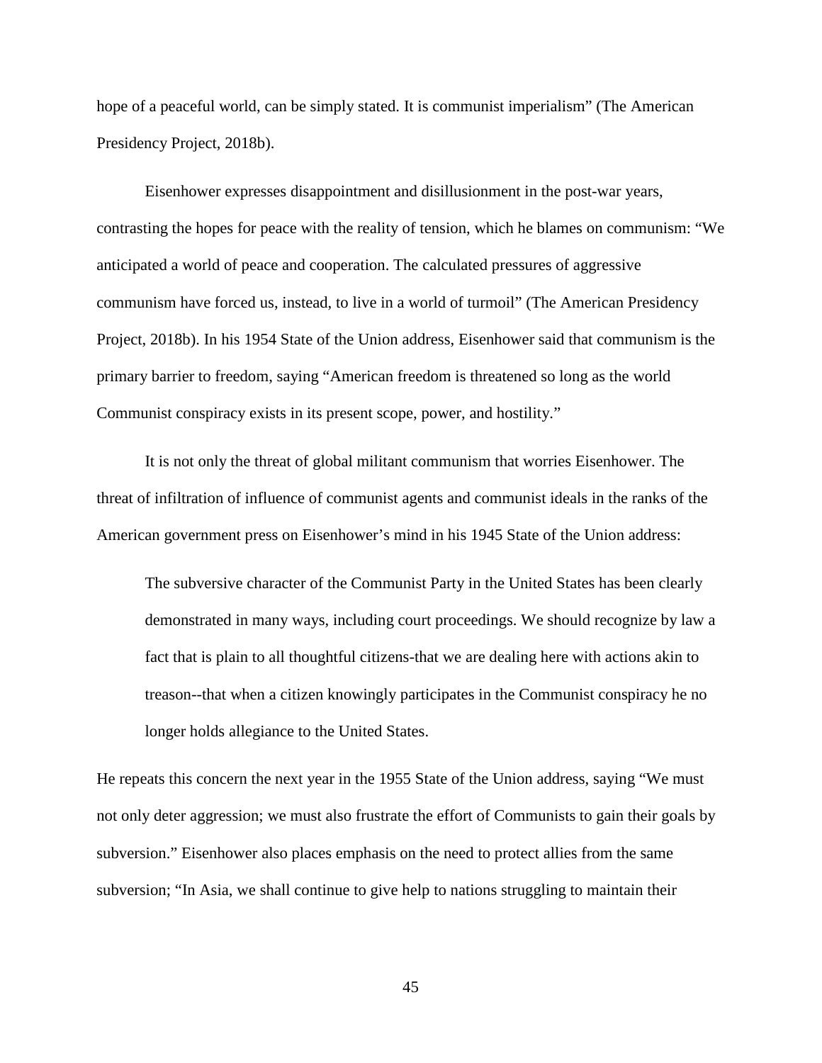hope of a peaceful world, can be simply stated. It is communist imperialism" (The American Presidency Project, 2018b).

Eisenhower expresses disappointment and disillusionment in the post-war years, contrasting the hopes for peace with the reality of tension, which he blames on communism: "We anticipated a world of peace and cooperation. The calculated pressures of aggressive communism have forced us, instead, to live in a world of turmoil" (The American Presidency Project, 2018b). In his 1954 State of the Union address, Eisenhower said that communism is the primary barrier to freedom, saying "American freedom is threatened so long as the world Communist conspiracy exists in its present scope, power, and hostility."

It is not only the threat of global militant communism that worries Eisenhower. The threat of infiltration of influence of communist agents and communist ideals in the ranks of the American government press on Eisenhower's mind in his 1945 State of the Union address:

> The subversive character of the Communist Party in the United States has been clearly demonstrated in many ways, including court proceedings. We should recognize by law a fact that is plain to all thoughtful citizens-that we are dealing here with actions akin to treason--that when a citizen knowingly participates in the Communist conspiracy he no longer holds allegiance to the United States.

He repeats this concern the next year in the 1955 State of the Union address, saying "We must not only deter aggression; we must also frustrate the effort of Communists to gain their goals by subversion." Eisenhower also places emphasis on the need to protect allies from the same subversion; "In Asia, we shall continue to give help to nations struggling to maintain their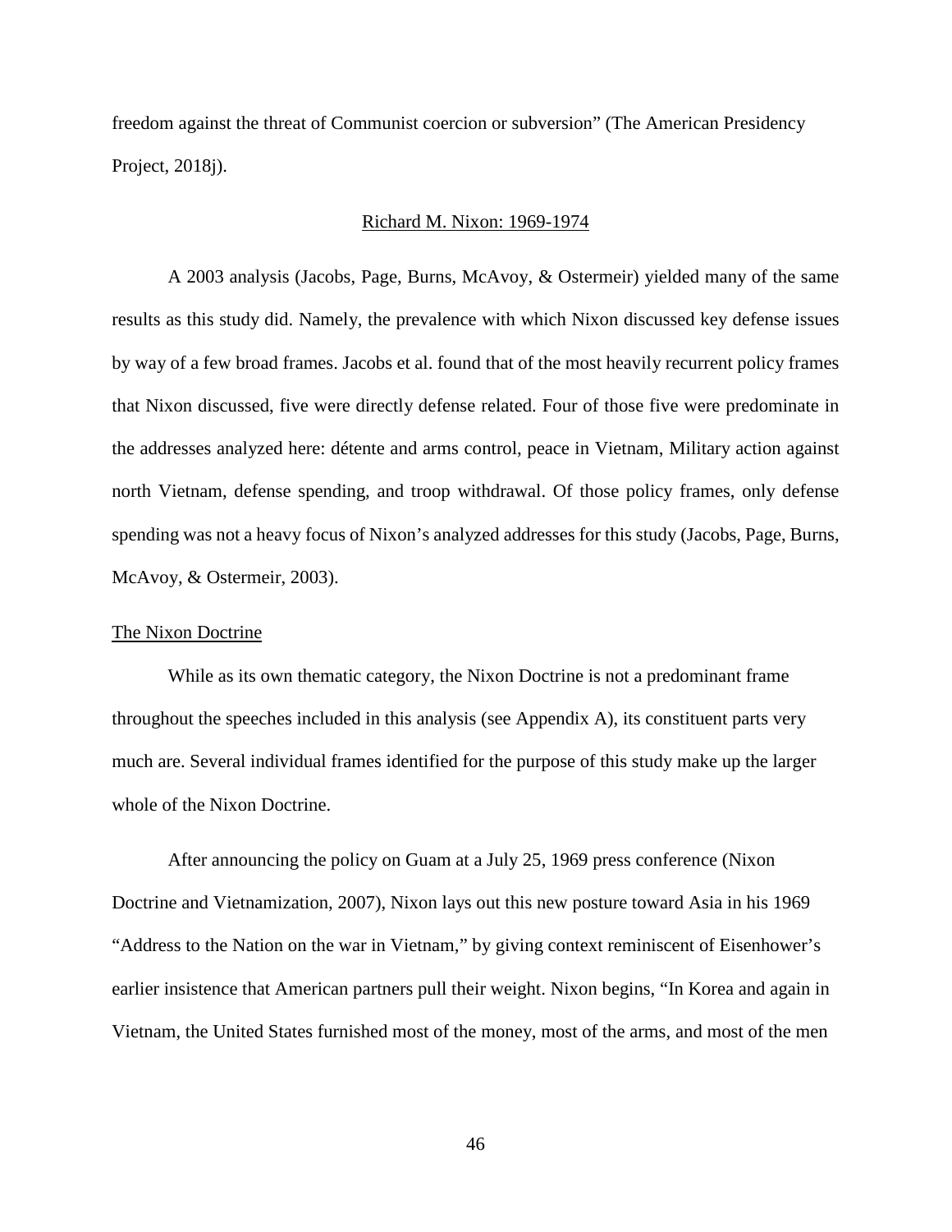freedom against the threat of Communist coercion or subversion" (The American Presidency Project, 2018j).

## Richard M. Nixon: 1969-1974

A 2003 analysis (Jacobs, Page, Burns, McAvoy, & Ostermeir) yielded many of the same results as this study did. Namely, the prevalence with which Nixon discussed key defense issues by way of a few broad frames. Jacobs et al. found that of the most heavily recurrent policy frames that Nixon discussed, five were directly defense related. Four of those five were predominate in the addresses analyzed here: détente and arms control, peace in Vietnam, Military action against north Vietnam, defense spending, and troop withdrawal. Of those policy frames, only defense spending was not a heavy focus of Nixon's analyzed addresses for this study (Jacobs, Page, Burns, McAvoy, & Ostermeir, 2003).

### The Nixon Doctrine

While as its own thematic category, the Nixon Doctrine is not a predominant frame throughout the speeches included in this analysis (see Appendix A), its constituent parts very much are. Several individual frames identified for the purpose of this study make up the larger whole of the Nixon Doctrine.

After announcing the policy on Guam at a July 25, 1969 press conference (Nixon Doctrine and Vietnamization, 2007), Nixon lays out this new posture toward Asia in his 1969 "Address to the Nation on the war in Vietnam," by giving context reminiscent of Eisenhower's earlier insistence that American partners pull their weight. Nixon begins, "In Korea and again in Vietnam, the United States furnished most of the money, most of the arms, and most of the men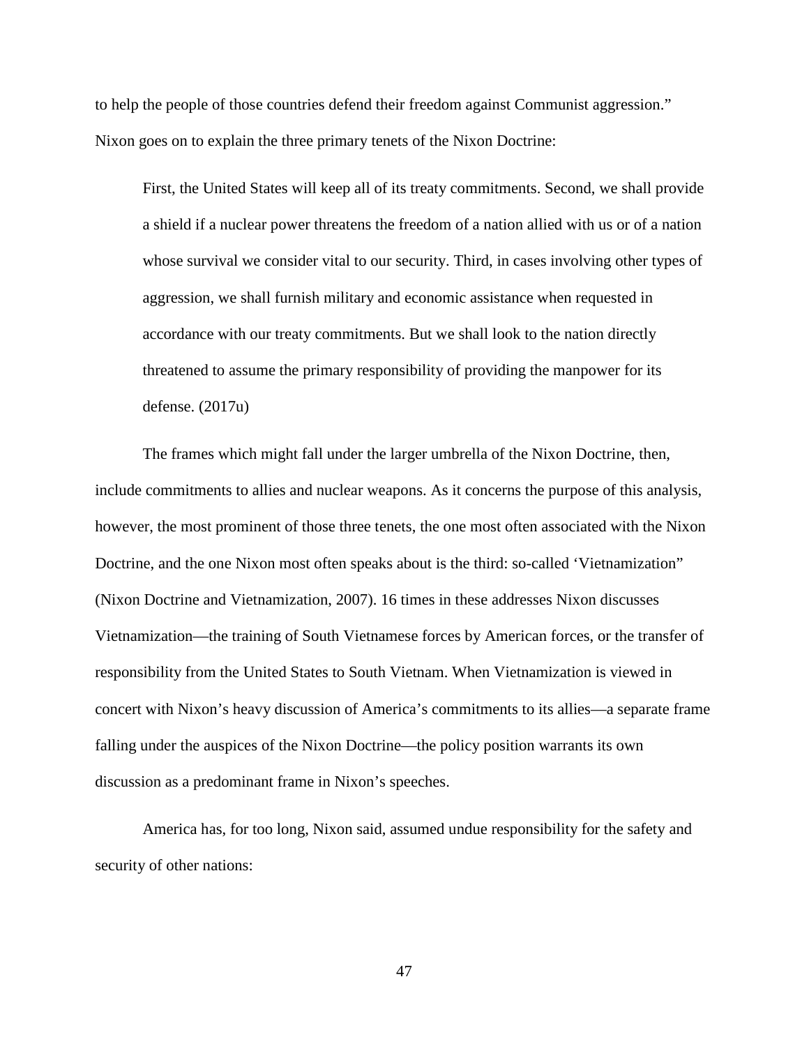to help the people of those countries defend their freedom against Communist aggression." Nixon goes on to explain the three primary tenets of the Nixon Doctrine:

> First, the United States will keep all of its treaty commitments. Second, we shall provide a shield if a nuclear power threatens the freedom of a nation allied with us or of a nation whose survival we consider vital to our security. Third, in cases involving other types of aggression, we shall furnish military and economic assistance when requested in accordance with our treaty commitments. But we shall look to the nation directly threatened to assume the primary responsibility of providing the manpower for its defense. (2017u)

The frames which might fall under the larger umbrella of the Nixon Doctrine, then, include commitments to allies and nuclear weapons. As it concerns the purpose of this analysis, however, the most prominent of those three tenets, the one most often associated with the Nixon Doctrine, and the one Nixon most often speaks about is the third: so-called 'Vietnamization" (Nixon Doctrine and Vietnamization, 2007). 16 times in these addresses Nixon discusses Vietnamization—the training of South Vietnamese forces by American forces, or the transfer of responsibility from the United States to South Vietnam. When Vietnamization is viewed in concert with Nixon's heavy discussion of America's commitments to its allies—a separate frame falling under the auspices of the Nixon Doctrine—the policy position warrants its own discussion as a predominant frame in Nixon's speeches.

America has, for too long, Nixon said, assumed undue responsibility for the safety and security of other nations: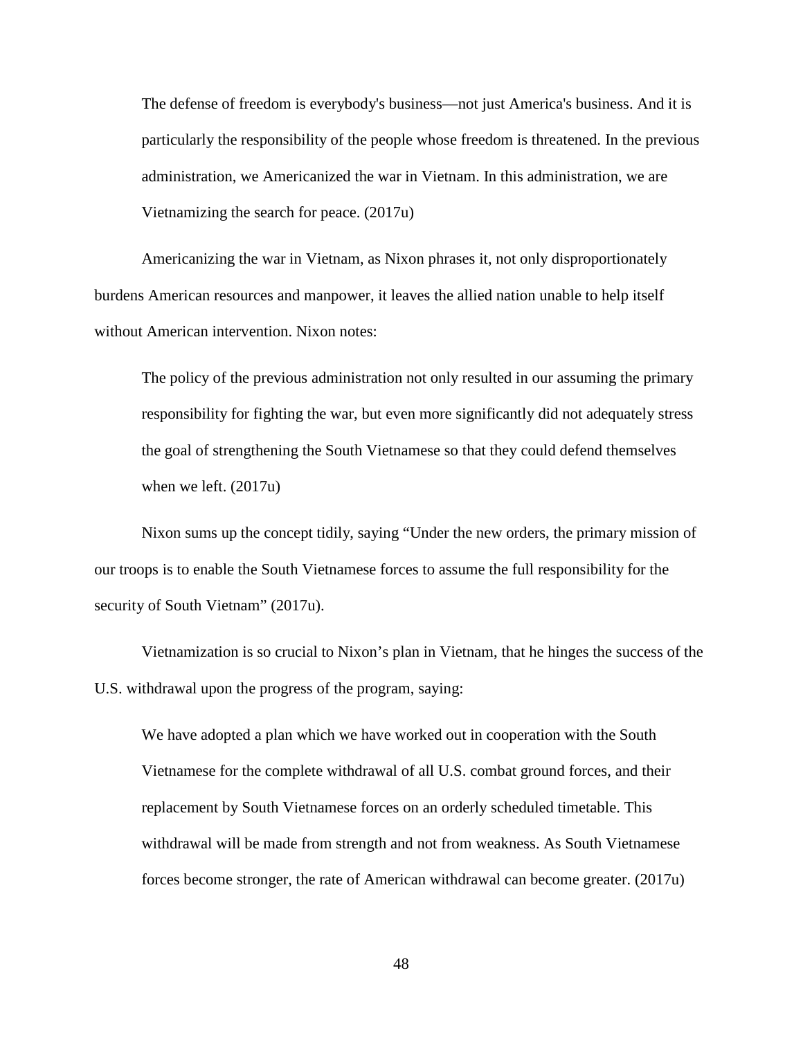> The defense of freedom is everybody's business—not just America's business. And it is particularly the responsibility of the people whose freedom is threatened. In the previous administration, we Americanized the war in Vietnam. In this administration, we are Vietnamizing the search for peace. (2017u)

Americanizing the war in Vietnam, as Nixon phrases it, not only disproportionately burdens American resources and manpower, it leaves the allied nation unable to help itself without American intervention. Nixon notes:

> The policy of the previous administration not only resulted in our assuming the primary responsibility for fighting the war, but even more significantly did not adequately stress the goal of strengthening the South Vietnamese so that they could defend themselves when we left. (2017u)

Nixon sums up the concept tidily, saying "Under the new orders, the primary mission of our troops is to enable the South Vietnamese forces to assume the full responsibility for the security of South Vietnam" (2017u).

Vietnamization is so crucial to Nixon's plan in Vietnam, that he hinges the success of the U.S. withdrawal upon the progress of the program, saying:

> We have adopted a plan which we have worked out in cooperation with the South Vietnamese for the complete withdrawal of all U.S. combat ground forces, and their replacement by South Vietnamese forces on an orderly scheduled timetable. This withdrawal will be made from strength and not from weakness. As South Vietnamese forces become stronger, the rate of American withdrawal can become greater. (2017u)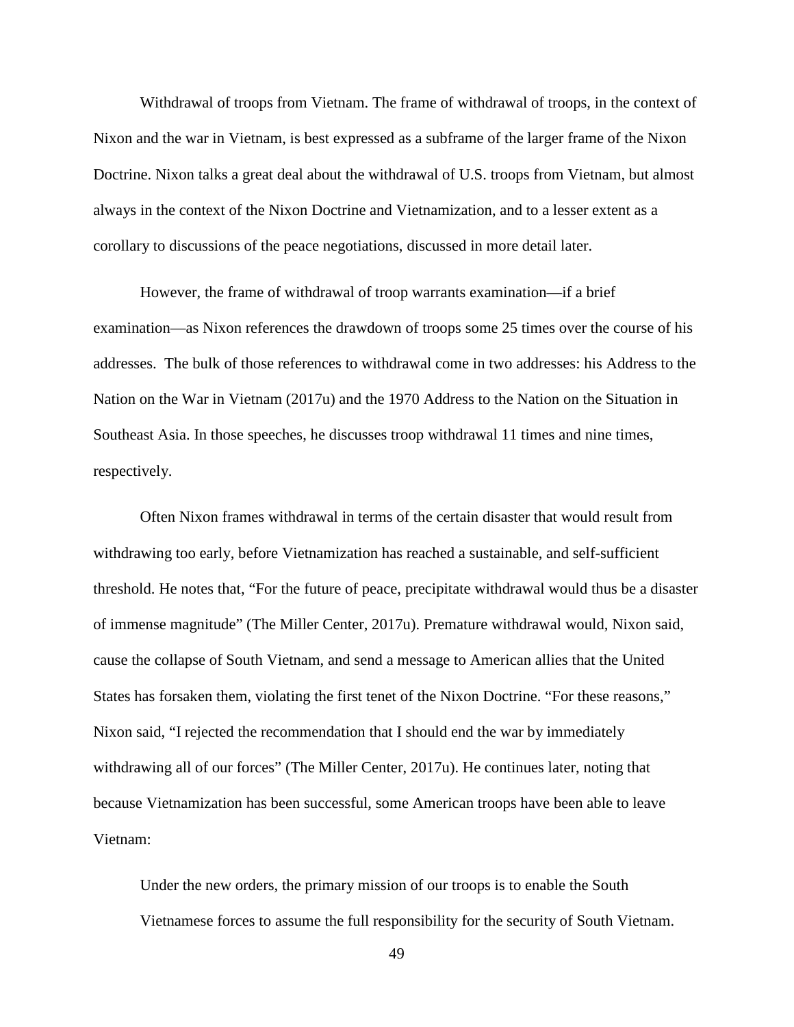Withdrawal of troops from Vietnam. The frame of withdrawal of troops, in the context of Nixon and the war in Vietnam, is best expressed as a subframe of the larger frame of the Nixon Doctrine. Nixon talks a great deal about the withdrawal of U.S. troops from Vietnam, but almost always in the context of the Nixon Doctrine and Vietnamization, and to a lesser extent as a corollary to discussions of the peace negotiations, discussed in more detail later.

However, the frame of withdrawal of troop warrants examination—if a brief examination—as Nixon references the drawdown of troops some 25 times over the course of his addresses. The bulk of those references to withdrawal come in two addresses: his Address to the Nation on the War in Vietnam (2017u) and the 1970 Address to the Nation on the Situation in Southeast Asia. In those speeches, he discusses troop withdrawal 11 times and nine times, respectively.

Often Nixon frames withdrawal in terms of the certain disaster that would result from withdrawing too early, before Vietnamization has reached a sustainable, and self-sufficient threshold. He notes that, "For the future of peace, precipitate withdrawal would thus be a disaster of immense magnitude" (The Miller Center, 2017u). Premature withdrawal would, Nixon said, cause the collapse of South Vietnam, and send a message to American allies that the United States has forsaken them, violating the first tenet of the Nixon Doctrine. "For these reasons," Nixon said, "I rejected the recommendation that I should end the war by immediately withdrawing all of our forces" (The Miller Center, 2017u). He continues later, noting that because Vietnamization has been successful, some American troops have been able to leave Vietnam:

> Under the new orders, the primary mission of our troops is to enable the South Vietnamese forces to assume the full responsibility for the security of South Vietnam.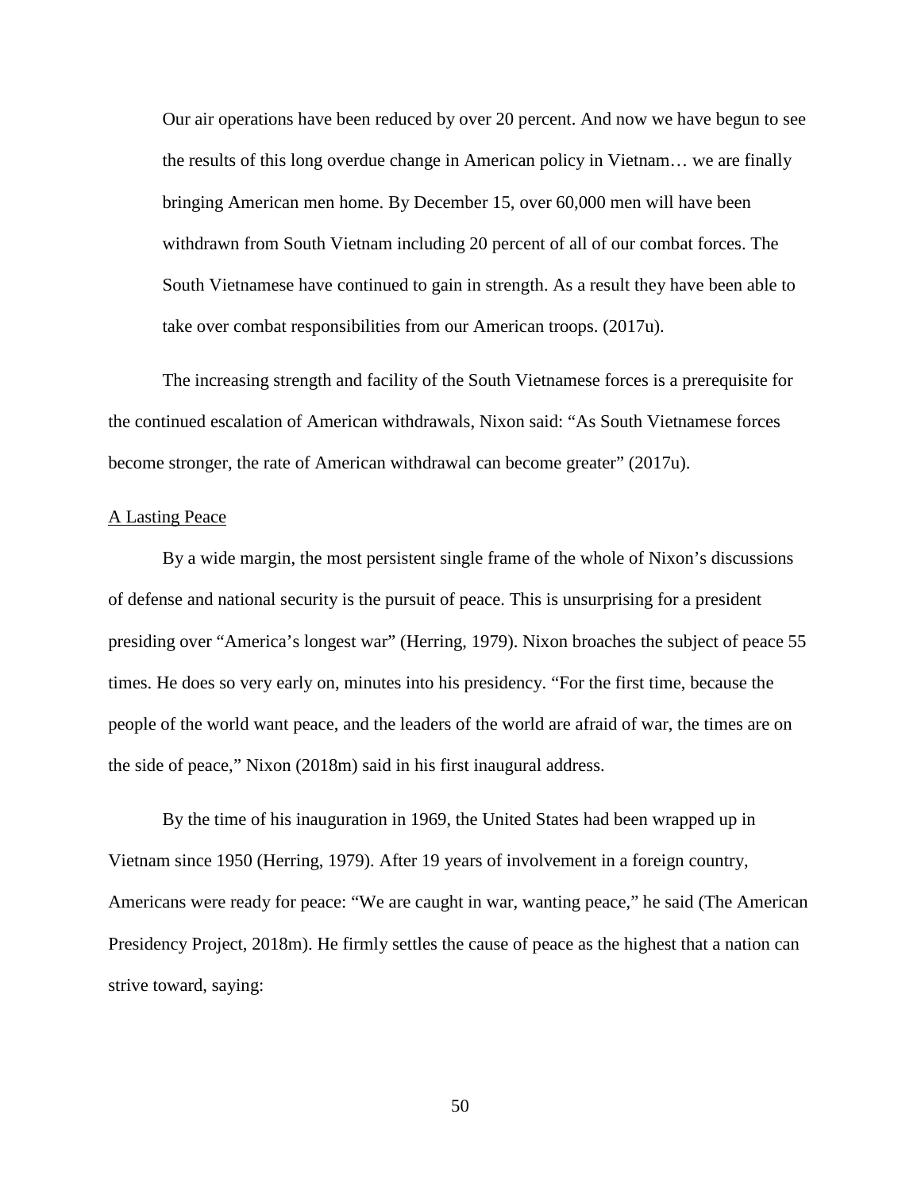> Our air operations have been reduced by over 20 percent. And now we have begun to see the results of this long overdue change in American policy in Vietnam… we are finally bringing American men home. By December 15, over 60,000 men will have been withdrawn from South Vietnam including 20 percent of all of our combat forces. The South Vietnamese have continued to gain in strength. As a result they have been able to take over combat responsibilities from our American troops. (2017u).

The increasing strength and facility of the South Vietnamese forces is a prerequisite for the continued escalation of American withdrawals, Nixon said: "As South Vietnamese forces become stronger, the rate of American withdrawal can become greater" (2017u).

<u>A Lasting Peace</u>

By a wide margin, the most persistent single frame of the whole of Nixon's discussions of defense and national security is the pursuit of peace. This is unsurprising for a president presiding over "America's longest war" (Herring, 1979). Nixon broaches the subject of peace 55 times. He does so very early on, minutes into his presidency. "For the first time, because the people of the world want peace, and the leaders of the world are afraid of war, the times are on the side of peace," Nixon (2018m) said in his first inaugural address.

By the time of his inauguration in 1969, the United States had been wrapped up in Vietnam since 1950 (Herring, 1979). After 19 years of involvement in a foreign country, Americans were ready for peace: "We are caught in war, wanting peace," he said (The American Presidency Project, 2018m). He firmly settles the cause of peace as the highest that a nation can strive toward, saying: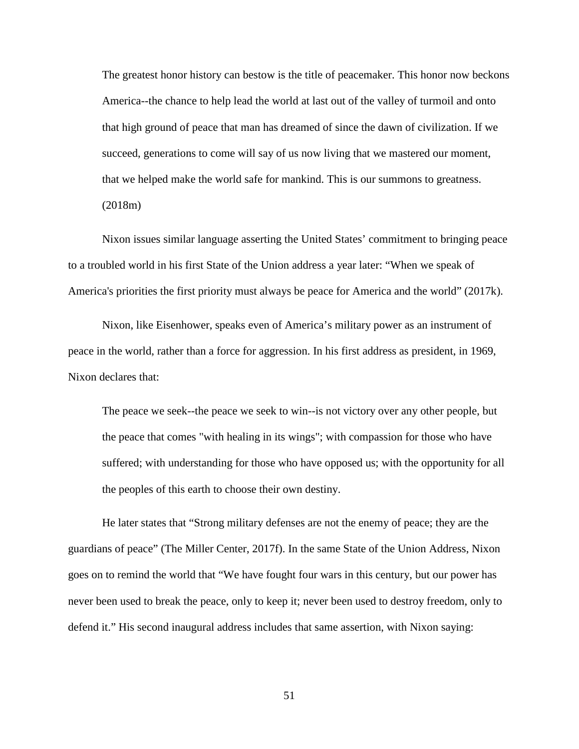> The greatest honor history can bestow is the title of peacemaker. This honor now beckons America--the chance to help lead the world at last out of the valley of turmoil and onto that high ground of peace that man has dreamed of since the dawn of civilization. If we succeed, generations to come will say of us now living that we mastered our moment, that we helped make the world safe for mankind. This is our summons to greatness. (2018m)

Nixon issues similar language asserting the United States' commitment to bringing peace to a troubled world in his first State of the Union address a year later: "When we speak of America's priorities the first priority must always be peace for America and the world" (2017k).

Nixon, like Eisenhower, speaks even of America's military power as an instrument of peace in the world, rather than a force for aggression. In his first address as president, in 1969, Nixon declares that:

> The peace we seek--the peace we seek to win--is not victory over any other people, but the peace that comes "with healing in its wings"; with compassion for those who have suffered; with understanding for those who have opposed us; with the opportunity for all the peoples of this earth to choose their own destiny.

He later states that "Strong military defenses are not the enemy of peace; they are the guardians of peace" (The Miller Center, 2017f). In the same State of the Union Address, Nixon goes on to remind the world that "We have fought four wars in this century, but our power has never been used to break the peace, only to keep it; never been used to destroy freedom, only to defend it." His second inaugural address includes that same assertion, with Nixon saying: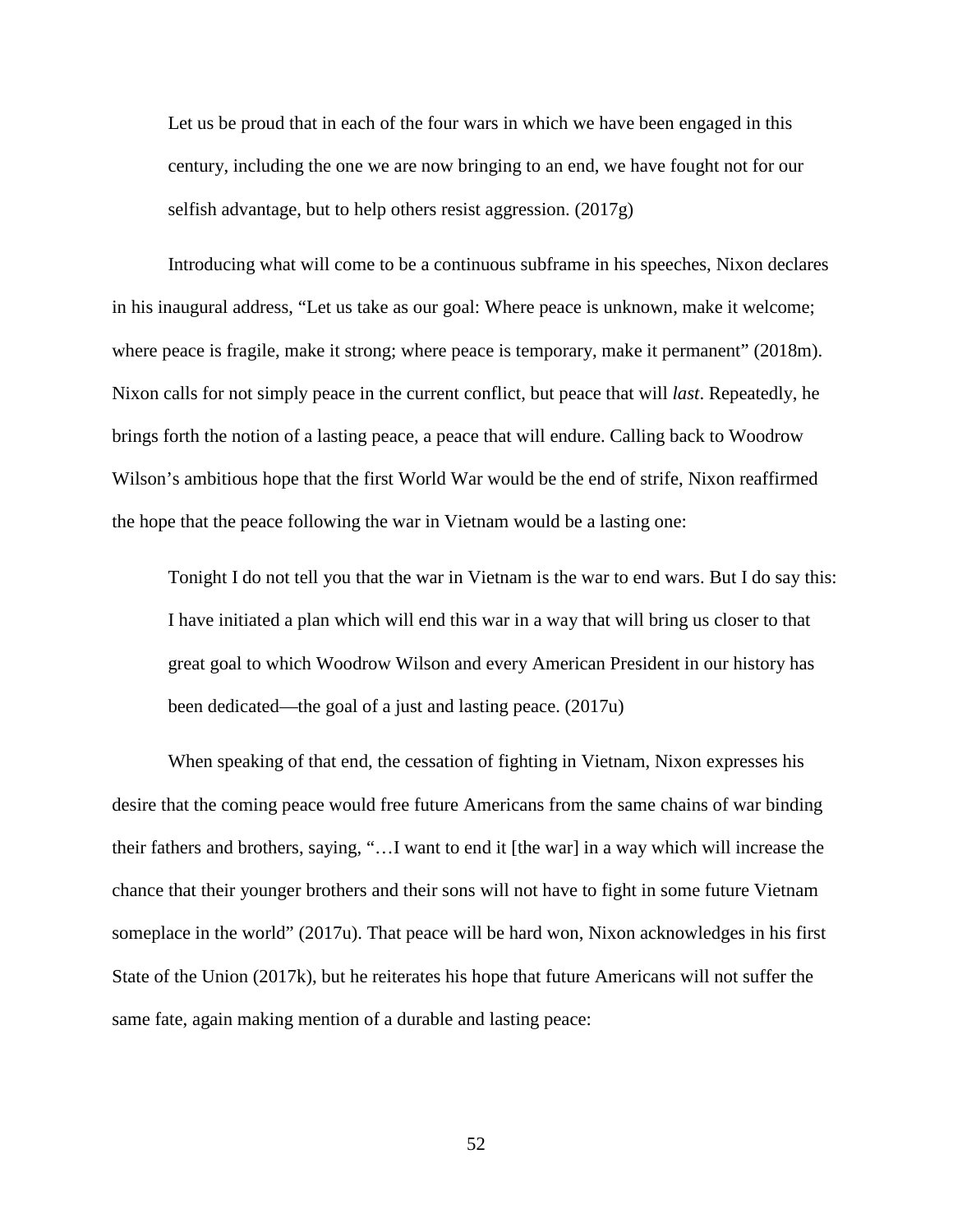> Let us be proud that in each of the four wars in which we have been engaged in this century, including the one we are now bringing to an end, we have fought not for our selfish advantage, but to help others resist aggression. (2017g)

Introducing what will come to be a continuous subframe in his speeches, Nixon declares in his inaugural address, "Let us take as our goal: Where peace is unknown, make it welcome; where peace is fragile, make it strong; where peace is temporary, make it permanent" (2018m). Nixon calls for not simply peace in the current conflict, but peace that will *last*. Repeatedly, he brings forth the notion of a lasting peace, a peace that will endure. Calling back to Woodrow Wilson's ambitious hope that the first World War would be the end of strife, Nixon reaffirmed the hope that the peace following the war in Vietnam would be a lasting one:

> Tonight I do not tell you that the war in Vietnam is the war to end wars. But I do say this: I have initiated a plan which will end this war in a way that will bring us closer to that great goal to which Woodrow Wilson and every American President in our history has been dedicated—the goal of a just and lasting peace. (2017u)

When speaking of that end, the cessation of fighting in Vietnam, Nixon expresses his desire that the coming peace would free future Americans from the same chains of war binding their fathers and brothers, saying, "…I want to end it [the war] in a way which will increase the chance that their younger brothers and their sons will not have to fight in some future Vietnam someplace in the world" (2017u). That peace will be hard won, Nixon acknowledges in his first State of the Union (2017k), but he reiterates his hope that future Americans will not suffer the same fate, again making mention of a durable and lasting peace: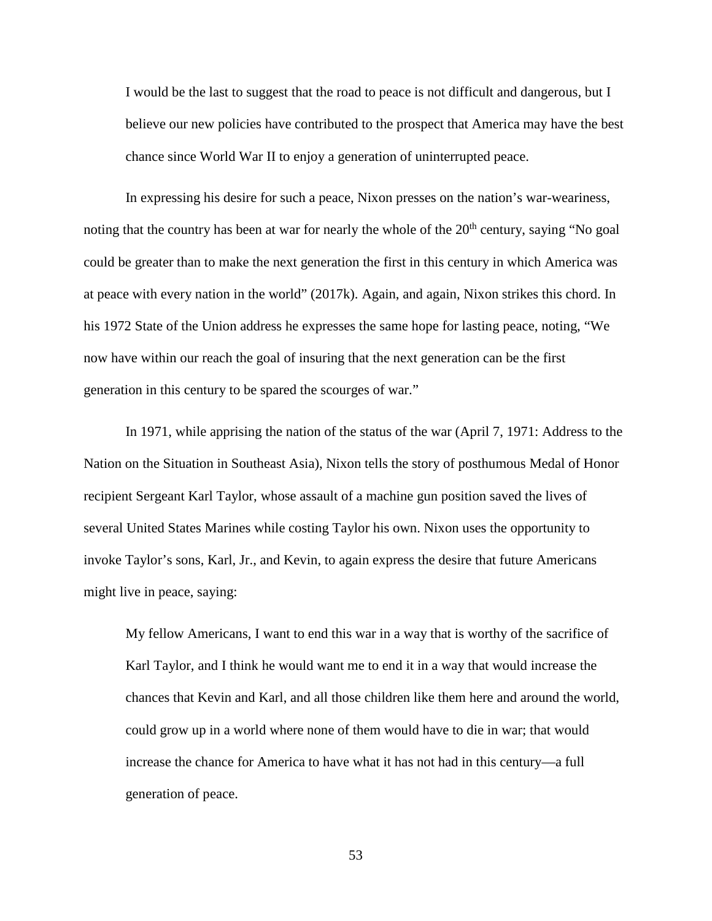> I would be the last to suggest that the road to peace is not difficult and dangerous, but I believe our new policies have contributed to the prospect that America may have the best chance since World War II to enjoy a generation of uninterrupted peace.

In expressing his desire for such a peace, Nixon presses on the nation's war-weariness, noting that the country has been at war for nearly the whole of the 20th century, saying "No goal could be greater than to make the next generation the first in this century in which America was at peace with every nation in the world" (2017k). Again, and again, Nixon strikes this chord. In his 1972 State of the Union address he expresses the same hope for lasting peace, noting, "We now have within our reach the goal of insuring that the next generation can be the first generation in this century to be spared the scourges of war."

In 1971, while apprising the nation of the status of the war (April 7, 1971: Address to the Nation on the Situation in Southeast Asia), Nixon tells the story of posthumous Medal of Honor recipient Sergeant Karl Taylor, whose assault of a machine gun position saved the lives of several United States Marines while costing Taylor his own. Nixon uses the opportunity to invoke Taylor's sons, Karl, Jr., and Kevin, to again express the desire that future Americans might live in peace, saying:

> My fellow Americans, I want to end this war in a way that is worthy of the sacrifice of Karl Taylor, and I think he would want me to end it in a way that would increase the chances that Kevin and Karl, and all those children like them here and around the world, could grow up in a world where none of them would have to die in war; that would increase the chance for America to have what it has not had in this century—a full generation of peace.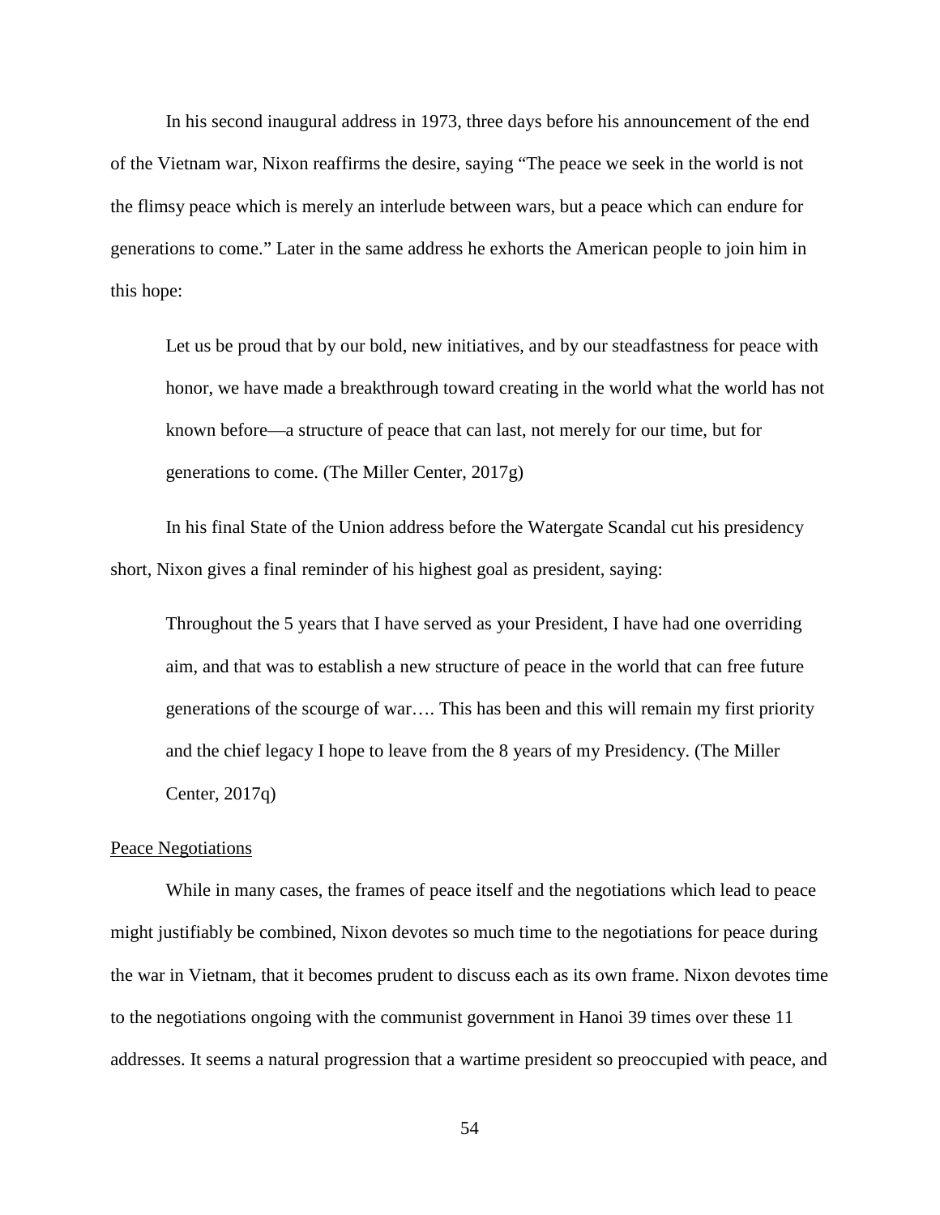In his second inaugural address in 1973, three days before his announcement of the end of the Vietnam war, Nixon reaffirms the desire, saying "The peace we seek in the world is not the flimsy peace which is merely an interlude between wars, but a peace which can endure for generations to come." Later in the same address he exhorts the American people to join him in this hope:

> Let us be proud that by our bold, new initiatives, and by our steadfastness for peace with honor, we have made a breakthrough toward creating in the world what the world has not known before—a structure of peace that can last, not merely for our time, but for generations to come. (The Miller Center, 2017g)

In his final State of the Union address before the Watergate Scandal cut his presidency short, Nixon gives a final reminder of his highest goal as president, saying:

> Throughout the 5 years that I have served as your President, I have had one overriding aim, and that was to establish a new structure of peace in the world that can free future generations of the scourge of war…. This has been and this will remain my first priority and the chief legacy I hope to leave from the 8 years of my Presidency. (The Miller Center, 2017q)

<u>Peace Negotiations</u>

While in many cases, the frames of peace itself and the negotiations which lead to peace might justifiably be combined, Nixon devotes so much time to the negotiations for peace during the war in Vietnam, that it becomes prudent to discuss each as its own frame. Nixon devotes time to the negotiations ongoing with the communist government in Hanoi 39 times over these 11 addresses. It seems a natural progression that a wartime president so preoccupied with peace, and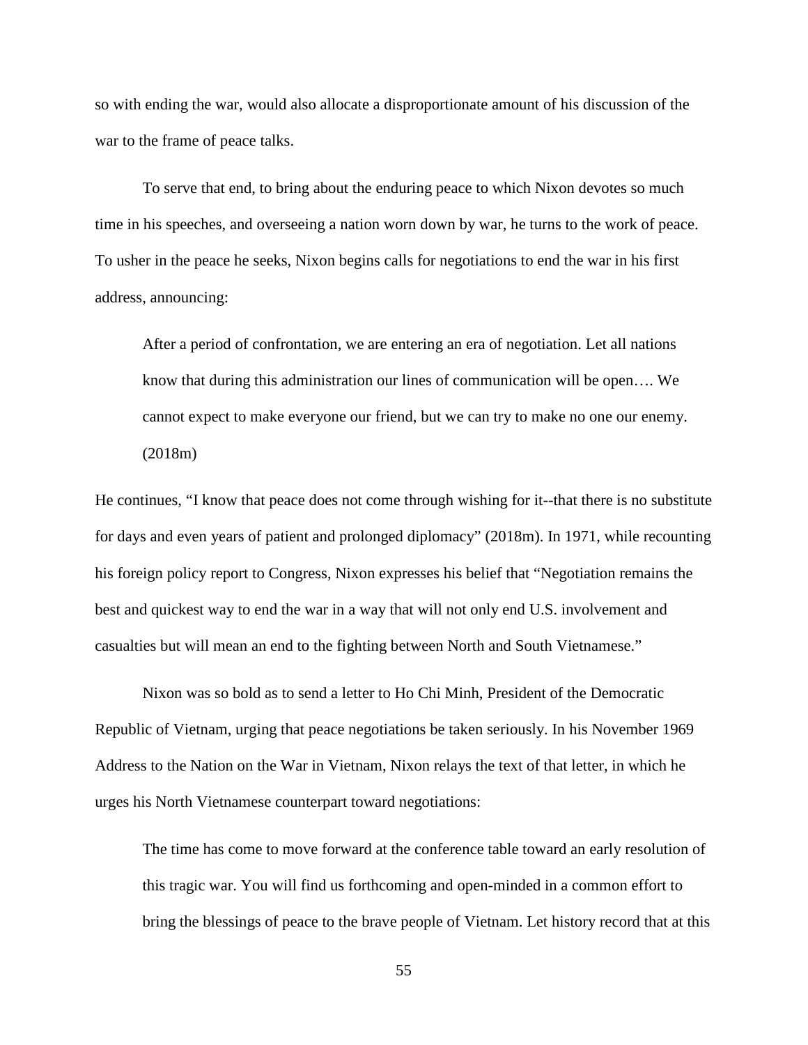so with ending the war, would also allocate a disproportionate amount of his discussion of the war to the frame of peace talks.

To serve that end, to bring about the enduring peace to which Nixon devotes so much time in his speeches, and overseeing a nation worn down by war, he turns to the work of peace. To usher in the peace he seeks, Nixon begins calls for negotiations to end the war in his first address, announcing:

> After a period of confrontation, we are entering an era of negotiation. Let all nations know that during this administration our lines of communication will be open…. We cannot expect to make everyone our friend, but we can try to make no one our enemy. (2018m)

He continues, "I know that peace does not come through wishing for it--that there is no substitute for days and even years of patient and prolonged diplomacy" (2018m). In 1971, while recounting his foreign policy report to Congress, Nixon expresses his belief that "Negotiation remains the best and quickest way to end the war in a way that will not only end U.S. involvement and casualties but will mean an end to the fighting between North and South Vietnamese."

Nixon was so bold as to send a letter to Ho Chi Minh, President of the Democratic Republic of Vietnam, urging that peace negotiations be taken seriously. In his November 1969 Address to the Nation on the War in Vietnam, Nixon relays the text of that letter, in which he urges his North Vietnamese counterpart toward negotiations:

> The time has come to move forward at the conference table toward an early resolution of this tragic war. You will find us forthcoming and open-minded in a common effort to bring the blessings of peace to the brave people of Vietnam. Let history record that at this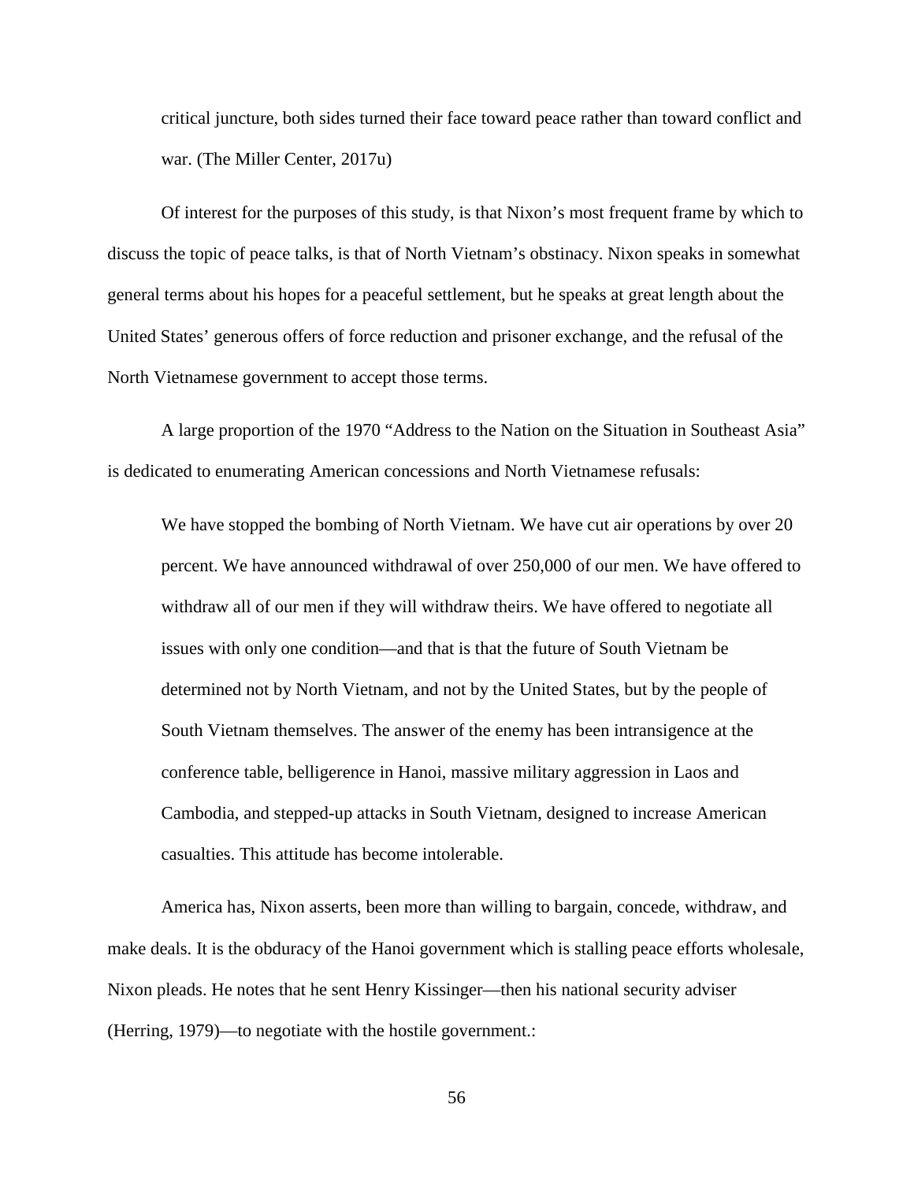critical juncture, both sides turned their face toward peace rather than toward conflict and war. (The Miller Center, 2017u)

Of interest for the purposes of this study, is that Nixon's most frequent frame by which to discuss the topic of peace talks, is that of North Vietnam's obstinacy. Nixon speaks in somewhat general terms about his hopes for a peaceful settlement, but he speaks at great length about the United States' generous offers of force reduction and prisoner exchange, and the refusal of the North Vietnamese government to accept those terms.

A large proportion of the 1970 "Address to the Nation on the Situation in Southeast Asia" is dedicated to enumerating American concessions and North Vietnamese refusals:

> We have stopped the bombing of North Vietnam. We have cut air operations by over 20 percent. We have announced withdrawal of over 250,000 of our men. We have offered to withdraw all of our men if they will withdraw theirs. We have offered to negotiate all issues with only one condition—and that is that the future of South Vietnam be determined not by North Vietnam, and not by the United States, but by the people of South Vietnam themselves. The answer of the enemy has been intransigence at the conference table, belligerence in Hanoi, massive military aggression in Laos and Cambodia, and stepped-up attacks in South Vietnam, designed to increase American casualties. This attitude has become intolerable.

America has, Nixon asserts, been more than willing to bargain, concede, withdraw, and make deals. It is the obduracy of the Hanoi government which is stalling peace efforts wholesale, Nixon pleads. He notes that he sent Henry Kissinger—then his national security adviser (Herring, 1979)—to negotiate with the hostile government.: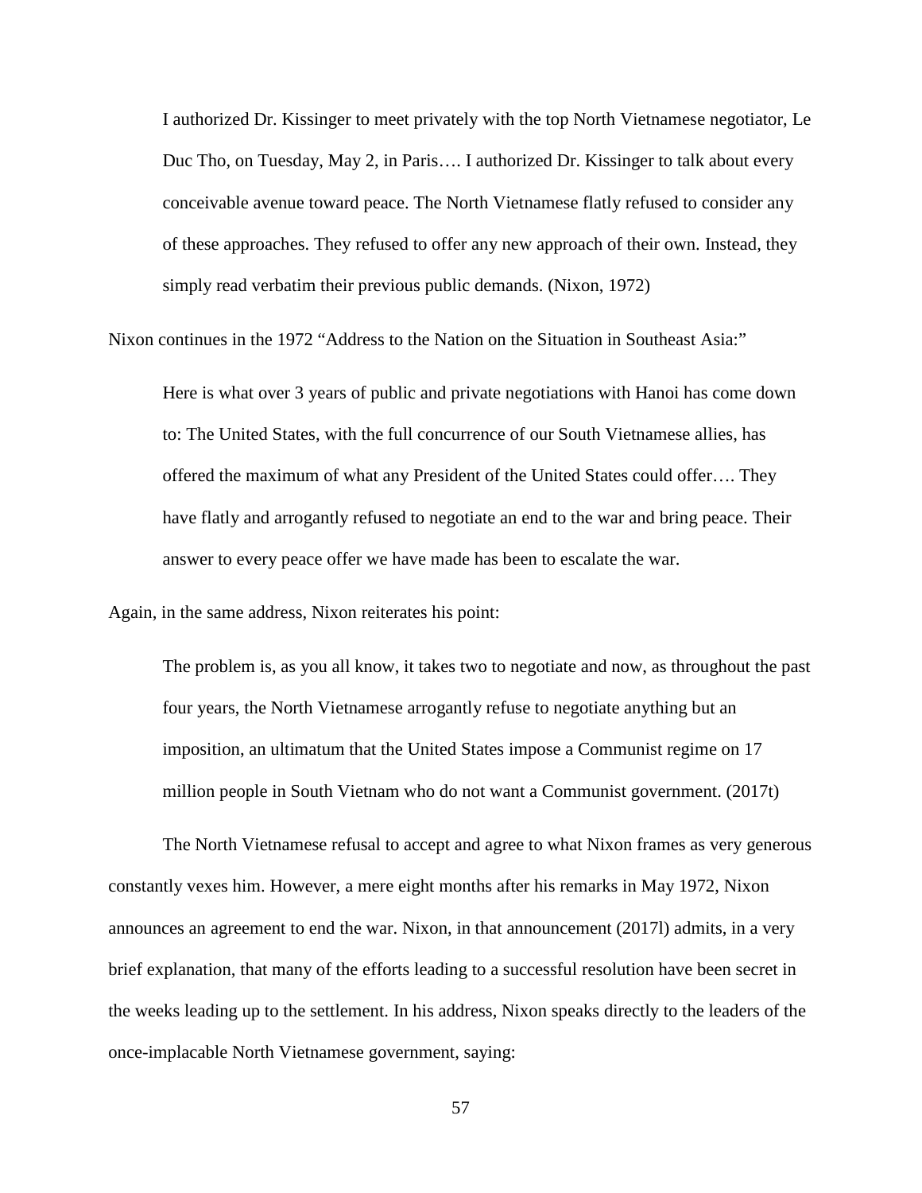> I authorized Dr. Kissinger to meet privately with the top North Vietnamese negotiator, Le Duc Tho, on Tuesday, May 2, in Paris…. I authorized Dr. Kissinger to talk about every conceivable avenue toward peace. The North Vietnamese flatly refused to consider any of these approaches. They refused to offer any new approach of their own. Instead, they simply read verbatim their previous public demands. (Nixon, 1972)

Nixon continues in the 1972 "Address to the Nation on the Situation in Southeast Asia:"

> Here is what over 3 years of public and private negotiations with Hanoi has come down to: The United States, with the full concurrence of our South Vietnamese allies, has offered the maximum of what any President of the United States could offer…. They have flatly and arrogantly refused to negotiate an end to the war and bring peace. Their answer to every peace offer we have made has been to escalate the war.

Again, in the same address, Nixon reiterates his point:

> The problem is, as you all know, it takes two to negotiate and now, as throughout the past four years, the North Vietnamese arrogantly refuse to negotiate anything but an imposition, an ultimatum that the United States impose a Communist regime on 17 million people in South Vietnam who do not want a Communist government. (2017t)

The North Vietnamese refusal to accept and agree to what Nixon frames as very generous constantly vexes him. However, a mere eight months after his remarks in May 1972, Nixon announces an agreement to end the war. Nixon, in that announcement (2017l) admits, in a very brief explanation, that many of the efforts leading to a successful resolution have been secret in the weeks leading up to the settlement. In his address, Nixon speaks directly to the leaders of the once-implacable North Vietnamese government, saying: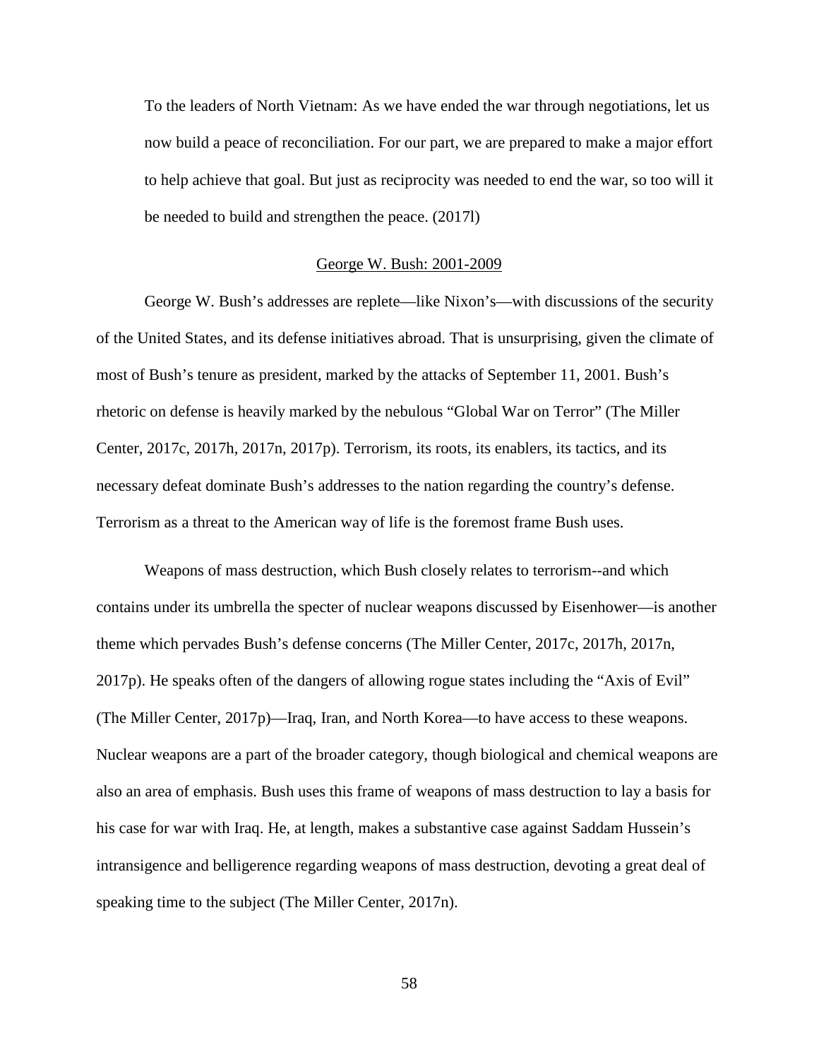> To the leaders of North Vietnam: As we have ended the war through negotiations, let us now build a peace of reconciliation. For our part, we are prepared to make a major effort to help achieve that goal. But just as reciprocity was needed to end the war, so too will it be needed to build and strengthen the peace. (2017l)

### George W. Bush: 2001-2009

George W. Bush's addresses are replete—like Nixon's—with discussions of the security of the United States, and its defense initiatives abroad. That is unsurprising, given the climate of most of Bush's tenure as president, marked by the attacks of September 11, 2001. Bush's rhetoric on defense is heavily marked by the nebulous "Global War on Terror" (The Miller Center, 2017c, 2017h, 2017n, 2017p). Terrorism, its roots, its enablers, its tactics, and its necessary defeat dominate Bush's addresses to the nation regarding the country's defense. Terrorism as a threat to the American way of life is the foremost frame Bush uses.

Weapons of mass destruction, which Bush closely relates to terrorism--and which contains under its umbrella the specter of nuclear weapons discussed by Eisenhower—is another theme which pervades Bush's defense concerns (The Miller Center, 2017c, 2017h, 2017n, 2017p). He speaks often of the dangers of allowing rogue states including the "Axis of Evil" (The Miller Center, 2017p)—Iraq, Iran, and North Korea—to have access to these weapons. Nuclear weapons are a part of the broader category, though biological and chemical weapons are also an area of emphasis. Bush uses this frame of weapons of mass destruction to lay a basis for his case for war with Iraq. He, at length, makes a substantive case against Saddam Hussein's intransigence and belligerence regarding weapons of mass destruction, devoting a great deal of speaking time to the subject (The Miller Center, 2017n).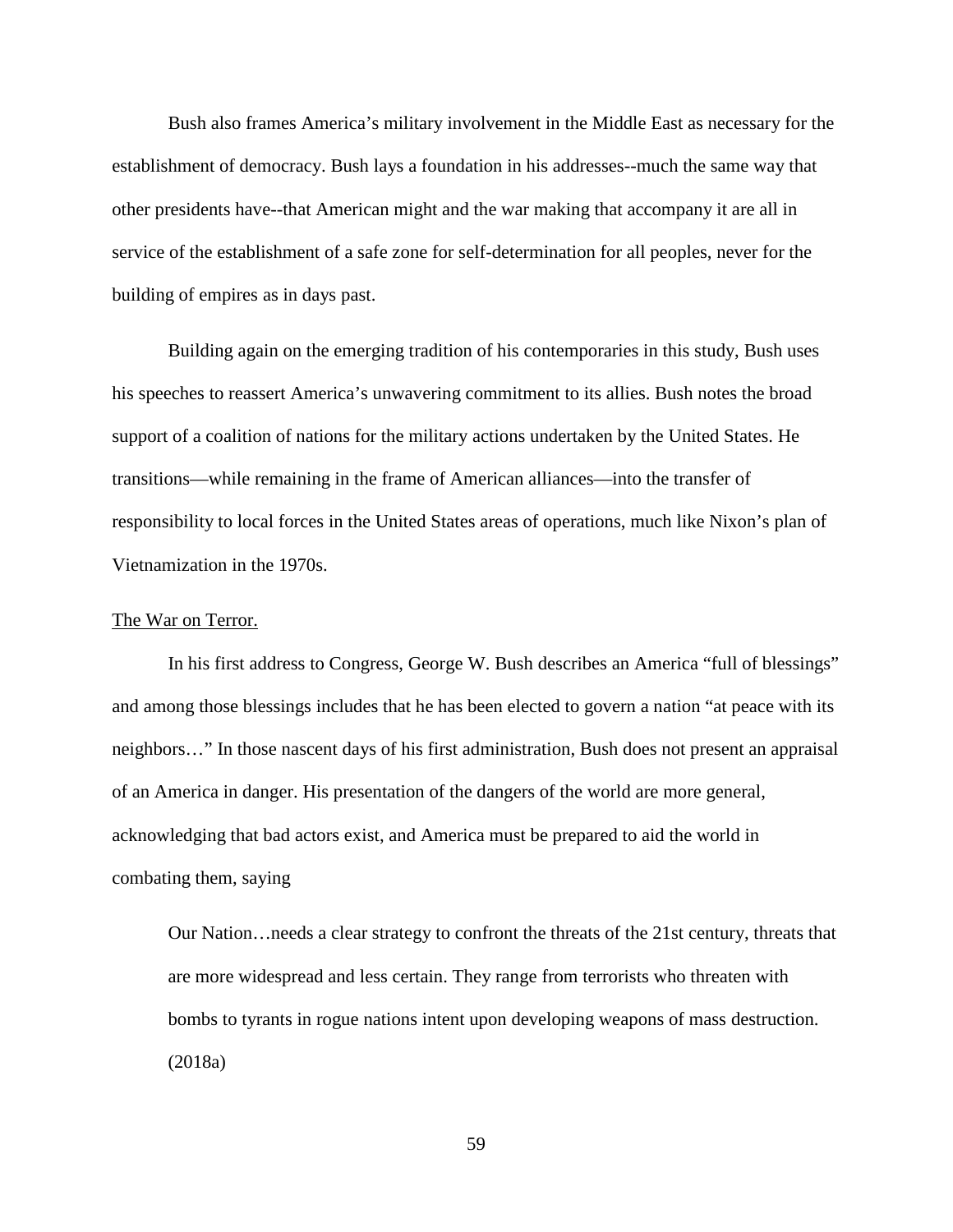Bush also frames America's military involvement in the Middle East as necessary for the establishment of democracy. Bush lays a foundation in his addresses--much the same way that other presidents have--that American might and the war making that accompany it are all in service of the establishment of a safe zone for self-determination for all peoples, never for the building of empires as in days past.

Building again on the emerging tradition of his contemporaries in this study, Bush uses his speeches to reassert America's unwavering commitment to its allies. Bush notes the broad support of a coalition of nations for the military actions undertaken by the United States. He transitions—while remaining in the frame of American alliances—into the transfer of responsibility to local forces in the United States areas of operations, much like Nixon's plan of Vietnamization in the 1970s.

<u>The War on Terror.</u>

In his first address to Congress, George W. Bush describes an America "full of blessings" and among those blessings includes that he has been elected to govern a nation "at peace with its neighbors…" In those nascent days of his first administration, Bush does not present an appraisal of an America in danger. His presentation of the dangers of the world are more general, acknowledging that bad actors exist, and America must be prepared to aid the world in combating them, saying

> Our Nation…needs a clear strategy to confront the threats of the 21st century, threats that are more widespread and less certain. They range from terrorists who threaten with bombs to tyrants in rogue nations intent upon developing weapons of mass destruction. (2018a)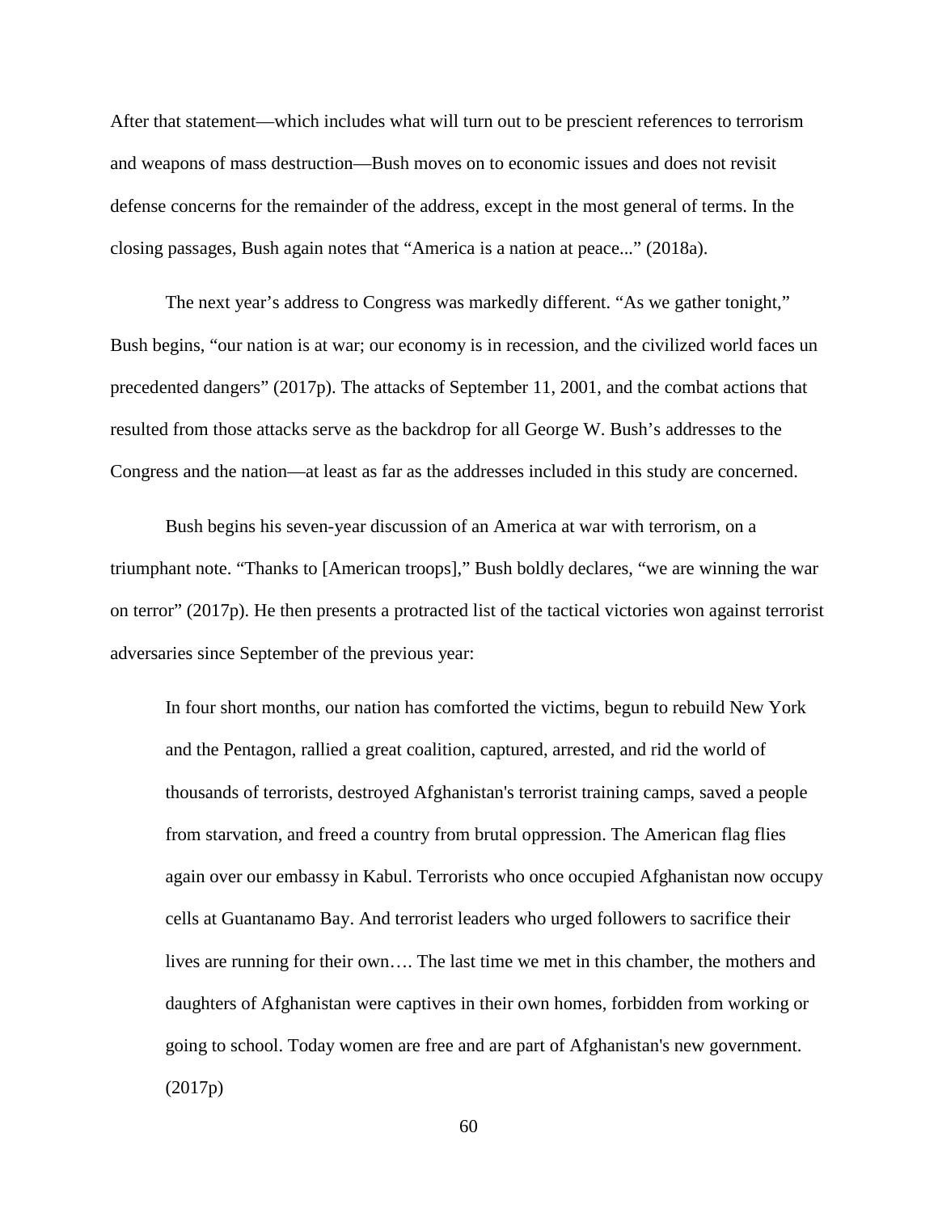After that statement—which includes what will turn out to be prescient references to terrorism and weapons of mass destruction—Bush moves on to economic issues and does not revisit defense concerns for the remainder of the address, except in the most general of terms. In the closing passages, Bush again notes that "America is a nation at peace..." (2018a).

The next year's address to Congress was markedly different. "As we gather tonight," Bush begins, "our nation is at war; our economy is in recession, and the civilized world faces un precedented dangers" (2017p). The attacks of September 11, 2001, and the combat actions that resulted from those attacks serve as the backdrop for all George W. Bush's addresses to the Congress and the nation—at least as far as the addresses included in this study are concerned.

Bush begins his seven-year discussion of an America at war with terrorism, on a triumphant note. "Thanks to [American troops]," Bush boldly declares, "we are winning the war on terror" (2017p). He then presents a protracted list of the tactical victories won against terrorist adversaries since September of the previous year:

> In four short months, our nation has comforted the victims, begun to rebuild New York and the Pentagon, rallied a great coalition, captured, arrested, and rid the world of thousands of terrorists, destroyed Afghanistan's terrorist training camps, saved a people from starvation, and freed a country from brutal oppression. The American flag flies again over our embassy in Kabul. Terrorists who once occupied Afghanistan now occupy cells at Guantanamo Bay. And terrorist leaders who urged followers to sacrifice their lives are running for their own…. The last time we met in this chamber, the mothers and daughters of Afghanistan were captives in their own homes, forbidden from working or going to school. Today women are free and are part of Afghanistan's new government. (2017p)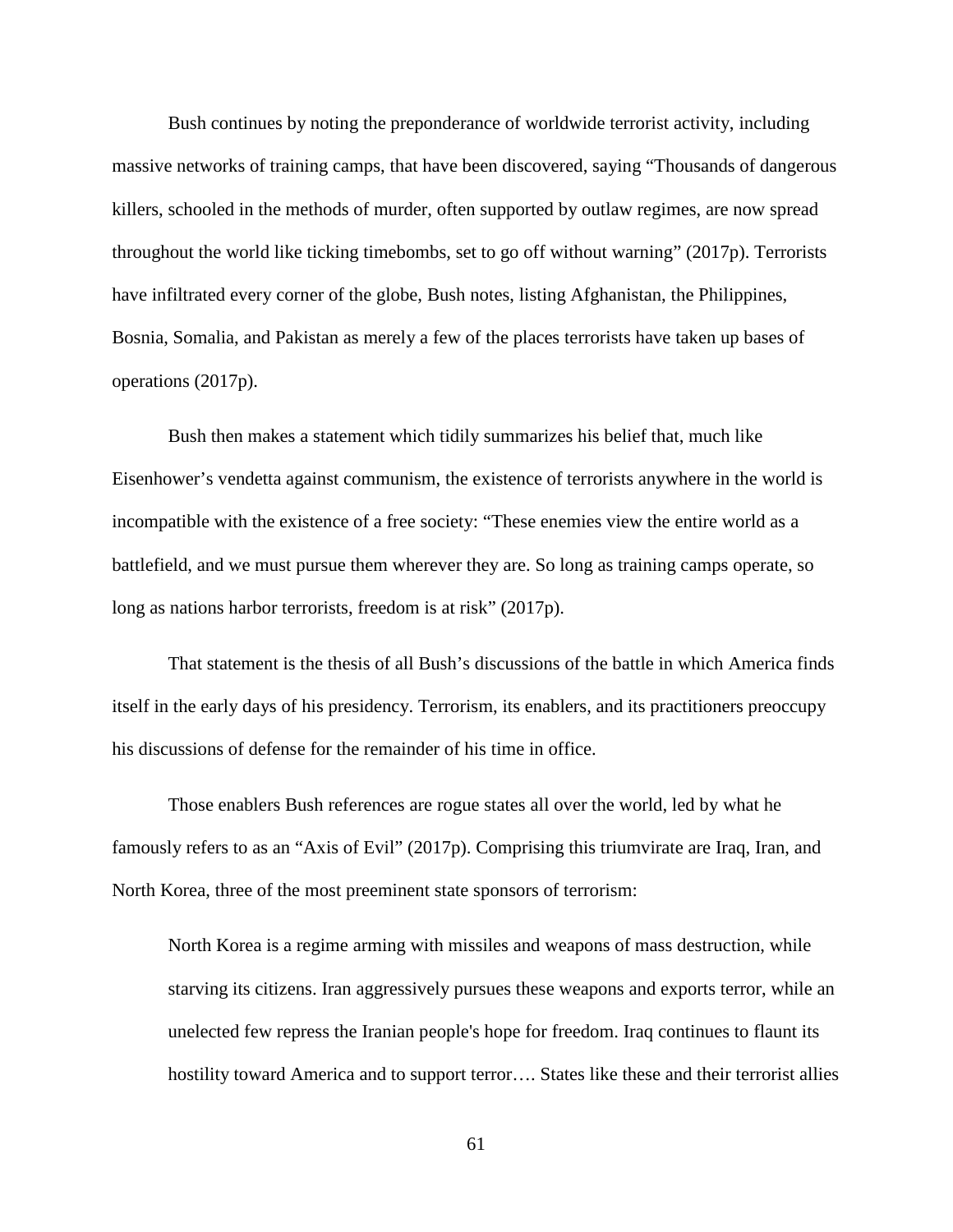Bush continues by noting the preponderance of worldwide terrorist activity, including massive networks of training camps, that have been discovered, saying "Thousands of dangerous killers, schooled in the methods of murder, often supported by outlaw regimes, are now spread throughout the world like ticking timebombs, set to go off without warning" (2017p). Terrorists have infiltrated every corner of the globe, Bush notes, listing Afghanistan, the Philippines, Bosnia, Somalia, and Pakistan as merely a few of the places terrorists have taken up bases of operations (2017p).

Bush then makes a statement which tidily summarizes his belief that, much like Eisenhower's vendetta against communism, the existence of terrorists anywhere in the world is incompatible with the existence of a free society: "These enemies view the entire world as a battlefield, and we must pursue them wherever they are. So long as training camps operate, so long as nations harbor terrorists, freedom is at risk" (2017p).

That statement is the thesis of all Bush's discussions of the battle in which America finds itself in the early days of his presidency. Terrorism, its enablers, and its practitioners preoccupy his discussions of defense for the remainder of his time in office.

Those enablers Bush references are rogue states all over the world, led by what he famously refers to as an "Axis of Evil" (2017p). Comprising this triumvirate are Iraq, Iran, and North Korea, three of the most preeminent state sponsors of terrorism:

> North Korea is a regime arming with missiles and weapons of mass destruction, while starving its citizens. Iran aggressively pursues these weapons and exports terror, while an unelected few repress the Iranian people's hope for freedom. Iraq continues to flaunt its hostility toward America and to support terror…. States like these and their terrorist allies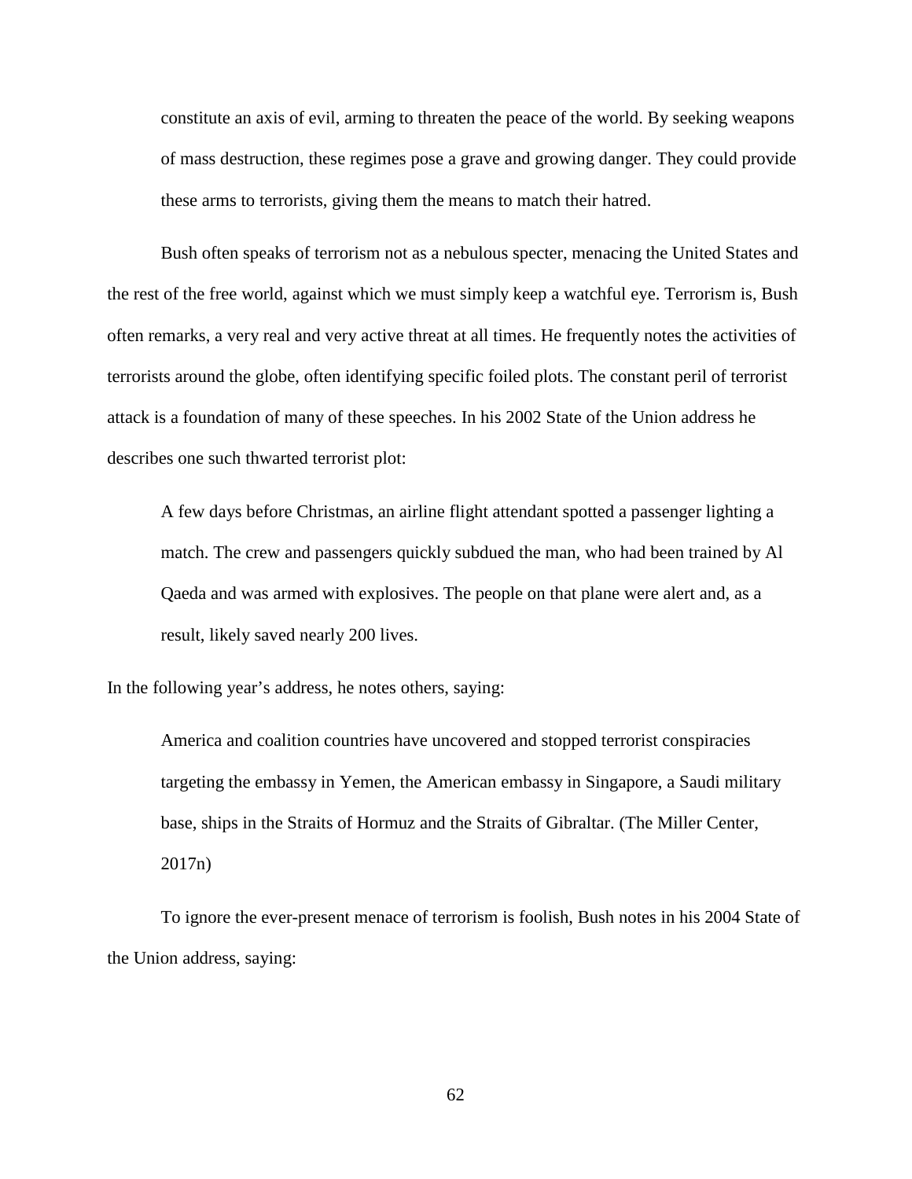> constitute an axis of evil, arming to threaten the peace of the world. By seeking weapons of mass destruction, these regimes pose a grave and growing danger. They could provide these arms to terrorists, giving them the means to match their hatred.

Bush often speaks of terrorism not as a nebulous specter, menacing the United States and the rest of the free world, against which we must simply keep a watchful eye. Terrorism is, Bush often remarks, a very real and very active threat at all times. He frequently notes the activities of terrorists around the globe, often identifying specific foiled plots. The constant peril of terrorist attack is a foundation of many of these speeches. In his 2002 State of the Union address he describes one such thwarted terrorist plot:

> A few days before Christmas, an airline flight attendant spotted a passenger lighting a match. The crew and passengers quickly subdued the man, who had been trained by Al Qaeda and was armed with explosives. The people on that plane were alert and, as a result, likely saved nearly 200 lives.

In the following year's address, he notes others, saying:

> America and coalition countries have uncovered and stopped terrorist conspiracies targeting the embassy in Yemen, the American embassy in Singapore, a Saudi military base, ships in the Straits of Hormuz and the Straits of Gibraltar. (The Miller Center, 2017n)

To ignore the ever-present menace of terrorism is foolish, Bush notes in his 2004 State of the Union address, saying: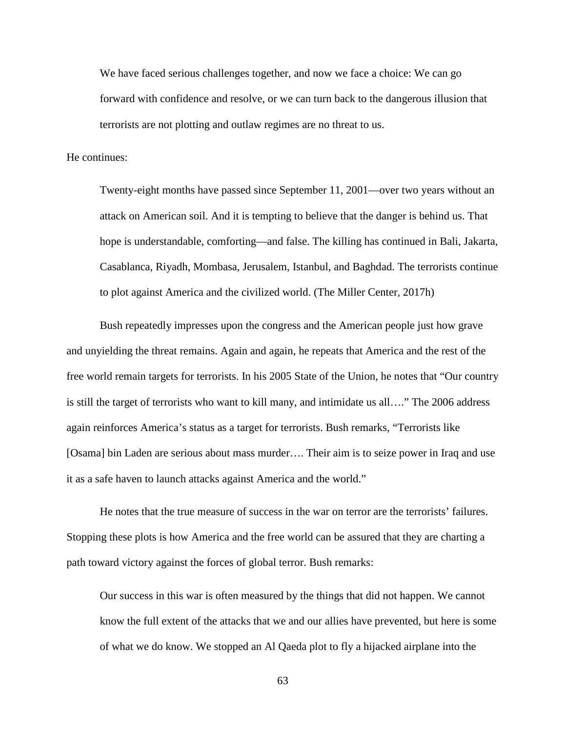> We have faced serious challenges together, and now we face a choice: We can go forward with confidence and resolve, or we can turn back to the dangerous illusion that terrorists are not plotting and outlaw regimes are no threat to us.

He continues:

> Twenty-eight months have passed since September 11, 2001—over two years without an attack on American soil. And it is tempting to believe that the danger is behind us. That hope is understandable, comforting—and false. The killing has continued in Bali, Jakarta, Casablanca, Riyadh, Mombasa, Jerusalem, Istanbul, and Baghdad. The terrorists continue to plot against America and the civilized world. (The Miller Center, 2017h)

Bush repeatedly impresses upon the congress and the American people just how grave and unyielding the threat remains. Again and again, he repeats that America and the rest of the free world remain targets for terrorists. In his 2005 State of the Union, he notes that "Our country is still the target of terrorists who want to kill many, and intimidate us all…." The 2006 address again reinforces America's status as a target for terrorists. Bush remarks, "Terrorists like [Osama] bin Laden are serious about mass murder…. Their aim is to seize power in Iraq and use it as a safe haven to launch attacks against America and the world."

He notes that the true measure of success in the war on terror are the terrorists' failures. Stopping these plots is how America and the free world can be assured that they are charting a path toward victory against the forces of global terror. Bush remarks:

> Our success in this war is often measured by the things that did not happen. We cannot know the full extent of the attacks that we and our allies have prevented, but here is some of what we do know. We stopped an Al Qaeda plot to fly a hijacked airplane into the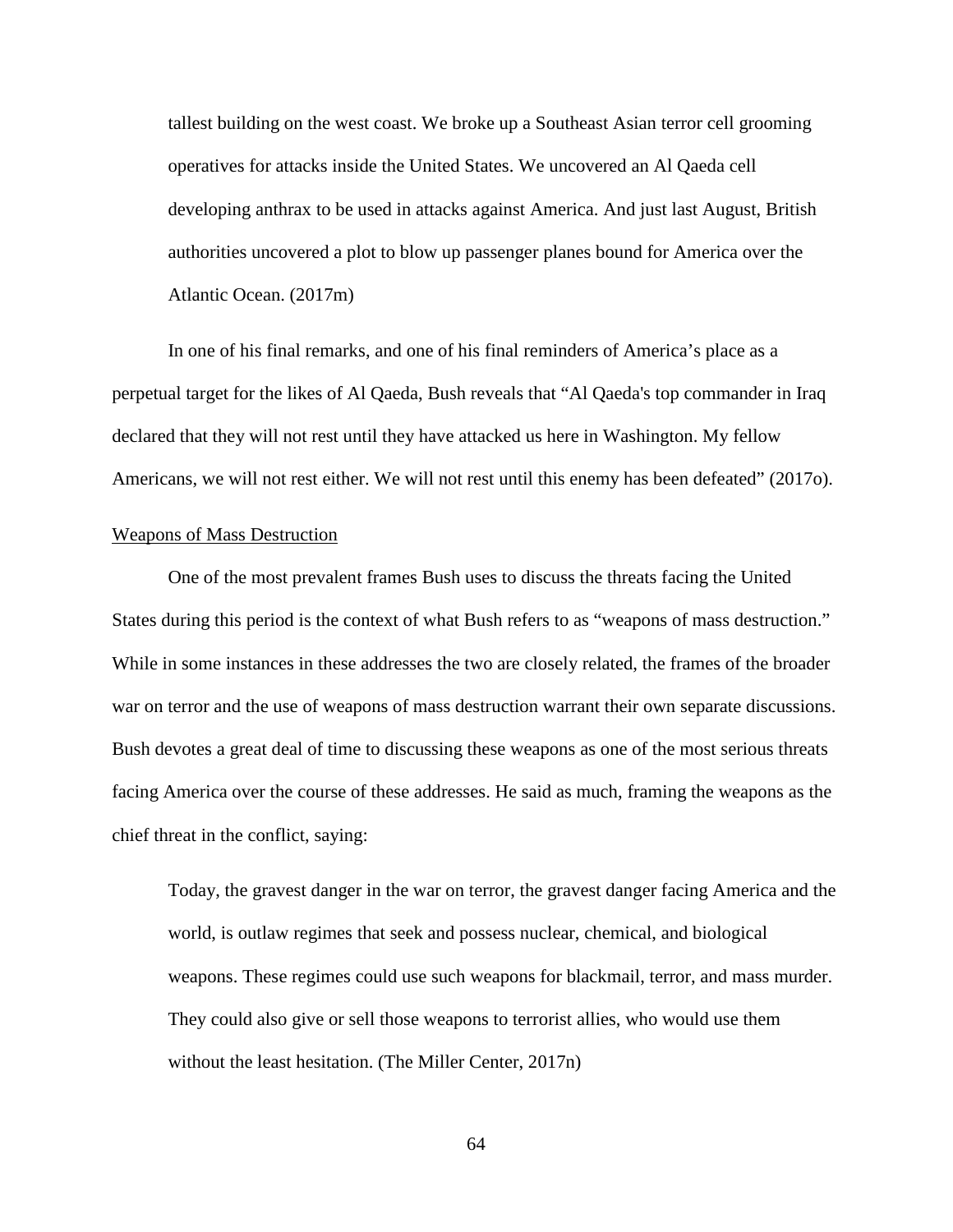> tallest building on the west coast. We broke up a Southeast Asian terror cell grooming operatives for attacks inside the United States. We uncovered an Al Qaeda cell developing anthrax to be used in attacks against America. And just last August, British authorities uncovered a plot to blow up passenger planes bound for America over the Atlantic Ocean. (2017m)

In one of his final remarks, and one of his final reminders of America's place as a perpetual target for the likes of Al Qaeda, Bush reveals that "Al Qaeda's top commander in Iraq declared that they will not rest until they have attacked us here in Washington. My fellow Americans, we will not rest either. We will not rest until this enemy has been defeated" (2017o).

<u>Weapons of Mass Destruction</u>

One of the most prevalent frames Bush uses to discuss the threats facing the United States during this period is the context of what Bush refers to as "weapons of mass destruction." While in some instances in these addresses the two are closely related, the frames of the broader war on terror and the use of weapons of mass destruction warrant their own separate discussions. Bush devotes a great deal of time to discussing these weapons as one of the most serious threats facing America over the course of these addresses. He said as much, framing the weapons as the chief threat in the conflict, saying:

> Today, the gravest danger in the war on terror, the gravest danger facing America and the world, is outlaw regimes that seek and possess nuclear, chemical, and biological weapons. These regimes could use such weapons for blackmail, terror, and mass murder. They could also give or sell those weapons to terrorist allies, who would use them without the least hesitation. (The Miller Center, 2017n)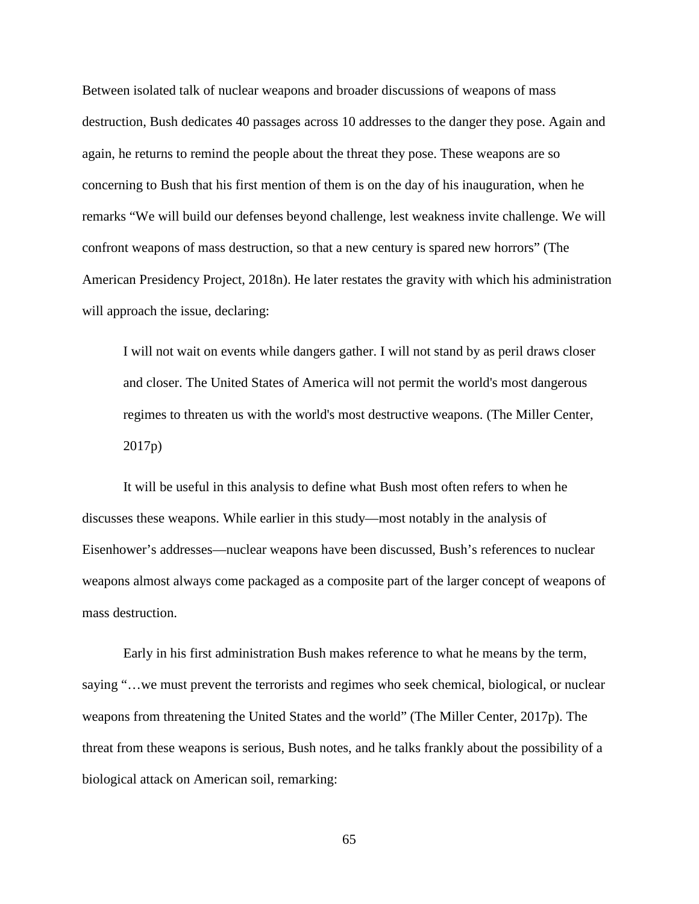Between isolated talk of nuclear weapons and broader discussions of weapons of mass destruction, Bush dedicates 40 passages across 10 addresses to the danger they pose. Again and again, he returns to remind the people about the threat they pose. These weapons are so concerning to Bush that his first mention of them is on the day of his inauguration, when he remarks "We will build our defenses beyond challenge, lest weakness invite challenge. We will confront weapons of mass destruction, so that a new century is spared new horrors" (The American Presidency Project, 2018n). He later restates the gravity with which his administration will approach the issue, declaring:

> I will not wait on events while dangers gather. I will not stand by as peril draws closer and closer. The United States of America will not permit the world's most dangerous regimes to threaten us with the world's most destructive weapons. (The Miller Center, 2017p)

It will be useful in this analysis to define what Bush most often refers to when he discusses these weapons. While earlier in this study—most notably in the analysis of Eisenhower's addresses—nuclear weapons have been discussed, Bush's references to nuclear weapons almost always come packaged as a composite part of the larger concept of weapons of mass destruction.

Early in his first administration Bush makes reference to what he means by the term, saying "…we must prevent the terrorists and regimes who seek chemical, biological, or nuclear weapons from threatening the United States and the world" (The Miller Center, 2017p). The threat from these weapons is serious, Bush notes, and he talks frankly about the possibility of a biological attack on American soil, remarking: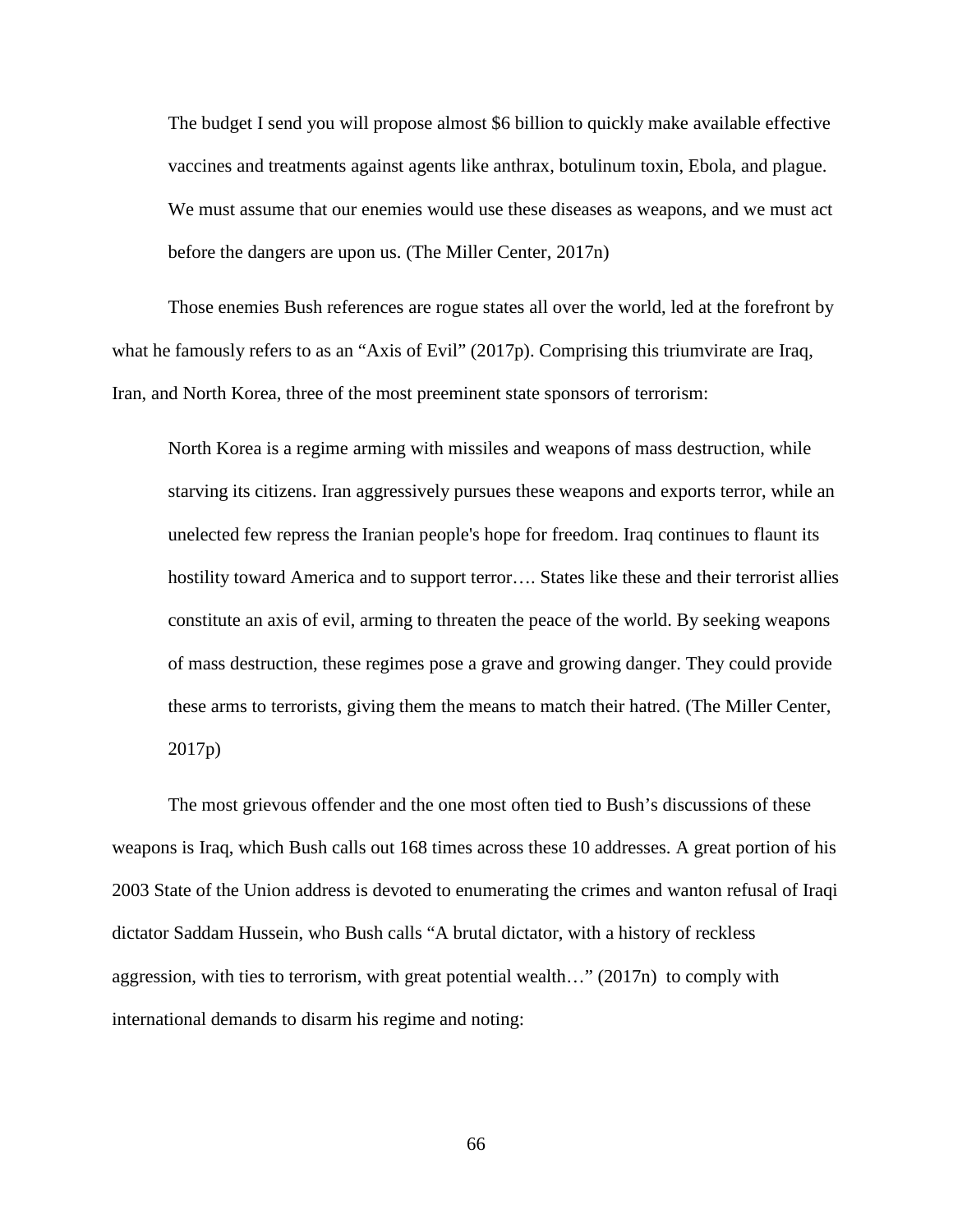> The budget I send you will propose almost $6 billion to quickly make available effective vaccines and treatments against agents like anthrax, botulinum toxin, Ebola, and plague. We must assume that our enemies would use these diseases as weapons, and we must act before the dangers are upon us. (The Miller Center, 2017n)

Those enemies Bush references are rogue states all over the world, led at the forefront by what he famously refers to as an "Axis of Evil" (2017p). Comprising this triumvirate are Iraq, Iran, and North Korea, three of the most preeminent state sponsors of terrorism:

> North Korea is a regime arming with missiles and weapons of mass destruction, while starving its citizens. Iran aggressively pursues these weapons and exports terror, while an unelected few repress the Iranian people's hope for freedom. Iraq continues to flaunt its hostility toward America and to support terror…. States like these and their terrorist allies constitute an axis of evil, arming to threaten the peace of the world. By seeking weapons of mass destruction, these regimes pose a grave and growing danger. They could provide these arms to terrorists, giving them the means to match their hatred. (The Miller Center, 2017p)

The most grievous offender and the one most often tied to Bush's discussions of these weapons is Iraq, which Bush calls out 168 times across these 10 addresses. A great portion of his 2003 State of the Union address is devoted to enumerating the crimes and wanton refusal of Iraqi dictator Saddam Hussein, who Bush calls "A brutal dictator, with a history of reckless aggression, with ties to terrorism, with great potential wealth…" (2017n) to comply with international demands to disarm his regime and noting: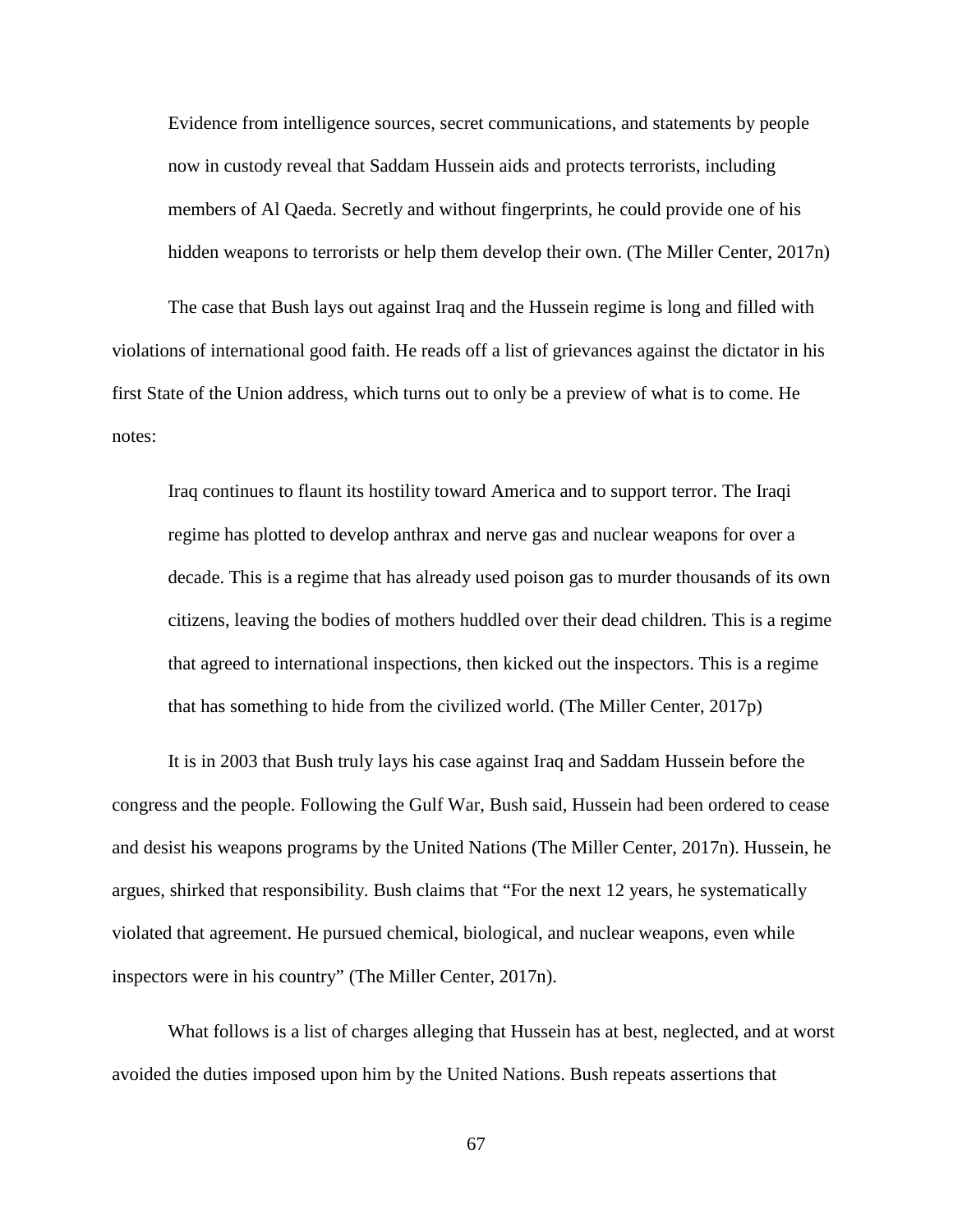> Evidence from intelligence sources, secret communications, and statements by people now in custody reveal that Saddam Hussein aids and protects terrorists, including members of Al Qaeda. Secretly and without fingerprints, he could provide one of his hidden weapons to terrorists or help them develop their own. (The Miller Center, 2017n)

The case that Bush lays out against Iraq and the Hussein regime is long and filled with violations of international good faith. He reads off a list of grievances against the dictator in his first State of the Union address, which turns out to only be a preview of what is to come. He notes:

> Iraq continues to flaunt its hostility toward America and to support terror. The Iraqi regime has plotted to develop anthrax and nerve gas and nuclear weapons for over a decade. This is a regime that has already used poison gas to murder thousands of its own citizens, leaving the bodies of mothers huddled over their dead children. This is a regime that agreed to international inspections, then kicked out the inspectors. This is a regime that has something to hide from the civilized world. (The Miller Center, 2017p)

It is in 2003 that Bush truly lays his case against Iraq and Saddam Hussein before the congress and the people. Following the Gulf War, Bush said, Hussein had been ordered to cease and desist his weapons programs by the United Nations (The Miller Center, 2017n). Hussein, he argues, shirked that responsibility. Bush claims that "For the next 12 years, he systematically violated that agreement. He pursued chemical, biological, and nuclear weapons, even while inspectors were in his country" (The Miller Center, 2017n).

What follows is a list of charges alleging that Hussein has at best, neglected, and at worst avoided the duties imposed upon him by the United Nations. Bush repeats assertions that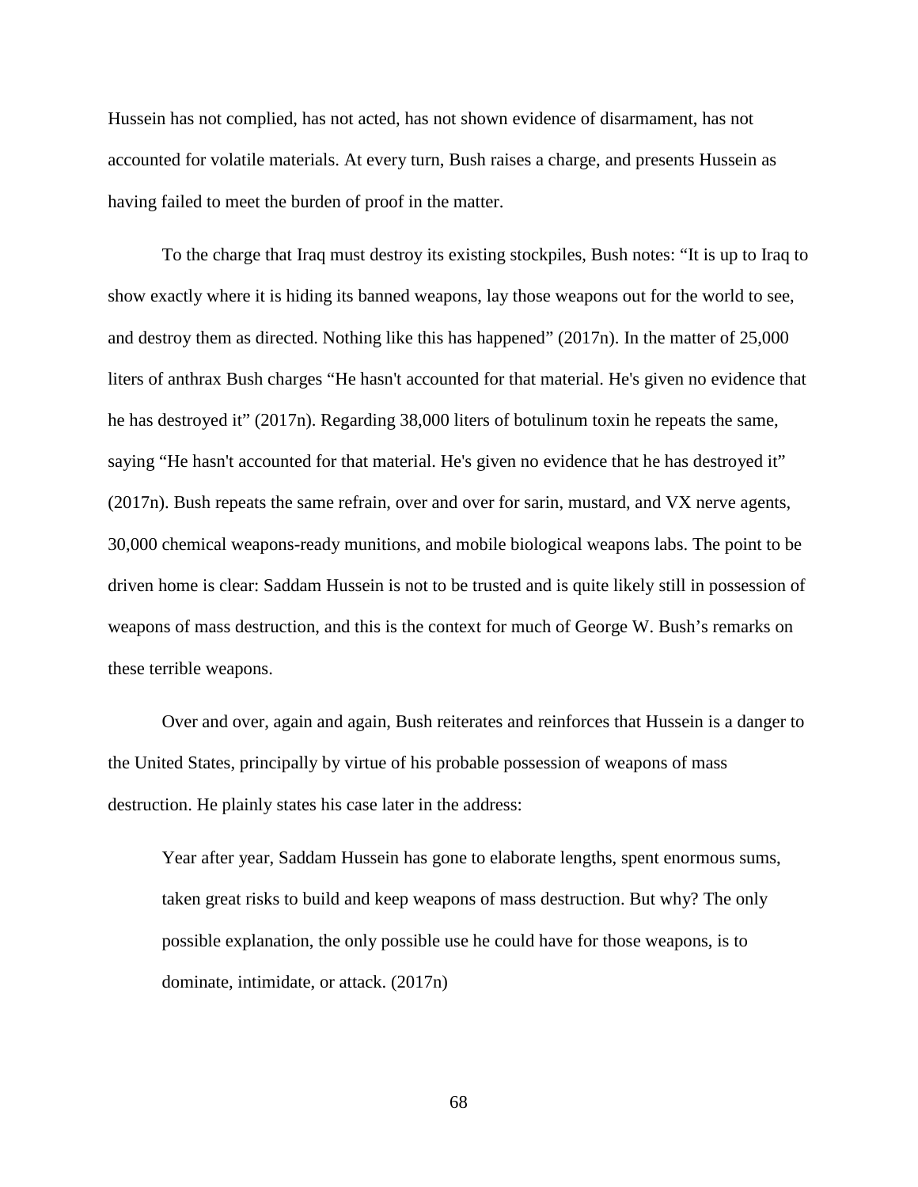Hussein has not complied, has not acted, has not shown evidence of disarmament, has not accounted for volatile materials. At every turn, Bush raises a charge, and presents Hussein as having failed to meet the burden of proof in the matter.

To the charge that Iraq must destroy its existing stockpiles, Bush notes: "It is up to Iraq to show exactly where it is hiding its banned weapons, lay those weapons out for the world to see, and destroy them as directed. Nothing like this has happened" (2017n). In the matter of 25,000 liters of anthrax Bush charges "He hasn't accounted for that material. He's given no evidence that he has destroyed it" (2017n). Regarding 38,000 liters of botulinum toxin he repeats the same, saying "He hasn't accounted for that material. He's given no evidence that he has destroyed it" (2017n). Bush repeats the same refrain, over and over for sarin, mustard, and VX nerve agents, 30,000 chemical weapons-ready munitions, and mobile biological weapons labs. The point to be driven home is clear: Saddam Hussein is not to be trusted and is quite likely still in possession of weapons of mass destruction, and this is the context for much of George W. Bush's remarks on these terrible weapons.

Over and over, again and again, Bush reiterates and reinforces that Hussein is a danger to the United States, principally by virtue of his probable possession of weapons of mass destruction. He plainly states his case later in the address:

> Year after year, Saddam Hussein has gone to elaborate lengths, spent enormous sums, taken great risks to build and keep weapons of mass destruction. But why? The only possible explanation, the only possible use he could have for those weapons, is to dominate, intimidate, or attack. (2017n)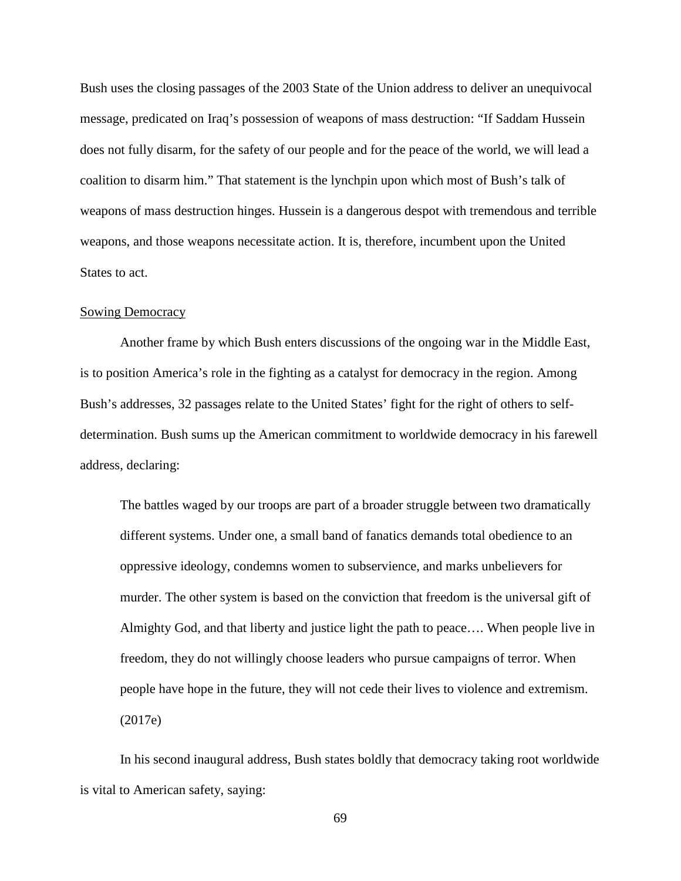Bush uses the closing passages of the 2003 State of the Union address to deliver an unequivocal message, predicated on Iraq's possession of weapons of mass destruction: "If Saddam Hussein does not fully disarm, for the safety of our people and for the peace of the world, we will lead a coalition to disarm him." That statement is the lynchpin upon which most of Bush's talk of weapons of mass destruction hinges. Hussein is a dangerous despot with tremendous and terrible weapons, and those weapons necessitate action. It is, therefore, incumbent upon the United States to act.

### Sowing Democracy

Another frame by which Bush enters discussions of the ongoing war in the Middle East, is to position America's role in the fighting as a catalyst for democracy in the region. Among Bush's addresses, 32 passages relate to the United States' fight for the right of others to self-determination. Bush sums up the American commitment to worldwide democracy in his farewell address, declaring:

> The battles waged by our troops are part of a broader struggle between two dramatically different systems. Under one, a small band of fanatics demands total obedience to an oppressive ideology, condemns women to subservience, and marks unbelievers for murder. The other system is based on the conviction that freedom is the universal gift of Almighty God, and that liberty and justice light the path to peace…. When people live in freedom, they do not willingly choose leaders who pursue campaigns of terror. When people have hope in the future, they will not cede their lives to violence and extremism. (2017e)

In his second inaugural address, Bush states boldly that democracy taking root worldwide is vital to American safety, saying: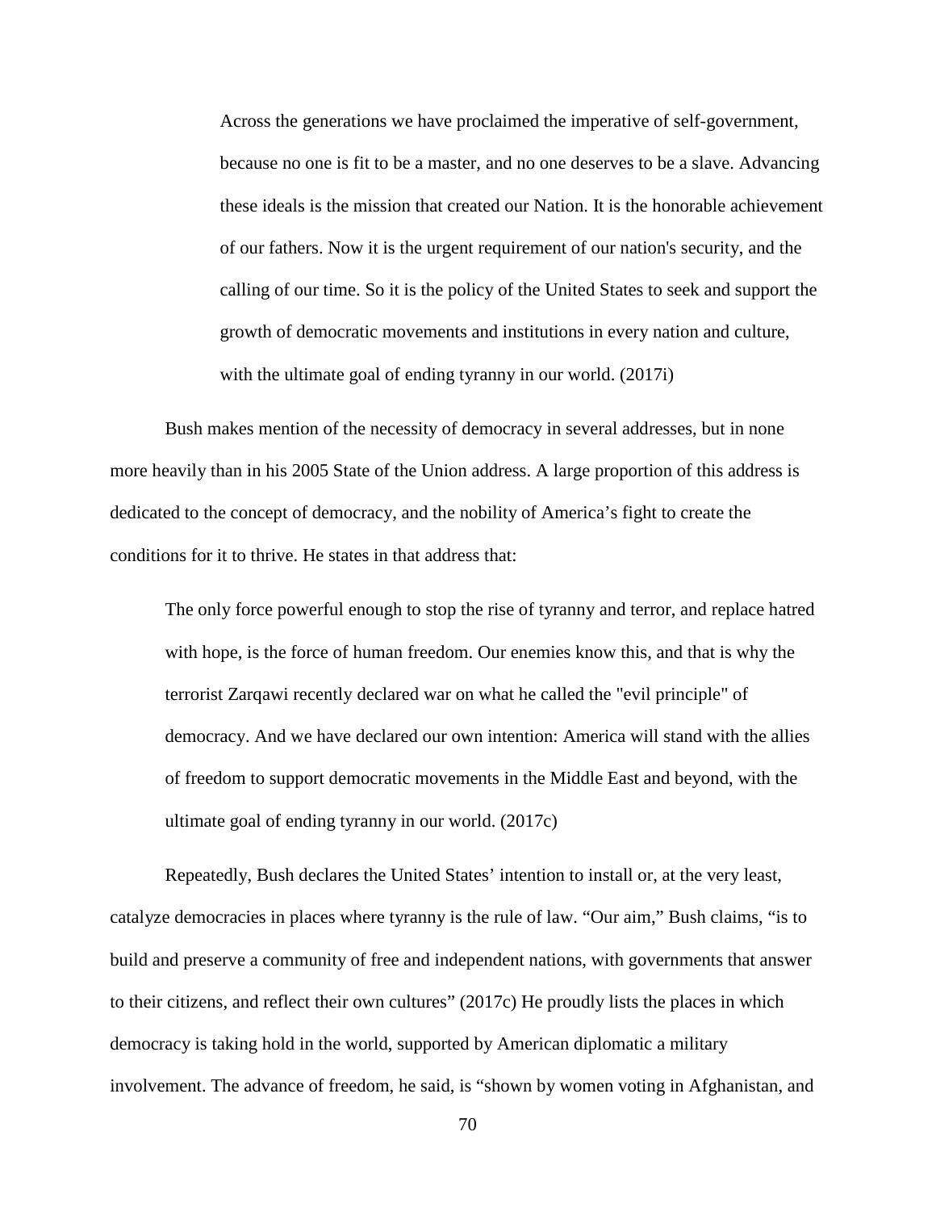> Across the generations we have proclaimed the imperative of self-government, because no one is fit to be a master, and no one deserves to be a slave. Advancing these ideals is the mission that created our Nation. It is the honorable achievement of our fathers. Now it is the urgent requirement of our nation's security, and the calling of our time. So it is the policy of the United States to seek and support the growth of democratic movements and institutions in every nation and culture, with the ultimate goal of ending tyranny in our world. (2017i)

Bush makes mention of the necessity of democracy in several addresses, but in none more heavily than in his 2005 State of the Union address. A large proportion of this address is dedicated to the concept of democracy, and the nobility of America’s fight to create the conditions for it to thrive. He states in that address that:

> The only force powerful enough to stop the rise of tyranny and terror, and replace hatred with hope, is the force of human freedom. Our enemies know this, and that is why the terrorist Zarqawi recently declared war on what he called the "evil principle" of democracy. And we have declared our own intention: America will stand with the allies of freedom to support democratic movements in the Middle East and beyond, with the ultimate goal of ending tyranny in our world. (2017c)

Repeatedly, Bush declares the United States’ intention to install or, at the very least, catalyze democracies in places where tyranny is the rule of law. “Our aim,” Bush claims, “is to build and preserve a community of free and independent nations, with governments that answer to their citizens, and reflect their own cultures” (2017c) He proudly lists the places in which democracy is taking hold in the world, supported by American diplomatic a military involvement. The advance of freedom, he said, is “shown by women voting in Afghanistan, and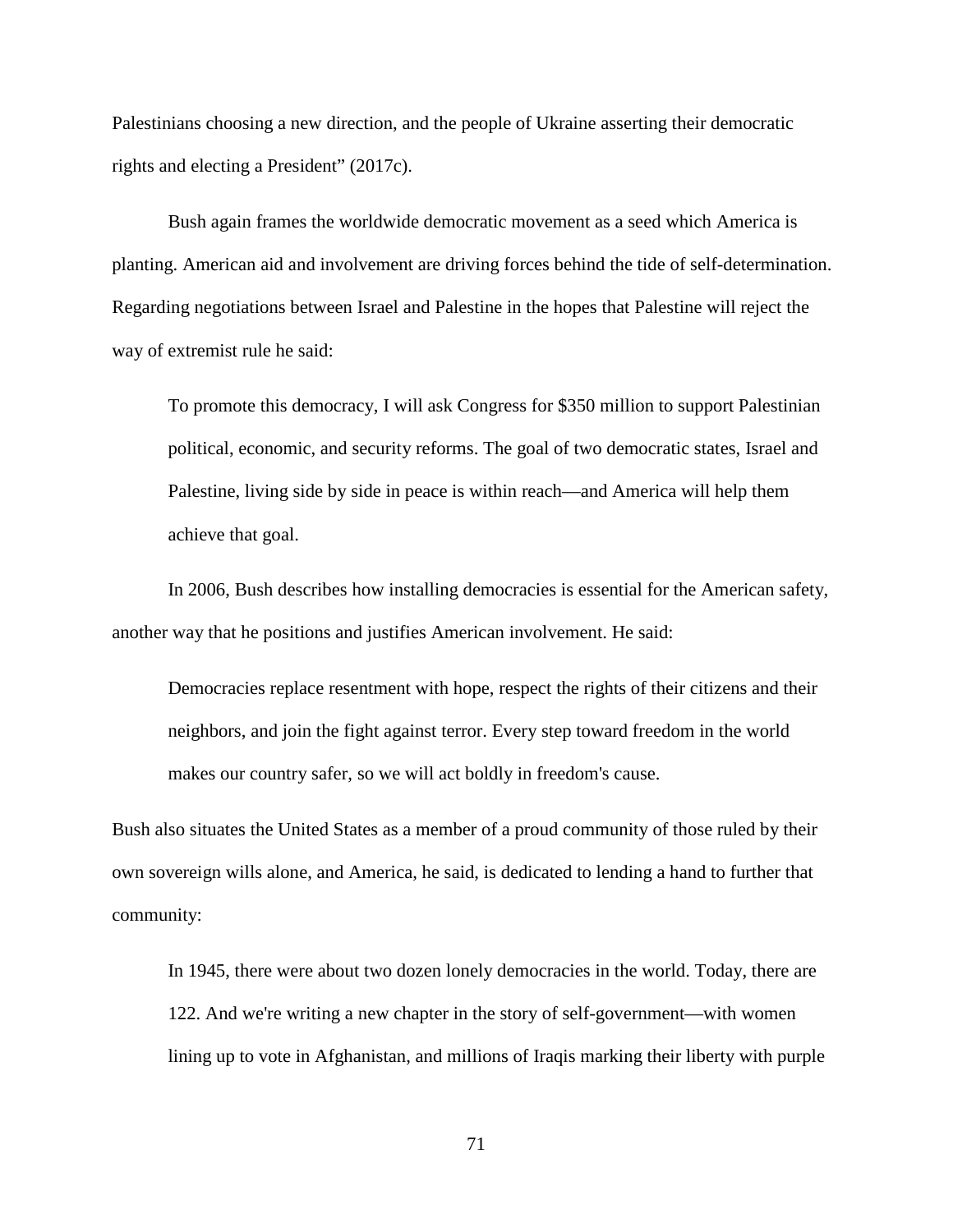Palestinians choosing a new direction, and the people of Ukraine asserting their democratic rights and electing a President" (2017c).

Bush again frames the worldwide democratic movement as a seed which America is planting. American aid and involvement are driving forces behind the tide of self-determination. Regarding negotiations between Israel and Palestine in the hopes that Palestine will reject the way of extremist rule he said:

> To promote this democracy, I will ask Congress for $350 million to support Palestinian political, economic, and security reforms. The goal of two democratic states, Israel and Palestine, living side by side in peace is within reach—and America will help them achieve that goal.

In 2006, Bush describes how installing democracies is essential for the American safety, another way that he positions and justifies American involvement. He said:

> Democracies replace resentment with hope, respect the rights of their citizens and their neighbors, and join the fight against terror. Every step toward freedom in the world makes our country safer, so we will act boldly in freedom's cause.

Bush also situates the United States as a member of a proud community of those ruled by their own sovereign wills alone, and America, he said, is dedicated to lending a hand to further that community:

> In 1945, there were about two dozen lonely democracies in the world. Today, there are 122. And we're writing a new chapter in the story of self-government—with women lining up to vote in Afghanistan, and millions of Iraqis marking their liberty with purple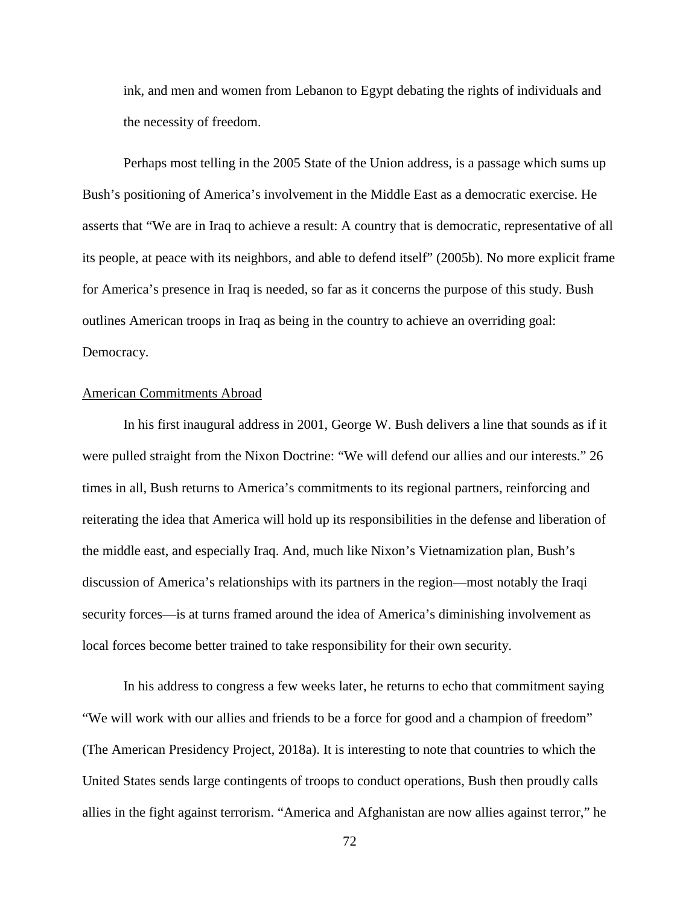ink, and men and women from Lebanon to Egypt debating the rights of individuals and the necessity of freedom.

Perhaps most telling in the 2005 State of the Union address, is a passage which sums up Bush's positioning of America's involvement in the Middle East as a democratic exercise. He asserts that "We are in Iraq to achieve a result: A country that is democratic, representative of all its people, at peace with its neighbors, and able to defend itself" (2005b). No more explicit frame for America's presence in Iraq is needed, so far as it concerns the purpose of this study. Bush outlines American troops in Iraq as being in the country to achieve an overriding goal: Democracy.

<u>American Commitments Abroad</u>

In his first inaugural address in 2001, George W. Bush delivers a line that sounds as if it were pulled straight from the Nixon Doctrine: "We will defend our allies and our interests." 26 times in all, Bush returns to America's commitments to its regional partners, reinforcing and reiterating the idea that America will hold up its responsibilities in the defense and liberation of the middle east, and especially Iraq. And, much like Nixon's Vietnamization plan, Bush's discussion of America's relationships with its partners in the region—most notably the Iraqi security forces—is at turns framed around the idea of America's diminishing involvement as local forces become better trained to take responsibility for their own security.

In his address to congress a few weeks later, he returns to echo that commitment saying "We will work with our allies and friends to be a force for good and a champion of freedom" (The American Presidency Project, 2018a). It is interesting to note that countries to which the United States sends large contingents of troops to conduct operations, Bush then proudly calls allies in the fight against terrorism. "America and Afghanistan are now allies against terror," he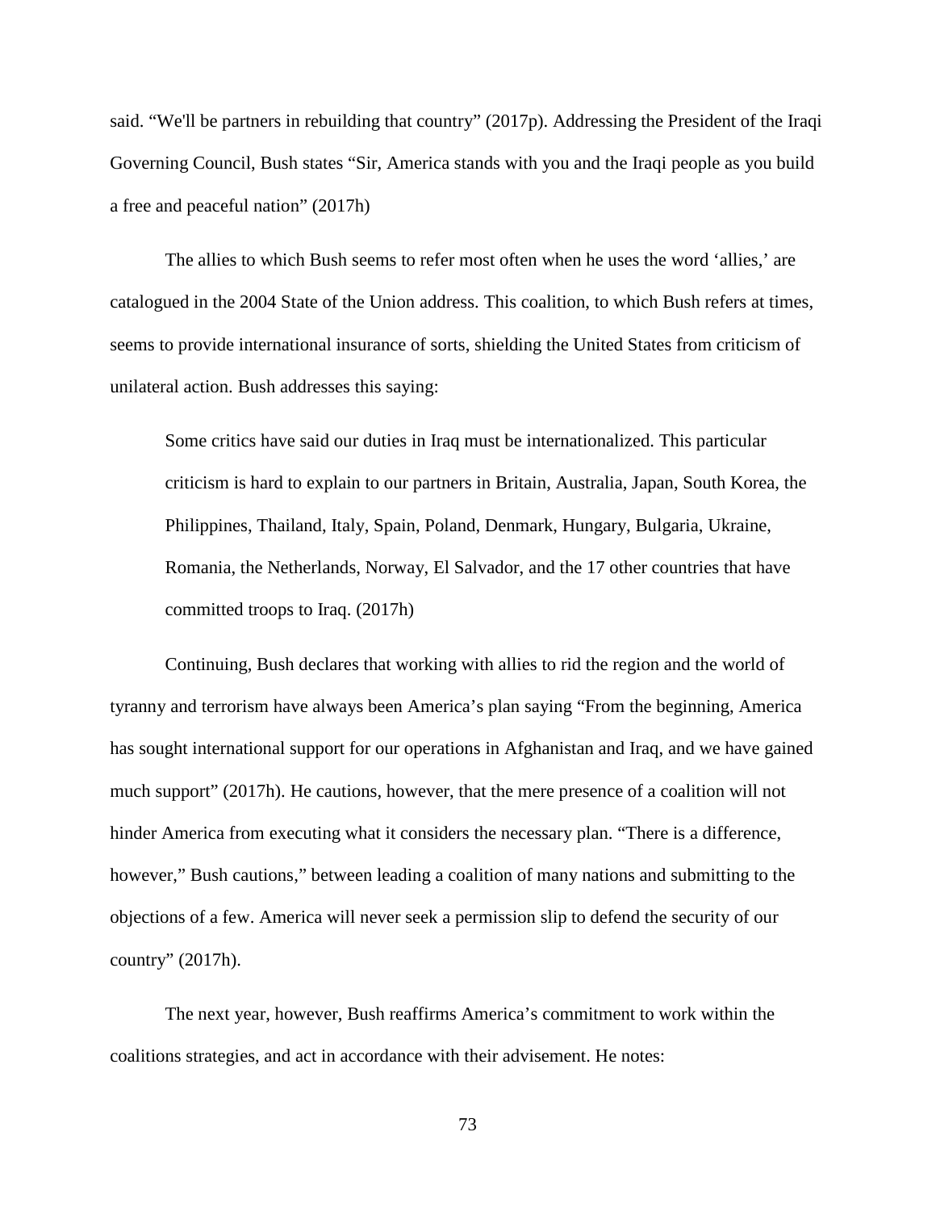said. “We'll be partners in rebuilding that country” (2017p). Addressing the President of the Iraqi Governing Council, Bush states “Sir, America stands with you and the Iraqi people as you build a free and peaceful nation” (2017h)

The allies to which Bush seems to refer most often when he uses the word ‘allies,’ are catalogued in the 2004 State of the Union address. This coalition, to which Bush refers at times, seems to provide international insurance of sorts, shielding the United States from criticism of unilateral action. Bush addresses this saying:

> Some critics have said our duties in Iraq must be internationalized. This particular criticism is hard to explain to our partners in Britain, Australia, Japan, South Korea, the Philippines, Thailand, Italy, Spain, Poland, Denmark, Hungary, Bulgaria, Ukraine, Romania, the Netherlands, Norway, El Salvador, and the 17 other countries that have committed troops to Iraq. (2017h)

Continuing, Bush declares that working with allies to rid the region and the world of tyranny and terrorism have always been America’s plan saying “From the beginning, America has sought international support for our operations in Afghanistan and Iraq, and we have gained much support” (2017h). He cautions, however, that the mere presence of a coalition will not hinder America from executing what it considers the necessary plan. “There is a difference, however,” Bush cautions,” between leading a coalition of many nations and submitting to the objections of a few. America will never seek a permission slip to defend the security of our country” (2017h).

The next year, however, Bush reaffirms America’s commitment to work within the coalitions strategies, and act in accordance with their advisement. He notes: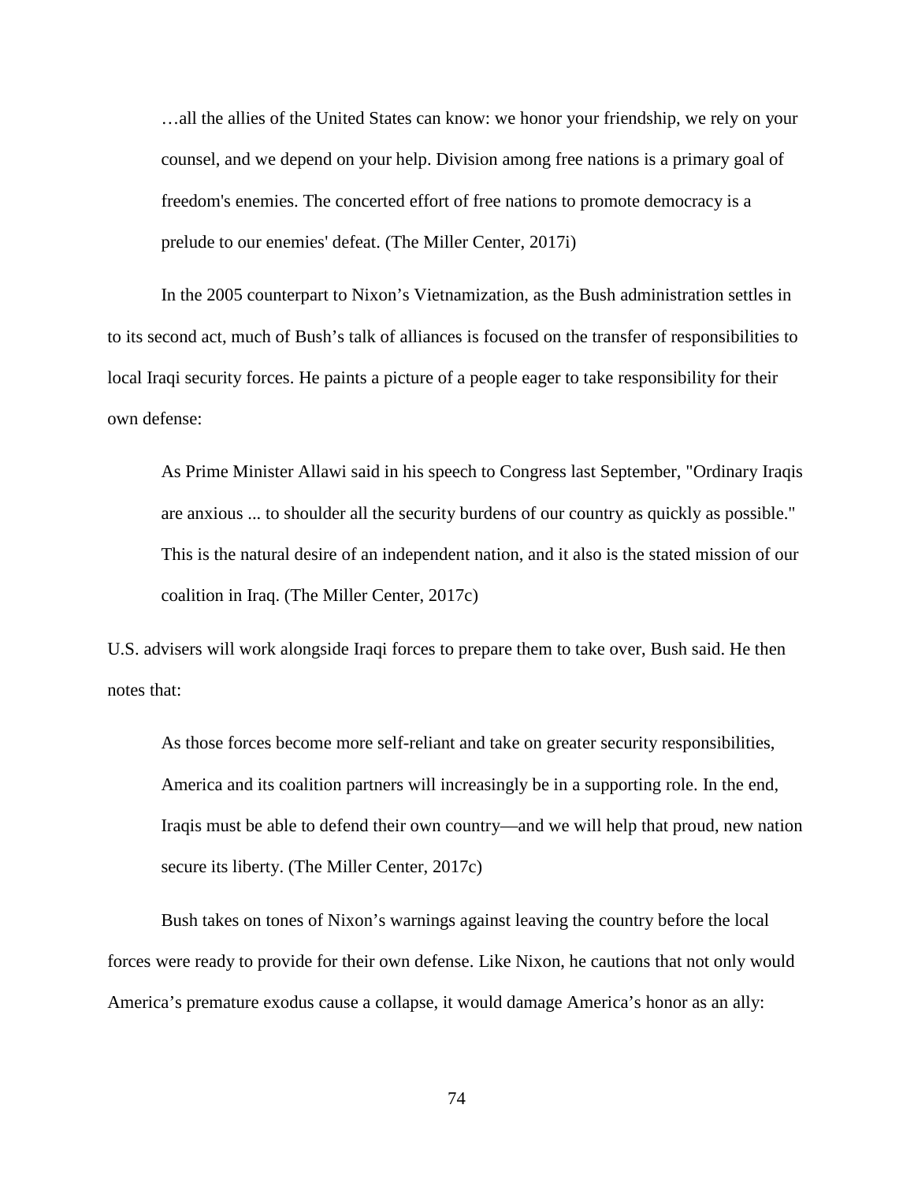> …all the allies of the United States can know: we honor your friendship, we rely on your counsel, and we depend on your help. Division among free nations is a primary goal of freedom's enemies. The concerted effort of free nations to promote democracy is a prelude to our enemies' defeat. (The Miller Center, 2017i)

In the 2005 counterpart to Nixon's Vietnamization, as the Bush administration settles in to its second act, much of Bush's talk of alliances is focused on the transfer of responsibilities to local Iraqi security forces. He paints a picture of a people eager to take responsibility for their own defense:

> As Prime Minister Allawi said in his speech to Congress last September, "Ordinary Iraqis are anxious ... to shoulder all the security burdens of our country as quickly as possible." This is the natural desire of an independent nation, and it also is the stated mission of our coalition in Iraq. (The Miller Center, 2017c)

U.S. advisers will work alongside Iraqi forces to prepare them to take over, Bush said. He then notes that:

> As those forces become more self-reliant and take on greater security responsibilities, America and its coalition partners will increasingly be in a supporting role. In the end, Iraqis must be able to defend their own country—and we will help that proud, new nation secure its liberty. (The Miller Center, 2017c)

Bush takes on tones of Nixon's warnings against leaving the country before the local forces were ready to provide for their own defense. Like Nixon, he cautions that not only would America's premature exodus cause a collapse, it would damage America's honor as an ally: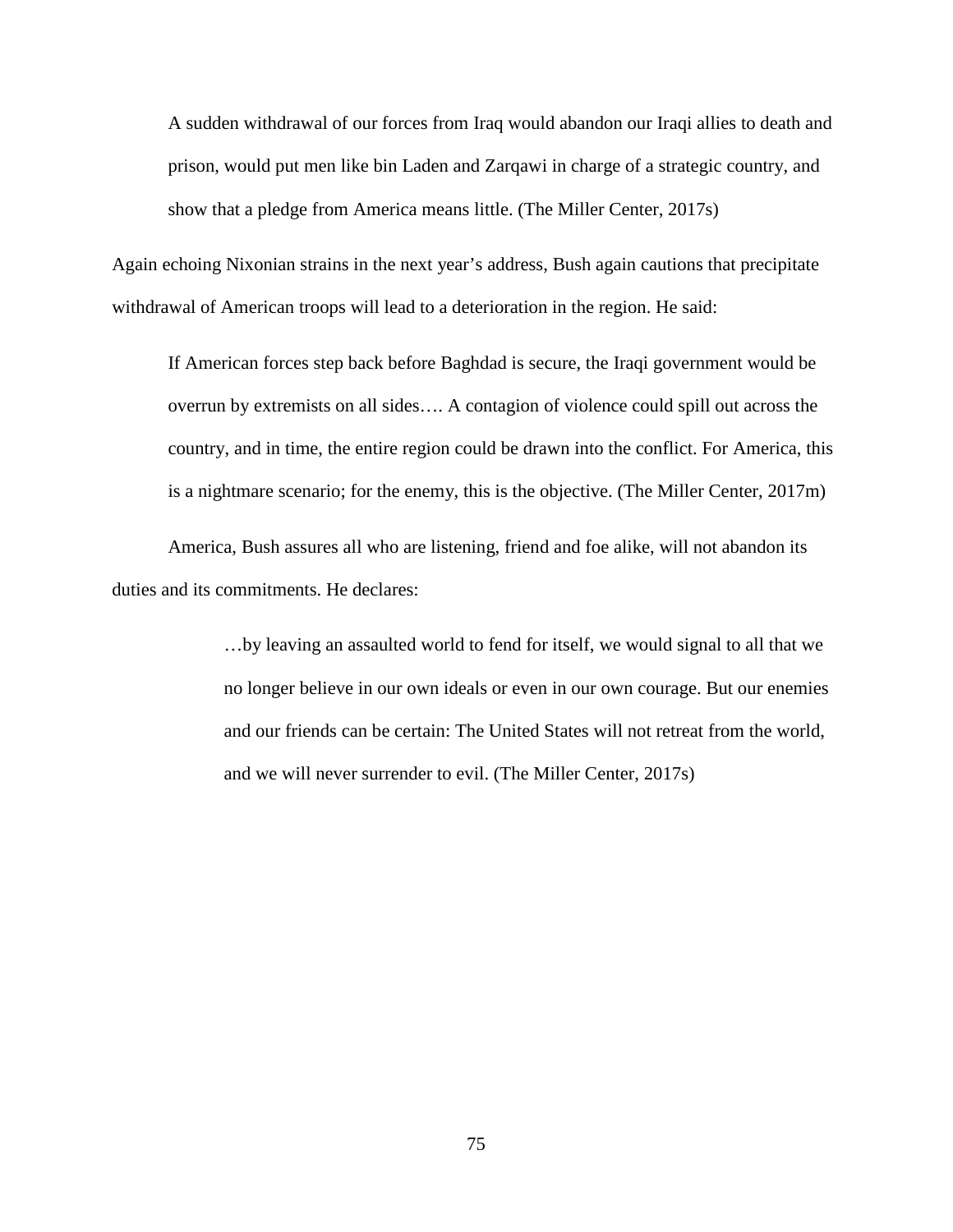> A sudden withdrawal of our forces from Iraq would abandon our Iraqi allies to death and prison, would put men like bin Laden and Zarqawi in charge of a strategic country, and show that a pledge from America means little. (The Miller Center, 2017s)

Again echoing Nixonian strains in the next year's address, Bush again cautions that precipitate withdrawal of American troops will lead to a deterioration in the region. He said:

> If American forces step back before Baghdad is secure, the Iraqi government would be overrun by extremists on all sides…. A contagion of violence could spill out across the country, and in time, the entire region could be drawn into the conflict. For America, this is a nightmare scenario; for the enemy, this is the objective. (The Miller Center, 2017m)

America, Bush assures all who are listening, friend and foe alike, will not abandon its duties and its commitments. He declares:

> …by leaving an assaulted world to fend for itself, we would signal to all that we no longer believe in our own ideals or even in our own courage. But our enemies and our friends can be certain: The United States will not retreat from the world, and we will never surrender to evil. (The Miller Center, 2017s)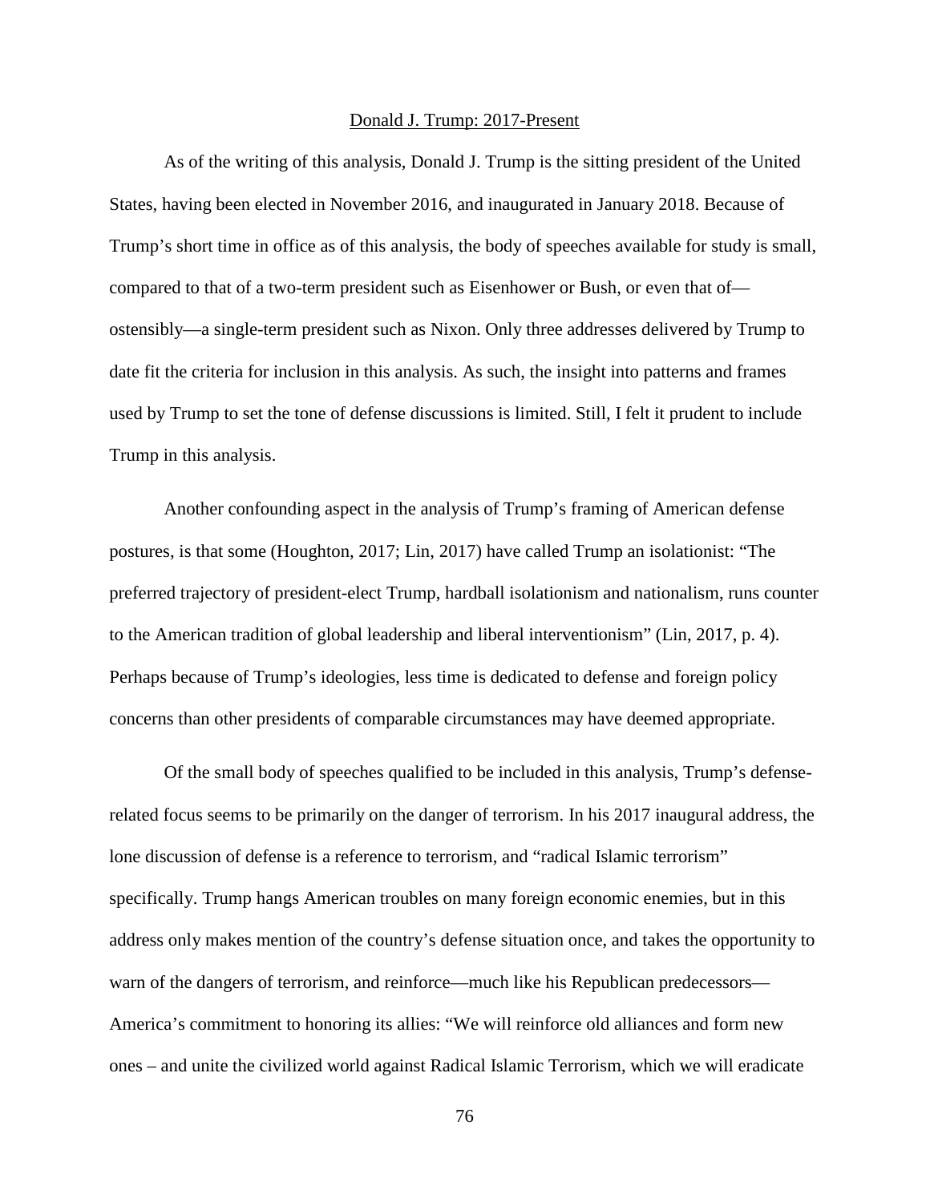## Donald J. Trump: 2017-Present

As of the writing of this analysis, Donald J. Trump is the sitting president of the United States, having been elected in November 2016, and inaugurated in January 2018. Because of Trump's short time in office as of this analysis, the body of speeches available for study is small, compared to that of a two-term president such as Eisenhower or Bush, or even that of—ostensibly—a single-term president such as Nixon. Only three addresses delivered by Trump to date fit the criteria for inclusion in this analysis. As such, the insight into patterns and frames used by Trump to set the tone of defense discussions is limited. Still, I felt it prudent to include Trump in this analysis.

Another confounding aspect in the analysis of Trump's framing of American defense postures, is that some (Houghton, 2017; Lin, 2017) have called Trump an isolationist: "The preferred trajectory of president-elect Trump, hardball isolationism and nationalism, runs counter to the American tradition of global leadership and liberal interventionism" (Lin, 2017, p. 4). Perhaps because of Trump's ideologies, less time is dedicated to defense and foreign policy concerns than other presidents of comparable circumstances may have deemed appropriate.

Of the small body of speeches qualified to be included in this analysis, Trump's defense-related focus seems to be primarily on the danger of terrorism. In his 2017 inaugural address, the lone discussion of defense is a reference to terrorism, and "radical Islamic terrorism" specifically. Trump hangs American troubles on many foreign economic enemies, but in this address only makes mention of the country's defense situation once, and takes the opportunity to warn of the dangers of terrorism, and reinforce—much like his Republican predecessors—America's commitment to honoring its allies: "We will reinforce old alliances and form new ones – and unite the civilized world against Radical Islamic Terrorism, which we will eradicate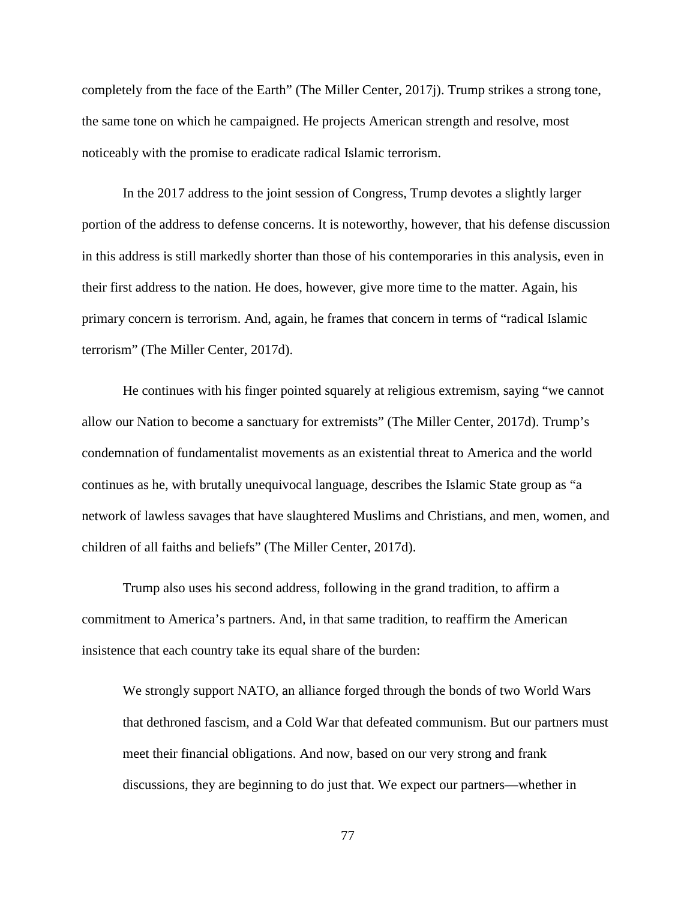completely from the face of the Earth" (The Miller Center, 2017j). Trump strikes a strong tone, the same tone on which he campaigned. He projects American strength and resolve, most noticeably with the promise to eradicate radical Islamic terrorism.

In the 2017 address to the joint session of Congress, Trump devotes a slightly larger portion of the address to defense concerns. It is noteworthy, however, that his defense discussion in this address is still markedly shorter than those of his contemporaries in this analysis, even in their first address to the nation. He does, however, give more time to the matter. Again, his primary concern is terrorism. And, again, he frames that concern in terms of "radical Islamic terrorism" (The Miller Center, 2017d).

He continues with his finger pointed squarely at religious extremism, saying "we cannot allow our Nation to become a sanctuary for extremists" (The Miller Center, 2017d). Trump's condemnation of fundamentalist movements as an existential threat to America and the world continues as he, with brutally unequivocal language, describes the Islamic State group as "a network of lawless savages that have slaughtered Muslims and Christians, and men, women, and children of all faiths and beliefs" (The Miller Center, 2017d).

Trump also uses his second address, following in the grand tradition, to affirm a commitment to America's partners. And, in that same tradition, to reaffirm the American insistence that each country take its equal share of the burden:

> We strongly support NATO, an alliance forged through the bonds of two World Wars that dethroned fascism, and a Cold War that defeated communism. But our partners must meet their financial obligations. And now, based on our very strong and frank discussions, they are beginning to do just that. We expect our partners—whether in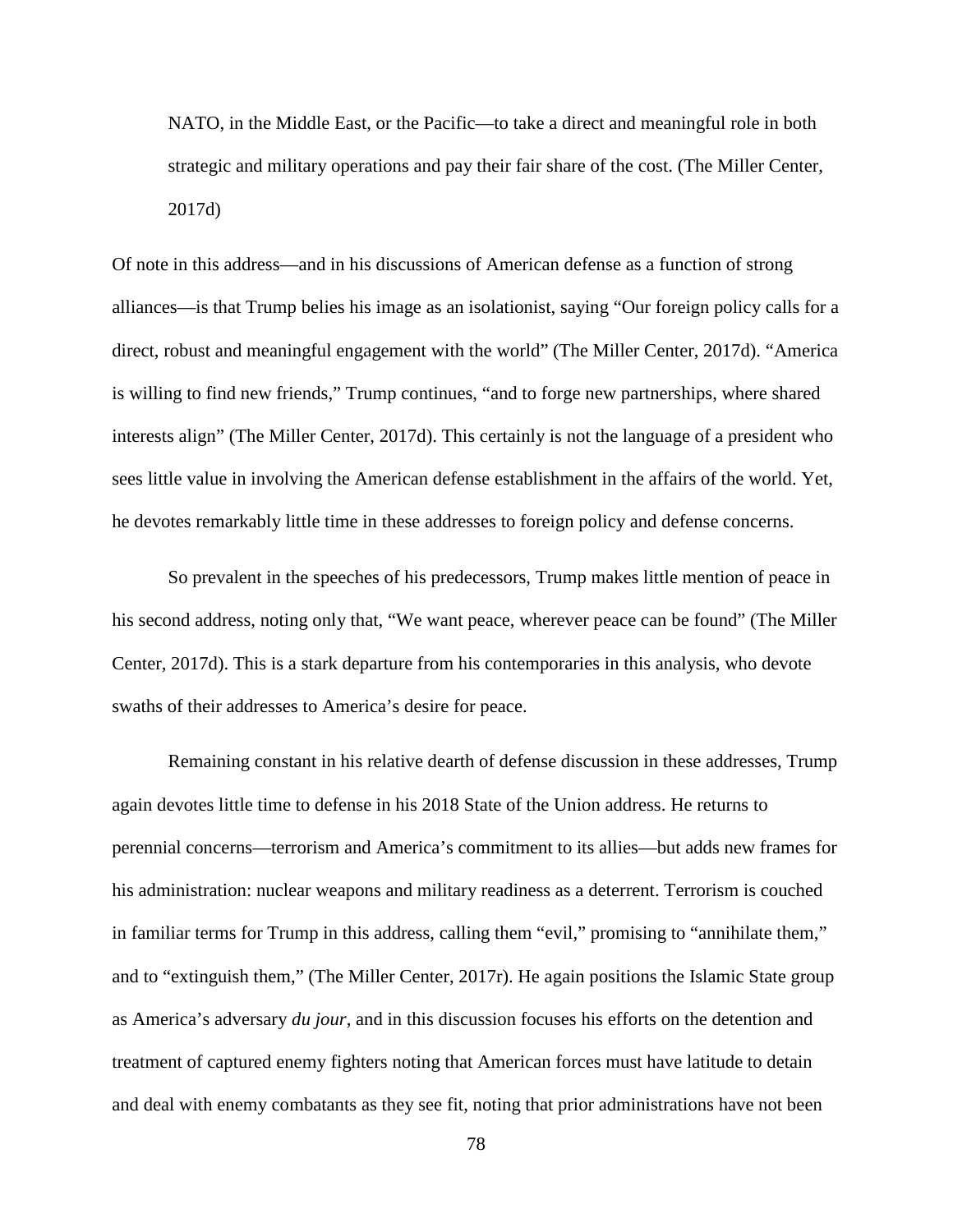> NATO, in the Middle East, or the Pacific—to take a direct and meaningful role in both strategic and military operations and pay their fair share of the cost. (The Miller Center, 2017d)

Of note in this address—and in his discussions of American defense as a function of strong alliances—is that Trump belies his image as an isolationist, saying "Our foreign policy calls for a direct, robust and meaningful engagement with the world" (The Miller Center, 2017d). "America is willing to find new friends," Trump continues, "and to forge new partnerships, where shared interests align" (The Miller Center, 2017d). This certainly is not the language of a president who sees little value in involving the American defense establishment in the affairs of the world. Yet, he devotes remarkably little time in these addresses to foreign policy and defense concerns.

So prevalent in the speeches of his predecessors, Trump makes little mention of peace in his second address, noting only that, "We want peace, wherever peace can be found" (The Miller Center, 2017d). This is a stark departure from his contemporaries in this analysis, who devote swaths of their addresses to America's desire for peace.

Remaining constant in his relative dearth of defense discussion in these addresses, Trump again devotes little time to defense in his 2018 State of the Union address. He returns to perennial concerns—terrorism and America's commitment to its allies—but adds new frames for his administration: nuclear weapons and military readiness as a deterrent. Terrorism is couched in familiar terms for Trump in this address, calling them "evil," promising to "annihilate them," and to "extinguish them," (The Miller Center, 2017r). He again positions the Islamic State group as America's adversary *du jour*, and in this discussion focuses his efforts on the detention and treatment of captured enemy fighters noting that American forces must have latitude to detain and deal with enemy combatants as they see fit, noting that prior administrations have not been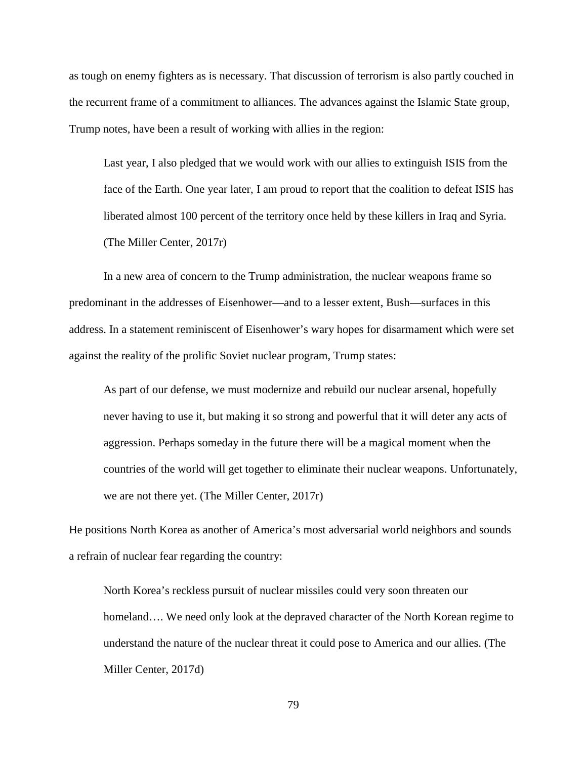as tough on enemy fighters as is necessary. That discussion of terrorism is also partly couched in the recurrent frame of a commitment to alliances. The advances against the Islamic State group, Trump notes, have been a result of working with allies in the region:

> Last year, I also pledged that we would work with our allies to extinguish ISIS from the face of the Earth. One year later, I am proud to report that the coalition to defeat ISIS has liberated almost 100 percent of the territory once held by these killers in Iraq and Syria. (The Miller Center, 2017r)

In a new area of concern to the Trump administration, the nuclear weapons frame so predominant in the addresses of Eisenhower—and to a lesser extent, Bush—surfaces in this address. In a statement reminiscent of Eisenhower's wary hopes for disarmament which were set against the reality of the prolific Soviet nuclear program, Trump states:

> As part of our defense, we must modernize and rebuild our nuclear arsenal, hopefully never having to use it, but making it so strong and powerful that it will deter any acts of aggression. Perhaps someday in the future there will be a magical moment when the countries of the world will get together to eliminate their nuclear weapons. Unfortunately, we are not there yet. (The Miller Center, 2017r)

He positions North Korea as another of America's most adversarial world neighbors and sounds a refrain of nuclear fear regarding the country:

> North Korea's reckless pursuit of nuclear missiles could very soon threaten our homeland…. We need only look at the depraved character of the North Korean regime to understand the nature of the nuclear threat it could pose to America and our allies. (The Miller Center, 2017d)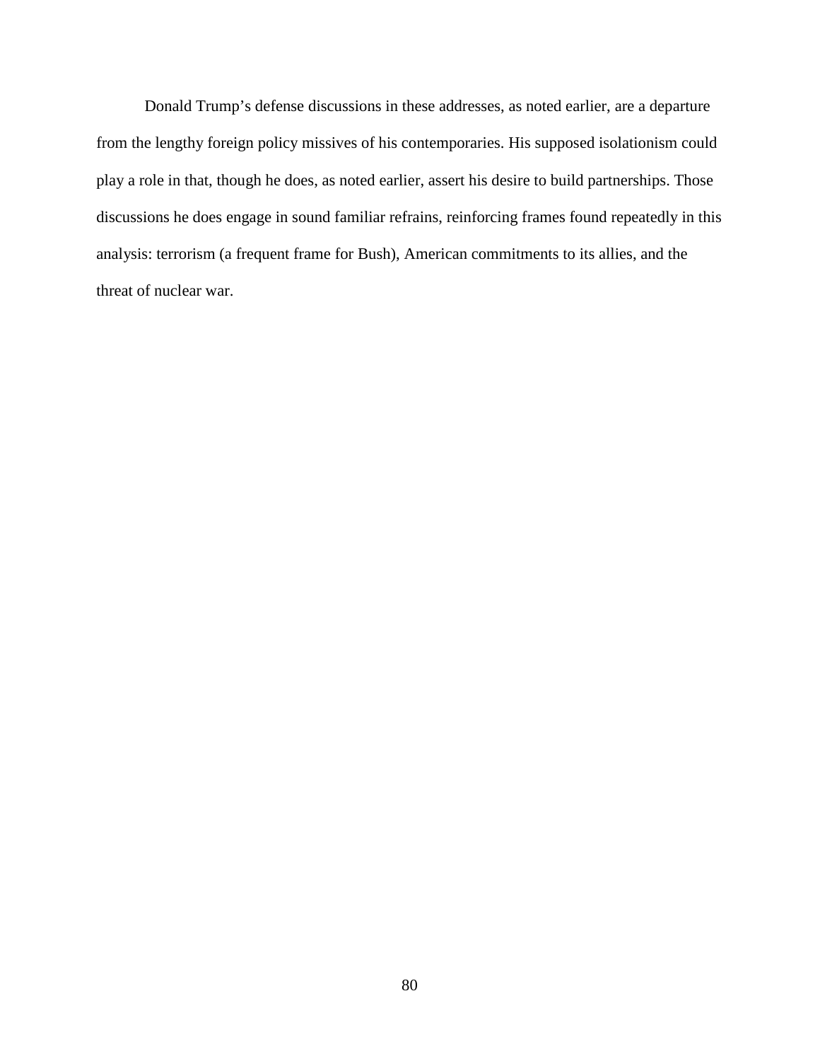Donald Trump's defense discussions in these addresses, as noted earlier, are a departure from the lengthy foreign policy missives of his contemporaries. His supposed isolationism could play a role in that, though he does, as noted earlier, assert his desire to build partnerships. Those discussions he does engage in sound familiar refrains, reinforcing frames found repeatedly in this analysis: terrorism (a frequent frame for Bush), American commitments to its allies, and the threat of nuclear war.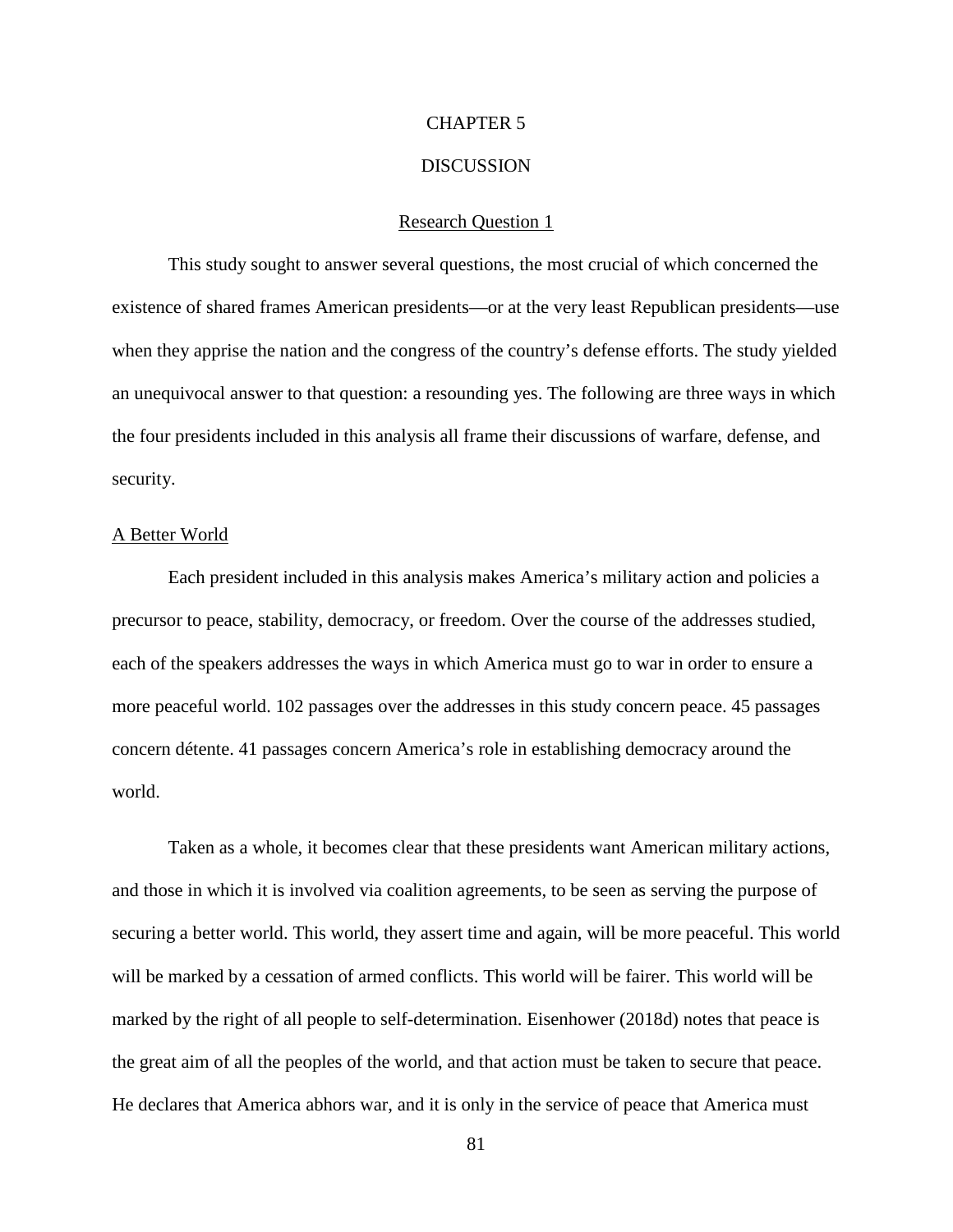# CHAPTER 5

# DISCUSSION

## Research Question 1

This study sought to answer several questions, the most crucial of which concerned the existence of shared frames American presidents—or at the very least Republican presidents—use when they apprise the nation and the congress of the country's defense efforts. The study yielded an unequivocal answer to that question: a resounding yes. The following are three ways in which the four presidents included in this analysis all frame their discussions of warfare, defense, and security.

### A Better World

Each president included in this analysis makes America's military action and policies a precursor to peace, stability, democracy, or freedom. Over the course of the addresses studied, each of the speakers addresses the ways in which America must go to war in order to ensure a more peaceful world. 102 passages over the addresses in this study concern peace. 45 passages concern détente. 41 passages concern America's role in establishing democracy around the world.

Taken as a whole, it becomes clear that these presidents want American military actions, and those in which it is involved via coalition agreements, to be seen as serving the purpose of securing a better world. This world, they assert time and again, will be more peaceful. This world will be marked by a cessation of armed conflicts. This world will be fairer. This world will be marked by the right of all people to self-determination. Eisenhower (2018d) notes that peace is the great aim of all the peoples of the world, and that action must be taken to secure that peace. He declares that America abhors war, and it is only in the service of peace that America must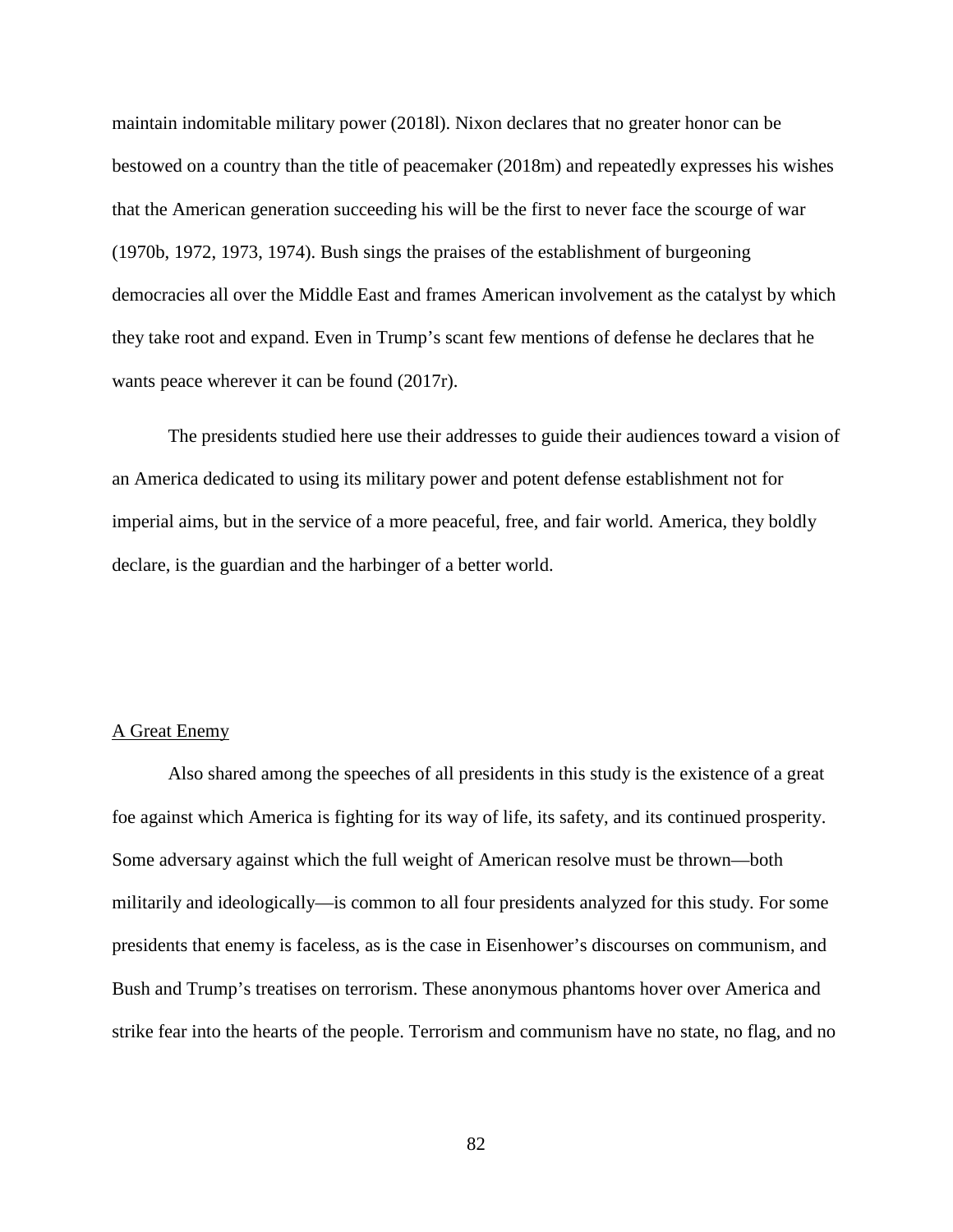maintain indomitable military power (2018l). Nixon declares that no greater honor can be bestowed on a country than the title of peacemaker (2018m) and repeatedly expresses his wishes that the American generation succeeding his will be the first to never face the scourge of war (1970b, 1972, 1973, 1974). Bush sings the praises of the establishment of burgeoning democracies all over the Middle East and frames American involvement as the catalyst by which they take root and expand. Even in Trump's scant few mentions of defense he declares that he wants peace wherever it can be found (2017r).

The presidents studied here use their addresses to guide their audiences toward a vision of an America dedicated to using its military power and potent defense establishment not for imperial aims, but in the service of a more peaceful, free, and fair world. America, they boldly declare, is the guardian and the harbinger of a better world.

### A Great Enemy

Also shared among the speeches of all presidents in this study is the existence of a great foe against which America is fighting for its way of life, its safety, and its continued prosperity. Some adversary against which the full weight of American resolve must be thrown—both militarily and ideologically—is common to all four presidents analyzed for this study. For some presidents that enemy is faceless, as is the case in Eisenhower's discourses on communism, and Bush and Trump's treatises on terrorism. These anonymous phantoms hover over America and strike fear into the hearts of the people. Terrorism and communism have no state, no flag, and no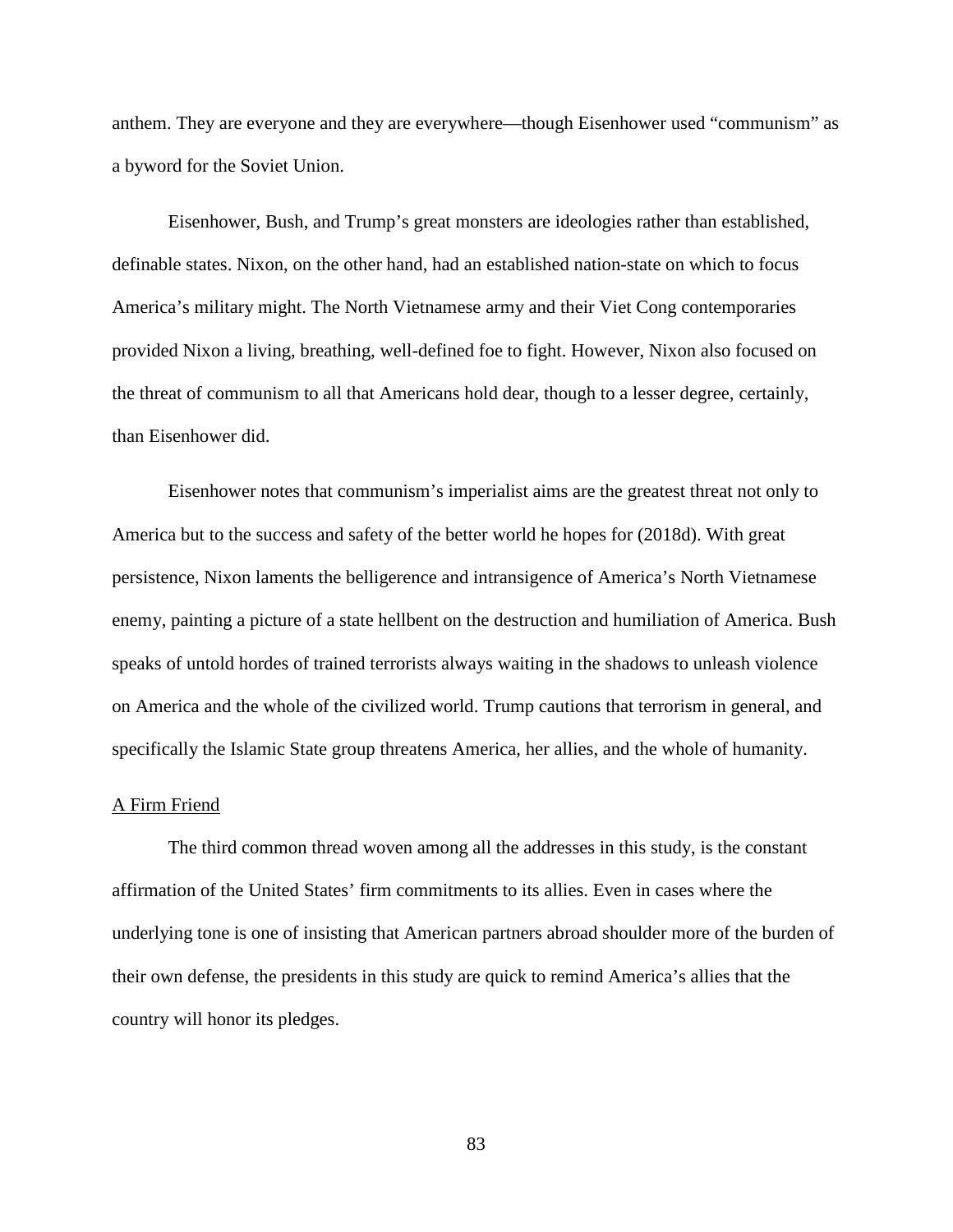anthem. They are everyone and they are everywhere—though Eisenhower used "communism" as a byword for the Soviet Union.

Eisenhower, Bush, and Trump's great monsters are ideologies rather than established, definable states. Nixon, on the other hand, had an established nation-state on which to focus America's military might. The North Vietnamese army and their Viet Cong contemporaries provided Nixon a living, breathing, well-defined foe to fight. However, Nixon also focused on the threat of communism to all that Americans hold dear, though to a lesser degree, certainly, than Eisenhower did.

Eisenhower notes that communism's imperialist aims are the greatest threat not only to America but to the success and safety of the better world he hopes for (2018d). With great persistence, Nixon laments the belligerence and intransigence of America's North Vietnamese enemy, painting a picture of a state hellbent on the destruction and humiliation of America. Bush speaks of untold hordes of trained terrorists always waiting in the shadows to unleash violence on America and the whole of the civilized world. Trump cautions that terrorism in general, and specifically the Islamic State group threatens America, her allies, and the whole of humanity.

<u>A Firm Friend</u>

The third common thread woven among all the addresses in this study, is the constant affirmation of the United States' firm commitments to its allies. Even in cases where the underlying tone is one of insisting that American partners abroad shoulder more of the burden of their own defense, the presidents in this study are quick to remind America's allies that the country will honor its pledges.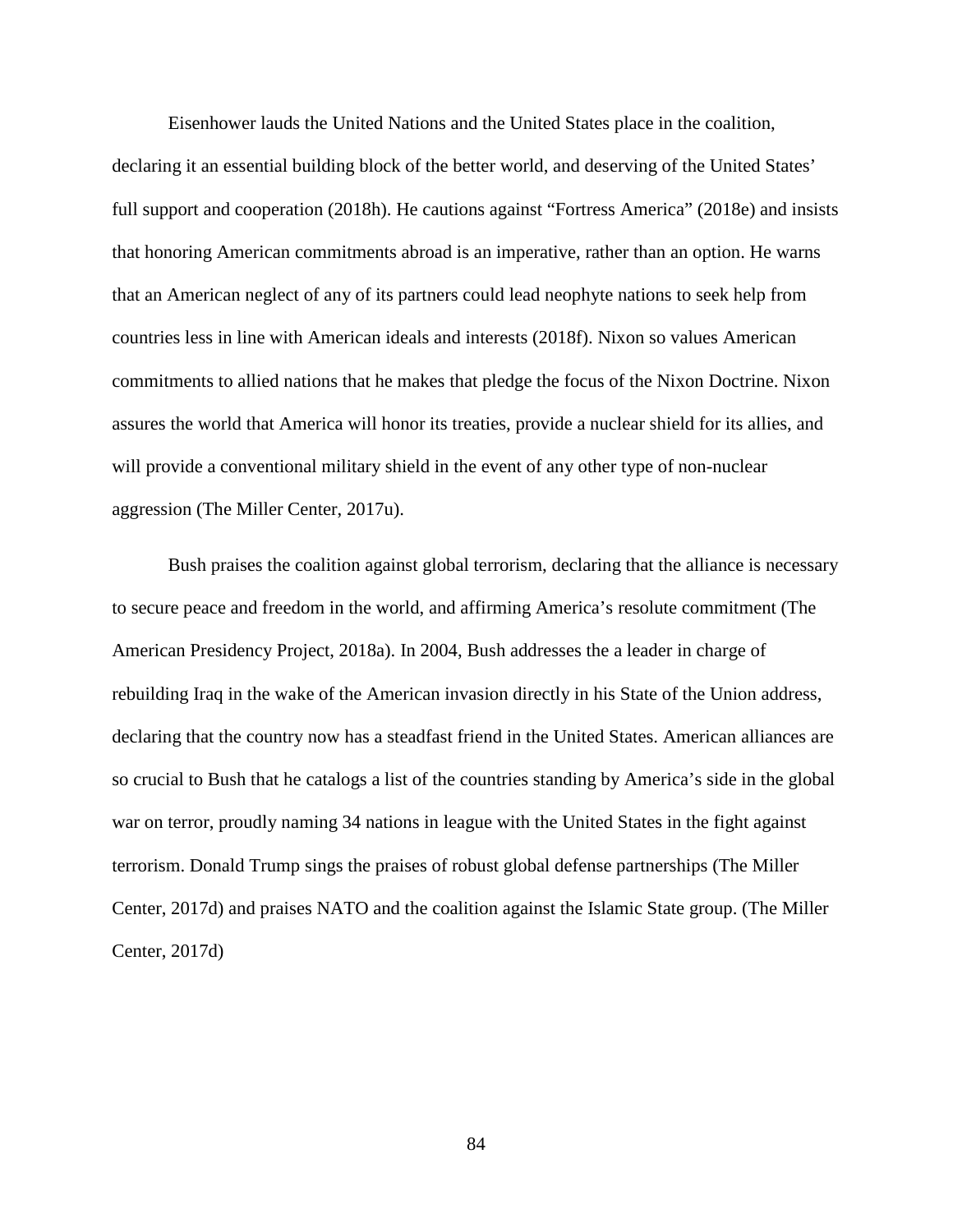Eisenhower lauds the United Nations and the United States place in the coalition, declaring it an essential building block of the better world, and deserving of the United States' full support and cooperation (2018h). He cautions against "Fortress America" (2018e) and insists that honoring American commitments abroad is an imperative, rather than an option. He warns that an American neglect of any of its partners could lead neophyte nations to seek help from countries less in line with American ideals and interests (2018f). Nixon so values American commitments to allied nations that he makes that pledge the focus of the Nixon Doctrine. Nixon assures the world that America will honor its treaties, provide a nuclear shield for its allies, and will provide a conventional military shield in the event of any other type of non-nuclear aggression (The Miller Center, 2017u).

Bush praises the coalition against global terrorism, declaring that the alliance is necessary to secure peace and freedom in the world, and affirming America's resolute commitment (The American Presidency Project, 2018a). In 2004, Bush addresses the a leader in charge of rebuilding Iraq in the wake of the American invasion directly in his State of the Union address, declaring that the country now has a steadfast friend in the United States. American alliances are so crucial to Bush that he catalogs a list of the countries standing by America's side in the global war on terror, proudly naming 34 nations in league with the United States in the fight against terrorism. Donald Trump sings the praises of robust global defense partnerships (The Miller Center, 2017d) and praises NATO and the coalition against the Islamic State group. (The Miller Center, 2017d)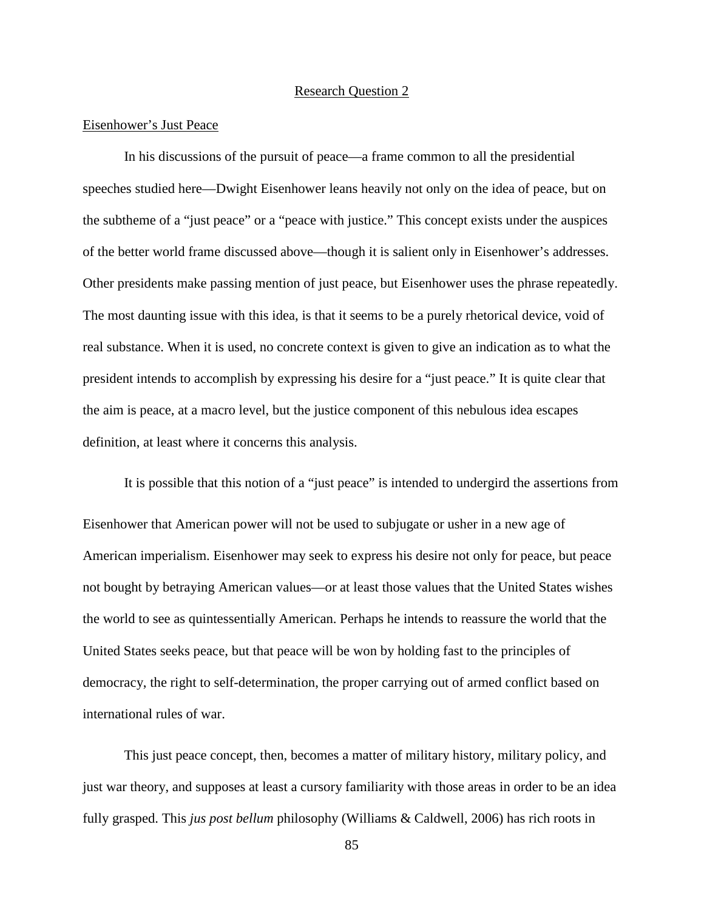## Research Question 2

### Eisenhower's Just Peace

In his discussions of the pursuit of peace—a frame common to all the presidential speeches studied here—Dwight Eisenhower leans heavily not only on the idea of peace, but on the subtheme of a "just peace" or a "peace with justice." This concept exists under the auspices of the better world frame discussed above—though it is salient only in Eisenhower's addresses. Other presidents make passing mention of just peace, but Eisenhower uses the phrase repeatedly. The most daunting issue with this idea, is that it seems to be a purely rhetorical device, void of real substance. When it is used, no concrete context is given to give an indication as to what the president intends to accomplish by expressing his desire for a "just peace." It is quite clear that the aim is peace, at a macro level, but the justice component of this nebulous idea escapes definition, at least where it concerns this analysis.

It is possible that this notion of a "just peace" is intended to undergird the assertions from Eisenhower that American power will not be used to subjugate or usher in a new age of American imperialism. Eisenhower may seek to express his desire not only for peace, but peace not bought by betraying American values—or at least those values that the United States wishes the world to see as quintessentially American. Perhaps he intends to reassure the world that the United States seeks peace, but that peace will be won by holding fast to the principles of democracy, the right to self-determination, the proper carrying out of armed conflict based on international rules of war.

This just peace concept, then, becomes a matter of military history, military policy, and just war theory, and supposes at least a cursory familiarity with those areas in order to be an idea fully grasped. This *jus post bellum* philosophy (Williams & Caldwell, 2006) has rich roots in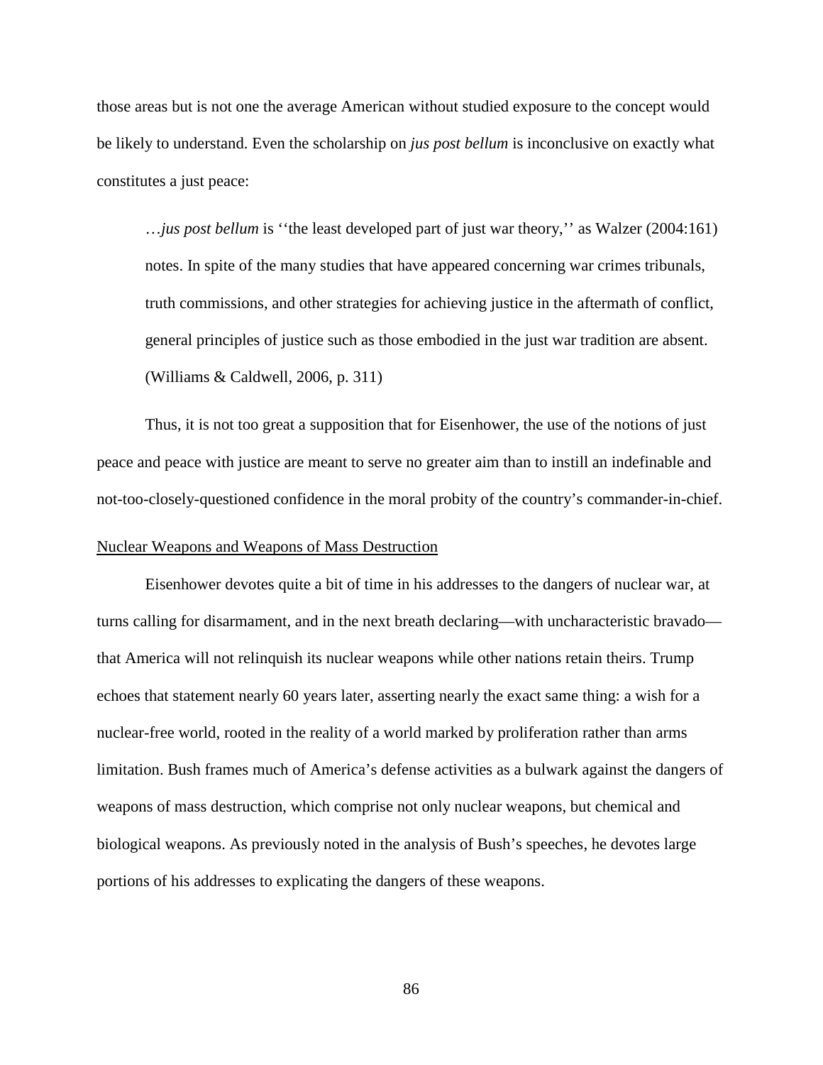those areas but is not one the average American without studied exposure to the concept would be likely to understand. Even the scholarship on *jus post bellum* is inconclusive on exactly what constitutes a just peace:

> …*jus post bellum* is ''the least developed part of just war theory,'' as Walzer (2004:161) notes. In spite of the many studies that have appeared concerning war crimes tribunals, truth commissions, and other strategies for achieving justice in the aftermath of conflict, general principles of justice such as those embodied in the just war tradition are absent. (Williams & Caldwell, 2006, p. 311)

Thus, it is not too great a supposition that for Eisenhower, the use of the notions of just peace and peace with justice are meant to serve no greater aim than to instill an indefinable and not-too-closely-questioned confidence in the moral probity of the country's commander-in-chief.

## Nuclear Weapons and Weapons of Mass Destruction

Eisenhower devotes quite a bit of time in his addresses to the dangers of nuclear war, at turns calling for disarmament, and in the next breath declaring—with uncharacteristic bravado—that America will not relinquish its nuclear weapons while other nations retain theirs. Trump echoes that statement nearly 60 years later, asserting nearly the exact same thing: a wish for a nuclear-free world, rooted in the reality of a world marked by proliferation rather than arms limitation. Bush frames much of America's defense activities as a bulwark against the dangers of weapons of mass destruction, which comprise not only nuclear weapons, but chemical and biological weapons. As previously noted in the analysis of Bush's speeches, he devotes large portions of his addresses to explicating the dangers of these weapons.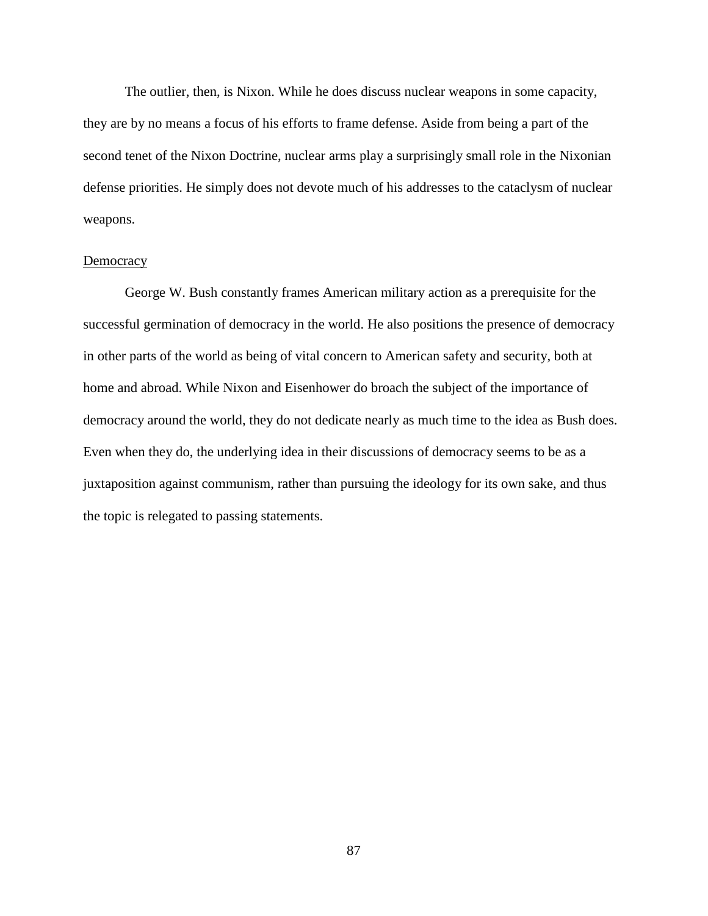The outlier, then, is Nixon. While he does discuss nuclear weapons in some capacity, they are by no means a focus of his efforts to frame defense. Aside from being a part of the second tenet of the Nixon Doctrine, nuclear arms play a surprisingly small role in the Nixonian defense priorities. He simply does not devote much of his addresses to the cataclysm of nuclear weapons.

<u>Democracy</u>

George W. Bush constantly frames American military action as a prerequisite for the successful germination of democracy in the world. He also positions the presence of democracy in other parts of the world as being of vital concern to American safety and security, both at home and abroad. While Nixon and Eisenhower do broach the subject of the importance of democracy around the world, they do not dedicate nearly as much time to the idea as Bush does. Even when they do, the underlying idea in their discussions of democracy seems to be as a juxtaposition against communism, rather than pursuing the ideology for its own sake, and thus the topic is relegated to passing statements.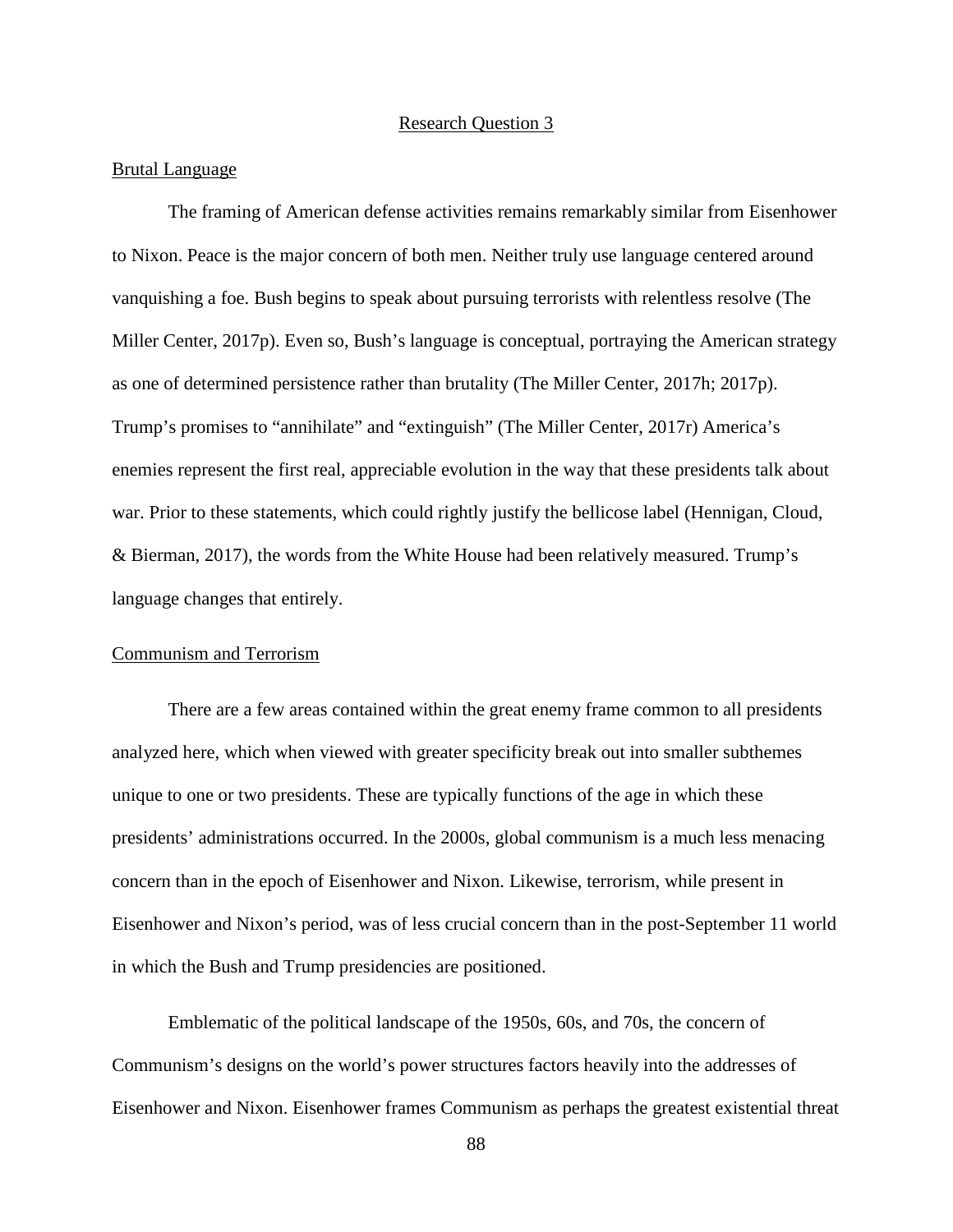## Research Question 3

### Brutal Language

The framing of American defense activities remains remarkably similar from Eisenhower to Nixon. Peace is the major concern of both men. Neither truly use language centered around vanquishing a foe. Bush begins to speak about pursuing terrorists with relentless resolve (The Miller Center, 2017p). Even so, Bush's language is conceptual, portraying the American strategy as one of determined persistence rather than brutality (The Miller Center, 2017h; 2017p). Trump's promises to "annihilate" and "extinguish" (The Miller Center, 2017r) America's enemies represent the first real, appreciable evolution in the way that these presidents talk about war. Prior to these statements, which could rightly justify the bellicose label (Hennigan, Cloud, & Bierman, 2017), the words from the White House had been relatively measured. Trump's language changes that entirely.

### Communism and Terrorism

There are a few areas contained within the great enemy frame common to all presidents analyzed here, which when viewed with greater specificity break out into smaller subthemes unique to one or two presidents. These are typically functions of the age in which these presidents' administrations occurred. In the 2000s, global communism is a much less menacing concern than in the epoch of Eisenhower and Nixon. Likewise, terrorism, while present in Eisenhower and Nixon's period, was of less crucial concern than in the post-September 11 world in which the Bush and Trump presidencies are positioned.

Emblematic of the political landscape of the 1950s, 60s, and 70s, the concern of Communism's designs on the world's power structures factors heavily into the addresses of Eisenhower and Nixon. Eisenhower frames Communism as perhaps the greatest existential threat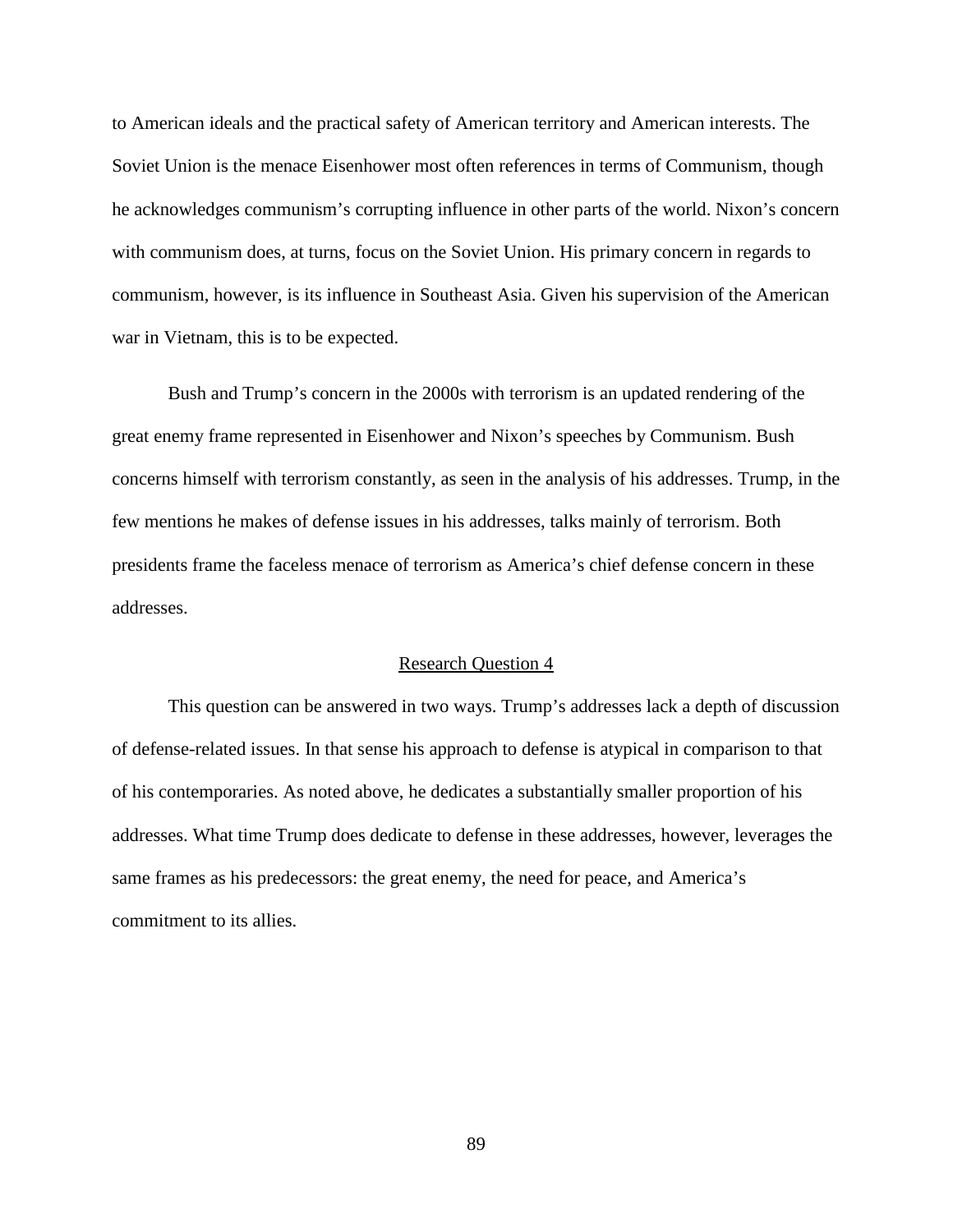to American ideals and the practical safety of American territory and American interests. The Soviet Union is the menace Eisenhower most often references in terms of Communism, though he acknowledges communism's corrupting influence in other parts of the world. Nixon's concern with communism does, at turns, focus on the Soviet Union. His primary concern in regards to communism, however, is its influence in Southeast Asia. Given his supervision of the American war in Vietnam, this is to be expected.

Bush and Trump's concern in the 2000s with terrorism is an updated rendering of the great enemy frame represented in Eisenhower and Nixon's speeches by Communism. Bush concerns himself with terrorism constantly, as seen in the analysis of his addresses. Trump, in the few mentions he makes of defense issues in his addresses, talks mainly of terrorism. Both presidents frame the faceless menace of terrorism as America's chief defense concern in these addresses.

### Research Question 4

This question can be answered in two ways. Trump's addresses lack a depth of discussion of defense-related issues. In that sense his approach to defense is atypical in comparison to that of his contemporaries. As noted above, he dedicates a substantially smaller proportion of his addresses. What time Trump does dedicate to defense in these addresses, however, leverages the same frames as his predecessors: the great enemy, the need for peace, and America's commitment to its allies.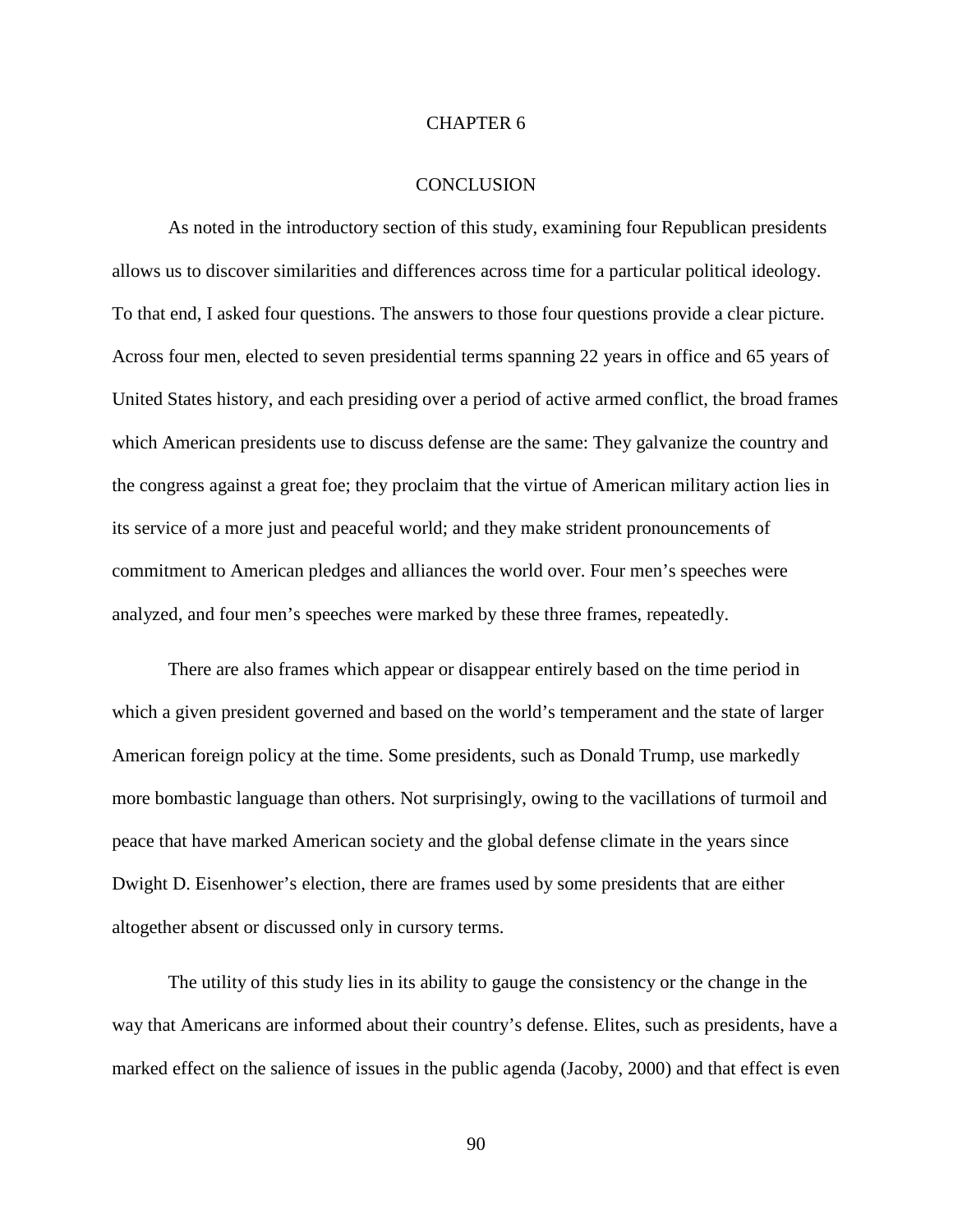# CHAPTER 6

## CONCLUSION

As noted in the introductory section of this study, examining four Republican presidents allows us to discover similarities and differences across time for a particular political ideology. To that end, I asked four questions. The answers to those four questions provide a clear picture. Across four men, elected to seven presidential terms spanning 22 years in office and 65 years of United States history, and each presiding over a period of active armed conflict, the broad frames which American presidents use to discuss defense are the same: They galvanize the country and the congress against a great foe; they proclaim that the virtue of American military action lies in its service of a more just and peaceful world; and they make strident pronouncements of commitment to American pledges and alliances the world over. Four men's speeches were analyzed, and four men's speeches were marked by these three frames, repeatedly.

There are also frames which appear or disappear entirely based on the time period in which a given president governed and based on the world's temperament and the state of larger American foreign policy at the time. Some presidents, such as Donald Trump, use markedly more bombastic language than others. Not surprisingly, owing to the vacillations of turmoil and peace that have marked American society and the global defense climate in the years since Dwight D. Eisenhower's election, there are frames used by some presidents that are either altogether absent or discussed only in cursory terms.

The utility of this study lies in its ability to gauge the consistency or the change in the way that Americans are informed about their country's defense. Elites, such as presidents, have a marked effect on the salience of issues in the public agenda (Jacoby, 2000) and that effect is even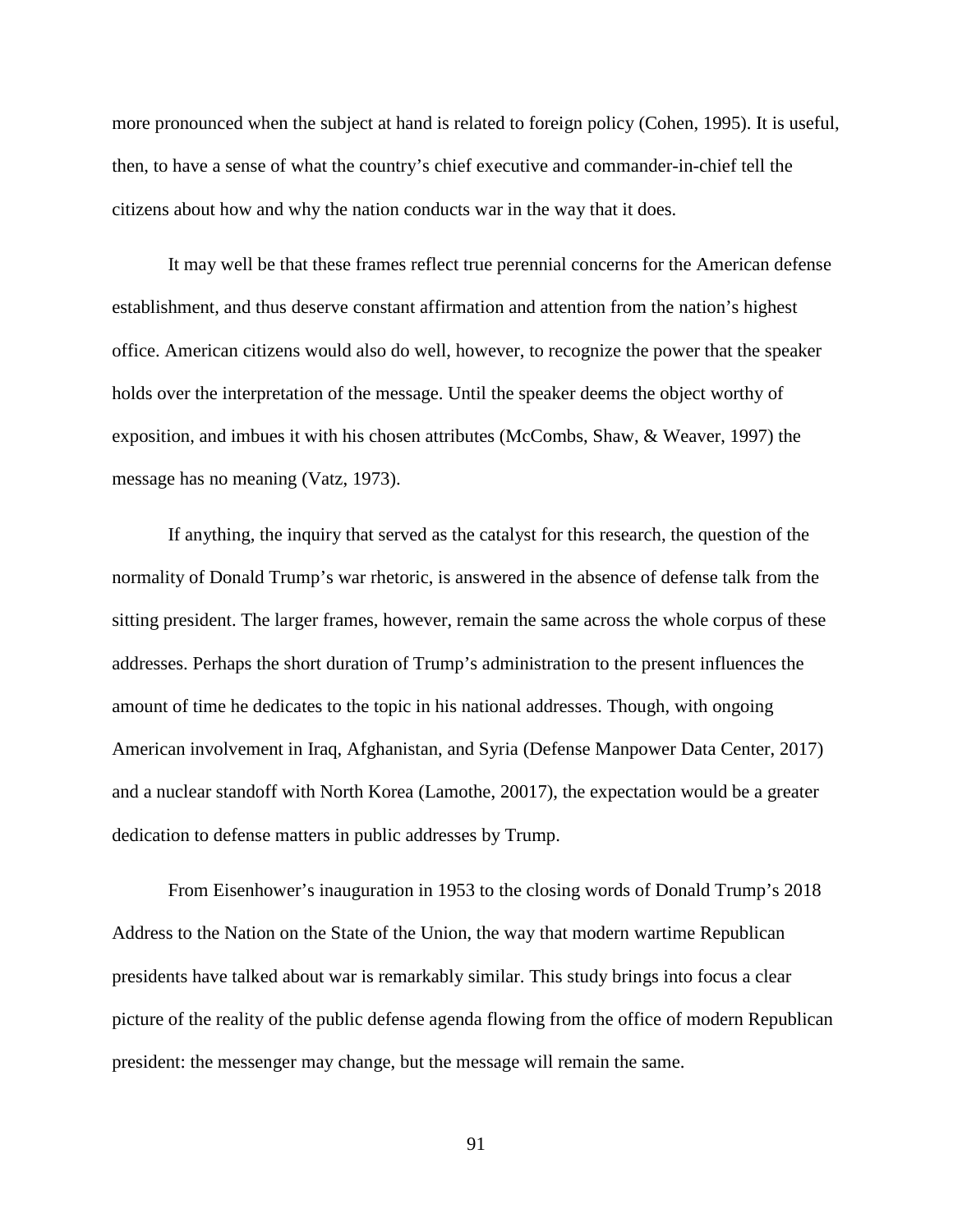more pronounced when the subject at hand is related to foreign policy (Cohen, 1995). It is useful, then, to have a sense of what the country's chief executive and commander-in-chief tell the citizens about how and why the nation conducts war in the way that it does.

It may well be that these frames reflect true perennial concerns for the American defense establishment, and thus deserve constant affirmation and attention from the nation's highest office. American citizens would also do well, however, to recognize the power that the speaker holds over the interpretation of the message. Until the speaker deems the object worthy of exposition, and imbues it with his chosen attributes (McCombs, Shaw, & Weaver, 1997) the message has no meaning (Vatz, 1973).

If anything, the inquiry that served as the catalyst for this research, the question of the normality of Donald Trump's war rhetoric, is answered in the absence of defense talk from the sitting president. The larger frames, however, remain the same across the whole corpus of these addresses. Perhaps the short duration of Trump's administration to the present influences the amount of time he dedicates to the topic in his national addresses. Though, with ongoing American involvement in Iraq, Afghanistan, and Syria (Defense Manpower Data Center, 2017) and a nuclear standoff with North Korea (Lamothe, 20017), the expectation would be a greater dedication to defense matters in public addresses by Trump.

From Eisenhower's inauguration in 1953 to the closing words of Donald Trump's 2018 Address to the Nation on the State of the Union, the way that modern wartime Republican presidents have talked about war is remarkably similar. This study brings into focus a clear picture of the reality of the public defense agenda flowing from the office of modern Republican president: the messenger may change, but the message will remain the same.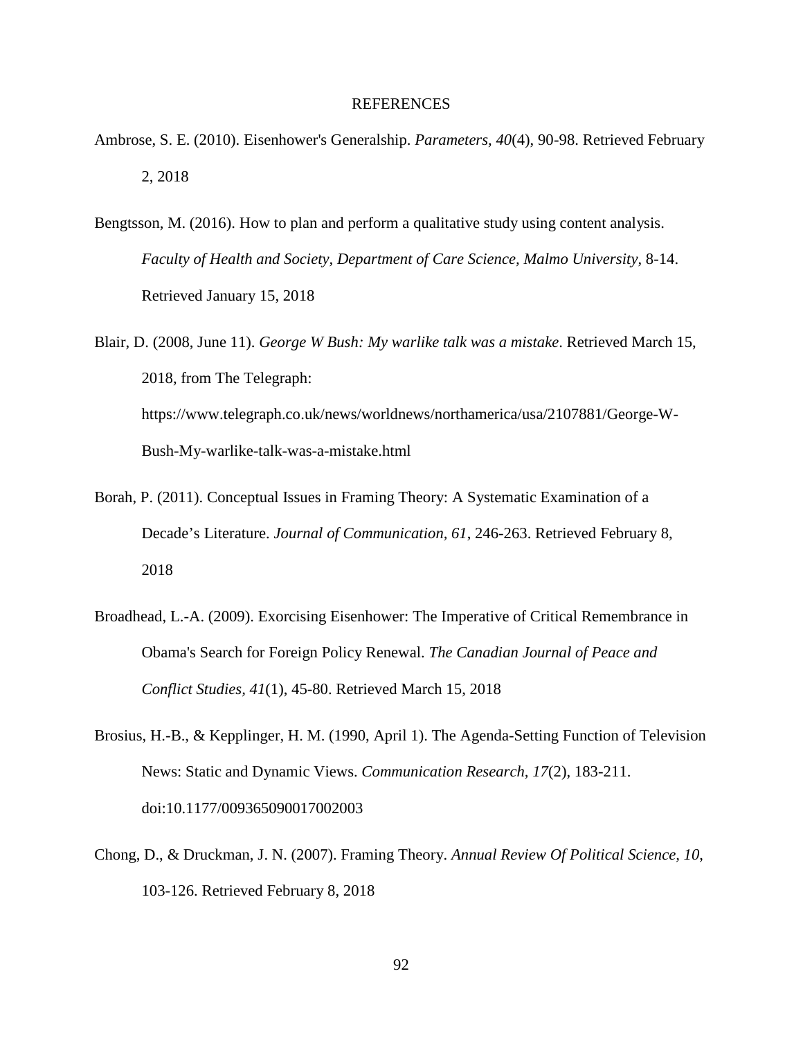# REFERENCES

Ambrose, S. E. (2010). Eisenhower's Generalship. *Parameters, 40*(4), 90-98. Retrieved February 2, 2018

Bengtsson, M. (2016). How to plan and perform a qualitative study using content analysis. *Faculty of Health and Society, Department of Care Science, Malmo University*, 8-14. Retrieved January 15, 2018

Blair, D. (2008, June 11). *George W Bush: My warlike talk was a mistake*. Retrieved March 15, 2018, from The Telegraph: https://www.telegraph.co.uk/news/worldnews/northamerica/usa/2107881/George-W-Bush-My-warlike-talk-was-a-mistake.html

Borah, P. (2011). Conceptual Issues in Framing Theory: A Systematic Examination of a Decade's Literature. *Journal of Communication, 61*, 246-263. Retrieved February 8, 2018

Broadhead, L.-A. (2009). Exorcising Eisenhower: The Imperative of Critical Remembrance in Obama's Search for Foreign Policy Renewal. *The Canadian Journal of Peace and Conflict Studies, 41*(1), 45-80. Retrieved March 15, 2018

Brosius, H.-B., & Kepplinger, H. M. (1990, April 1). The Agenda-Setting Function of Television News: Static and Dynamic Views. *Communication Research, 17*(2), 183-211. doi:10.1177/009365090017002003

Chong, D., & Druckman, J. N. (2007). Framing Theory. *Annual Review Of Political Science, 10*, 103-126. Retrieved February 8, 2018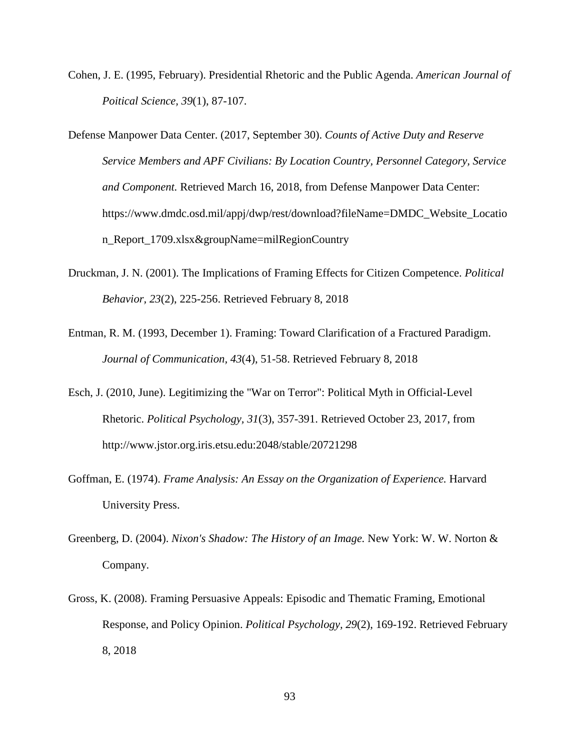Cohen, J. E. (1995, February). Presidential Rhetoric and the Public Agenda. *American Journal of Poitical Science, 39*(1), 87-107.

Defense Manpower Data Center. (2017, September 30). *Counts of Active Duty and Reserve Service Members and APF Civilians: By Location Country, Personnel Category, Service and Component.* Retrieved March 16, 2018, from Defense Manpower Data Center: https://www.dmdc.osd.mil/appj/dwp/rest/download?fileName=DMDC_Website_Location_Report_1709.xlsx&groupName=milRegionCountry

Druckman, J. N. (2001). The Implications of Framing Effects for Citizen Competence. *Political Behavior, 23*(2), 225-256. Retrieved February 8, 2018

Entman, R. M. (1993, December 1). Framing: Toward Clarification of a Fractured Paradigm. *Journal of Communication, 43*(4), 51-58. Retrieved February 8, 2018

Esch, J. (2010, June). Legitimizing the "War on Terror": Political Myth in Official-Level Rhetoric. *Political Psychology, 31*(3), 357-391. Retrieved October 23, 2017, from http://www.jstor.org.iris.etsu.edu:2048/stable/20721298

Goffman, E. (1974). *Frame Analysis: An Essay on the Organization of Experience.* Harvard University Press.

Greenberg, D. (2004). *Nixon's Shadow: The History of an Image.* New York: W. W. Norton & Company.

Gross, K. (2008). Framing Persuasive Appeals: Episodic and Thematic Framing, Emotional Response, and Policy Opinion. *Political Psychology, 29*(2), 169-192. Retrieved February 8, 2018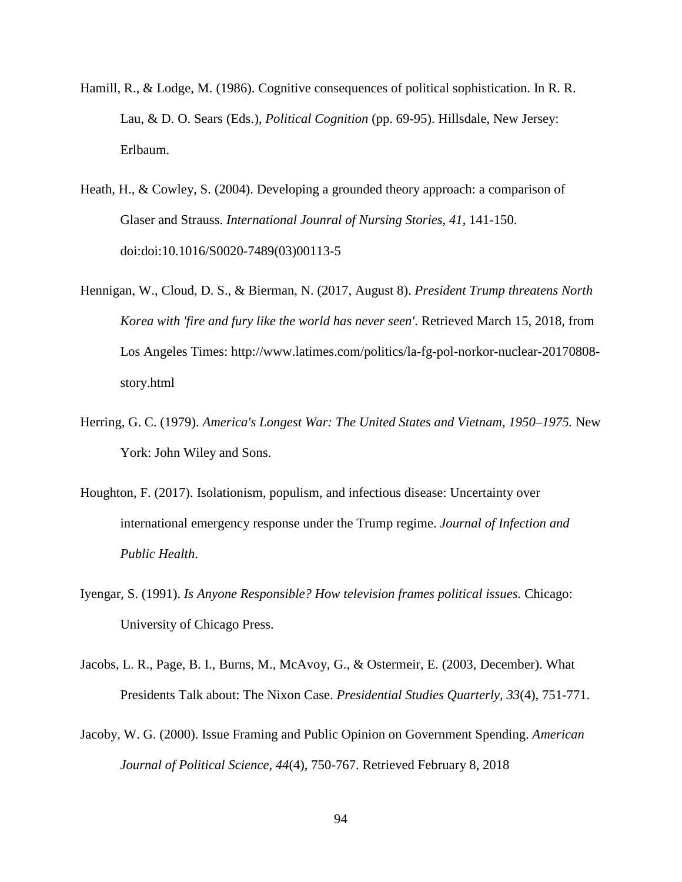Hamill, R., & Lodge, M. (1986). Cognitive consequences of political sophistication. In R. R. Lau, & D. O. Sears (Eds.), *Political Cognition* (pp. 69-95). Hillsdale, New Jersey: Erlbaum.

Heath, H., & Cowley, S. (2004). Developing a grounded theory approach: a comparison of Glaser and Strauss. *International Jounral of Nursing Stories, 41*, 141-150. doi:doi:10.1016/S0020-7489(03)00113-5

Hennigan, W., Cloud, D. S., & Bierman, N. (2017, August 8). *President Trump threatens North Korea with 'fire and fury like the world has never seen'*. Retrieved March 15, 2018, from Los Angeles Times: http://www.latimes.com/politics/la-fg-pol-norkor-nuclear-20170808-story.html

Herring, G. C. (1979). *America's Longest War: The United States and Vietnam, 1950–1975.* New York: John Wiley and Sons.

Houghton, F. (2017). Isolationism, populism, and infectious disease: Uncertainty over international emergency response under the Trump regime. *Journal of Infection and Public Health*.

Iyengar, S. (1991). *Is Anyone Responsible? How television frames political issues.* Chicago: University of Chicago Press.

Jacobs, L. R., Page, B. I., Burns, M., McAvoy, G., & Ostermeir, E. (2003, December). What Presidents Talk about: The Nixon Case. *Presidential Studies Quarterly, 33*(4), 751-771.

Jacoby, W. G. (2000). Issue Framing and Public Opinion on Government Spending. *American Journal of Political Science, 44*(4), 750-767. Retrieved February 8, 2018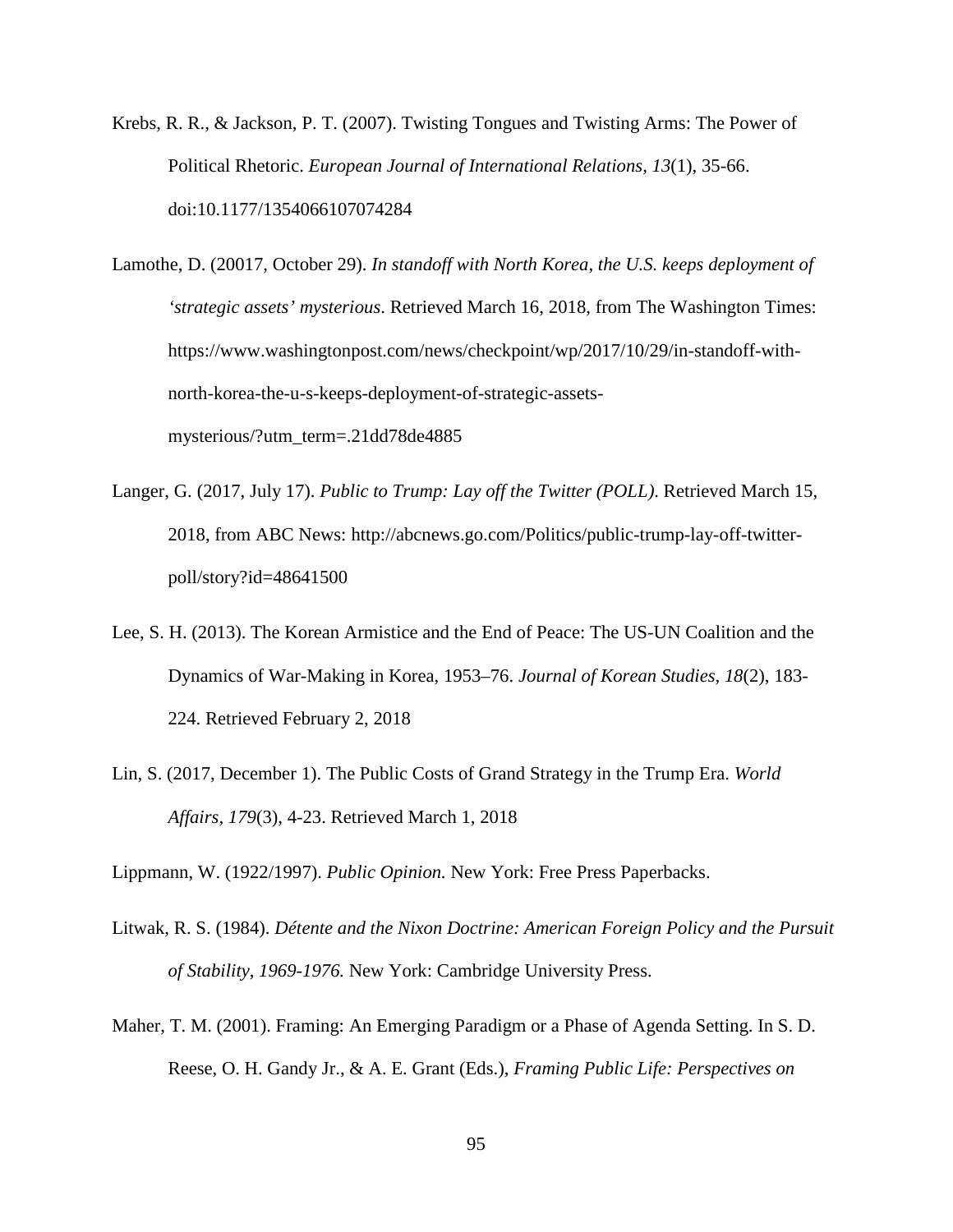Krebs, R. R., & Jackson, P. T. (2007). Twisting Tongues and Twisting Arms: The Power of Political Rhetoric. *European Journal of International Relations, 13*(1), 35-66. doi:10.1177/1354066107074284

Lamothe, D. (20017, October 29). *In standoff with North Korea, the U.S. keeps deployment of 'strategic assets' mysterious*. Retrieved March 16, 2018, from The Washington Times: https://www.washingtonpost.com/news/checkpoint/wp/2017/10/29/in-standoff-with-north-korea-the-u-s-keeps-deployment-of-strategic-assets-mysterious/?utm_term=.21dd78de4885

Langer, G. (2017, July 17). *Public to Trump: Lay off the Twitter (POLL)*. Retrieved March 15, 2018, from ABC News: http://abcnews.go.com/Politics/public-trump-lay-off-twitter-poll/story?id=48641500

Lee, S. H. (2013). The Korean Armistice and the End of Peace: The US-UN Coalition and the Dynamics of War-Making in Korea, 1953–76. *Journal of Korean Studies, 18*(2), 183-224. Retrieved February 2, 2018

Lin, S. (2017, December 1). The Public Costs of Grand Strategy in the Trump Era. *World Affairs, 179*(3), 4-23. Retrieved March 1, 2018

Lippmann, W. (1922/1997). *Public Opinion.* New York: Free Press Paperbacks.

Litwak, R. S. (1984). *Détente and the Nixon Doctrine: American Foreign Policy and the Pursuit of Stability, 1969-1976.* New York: Cambridge University Press.

Maher, T. M. (2001). Framing: An Emerging Paradigm or a Phase of Agenda Setting. In S. D. Reese, O. H. Gandy Jr., & A. E. Grant (Eds.), *Framing Public Life: Perspectives on*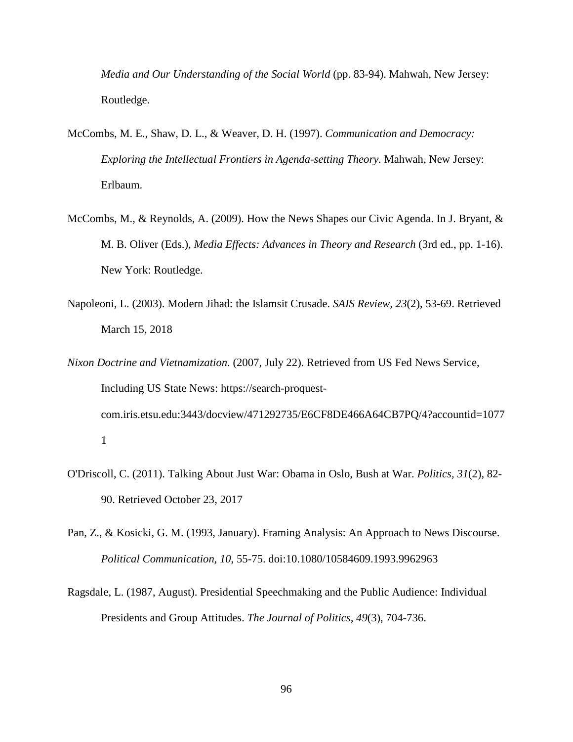*Media and Our Understanding of the Social World* (pp. 83-94). Mahwah, New Jersey: Routledge.

McCombs, M. E., Shaw, D. L., & Weaver, D. H. (1997). *Communication and Democracy: Exploring the Intellectual Frontiers in Agenda-setting Theory.* Mahwah, New Jersey: Erlbaum.

McCombs, M., & Reynolds, A. (2009). How the News Shapes our Civic Agenda. In J. Bryant, & M. B. Oliver (Eds.), *Media Effects: Advances in Theory and Research* (3rd ed., pp. 1-16). New York: Routledge.

Napoleoni, L. (2003). Modern Jihad: the Islamsit Crusade. *SAIS Review, 23*(2), 53-69. Retrieved March 15, 2018

*Nixon Doctrine and Vietnamization*. (2007, July 22). Retrieved from US Fed News Service, Including US State News: https://search-proquest-com.iris.etsu.edu:3443/docview/471292735/E6CF8DE466A64CB7PQ/4?accountid=10771

O'Driscoll, C. (2011). Talking About Just War: Obama in Oslo, Bush at War. *Politics, 31*(2), 82-90. Retrieved October 23, 2017

Pan, Z., & Kosicki, G. M. (1993, January). Framing Analysis: An Approach to News Discourse. *Political Communication, 10*, 55-75. doi:10.1080/10584609.1993.9962963

Ragsdale, L. (1987, August). Presidential Speechmaking and the Public Audience: Individual Presidents and Group Attitudes. *The Journal of Politics, 49*(3), 704-736.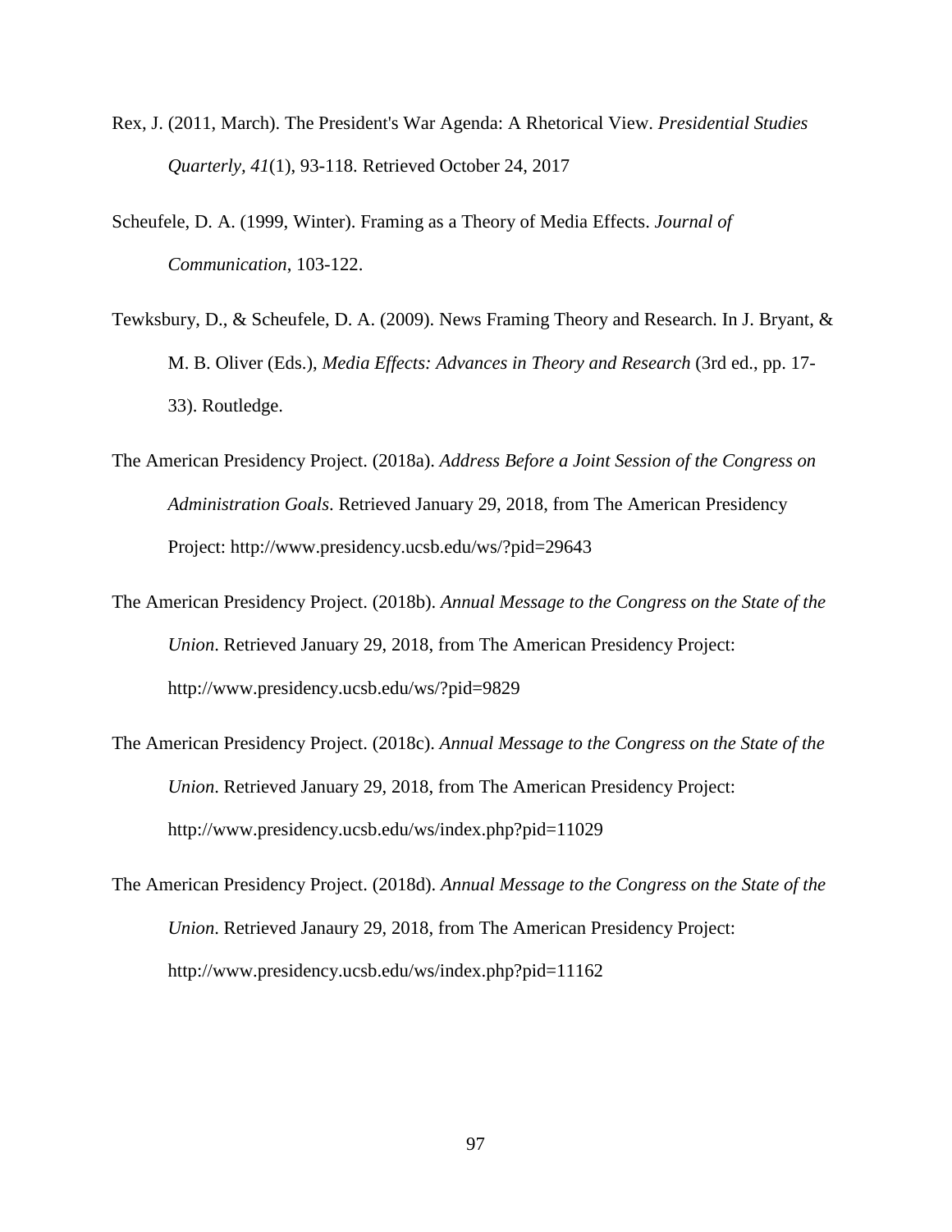Rex, J. (2011, March). The President's War Agenda: A Rhetorical View. *Presidential Studies Quarterly*, *41*(1), 93-118. Retrieved October 24, 2017

Scheufele, D. A. (1999, Winter). Framing as a Theory of Media Effects. *Journal of Communication*, 103-122.

Tewksbury, D., & Scheufele, D. A. (2009). News Framing Theory and Research. In J. Bryant, & M. B. Oliver (Eds.), *Media Effects: Advances in Theory and Research* (3rd ed., pp. 17-33). Routledge.

The American Presidency Project. (2018a). *Address Before a Joint Session of the Congress on Administration Goals*. Retrieved January 29, 2018, from The American Presidency Project: http://www.presidency.ucsb.edu/ws/?pid=29643

The American Presidency Project. (2018b). *Annual Message to the Congress on the State of the Union*. Retrieved January 29, 2018, from The American Presidency Project: http://www.presidency.ucsb.edu/ws/?pid=9829

The American Presidency Project. (2018c). *Annual Message to the Congress on the State of the Union*. Retrieved January 29, 2018, from The American Presidency Project: http://www.presidency.ucsb.edu/ws/index.php?pid=11029

The American Presidency Project. (2018d). *Annual Message to the Congress on the State of the Union*. Retrieved Janaury 29, 2018, from The American Presidency Project: http://www.presidency.ucsb.edu/ws/index.php?pid=11162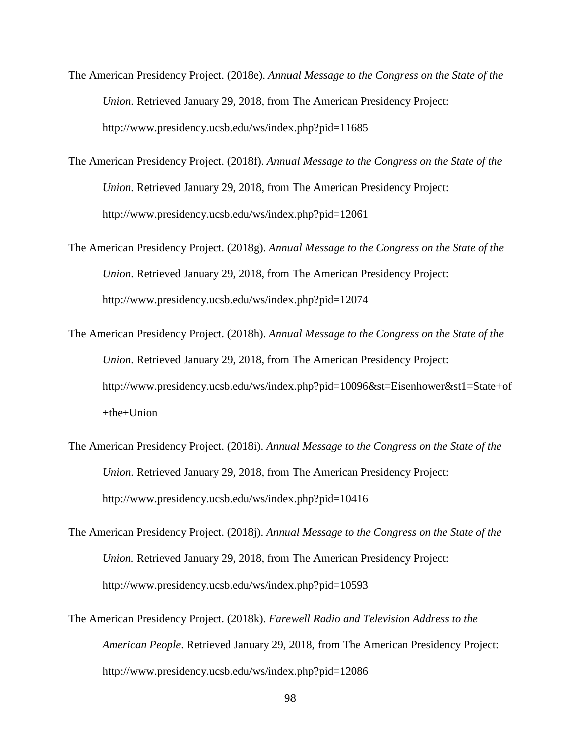The American Presidency Project. (2018e). *Annual Message to the Congress on the State of the Union*. Retrieved January 29, 2018, from The American Presidency Project: http://www.presidency.ucsb.edu/ws/index.php?pid=11685

The American Presidency Project. (2018f). *Annual Message to the Congress on the State of the Union*. Retrieved January 29, 2018, from The American Presidency Project: http://www.presidency.ucsb.edu/ws/index.php?pid=12061

The American Presidency Project. (2018g). *Annual Message to the Congress on the State of the Union*. Retrieved January 29, 2018, from The American Presidency Project: http://www.presidency.ucsb.edu/ws/index.php?pid=12074

The American Presidency Project. (2018h). *Annual Message to the Congress on the State of the Union*. Retrieved January 29, 2018, from The American Presidency Project: http://www.presidency.ucsb.edu/ws/index.php?pid=10096&st=Eisenhower&st1=State+of+the+Union

The American Presidency Project. (2018i). *Annual Message to the Congress on the State of the Union*. Retrieved January 29, 2018, from The American Presidency Project: http://www.presidency.ucsb.edu/ws/index.php?pid=10416

The American Presidency Project. (2018j). *Annual Message to the Congress on the State of the Union.* Retrieved January 29, 2018, from The American Presidency Project: http://www.presidency.ucsb.edu/ws/index.php?pid=10593

The American Presidency Project. (2018k). *Farewell Radio and Television Address to the American People*. Retrieved January 29, 2018, from The American Presidency Project: http://www.presidency.ucsb.edu/ws/index.php?pid=12086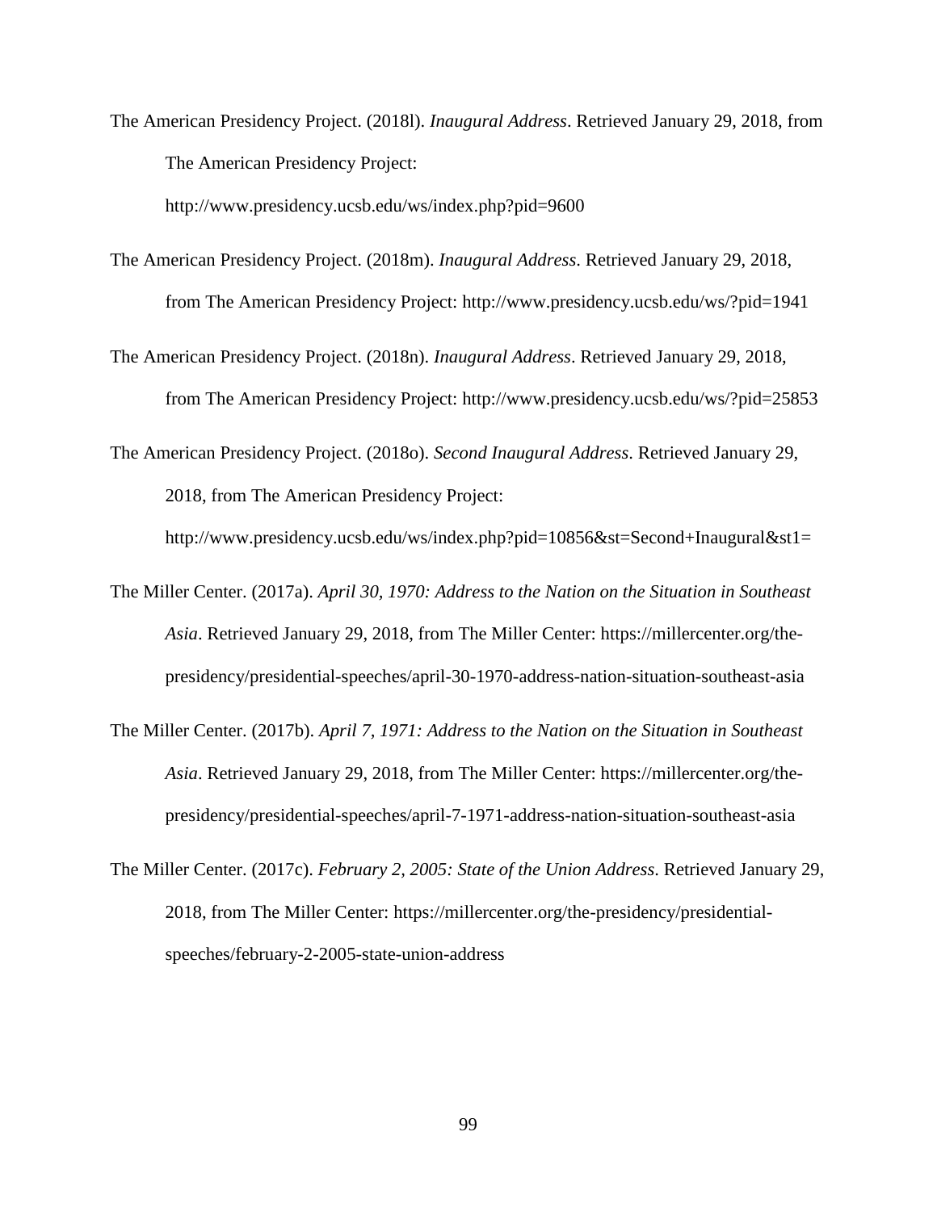The American Presidency Project. (2018l). *Inaugural Address*. Retrieved January 29, 2018, from The American Presidency Project: http://www.presidency.ucsb.edu/ws/index.php?pid=9600

The American Presidency Project. (2018m). *Inaugural Address*. Retrieved January 29, 2018, from The American Presidency Project: http://www.presidency.ucsb.edu/ws/?pid=1941

The American Presidency Project. (2018n). *Inaugural Address*. Retrieved January 29, 2018, from The American Presidency Project: http://www.presidency.ucsb.edu/ws/?pid=25853

The American Presidency Project. (2018o). *Second Inaugural Address*. Retrieved January 29, 2018, from The American Presidency Project: http://www.presidency.ucsb.edu/ws/index.php?pid=10856&st=Second+Inaugural&st1=

The Miller Center. (2017a). *April 30, 1970: Address to the Nation on the Situation in Southeast Asia*. Retrieved January 29, 2018, from The Miller Center: https://millercenter.org/the-presidency/presidential-speeches/april-30-1970-address-nation-situation-southeast-asia

The Miller Center. (2017b). *April 7, 1971: Address to the Nation on the Situation in Southeast Asia*. Retrieved January 29, 2018, from The Miller Center: https://millercenter.org/the-presidency/presidential-speeches/april-7-1971-address-nation-situation-southeast-asia

The Miller Center. (2017c). *February 2, 2005: State of the Union Address*. Retrieved January 29, 2018, from The Miller Center: https://millercenter.org/the-presidency/presidential-speeches/february-2-2005-state-union-address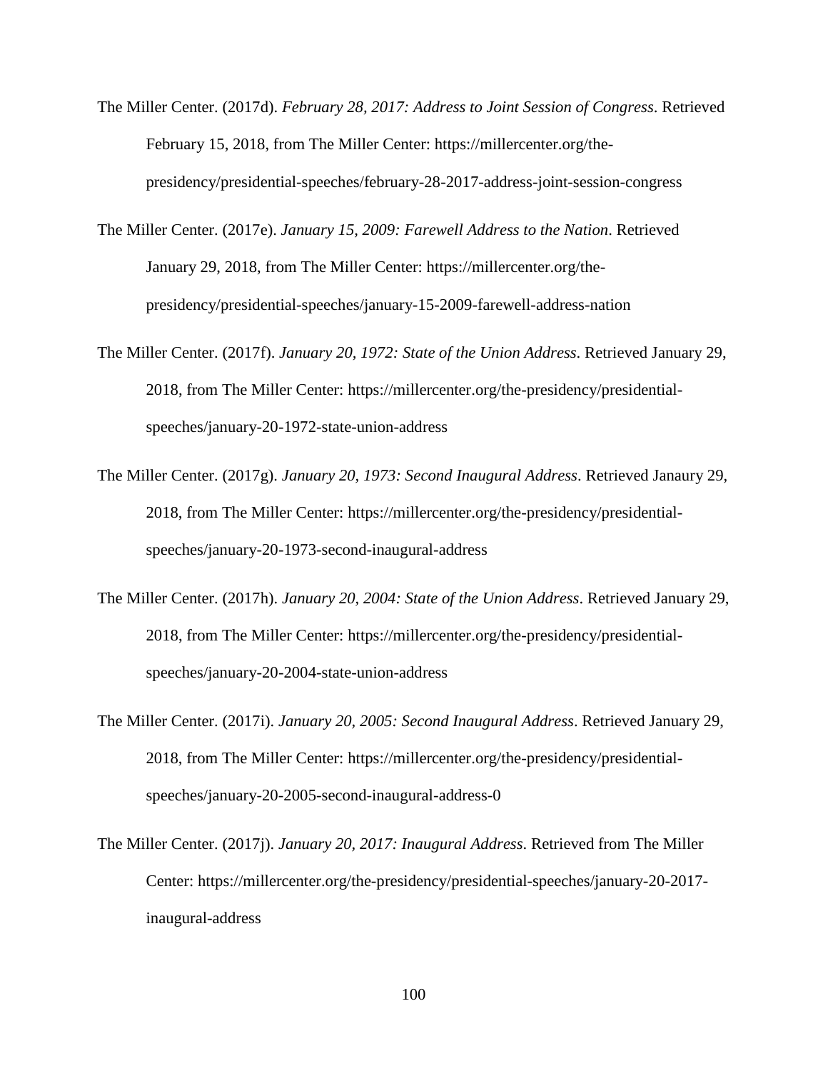The Miller Center. (2017d). *February 28, 2017: Address to Joint Session of Congress*. Retrieved February 15, 2018, from The Miller Center: https://millercenter.org/the-presidency/presidential-speeches/february-28-2017-address-joint-session-congress

The Miller Center. (2017e). *January 15, 2009: Farewell Address to the Nation*. Retrieved January 29, 2018, from The Miller Center: https://millercenter.org/the-presidency/presidential-speeches/january-15-2009-farewell-address-nation

The Miller Center. (2017f). *January 20, 1972: State of the Union Address*. Retrieved January 29, 2018, from The Miller Center: https://millercenter.org/the-presidency/presidential-speeches/january-20-1972-state-union-address

The Miller Center. (2017g). *January 20, 1973: Second Inaugural Address*. Retrieved Janaury 29, 2018, from The Miller Center: https://millercenter.org/the-presidency/presidential-speeches/january-20-1973-second-inaugural-address

The Miller Center. (2017h). *January 20, 2004: State of the Union Address*. Retrieved January 29, 2018, from The Miller Center: https://millercenter.org/the-presidency/presidential-speeches/january-20-2004-state-union-address

The Miller Center. (2017i). *January 20, 2005: Second Inaugural Address*. Retrieved January 29, 2018, from The Miller Center: https://millercenter.org/the-presidency/presidential-speeches/january-20-2005-second-inaugural-address-0

The Miller Center. (2017j). *January 20, 2017: Inaugural Address*. Retrieved from The Miller Center: https://millercenter.org/the-presidency/presidential-speeches/january-20-2017-inaugural-address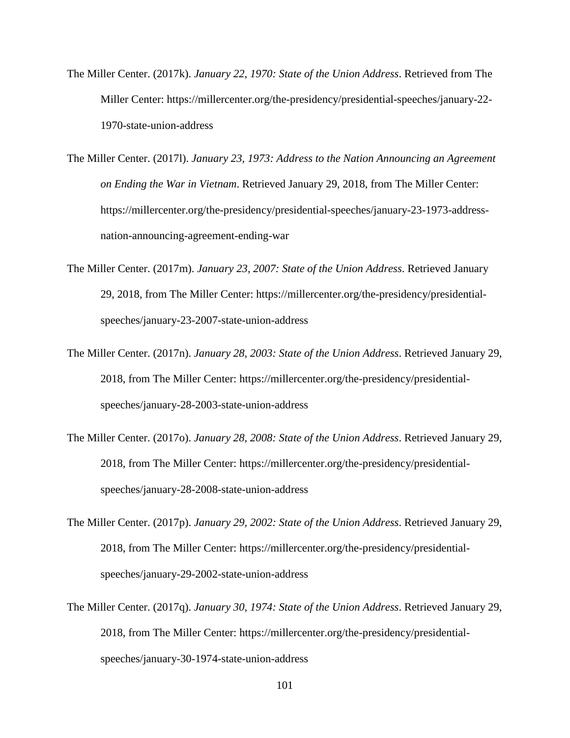The Miller Center. (2017k). *January 22, 1970: State of the Union Address*. Retrieved from The Miller Center: https://millercenter.org/the-presidency/presidential-speeches/january-22-1970-state-union-address

The Miller Center. (2017l). *January 23, 1973: Address to the Nation Announcing an Agreement on Ending the War in Vietnam*. Retrieved January 29, 2018, from The Miller Center: https://millercenter.org/the-presidency/presidential-speeches/january-23-1973-address-nation-announcing-agreement-ending-war

The Miller Center. (2017m). *January 23, 2007: State of the Union Address*. Retrieved January 29, 2018, from The Miller Center: https://millercenter.org/the-presidency/presidential-speeches/january-23-2007-state-union-address

The Miller Center. (2017n). *January 28, 2003: State of the Union Address*. Retrieved January 29, 2018, from The Miller Center: https://millercenter.org/the-presidency/presidential-speeches/january-28-2003-state-union-address

The Miller Center. (2017o). *January 28, 2008: State of the Union Address*. Retrieved January 29, 2018, from The Miller Center: https://millercenter.org/the-presidency/presidential-speeches/january-28-2008-state-union-address

The Miller Center. (2017p). *January 29, 2002: State of the Union Address*. Retrieved January 29, 2018, from The Miller Center: https://millercenter.org/the-presidency/presidential-speeches/january-29-2002-state-union-address

The Miller Center. (2017q). *January 30, 1974: State of the Union Address*. Retrieved January 29, 2018, from The Miller Center: https://millercenter.org/the-presidency/presidential-speeches/january-30-1974-state-union-address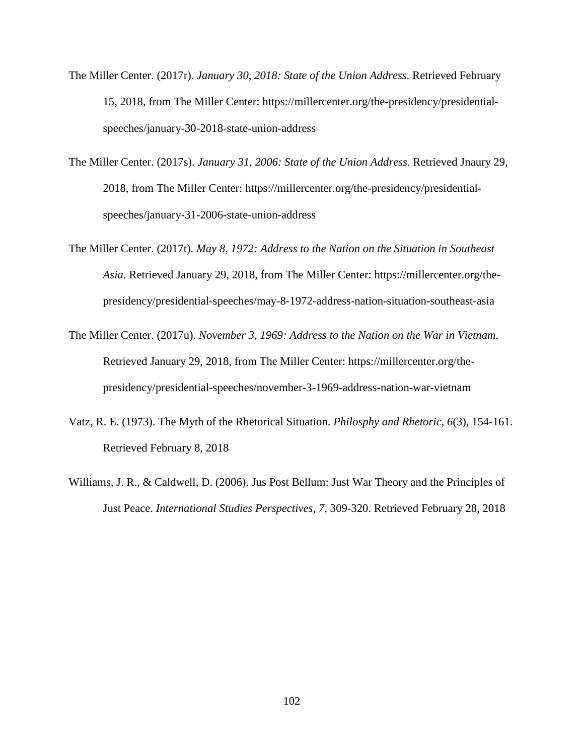The Miller Center. (2017r). *January 30, 2018: State of the Union Address*. Retrieved February 15, 2018, from The Miller Center: https://millercenter.org/the-presidency/presidential-speeches/january-30-2018-state-union-address

The Miller Center. (2017s). *January 31, 2006: State of the Union Address*. Retrieved Jnaury 29, 2018, from The Miller Center: https://millercenter.org/the-presidency/presidential-speeches/january-31-2006-state-union-address

The Miller Center. (2017t). *May 8, 1972: Address to the Nation on the Situation in Southeast Asia*. Retrieved January 29, 2018, from The Miller Center: https://millercenter.org/the-presidency/presidential-speeches/may-8-1972-address-nation-situation-southeast-asia

The Miller Center. (2017u). *November 3, 1969: Address to the Nation on the War in Vietnam*. Retrieved January 29, 2018, from The Miller Center: https://millercenter.org/the-presidency/presidential-speeches/november-3-1969-address-nation-war-vietnam

Vatz, R. E. (1973). The Myth of the Rhetorical Situation. *Philosphy and Rhetoric, 6*(3), 154-161. Retrieved February 8, 2018

Williams, J. R., & Caldwell, D. (2006). Jus Post Bellum: Just War Theory and the Principles of Just Peace. *International Studies Perspectives, 7*, 309-320. Retrieved February 28, 2018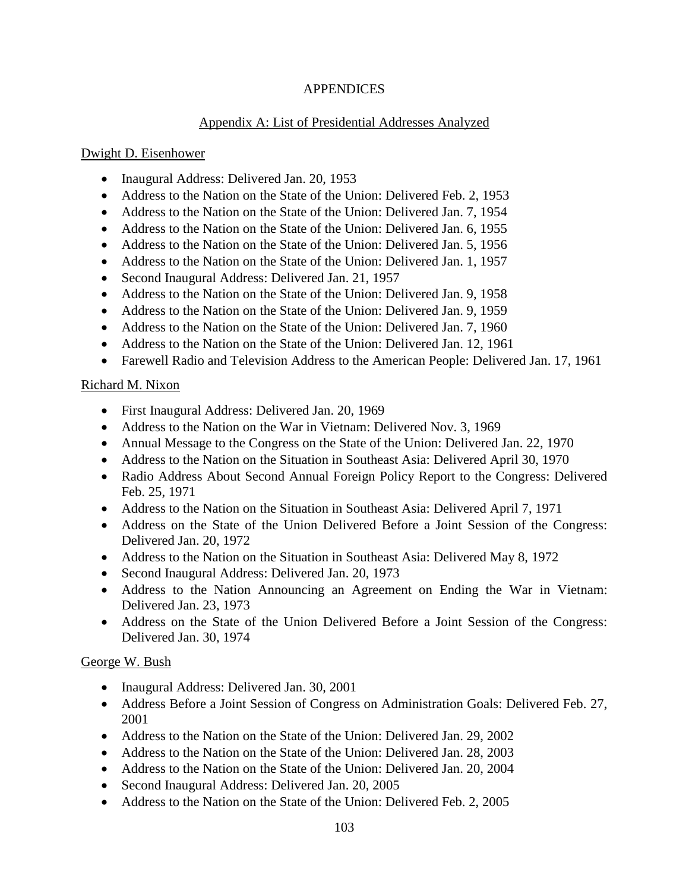# APPENDICES

## Appendix A: List of Presidential Addresses Analyzed

### Dwight D. Eisenhower

- Inaugural Address: Delivered Jan. 20, 1953
- Address to the Nation on the State of the Union: Delivered Feb. 2, 1953
- Address to the Nation on the State of the Union: Delivered Jan. 7, 1954
- Address to the Nation on the State of the Union: Delivered Jan. 6, 1955
- Address to the Nation on the State of the Union: Delivered Jan. 5, 1956
- Address to the Nation on the State of the Union: Delivered Jan. 1, 1957
- Second Inaugural Address: Delivered Jan. 21, 1957
- Address to the Nation on the State of the Union: Delivered Jan. 9, 1958
- Address to the Nation on the State of the Union: Delivered Jan. 9, 1959
- Address to the Nation on the State of the Union: Delivered Jan. 7, 1960
- Address to the Nation on the State of the Union: Delivered Jan. 12, 1961
- Farewell Radio and Television Address to the American People: Delivered Jan. 17, 1961

### Richard M. Nixon

- First Inaugural Address: Delivered Jan. 20, 1969
- Address to the Nation on the War in Vietnam: Delivered Nov. 3, 1969
- Annual Message to the Congress on the State of the Union: Delivered Jan. 22, 1970
- Address to the Nation on the Situation in Southeast Asia: Delivered April 30, 1970
- Radio Address About Second Annual Foreign Policy Report to the Congress: Delivered Feb. 25, 1971
- Address to the Nation on the Situation in Southeast Asia: Delivered April 7, 1971
- Address on the State of the Union Delivered Before a Joint Session of the Congress: Delivered Jan. 20, 1972
- Address to the Nation on the Situation in Southeast Asia: Delivered May 8, 1972
- Second Inaugural Address: Delivered Jan. 20, 1973
- Address to the Nation Announcing an Agreement on Ending the War in Vietnam: Delivered Jan. 23, 1973
- Address on the State of the Union Delivered Before a Joint Session of the Congress: Delivered Jan. 30, 1974

### George W. Bush

- Inaugural Address: Delivered Jan. 30, 2001
- Address Before a Joint Session of Congress on Administration Goals: Delivered Feb. 27, 2001
- Address to the Nation on the State of the Union: Delivered Jan. 29, 2002
- Address to the Nation on the State of the Union: Delivered Jan. 28, 2003
- Address to the Nation on the State of the Union: Delivered Jan. 20, 2004
- Second Inaugural Address: Delivered Jan. 20, 2005
- Address to the Nation on the State of the Union: Delivered Feb. 2, 2005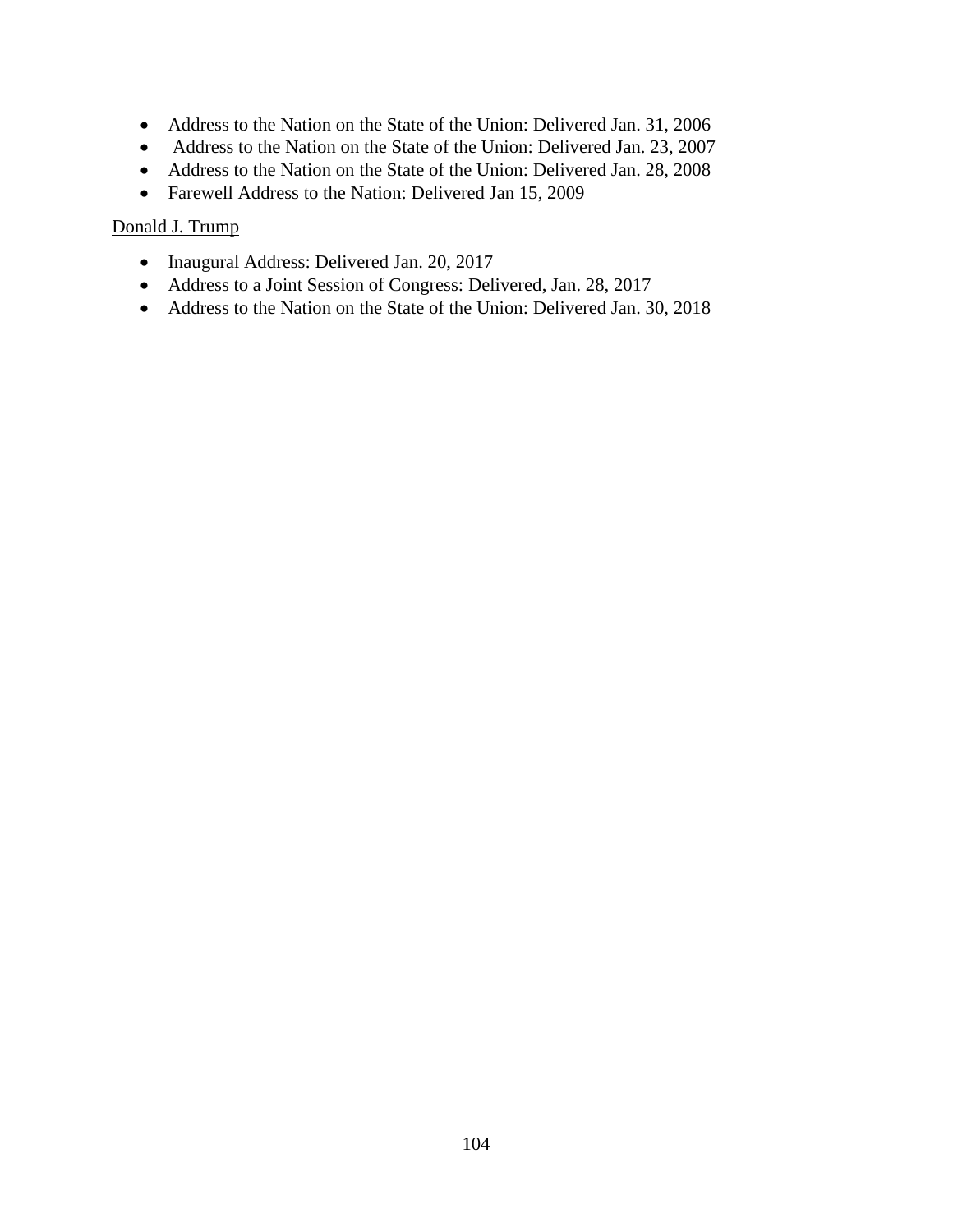- Address to the Nation on the State of the Union: Delivered Jan. 31, 2006
- Address to the Nation on the State of the Union: Delivered Jan. 23, 2007
- Address to the Nation on the State of the Union: Delivered Jan. 28, 2008
- Farewell Address to the Nation: Delivered Jan 15, 2009

<u>Donald J. Trump</u>

- Inaugural Address: Delivered Jan. 20, 2017
- Address to a Joint Session of Congress: Delivered, Jan. 28, 2017
- Address to the Nation on the State of the Union: Delivered Jan. 30, 2018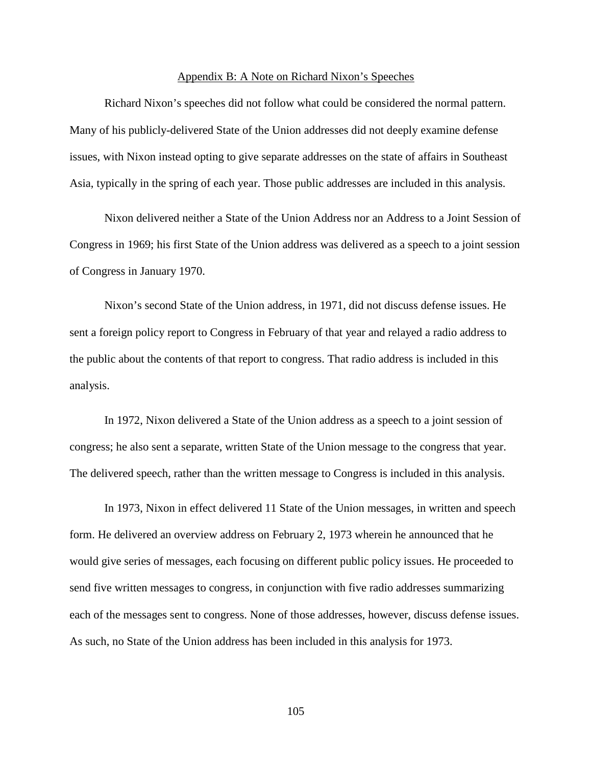## Appendix B: A Note on Richard Nixon's Speeches

Richard Nixon's speeches did not follow what could be considered the normal pattern. Many of his publicly-delivered State of the Union addresses did not deeply examine defense issues, with Nixon instead opting to give separate addresses on the state of affairs in Southeast Asia, typically in the spring of each year. Those public addresses are included in this analysis.

Nixon delivered neither a State of the Union Address nor an Address to a Joint Session of Congress in 1969; his first State of the Union address was delivered as a speech to a joint session of Congress in January 1970.

Nixon's second State of the Union address, in 1971, did not discuss defense issues. He sent a foreign policy report to Congress in February of that year and relayed a radio address to the public about the contents of that report to congress. That radio address is included in this analysis.

In 1972, Nixon delivered a State of the Union address as a speech to a joint session of congress; he also sent a separate, written State of the Union message to the congress that year. The delivered speech, rather than the written message to Congress is included in this analysis.

In 1973, Nixon in effect delivered 11 State of the Union messages, in written and speech form. He delivered an overview address on February 2, 1973 wherein he announced that he would give series of messages, each focusing on different public policy issues. He proceeded to send five written messages to congress, in conjunction with five radio addresses summarizing each of the messages sent to congress. None of those addresses, however, discuss defense issues. As such, no State of the Union address has been included in this analysis for 1973.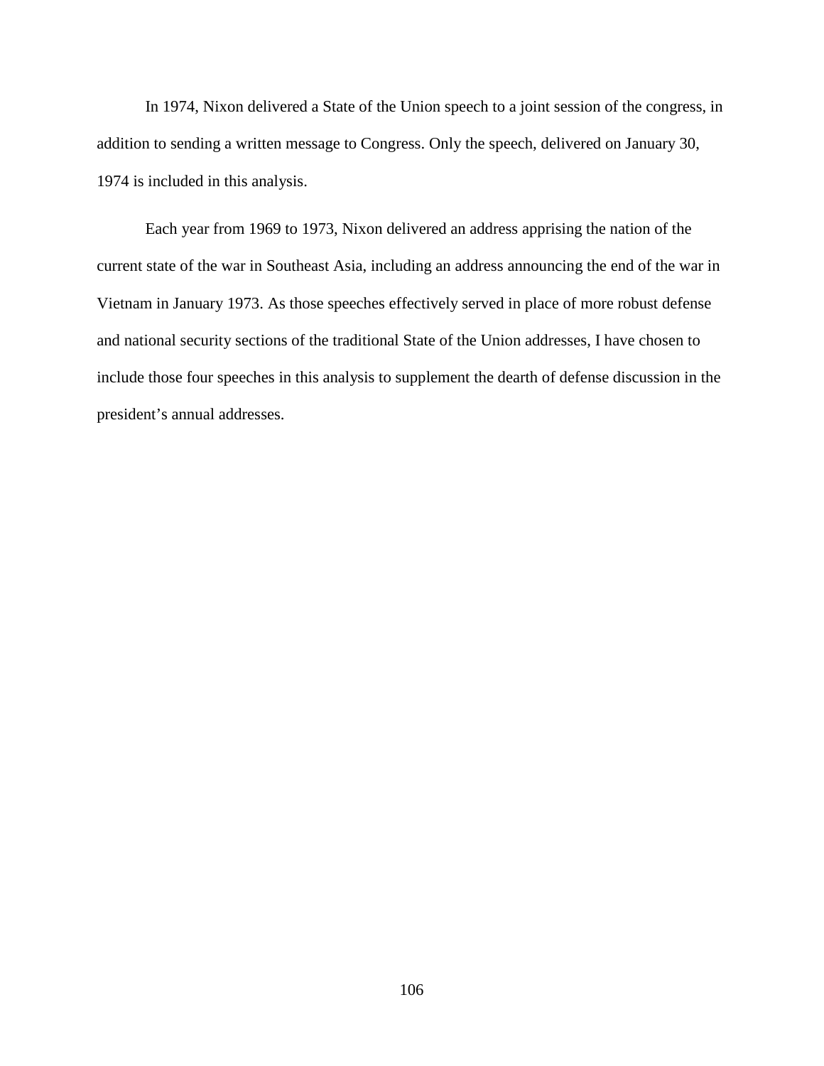In 1974, Nixon delivered a State of the Union speech to a joint session of the congress, in addition to sending a written message to Congress. Only the speech, delivered on January 30, 1974 is included in this analysis.

Each year from 1969 to 1973, Nixon delivered an address apprising the nation of the current state of the war in Southeast Asia, including an address announcing the end of the war in Vietnam in January 1973. As those speeches effectively served in place of more robust defense and national security sections of the traditional State of the Union addresses, I have chosen to include those four speeches in this analysis to supplement the dearth of defense discussion in the president's annual addresses.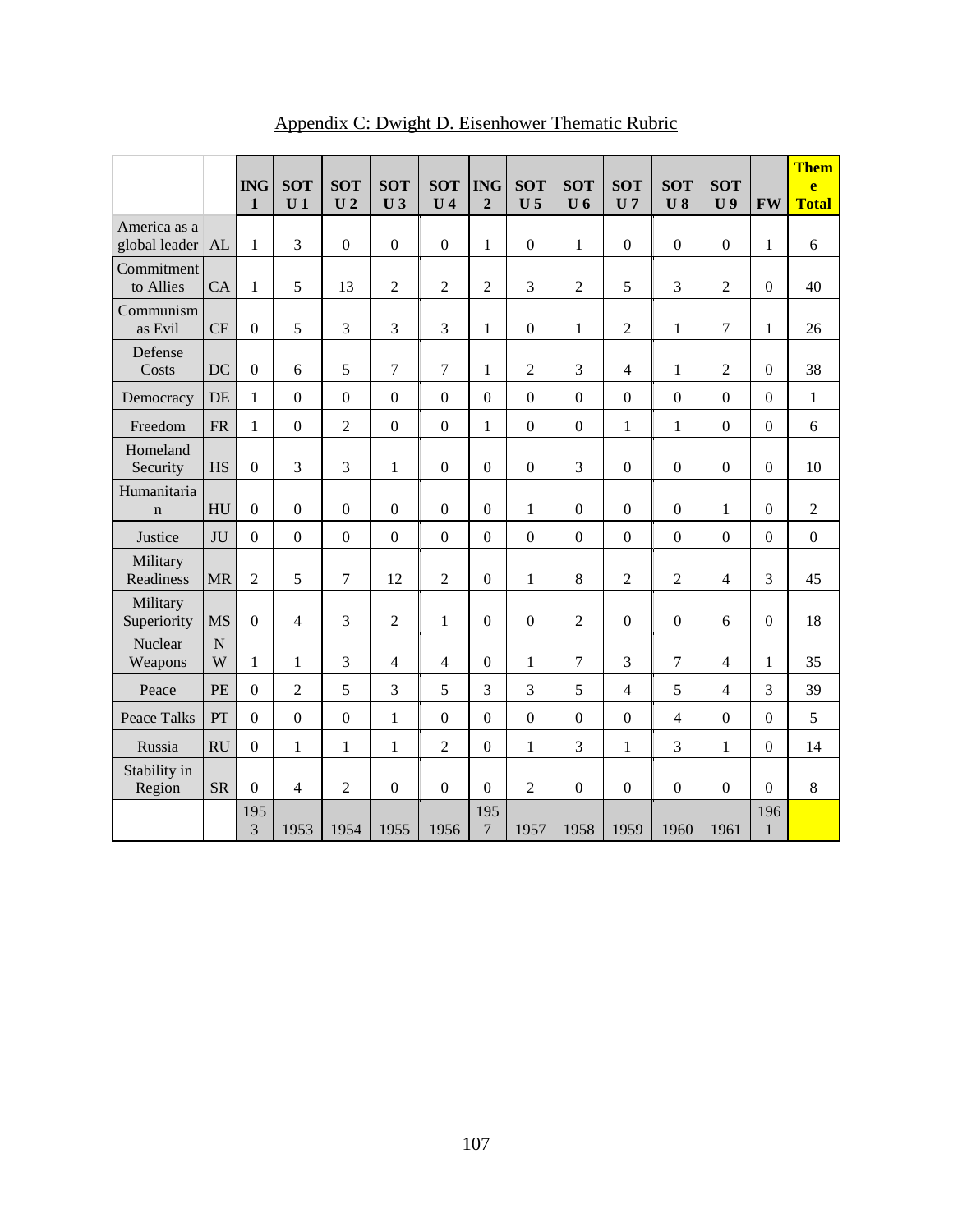# Appendix C: Dwight D. Eisenhower Thematic Rubric

| | | ING 1 | SOTU 1 | SOTU 2 | SOTU 3 | SOTU 4 | ING 2 | SOTU 5 | SOTU 6 | SOTU 7 | SOTU 8 | SOTU 9 | FW | Theme Total |
|---|---|---|---|---|---|---|---|---|---|---|---|---|---|---|
| America as a global leader | AL | 1 | 3 | 0 | 0 | 0 | 1 | 0 | 1 | 0 | 0 | 0 | 1 | 6 |
| Commitment to Allies | CA | 1 | 5 | 13 | 2 | 2 | 2 | 3 | 2 | 5 | 3 | 2 | 0 | 40 |
| Communism as Evil | CE | 0 | 5 | 3 | 3 | 3 | 1 | 0 | 1 | 2 | 1 | 7 | 1 | 26 |
| Defense Costs | DC | 0 | 6 | 5 | 7 | 7 | 1 | 2 | 3 | 4 | 1 | 2 | 0 | 38 |
| Democracy | DE | 1 | 0 | 0 | 0 | 0 | 0 | 0 | 0 | 0 | 0 | 0 | 0 | 1 |
| Freedom | FR | 1 | 0 | 2 | 0 | 0 | 1 | 0 | 0 | 1 | 1 | 0 | 0 | 6 |
| Homeland Security | HS | 0 | 3 | 3 | 1 | 0 | 0 | 0 | 3 | 0 | 0 | 0 | 0 | 10 |
| Humanitarian | HU | 0 | 0 | 0 | 0 | 0 | 0 | 1 | 0 | 0 | 0 | 1 | 0 | 2 |
| Justice | JU | 0 | 0 | 0 | 0 | 0 | 0 | 0 | 0 | 0 | 0 | 0 | 0 | 0 |
| Military Readiness | MR | 2 | 5 | 7 | 12 | 2 | 0 | 1 | 8 | 2 | 2 | 4 | 3 | 45 |
| Military Superiority | MS | 0 | 4 | 3 | 2 | 1 | 0 | 0 | 2 | 0 | 0 | 6 | 0 | 18 |
| Nuclear Weapons | NW | 1 | 1 | 3 | 4 | 4 | 0 | 1 | 7 | 3 | 7 | 4 | 1 | 35 |
| Peace | PE | 0 | 2 | 5 | 3 | 5 | 3 | 3 | 5 | 4 | 5 | 4 | 3 | 39 |
| Peace Talks | PT | 0 | 0 | 0 | 1 | 0 | 0 | 0 | 0 | 0 | 4 | 0 | 0 | 5 |
| Russia | RU | 0 | 1 | 1 | 1 | 2 | 0 | 1 | 3 | 1 | 3 | 1 | 0 | 14 |
| Stability in Region | SR | 0 | 4 | 2 | 0 | 0 | 0 | 2 | 0 | 0 | 0 | 0 | 0 | 8 |
| | | 1953 | 1953 | 1954 | 1955 | 1956 | 1957 | 1957 | 1958 | 1959 | 1960 | 1961 | 1961 | |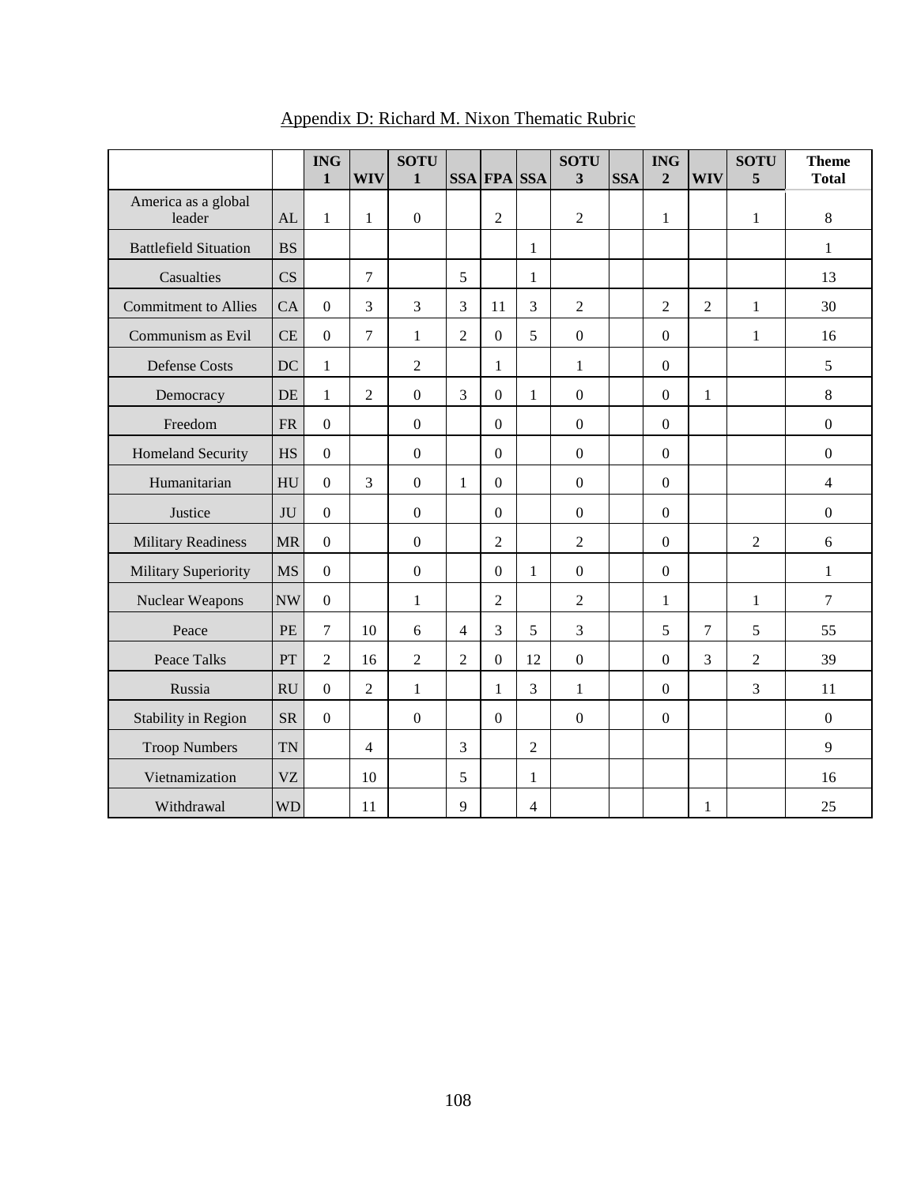Appendix D: Richard M. Nixon Thematic Rubric

| | | ING 1 | WIV | SOTU 1 | SSA | FPA | SSA | SOTU 3 | SSA | ING 2 | WIV | SOTU 5 | Theme Total |
|---|---|---|---|---|---|---|---|---|---|---|---|---|---|
| America as a global leader | AL | 1 | 1 | 0 | | 2 | | 2 | | 1 | | 1 | 8 |
| Battlefield Situation | BS | | | | | | 1 | | | | | | 1 |
| Casualties | CS | | 7 | | 5 | | 1 | | | | | | 13 |
| Commitment to Allies | CA | 0 | 3 | 3 | 3 | 11 | 3 | 2 | | 2 | 2 | 1 | 30 |
| Communism as Evil | CE | 0 | 7 | 1 | 2 | 0 | 5 | 0 | | 0 | | 1 | 16 |
| Defense Costs | DC | 1 | | 2 | | 1 | | 1 | | 0 | | | 5 |
| Democracy | DE | 1 | 2 | 0 | 3 | 0 | 1 | 0 | | 0 | 1 | | 8 |
| Freedom | FR | 0 | | 0 | | 0 | | 0 | | 0 | | | 0 |
| Homeland Security | HS | 0 | | 0 | | 0 | | 0 | | 0 | | | 0 |
| Humanitarian | HU | 0 | 3 | 0 | 1 | 0 | | 0 | | 0 | | | 4 |
| Justice | JU | 0 | | 0 | | 0 | | 0 | | 0 | | | 0 |
| Military Readiness | MR | 0 | | 0 | | 2 | | 2 | | 0 | | 2 | 6 |
| Military Superiority | MS | 0 | | 0 | | 0 | 1 | 0 | | 0 | | | 1 |
| Nuclear Weapons | NW | 0 | | 1 | | 2 | | 2 | | 1 | | 1 | 7 |
| Peace | PE | 7 | 10 | 6 | 4 | 3 | 5 | 3 | | 5 | 7 | 5 | 55 |
| Peace Talks | PT | 2 | 16 | 2 | 2 | 0 | 12 | 0 | | 0 | 3 | 2 | 39 |
| Russia | RU | 0 | 2 | 1 | | 1 | 3 | 1 | | 0 | | 3 | 11 |
| Stability in Region | SR | 0 | | 0 | | 0 | | 0 | | 0 | | | 0 |
| Troop Numbers | TN | | 4 | | 3 | | 2 | | | | | | 9 |
| Vietnamization | VZ | | 10 | | 5 | | 1 | | | | | | 16 |
| Withdrawal | WD | | 11 | | 9 | | 4 | | | | 1 | | 25 |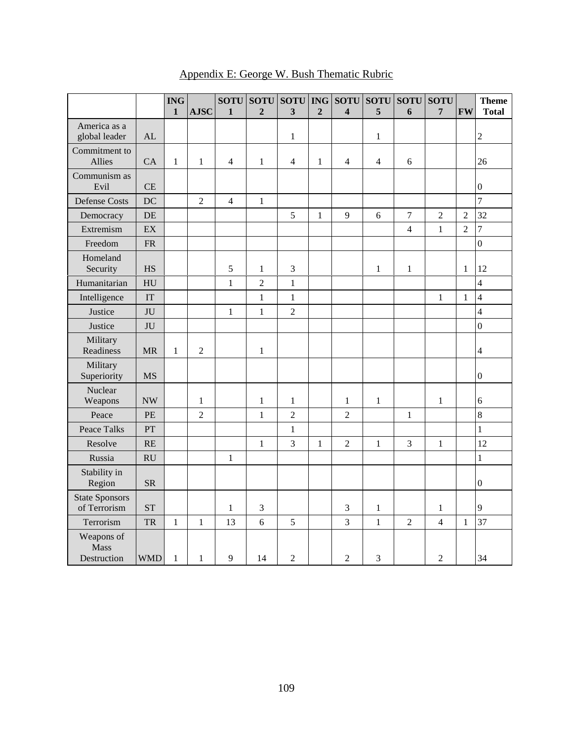Appendix E: George W. Bush Thematic Rubric

| | | ING 1 | AJSC | SOTU 1 | SOTU 2 | SOTU 3 | ING 2 | SOTU 4 | SOTU 5 | SOTU 6 | SOTU 7 | FW | Theme Total |
|---|---|---|---|---|---|---|---|---|---|---|---|---|---|
| America as a global leader | AL | | | | | 1 | | | 1 | | | | 2 |
| Commitment to Allies | CA | 1 | 1 | 4 | 1 | 4 | 1 | 4 | 4 | 6 | | | 26 |
| Communism as Evil | CE | | | | | | | | | | | | 0 |
| Defense Costs | DC | | 2 | 4 | 1 | | | | | | | | 7 |
| Democracy | DE | | | | | 5 | 1 | 9 | 6 | 7 | 2 | 2 | 32 |
| Extremism | EX | | | | | | | | | 4 | 1 | 2 | 7 |
| Freedom | FR | | | | | | | | | | | | 0 |
| Homeland Security | HS | | | 5 | 1 | 3 | | | 1 | 1 | | 1 | 12 |
| Humanitarian | HU | | | 1 | 2 | 1 | | | | | | | 4 |
| Intelligence | IT | | | | 1 | 1 | | | | | 1 | 1 | 4 |
| Justice | JU | | | 1 | 1 | 2 | | | | | | | 4 |
| Justice | JU | | | | | | | | | | | | 0 |
| Military Readiness | MR | 1 | 2 | | 1 | | | | | | | | 4 |
| Military Superiority | MS | | | | | | | | | | | | 0 |
| Nuclear Weapons | NW | | 1 | | 1 | 1 | | 1 | 1 | | 1 | | 6 |
| Peace | PE | | 2 | | 1 | 2 | | 2 | | 1 | | | 8 |
| Peace Talks | PT | | | | | 1 | | | | | | | 1 |
| Resolve | RE | | | | 1 | 3 | 1 | 2 | 1 | 3 | 1 | | 12 |
| Russia | RU | | | 1 | | | | | | | | | 1 |
| Stability in Region | SR | | | | | | | | | | | | 0 |
| State Sponsors of Terrorism | ST | | | 1 | 3 | | | 3 | 1 | | 1 | | 9 |
| Terrorism | TR | 1 | 1 | 13 | 6 | 5 | | 3 | 1 | 2 | 4 | 1 | 37 |
| Weapons of Mass Destruction | WMD | 1 | 1 | 9 | 14 | 2 | | 2 | 3 | | 2 | | 34 |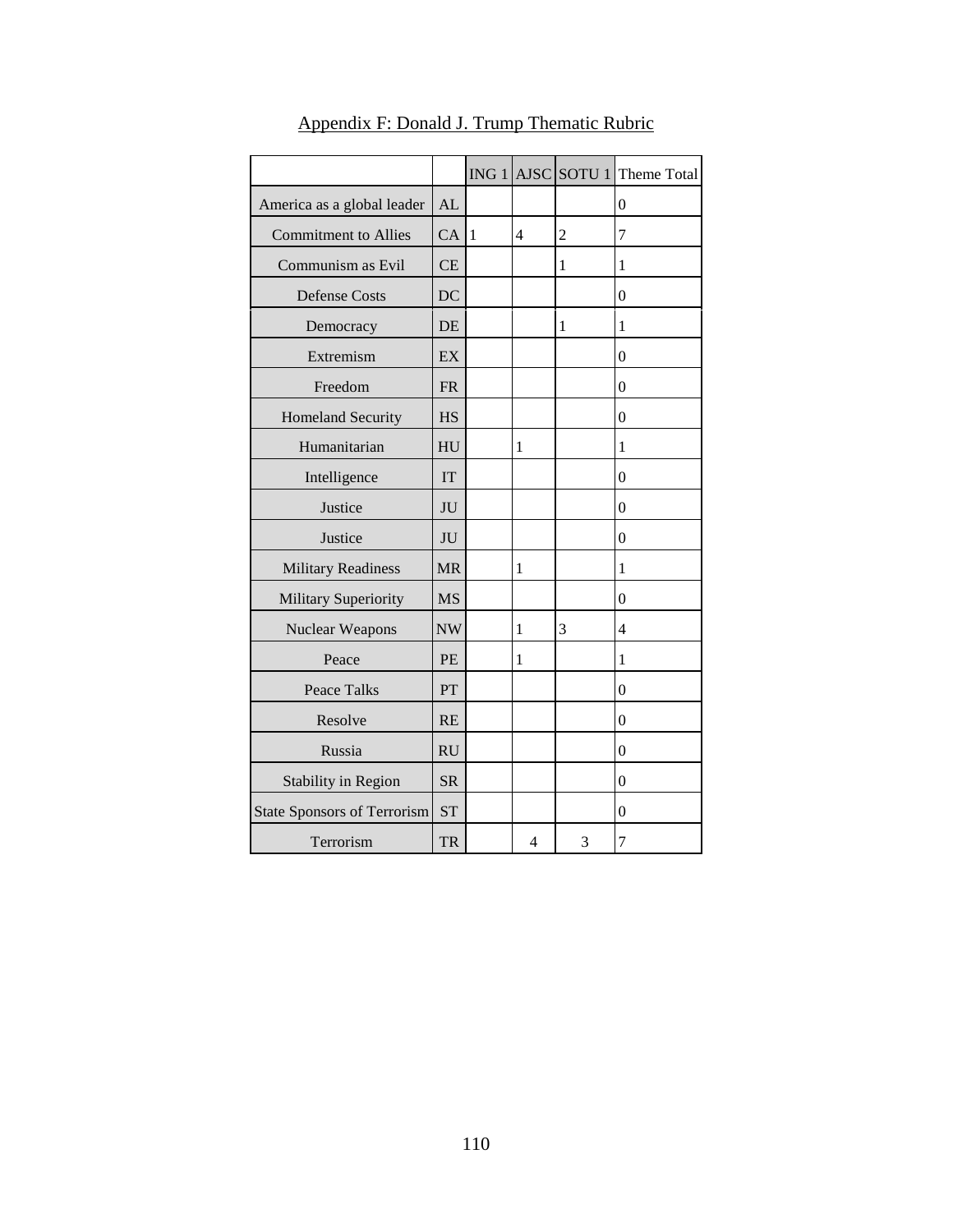Appendix F: Donald J. Trump Thematic Rubric

| | | ING 1 | AJSC | SOTU 1 | Theme Total |
|---|---|---|---|---|---|
| America as a global leader | AL | | | | 0 |
| Commitment to Allies | CA | 1 | 4 | 2 | 7 |
| Communism as Evil | CE | | | 1 | 1 |
| Defense Costs | DC | | | | 0 |
| Democracy | DE | | | 1 | 1 |
| Extremism | EX | | | | 0 |
| Freedom | FR | | | | 0 |
| Homeland Security | HS | | | | 0 |
| Humanitarian | HU | | 1 | | 1 |
| Intelligence | IT | | | | 0 |
| Justice | JU | | | | 0 |
| Justice | JU | | | | 0 |
| Military Readiness | MR | | 1 | | 1 |
| Military Superiority | MS | | | | 0 |
| Nuclear Weapons | NW | | 1 | 3 | 4 |
| Peace | PE | | 1 | | 1 |
| Peace Talks | PT | | | | 0 |
| Resolve | RE | | | | 0 |
| Russia | RU | | | | 0 |
| Stability in Region | SR | | | | 0 |
| State Sponsors of Terrorism | ST | | | | 0 |
| Terrorism | TR | | 4 | 3 | 7 |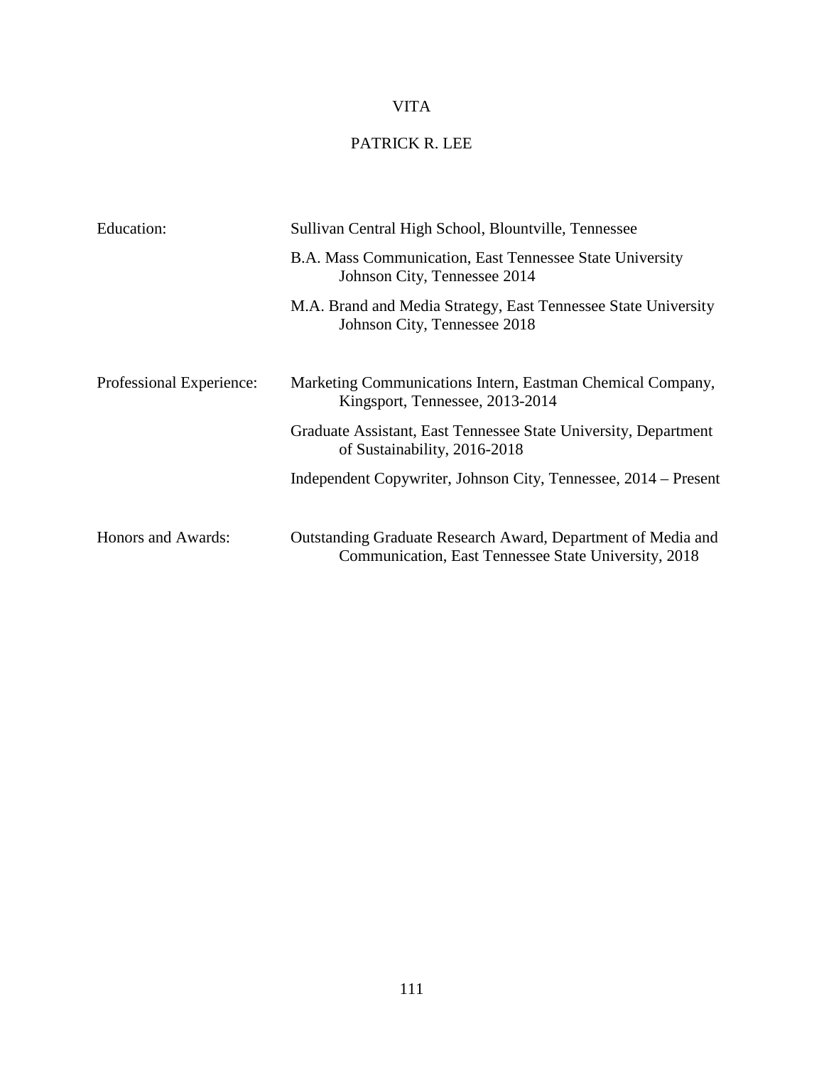# VITA

## PATRICK R. LEE

| | |
|---|---|
| Education: | Sullivan Central High School, Blountville, Tennessee |
| | B.A. Mass Communication, East Tennessee State University Johnson City, Tennessee 2014 |
| | M.A. Brand and Media Strategy, East Tennessee State University Johnson City, Tennessee 2018 |
| Professional Experience: | Marketing Communications Intern, Eastman Chemical Company, Kingsport, Tennessee, 2013-2014 |
| | Graduate Assistant, East Tennessee State University, Department of Sustainability, 2016-2018 |
| | Independent Copywriter, Johnson City, Tennessee, 2014 – Present |
| Honors and Awards: | Outstanding Graduate Research Award, Department of Media and Communication, East Tennessee State University, 2018 |